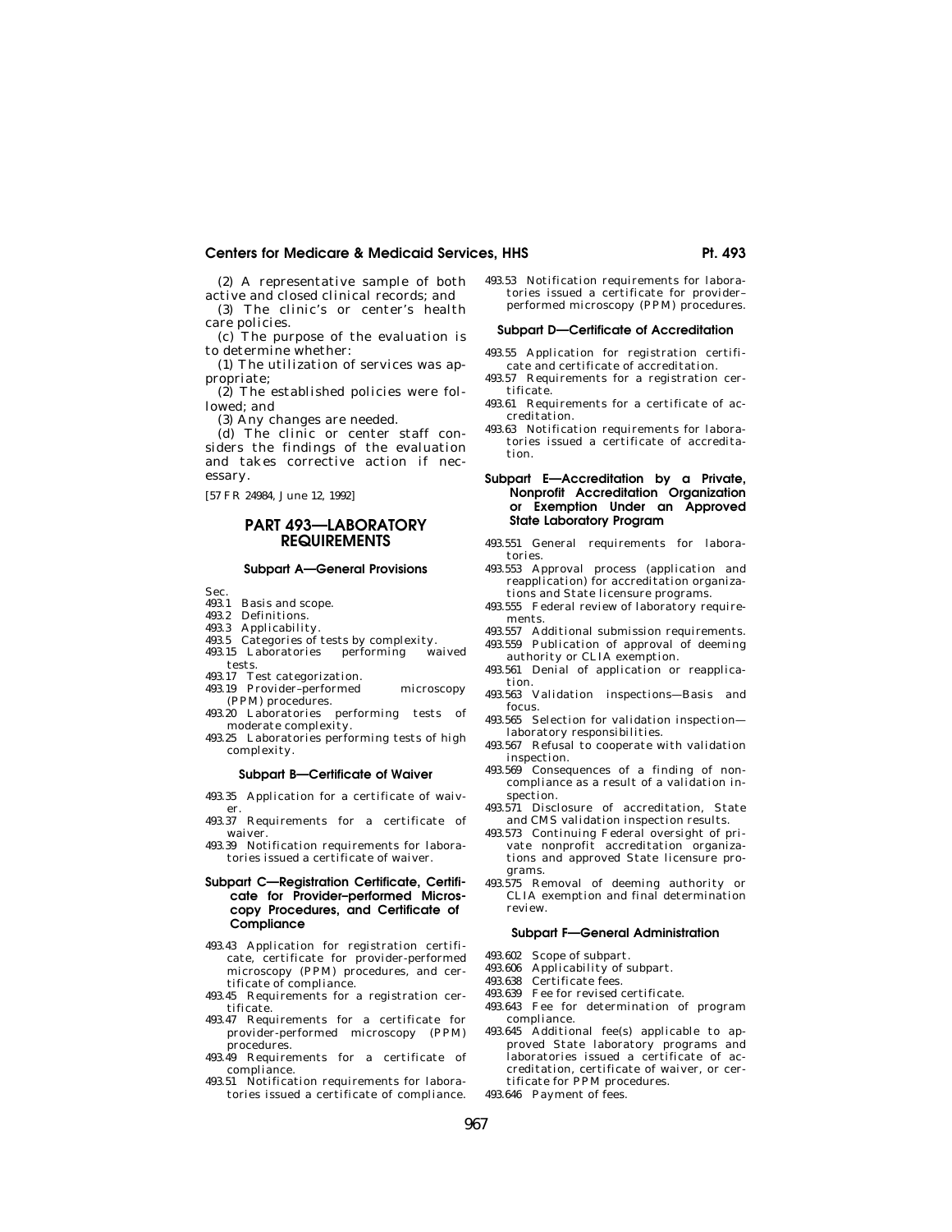(2) A representative sample of both active and closed clinical records; and

(3) The clinic's or center's health care policies.

(c) The purpose of the evaluation is to determine whether:

(1) The utilization of services was appropriate;

(2) The established policies were followed; and

(3) Any changes are needed.

(d) The clinic or center staff considers the findings of the evaluation and takes corrective action if necessary.

[57 FR 24984, June 12, 1992]

# PART 493—LABORATORY REQUIREMENTS

## Subpart A—General Provisions

Sec.
- 493.1 Basis and scope.
- 493.2 Definitions.
- 493.3 Applicability.
- 493.5 Categories of tests by complexity.
- 493.15 Laboratories performing waived tests.
- 493.17 Test categorization.
- 493.19 Provider–performed microscopy (PPM) procedures.
- 493.20 Laboratories performing tests of moderate complexity.
- 493.25 Laboratories performing tests of high complexity.

## Subpart B—Certificate of Waiver

- 493.35 Application for a certificate of waiver.
- 493.37 Requirements for a certificate of waiver.
- 493.39 Notification requirements for laboratories issued a certificate of waiver.

## Subpart C—Registration Certificate, Certificate for Provider–performed Microscopy Procedures, and Certificate of Compliance

- 493.43 Application for registration certificate, certificate for provider-performed microscopy (PPM) procedures, and certificate of compliance.
- 493.45 Requirements for a registration certificate.
- 493.47 Requirements for a certificate for provider-performed microscopy (PPM) procedures.
- 493.49 Requirements for a certificate of compliance.
- 493.51 Notification requirements for laboratories issued a certificate of compliance.
- 493.53 Notification requirements for laboratories issued a certificate for provider–performed microscopy (PPM) procedures.

## Subpart D—Certificate of Accreditation

- 493.55 Application for registration certificate and certificate of accreditation.
- 493.57 Requirements for a registration certificate.
- 493.61 Requirements for a certificate of accreditation.
- 493.63 Notification requirements for laboratories issued a certificate of accreditation.

## Subpart E—Accreditation by a Private, Nonprofit Accreditation Organization or Exemption Under an Approved State Laboratory Program

- 493.551 General requirements for laboratories.
- 493.553 Approval process (application and reapplication) for accreditation organizations and State licensure programs.
- 493.555 Federal review of laboratory requirements.
- 493.557 Additional submission requirements.
- 493.559 Publication of approval of deeming authority or CLIA exemption.
- 493.561 Denial of application or reapplication.
- 493.563 Validation inspections—Basis and focus.
- 493.565 Selection for validation inspection—laboratory responsibilities.
- 493.567 Refusal to cooperate with validation inspection.
- 493.569 Consequences of a finding of noncompliance as a result of a validation inspection.
- 493.571 Disclosure of accreditation, State and CMS validation inspection results.
- 493.573 Continuing Federal oversight of private nonprofit accreditation organizations and approved State licensure programs.
- 493.575 Removal of deeming authority or CLIA exemption and final determination review.

## Subpart F—General Administration

- 493.602 Scope of subpart.
- 493.606 Applicability of subpart.
- 493.638 Certificate fees.
- 493.639 Fee for revised certificate.
- 493.643 Fee for determination of program compliance.
- 493.645 Additional fee(s) applicable to approved State laboratory programs and laboratories issued a certificate of accreditation, certificate of waiver, or certificate for PPM procedures.
- 493.646 Payment of fees.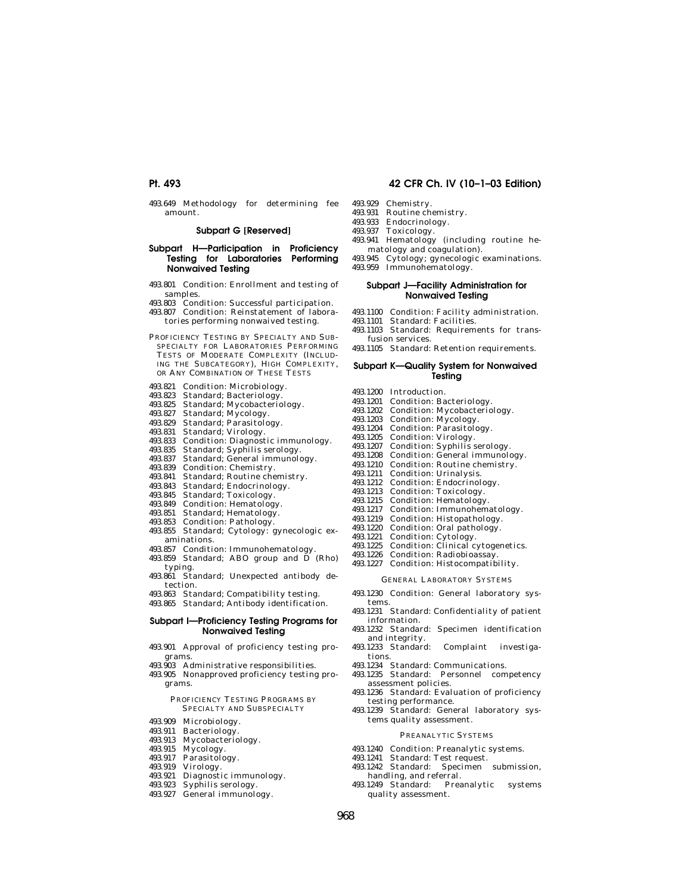493.649 Methodology for determining fee amount.

## Subpart G [Reserved]

## Subpart H—Participation in Proficiency Testing for Laboratories Performing Nonwaived Testing

493.801 Condition: Enrollment and testing of samples.
493.803 Condition: Successful participation.
493.807 Condition: Reinstatement of laboratories performing nonwaived testing.

PROFICIENCY TESTING BY SPECIALTY AND SUBSPECIALTY FOR LABORATORIES PERFORMING TESTS OF MODERATE COMPLEXITY (INCLUDING THE SUBCATEGORY), HIGH COMPLEXITY, OR ANY COMBINATION OF THESE TESTS

493.821 Condition: Microbiology.
493.823 Standard; Bacteriology.
493.825 Standard; Mycobacteriology.
493.827 Standard; Mycology.
493.829 Standard; Parasitology.
493.831 Standard; Virology.
493.833 Condition: Diagnostic immunology.
493.835 Standard; Syphilis serology.
493.837 Standard; General immunology.
493.839 Condition: Chemistry.
493.841 Standard; Routine chemistry.
493.843 Standard; Endocrinology.
493.845 Standard; Toxicology.
493.849 Condition: Hematology.
493.851 Standard; Hematology.
493.853 Condition: Pathology.
493.855 Standard; Cytology: gynecologic examinations.
493.857 Condition: Immunohematology.
493.859 Standard; ABO group and D (Rho) typing.
493.861 Standard; Unexpected antibody detection.
493.863 Standard; Compatibility testing.
493.865 Standard; Antibody identification.

## Subpart I—Proficiency Testing Programs for Nonwaived Testing

493.901 Approval of proficiency testing programs.
493.903 Administrative responsibilities.
493.905 Nonapproved proficiency testing programs.

PROFICIENCY TESTING PROGRAMS BY SPECIALTY AND SUBSPECIALTY

493.909 Microbiology.
493.911 Bacteriology.
493.913 Mycobacteriology.
493.915 Mycology.
493.917 Parasitology.
493.919 Virology.
493.921 Diagnostic immunology.
493.923 Syphilis serology.
493.927 General immunology.
493.929 Chemistry.
493.931 Routine chemistry.
493.933 Endocrinology.
493.937 Toxicology.
493.941 Hematology (including routine hematology and coagulation).
493.945 Cytology; gynecologic examinations.
493.959 Immunohematology.

## Subpart J—Facility Administration for Nonwaived Testing

493.1100 Condition: Facility administration.
493.1101 Standard: Facilities.
493.1103 Standard: Requirements for transfusion services.
493.1105 Standard: Retention requirements.

## Subpart K—Quality System for Nonwaived Testing

493.1200 Introduction.
493.1201 Condition: Bacteriology.
493.1202 Condition: Mycobacteriology.
493.1203 Condition: Mycology.
493.1204 Condition: Parasitology.
493.1205 Condition: Virology.
493.1207 Condition: Syphilis serology.
493.1208 Condition: General immunology.
493.1210 Condition: Routine chemistry.
493.1211 Condition: Urinalysis.
493.1212 Condition: Endocrinology.
493.1213 Condition: Toxicology.
493.1215 Condition: Hematology.
493.1217 Condition: Immunohematology.
493.1219 Condition: Histopathology.
493.1220 Condition: Oral pathology.
493.1221 Condition: Cytology.
493.1225 Condition: Clinical cytogenetics.
493.1226 Condition: Radiobioassay.
493.1227 Condition: Histocompatibility.

GENERAL LABORATORY SYSTEMS

493.1230 Condition: General laboratory systems.
493.1231 Standard: Confidentiality of patient information.
493.1232 Standard: Specimen identification and integrity.
493.1233 Standard: Complaint investigations.
493.1234 Standard: Communications.
493.1235 Standard: Personnel competency assessment policies.
493.1236 Standard: Evaluation of proficiency testing performance.
493.1239 Standard: General laboratory systems quality assessment.

PREANALYTIC SYSTEMS

493.1240 Condition: Preanalytic systems.
493.1241 Standard: Test request.
493.1242 Standard: Specimen submission, handling, and referral.
493.1249 Standard: Preanalytic systems quality assessment.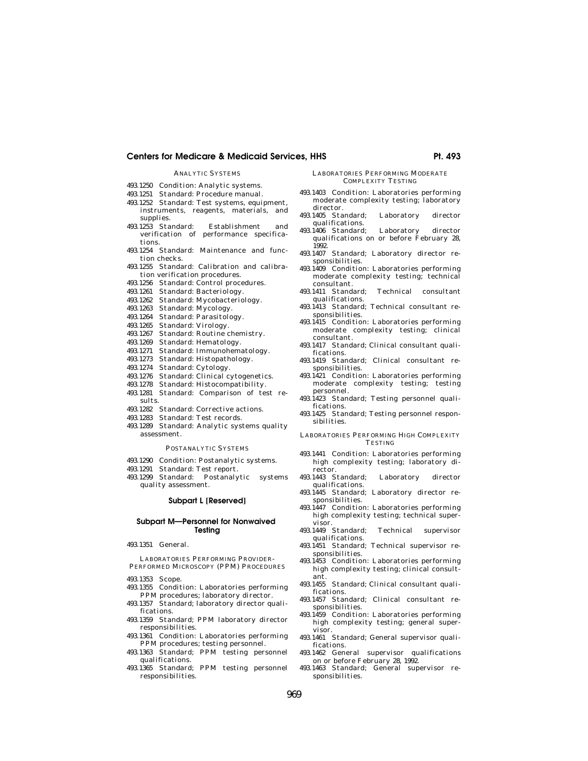ANALYTIC SYSTEMS

493.1250 Condition: Analytic systems.
493.1251 Standard: Procedure manual.
493.1252 Standard: Test systems, equipment, instruments, reagents, materials, and supplies.
493.1253 Standard: Establishment and verification of performance specifications.
493.1254 Standard: Maintenance and function checks.
493.1255 Standard: Calibration and calibration verification procedures.
493.1256 Standard: Control procedures.
493.1261 Standard: Bacteriology.
493.1262 Standard: Mycobacteriology.
493.1263 Standard: Mycology.
493.1264 Standard: Parasitology.
493.1265 Standard: Virology.
493.1267 Standard: Routine chemistry.
493.1269 Standard: Hematology.
493.1271 Standard: Immunohematology.
493.1273 Standard: Histopathology.
493.1274 Standard: Cytology.
493.1276 Standard: Clinical cytogenetics.
493.1278 Standard: Histocompatibility.
493.1281 Standard: Comparison of test results.
493.1282 Standard: Corrective actions.
493.1283 Standard: Test records.
493.1289 Standard: Analytic systems quality assessment.

POSTANALYTIC SYSTEMS

493.1290 Condition: Postanalytic systems.
493.1291 Standard: Test report.
493.1299 Standard: Postanalytic systems quality assessment.

## Subpart L [Reserved]

## Subpart M—Personnel for Nonwaived Testing

493.1351 General.

LABORATORIES PERFORMING PROVIDER-PERFORMED MICROSCOPY (PPM) PROCEDURES

493.1353 Scope.
493.1355 Condition: Laboratories performing PPM procedures; laboratory director.
493.1357 Standard; laboratory director qualifications.
493.1359 Standard; PPM laboratory director responsibilities.
493.1361 Condition: Laboratories performing PPM procedures; testing personnel.
493.1363 Standard; PPM testing personnel qualifications.
493.1365 Standard; PPM testing personnel responsibilities.

LABORATORIES PERFORMING MODERATE COMPLEXITY TESTING

493.1403 Condition: Laboratories performing moderate complexity testing; laboratory director.
493.1405 Standard; Laboratory director qualifications.
493.1406 Standard; Laboratory director qualifications on or before February 28, 1992.
493.1407 Standard; Laboratory director responsibilities.
493.1409 Condition: Laboratories performing moderate complexity testing; technical consultant.
493.1411 Standard; Technical consultant qualifications.
493.1413 Standard; Technical consultant responsibilities.
493.1415 Condition: Laboratories performing moderate complexity testing; clinical consultant.
493.1417 Standard; Clinical consultant qualifications.
493.1419 Standard; Clinical consultant responsibilities.
493.1421 Condition: Laboratories performing moderate complexity testing; testing personnel.
493.1423 Standard; Testing personnel qualifications.
493.1425 Standard; Testing personnel responsibilities.

LABORATORIES PERFORMING HIGH COMPLEXITY TESTING

493.1441 Condition: Laboratories performing high complexity testing; laboratory director.
493.1443 Standard; Laboratory director qualifications.
493.1445 Standard; Laboratory director responsibilities.
493.1447 Condition: Laboratories performing high complexity testing; technical supervisor.
493.1449 Standard; Technical supervisor qualifications.
493.1451 Standard; Technical supervisor responsibilities.
493.1453 Condition: Laboratories performing high complexity testing; clinical consultant.
493.1455 Standard; Clinical consultant qualifications.
493.1457 Standard; Clinical consultant responsibilities.
493.1459 Condition: Laboratories performing high complexity testing; general supervisor.
493.1461 Standard; General supervisor qualifications.
493.1462 General supervisor qualifications on or before February 28, 1992.
493.1463 Standard; General supervisor responsibilities.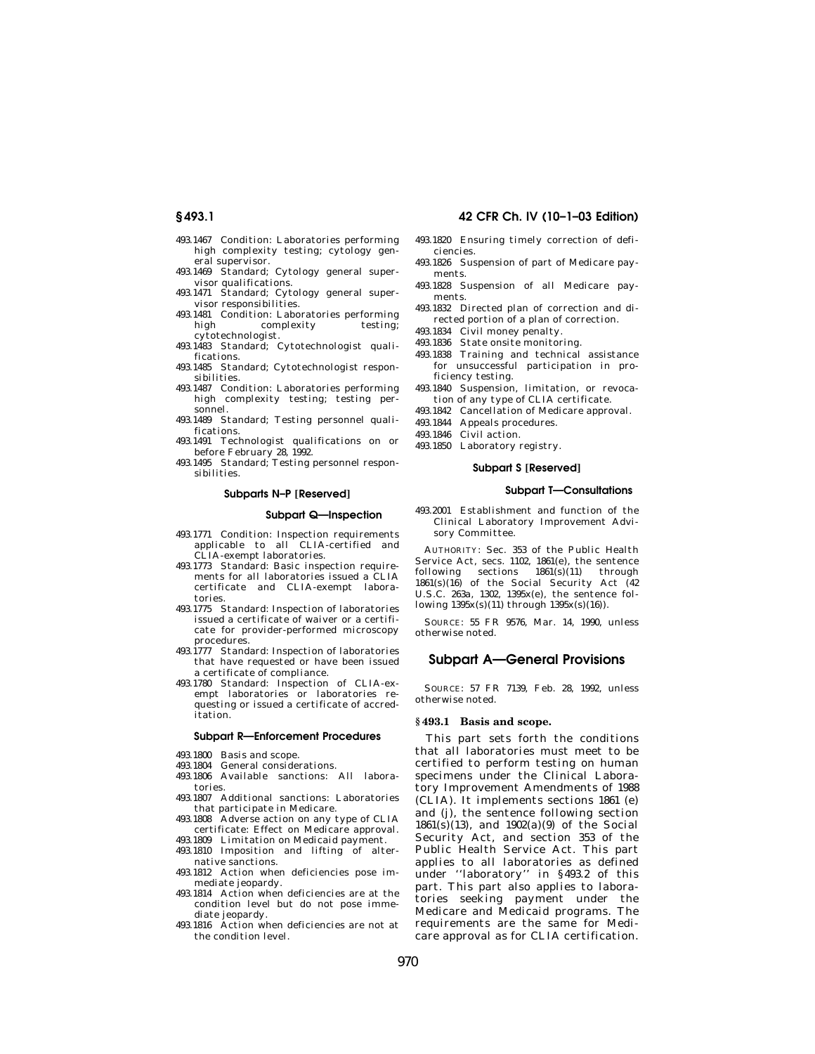493.1467 Condition: Laboratories performing high complexity testing; cytology general supervisor.
493.1469 Standard; Cytology general supervisor qualifications.
493.1471 Standard; Cytology general supervisor responsibilities.
493.1481 Condition: Laboratories performing high complexity testing; cytotechnologist.
493.1483 Standard; Cytotechnologist qualifications.
493.1485 Standard; Cytotechnologist responsibilities.
493.1487 Condition: Laboratories performing high complexity testing; testing personnel.
493.1489 Standard; Testing personnel qualifications.
493.1491 Technologist qualifications on or before February 28, 1992.
493.1495 Standard; Testing personnel responsibilities.

**Subparts N–P [Reserved]**

**Subpart Q—Inspection**

493.1771 Condition: Inspection requirements applicable to all CLIA-certified and CLIA-exempt laboratories.
493.1773 Standard: Basic inspection requirements for all laboratories issued a CLIA certificate and CLIA-exempt laboratories.
493.1775 Standard: Inspection of laboratories issued a certificate of waiver or a certificate for provider-performed microscopy procedures.
493.1777 Standard: Inspection of laboratories that have requested or have been issued a certificate of compliance.
493.1780 Standard: Inspection of CLIA-exempt laboratories or laboratories requesting or issued a certificate of accreditation.

**Subpart R—Enforcement Procedures**

493.1800 Basis and scope.
493.1804 General considerations.
493.1806 Available sanctions: All laboratories.
493.1807 Additional sanctions: Laboratories that participate in Medicare.
493.1808 Adverse action on any type of CLIA certificate: Effect on Medicare approval.
493.1809 Limitation on Medicaid payment.
493.1810 Imposition and lifting of alternative sanctions.
493.1812 Action when deficiencies pose immediate jeopardy.
493.1814 Action when deficiencies are at the condition level but do not pose immediate jeopardy.
493.1816 Action when deficiencies are not at the condition level.
493.1820 Ensuring timely correction of deficiencies.
493.1826 Suspension of part of Medicare payments.
493.1828 Suspension of all Medicare payments.
493.1832 Directed plan of correction and directed portion of a plan of correction.
493.1834 Civil money penalty.
493.1836 State onsite monitoring.
493.1838 Training and technical assistance for unsuccessful participation in proficiency testing.
493.1840 Suspension, limitation, or revocation of any type of CLIA certificate.
493.1842 Cancellation of Medicare approval.
493.1844 Appeals procedures.
493.1846 Civil action.
493.1850 Laboratory registry.

**Subpart S [Reserved]**

**Subpart T—Consultations**

493.2001 Establishment and function of the Clinical Laboratory Improvement Advisory Committee.

AUTHORITY: Sec. 353 of the Public Health Service Act, secs. 1102, 1861(e), the sentence following sections 1861(s)(11) through 1861(s)(16) of the Social Security Act (42 U.S.C. 263a, 1302, 1395x(e), the sentence following 1395x(s)(11) through 1395x(s)(16)).

SOURCE: 55 FR 9576, Mar. 14, 1990, unless otherwise noted.

## Subpart A—General Provisions

SOURCE: 57 FR 7139, Feb. 28, 1992, unless otherwise noted.

### § 493.1 Basis and scope.

This part sets forth the conditions that all laboratories must meet to be certified to perform testing on human specimens under the Clinical Laboratory Improvement Amendments of 1988 (CLIA). It implements sections 1861 (e) and (j), the sentence following section 1861(s)(13), and 1902(a)(9) of the Social Security Act, and section 353 of the Public Health Service Act. This part applies to all laboratories as defined under ''laboratory'' in §493.2 of this part. This part also applies to laboratories seeking payment under the Medicare and Medicaid programs. The requirements are the same for Medicare approval as for CLIA certification.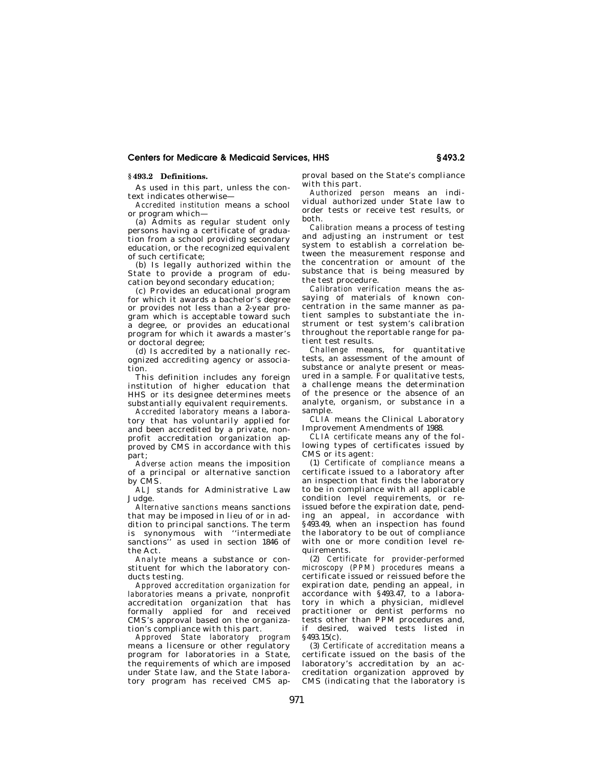## § 493.2 Definitions.

As used in this part, unless the context indicates otherwise—

*Accredited institution* means a school or program which—

(a) Admits as regular student only persons having a certificate of graduation from a school providing secondary education, or the recognized equivalent of such certificate;

(b) Is legally authorized within the State to provide a program of education beyond secondary education;

(c) Provides an educational program for which it awards a bachelor's degree or provides not less than a 2-year program which is acceptable toward such a degree, or provides an educational program for which it awards a master's or doctoral degree;

(d) Is accredited by a nationally recognized accrediting agency or association.

This definition includes any foreign institution of higher education that HHS or its designee determines meets substantially equivalent requirements.

*Accredited laboratory* means a laboratory that has voluntarily applied for and been accredited by a private, nonprofit accreditation organization approved by CMS in accordance with this part;

*Adverse action* means the imposition of a principal or alternative sanction by CMS.

*ALJ* stands for Administrative Law Judge.

*Alternative sanctions* means sanctions that may be imposed in lieu of or in addition to principal sanctions. The term is synonymous with "intermediate sanctions" as used in section 1846 of the Act.

*Analyte* means a substance or constituent for which the laboratory conducts testing.

*Approved accreditation organization for laboratories* means a private, nonprofit accreditation organization that has formally applied for and received CMS's approval based on the organization's compliance with this part.

*Approved State laboratory program* means a licensure or other regulatory program for laboratories in a State, the requirements of which are imposed under State law, and the State laboratory program has received CMS approval based on the State's compliance with this part.

*Authorized person* means an individual authorized under State law to order tests or receive test results, or both.

*Calibration* means a process of testing and adjusting an instrument or test system to establish a correlation between the measurement response and the concentration or amount of the substance that is being measured by the test procedure.

*Calibration verification* means the assaying of materials of known concentration in the same manner as patient samples to substantiate the instrument or test system's calibration throughout the reportable range for patient test results.

*Challenge* means, for quantitative tests, an assessment of the amount of substance or analyte present or measured in a sample. For qualitative tests, a challenge means the determination of the presence or the absence of an analyte, organism, or substance in a sample.

*CLIA* means the Clinical Laboratory Improvement Amendments of 1988.

*CLIA certificate* means any of the following types of certificates issued by CMS or its agent:

(1) *Certificate of compliance* means a certificate issued to a laboratory after an inspection that finds the laboratory to be in compliance with all applicable condition level requirements, or reissued before the expiration date, pending an appeal, in accordance with §493.49, when an inspection has found the laboratory to be out of compliance with one or more condition level requirements.

(2) *Certificate for provider-performed microscopy (PPM) procedures* means a certificate issued or reissued before the expiration date, pending an appeal, in accordance with §493.47, to a laboratory in which a physician, midlevel practitioner or dentist performs no tests other than PPM procedures and, if desired, waived tests listed in §493.15(c).

(3) *Certificate of accreditation* means a certificate issued on the basis of the laboratory's accreditation by an accreditation organization approved by CMS (indicating that the laboratory is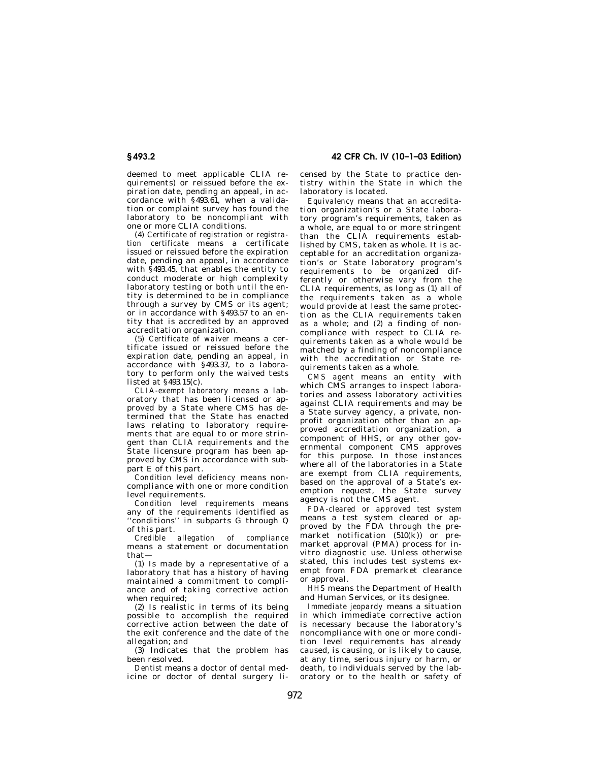deemed to meet applicable CLIA requirements) or reissued before the expiration date, pending an appeal, in accordance with §493.61, when a validation or complaint survey has found the laboratory to be noncompliant with one or more CLIA conditions.

(4) *Certificate of registration or registration certificate* means a certificate issued or reissued before the expiration date, pending an appeal, in accordance with §493.45, that enables the entity to conduct moderate or high complexity laboratory testing or both until the entity is determined to be in compliance through a survey by CMS or its agent; or in accordance with §493.57 to an entity that is accredited by an approved accreditation organization.

(5) *Certificate of waiver* means a certificate issued or reissued before the expiration date, pending an appeal, in accordance with §493.37, to a laboratory to perform only the waived tests listed at §493.15(c).

*CLIA-exempt laboratory* means a laboratory that has been licensed or approved by a State where CMS has determined that the State has enacted laws relating to laboratory requirements that are equal to or more stringent than CLIA requirements and the State licensure program has been approved by CMS in accordance with subpart E of this part.

*Condition level deficiency* means noncompliance with one or more condition level requirements.

*Condition level requirements* means any of the requirements identified as ''conditions'' in subparts G through Q of this part.

*Credible allegation of compliance* means a statement or documentation that—

(1) Is made by a representative of a laboratory that has a history of having maintained a commitment to compliance and of taking corrective action when required;

(2) Is realistic in terms of its being possible to accomplish the required corrective action between the date of the exit conference and the date of the allegation; and

(3) Indicates that the problem has been resolved.

*Dentist* means a doctor of dental medicine or doctor of dental surgery licensed by the State to practice dentistry within the State in which the laboratory is located.

*Equivalency* means that an accreditation organization's or a State laboratory program's requirements, taken as a whole, are equal to or more stringent than the CLIA requirements established by CMS, taken as whole. It is acceptable for an accreditation organization's or State laboratory program's requirements to be organized differently or otherwise vary from the CLIA requirements, as long as (1) all of the requirements taken as a whole would provide at least the same protection as the CLIA requirements taken as a whole; and (2) a finding of noncompliance with respect to CLIA requirements taken as a whole would be matched by a finding of noncompliance with the accreditation or State requirements taken as a whole.

*CMS agent* means an entity with which CMS arranges to inspect laboratories and assess laboratory activities against CLIA requirements and may be a State survey agency, a private, nonprofit organization other than an approved accreditation organization, a component of HHS, or any other governmental component CMS approves for this purpose. In those instances where all of the laboratories in a State are exempt from CLIA requirements, based on the approval of a State's exemption request, the State survey agency is not the CMS agent.

*FDA-cleared or approved test system* means a test system cleared or approved by the FDA through the premarket notification (510(k)) or premarket approval (PMA) process for in-vitro diagnostic use. Unless otherwise stated, this includes test systems exempt from FDA premarket clearance or approval.

*HHS* means the Department of Health and Human Services, or its designee.

*Immediate jeopardy* means a situation in which immediate corrective action is necessary because the laboratory's noncompliance with one or more condition level requirements has already caused, is causing, or is likely to cause, at any time, serious injury or harm, or death, to individuals served by the laboratory or to the health or safety of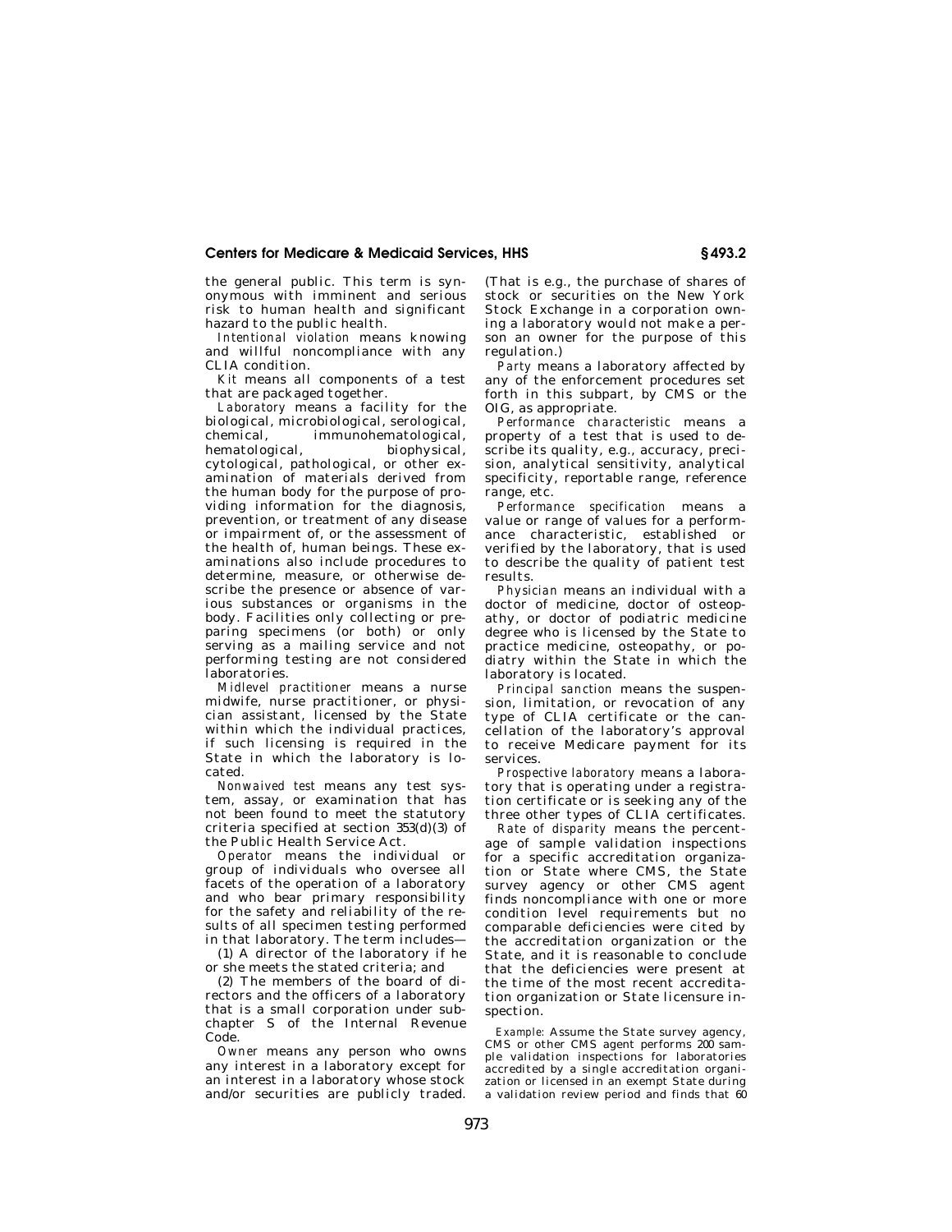the general public. This term is synonymous with imminent and serious risk to human health and significant hazard to the public health.

*Intentional violation* means knowing and willful noncompliance with any CLIA condition.

*Kit* means all components of a test that are packaged together.

*Laboratory* means a facility for the biological, microbiological, serological, chemical, immunohematological, hematological, biophysical, cytological, pathological, or other examination of materials derived from the human body for the purpose of providing information for the diagnosis, prevention, or treatment of any disease or impairment of, or the assessment of the health of, human beings. These examinations also include procedures to determine, measure, or otherwise describe the presence or absence of various substances or organisms in the body. Facilities only collecting or preparing specimens (or both) or only serving as a mailing service and not performing testing are not considered laboratories.

*Midlevel practitioner* means a nurse midwife, nurse practitioner, or physician assistant, licensed by the State within which the individual practices, if such licensing is required in the State in which the laboratory is located.

*Nonwaived test* means any test system, assay, or examination that has not been found to meet the statutory criteria specified at section 353(d)(3) of the Public Health Service Act.

*Operator* means the individual or group of individuals who oversee all facets of the operation of a laboratory and who bear primary responsibility for the safety and reliability of the results of all specimen testing performed in that laboratory. The term includes—

(1) A director of the laboratory if he or she meets the stated criteria; and

(2) The members of the board of directors and the officers of a laboratory that is a small corporation under subchapter S of the Internal Revenue Code.

*Owner* means any person who owns any interest in a laboratory except for an interest in a laboratory whose stock and/or securities are publicly traded. (That is e.g., the purchase of shares of stock or securities on the New York Stock Exchange in a corporation owning a laboratory would not make a person an owner for the purpose of this regulation.)

*Party* means a laboratory affected by any of the enforcement procedures set forth in this subpart, by CMS or the OIG, as appropriate.

*Performance characteristic* means a property of a test that is used to describe its quality, e.g., accuracy, precision, analytical sensitivity, analytical specificity, reportable range, reference range, etc.

*Performance specification* means a value or range of values for a performance characteristic, established or verified by the laboratory, that is used to describe the quality of patient test results.

*Physician* means an individual with a doctor of medicine, doctor of osteopathy, or doctor of podiatric medicine degree who is licensed by the State to practice medicine, osteopathy, or podiatry within the State in which the laboratory is located.

*Principal sanction* means the suspension, limitation, or revocation of any type of CLIA certificate or the cancellation of the laboratory's approval to receive Medicare payment for its services.

*Prospective laboratory* means a laboratory that is operating under a registration certificate or is seeking any of the three other types of CLIA certificates.

*Rate of disparity* means the percentage of sample validation inspections for a specific accreditation organization or State where CMS, the State survey agency or other CMS agent finds noncompliance with one or more condition level requirements but no comparable deficiencies were cited by the accreditation organization or the State, and it is reasonable to conclude that the deficiencies were present at the time of the most recent accreditation organization or State licensure inspection.

*Example:* Assume the State survey agency, CMS or other CMS agent performs 200 sample validation inspections for laboratories accredited by a single accreditation organization or licensed in an exempt State during a validation review period and finds that 60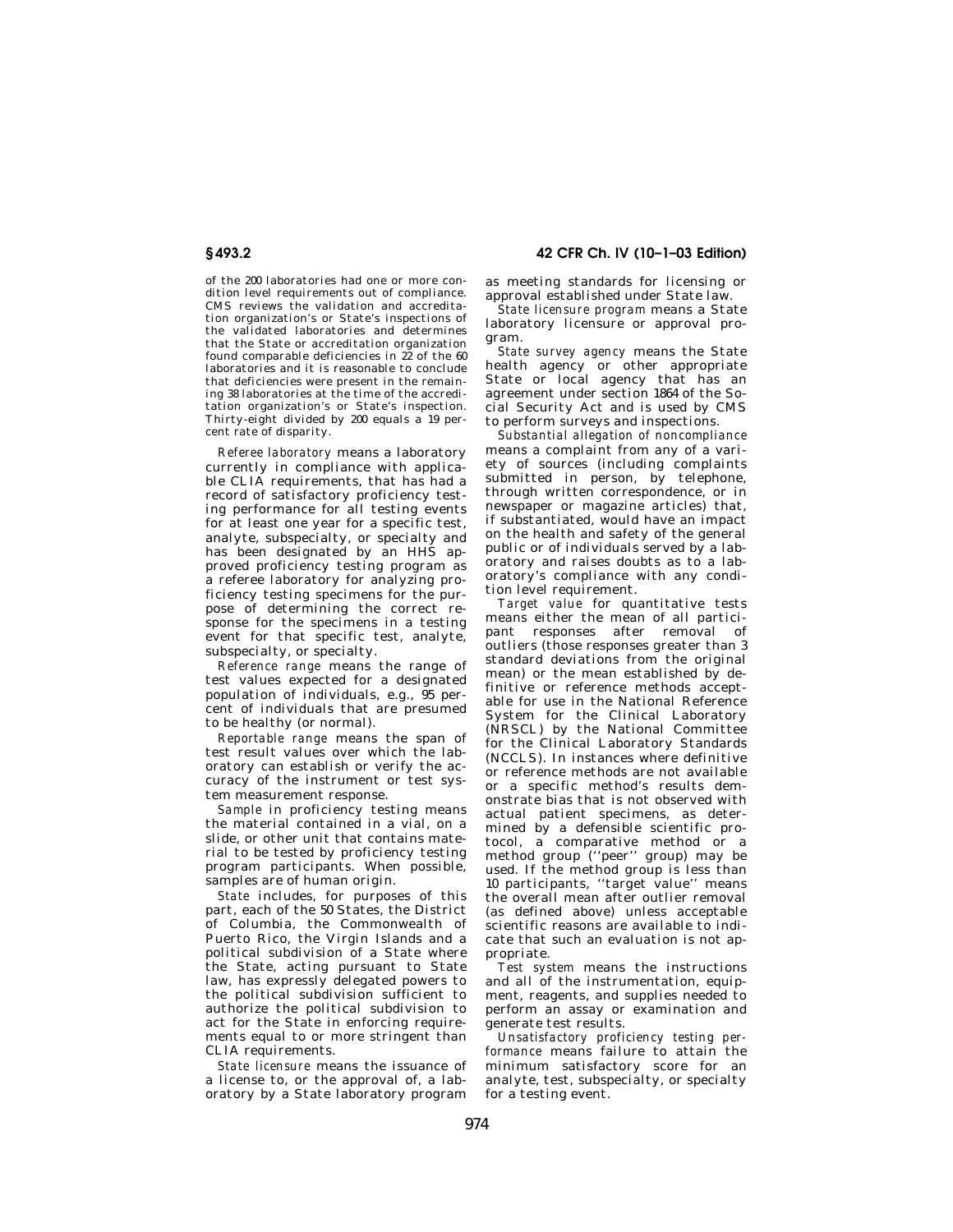of the 200 laboratories had one or more condition level requirements out of compliance. CMS reviews the validation and accreditation organization's or State's inspections of the validated laboratories and determines that the State or accreditation organization found comparable deficiencies in 22 of the 60 laboratories and it is reasonable to conclude that deficiencies were present in the remaining 38 laboratories at the time of the accreditation organization's or State's inspection. Thirty-eight divided by 200 equals a 19 percent rate of disparity.

*Referee laboratory* means a laboratory currently in compliance with applicable CLIA requirements, that has had a record of satisfactory proficiency testing performance for all testing events for at least one year for a specific test, analyte, subspecialty, or specialty and has been designated by an HHS approved proficiency testing program as a referee laboratory for analyzing proficiency testing specimens for the purpose of determining the correct response for the specimens in a testing event for that specific test, analyte, subspecialty, or specialty.

*Reference range* means the range of test values expected for a designated population of individuals, e.g., 95 percent of individuals that are presumed to be healthy (or normal).

*Reportable range* means the span of test result values over which the laboratory can establish or verify the accuracy of the instrument or test system measurement response.

*Sample* in proficiency testing means the material contained in a vial, on a slide, or other unit that contains material to be tested by proficiency testing program participants. When possible, samples are of human origin.

*State* includes, for purposes of this part, each of the 50 States, the District of Columbia, the Commonwealth of Puerto Rico, the Virgin Islands and a political subdivision of a State where the State, acting pursuant to State law, has expressly delegated powers to the political subdivision sufficient to authorize the political subdivision to act for the State in enforcing requirements equal to or more stringent than CLIA requirements.

*State licensure* means the issuance of a license to, or the approval of, a laboratory by a State laboratory program as meeting standards for licensing or approval established under State law.

*State licensure program* means a State laboratory licensure or approval program.

*State survey agency* means the State health agency or other appropriate State or local agency that has an agreement under section 1864 of the Social Security Act and is used by CMS to perform surveys and inspections.

*Substantial allegation of noncompliance* means a complaint from any of a variety of sources (including complaints submitted in person, by telephone, through written correspondence, or in newspaper or magazine articles) that, if substantiated, would have an impact on the health and safety of the general public or of individuals served by a laboratory and raises doubts as to a laboratory's compliance with any condition level requirement.

*Target value* for quantitative tests means either the mean of all participant responses after removal of outliers (those responses greater than 3 standard deviations from the original mean) or the mean established by definitive or reference methods acceptable for use in the National Reference System for the Clinical Laboratory (NRSCL) by the National Committee for the Clinical Laboratory Standards (NCCLS). In instances where definitive or reference methods are not available or a specific method's results demonstrate bias that is not observed with actual patient specimens, as determined by a defensible scientific protocol, a comparative method or a method group (''peer'' group) may be used. If the method group is less than 10 participants, ''target value'' means the overall mean after outlier removal (as defined above) unless acceptable scientific reasons are available to indicate that such an evaluation is not appropriate.

*Test system* means the instructions and all of the instrumentation, equipment, reagents, and supplies needed to perform an assay or examination and generate test results.

*Unsatisfactory proficiency testing performance* means failure to attain the minimum satisfactory score for an analyte, test, subspecialty, or specialty for a testing event.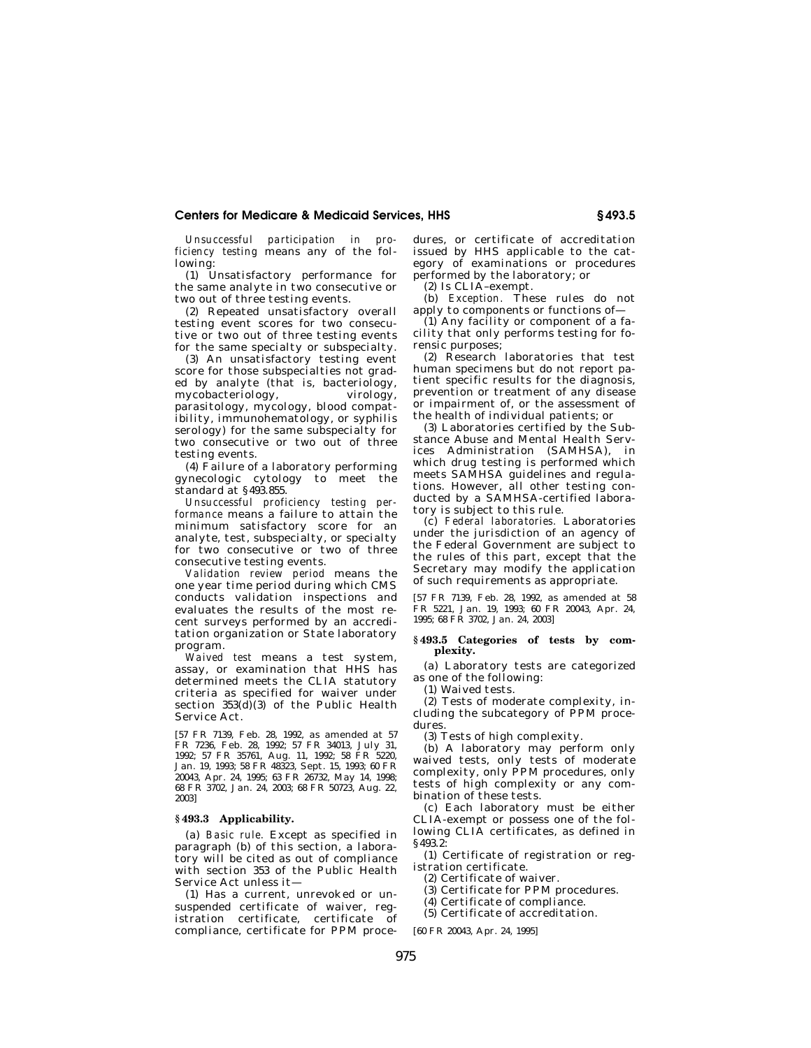*Unsuccessful participation in proficiency testing* means any of the following:

(1) Unsatisfactory performance for the same analyte in two consecutive or two out of three testing events.

(2) Repeated unsatisfactory overall testing event scores for two consecutive or two out of three testing events for the same specialty or subspecialty.

(3) An unsatisfactory testing event score for those subspecialties not graded by analyte (that is, bacteriology, mycobacteriology, virology, parasitology, mycology, blood compatibility, immunohematology, or syphilis serology) for the same subspecialty for two consecutive or two out of three testing events.

(4) Failure of a laboratory performing gynecologic cytology to meet the standard at §493.855.

*Unsuccessful proficiency testing performance* means a failure to attain the minimum satisfactory score for an analyte, test, subspecialty, or specialty for two consecutive or two of three consecutive testing events.

*Validation review period* means the one year time period during which CMS conducts validation inspections and evaluates the results of the most recent surveys performed by an accreditation organization or State laboratory program.

*Waived test* means a test system, assay, or examination that HHS has determined meets the CLIA statutory criteria as specified for waiver under section 353(d)(3) of the Public Health Service Act.

[57 FR 7139, Feb. 28, 1992, as amended at 57 FR 7236, Feb. 28, 1992; 57 FR 34013, July 31, 1992; 57 FR 35761, Aug. 11, 1992; 58 FR 5220, Jan. 19, 1993; 58 FR 48323, Sept. 15, 1993; 60 FR 20043, Apr. 24, 1995; 63 FR 26732, May 14, 1998; 68 FR 3702, Jan. 24, 2003; 68 FR 50723, Aug. 22, 2003]

## §493.3 Applicability.

(a) *Basic rule.* Except as specified in paragraph (b) of this section, a laboratory will be cited as out of compliance with section 353 of the Public Health Service Act unless it—

(1) Has a current, unrevoked or unsuspended certificate of waiver, registration certificate, certificate of compliance, certificate for PPM procedures, or certificate of accreditation issued by HHS applicable to the category of examinations or procedures performed by the laboratory; or

(2) Is CLIA-exempt.

(b) *Exception.* These rules do not apply to components or functions of—

(1) Any facility or component of a facility that only performs testing for forensic purposes;

(2) Research laboratories that test human specimens but do not report patient specific results for the diagnosis, prevention or treatment of any disease or impairment of, or the assessment of the health of individual patients; or

(3) Laboratories certified by the Substance Abuse and Mental Health Services Administration (SAMHSA), in which drug testing is performed which meets SAMHSA guidelines and regulations. However, all other testing conducted by a SAMHSA-certified laboratory is subject to this rule.

(c) *Federal laboratories.* Laboratories under the jurisdiction of an agency of the Federal Government are subject to the rules of this part, except that the Secretary may modify the application of such requirements as appropriate.

[57 FR 7139, Feb. 28, 1992, as amended at 58 FR 5221, Jan. 19, 1993; 60 FR 20043, Apr. 24, 1995; 68 FR 3702, Jan. 24, 2003]

## §493.5 Categories of tests by complexity.

(a) Laboratory tests are categorized as one of the following:

(1) Waived tests.

(2) Tests of moderate complexity, including the subcategory of PPM procedures.

(3) Tests of high complexity.

(b) A laboratory may perform only waived tests, only tests of moderate complexity, only PPM procedures, only tests of high complexity or any combination of these tests.

(c) Each laboratory must be either CLIA-exempt or possess one of the following CLIA certificates, as defined in §493.2:

(1) Certificate of registration or registration certificate.

(2) Certificate of waiver.

(3) Certificate for PPM procedures.

(4) Certificate of compliance.

(5) Certificate of accreditation.

[60 FR 20043, Apr. 24, 1995]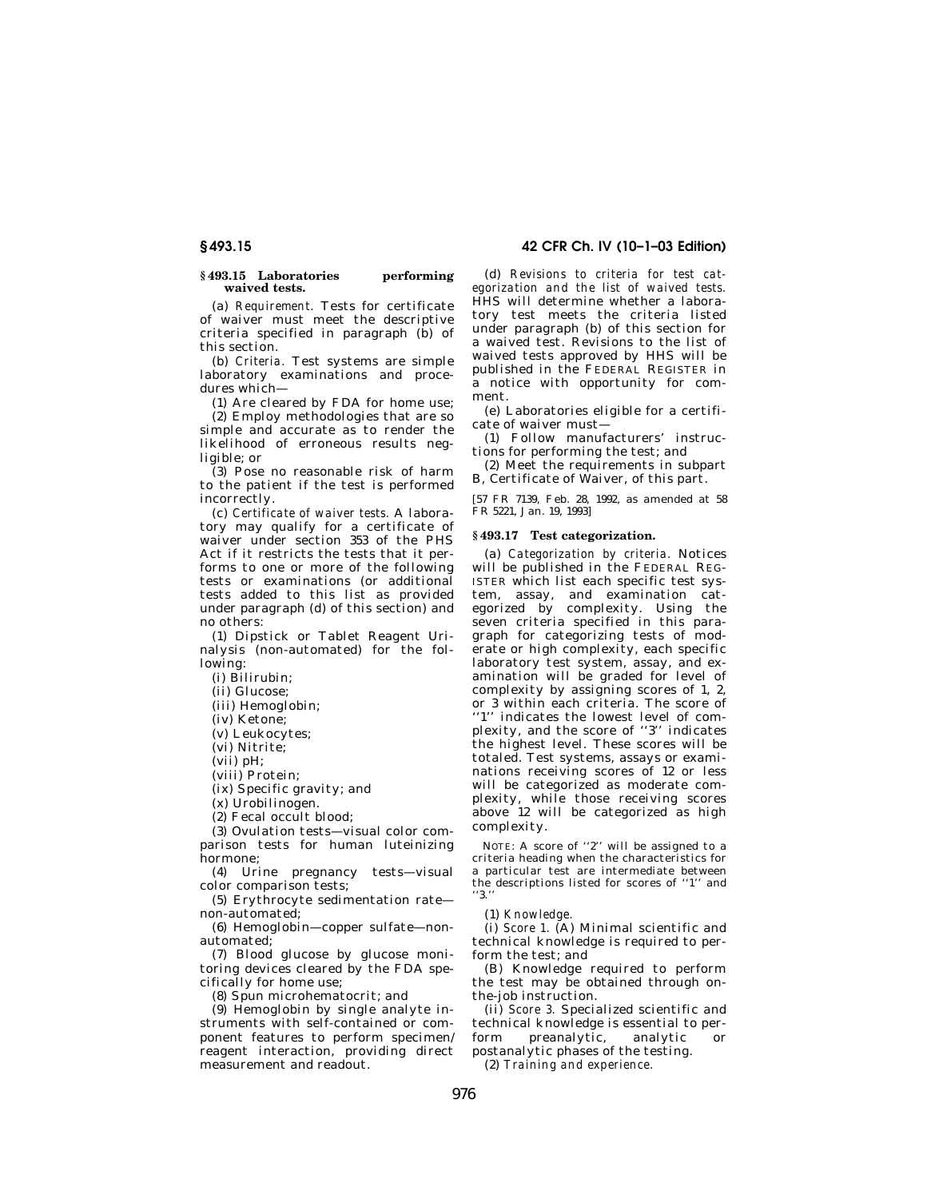## § 493.15 Laboratories performing waived tests.

(a) *Requirement.* Tests for certificate of waiver must meet the descriptive criteria specified in paragraph (b) of this section.

(b) *Criteria.* Test systems are simple laboratory examinations and procedures which—

(1) Are cleared by FDA for home use;

(2) Employ methodologies that are so simple and accurate as to render the likelihood of erroneous results negligible; or

(3) Pose no reasonable risk of harm to the patient if the test is performed incorrectly.

(c) *Certificate of waiver tests.* A laboratory may qualify for a certificate of waiver under section 353 of the PHS Act if it restricts the tests that it performs to one or more of the following tests or examinations (or additional tests added to this list as provided under paragraph (d) of this section) and no others:

(1) Dipstick or Tablet Reagent Urinalysis (non-automated) for the following:

(i) Bilirubin;

(ii) Glucose;

(iii) Hemoglobin;

(iv) Ketone;

(v) Leukocytes;

(vi) Nitrite;

(vii) pH;

(viii) Protein;

(ix) Specific gravity; and

(x) Urobilinogen.

(2) Fecal occult blood;

(3) Ovulation tests—visual color comparison tests for human luteinizing hormone;

(4) Urine pregnancy tests—visual color comparison tests;

(5) Erythrocyte sedimentation rate—non-automated;

(6) Hemoglobin—copper sulfate—non-automated;

(7) Blood glucose by glucose monitoring devices cleared by the FDA specifically for home use;

(8) Spun microhematocrit; and

(9) Hemoglobin by single analyte instruments with self-contained or component features to perform specimen/reagent interaction, providing direct measurement and readout.

(d) *Revisions to criteria for test categorization and the list of waived tests.* HHS will determine whether a laboratory test meets the criteria listed under paragraph (b) of this section for a waived test. Revisions to the list of waived tests approved by HHS will be published in the FEDERAL REGISTER in a notice with opportunity for comment.

(e) Laboratories eligible for a certificate of waiver must—

(1) Follow manufacturers' instructions for performing the test; and

(2) Meet the requirements in subpart B, Certificate of Waiver, of this part.

[57 FR 7139, Feb. 28, 1992, as amended at 58 FR 5221, Jan. 19, 1993]

## § 493.17 Test categorization.

(a) *Categorization by criteria.* Notices will be published in the FEDERAL REGISTER which list each specific test system, assay, and examination categorized by complexity. Using the seven criteria specified in this paragraph for categorizing tests of moderate or high complexity, each specific laboratory test system, assay, and examination will be graded for level of complexity by assigning scores of 1, 2, or 3 within each criteria. The score of "1" indicates the lowest level of complexity, and the score of "3" indicates the highest level. These scores will be totaled. Test systems, assays or examinations receiving scores of 12 or less will be categorized as moderate complexity, while those receiving scores above 12 will be categorized as high complexity.

NOTE: A score of "2" will be assigned to a criteria heading when the characteristics for a particular test are intermediate between the descriptions listed for scores of "1" and "3."

(1) *Knowledge.*

(i) *Score 1.* (A) Minimal scientific and technical knowledge is required to perform the test; and

(B) Knowledge required to perform the test may be obtained through on-the-job instruction.

(ii) *Score 3.* Specialized scientific and technical knowledge is essential to perform preanalytic, analytic or postanalytic phases of the testing.

(2) *Training and experience.*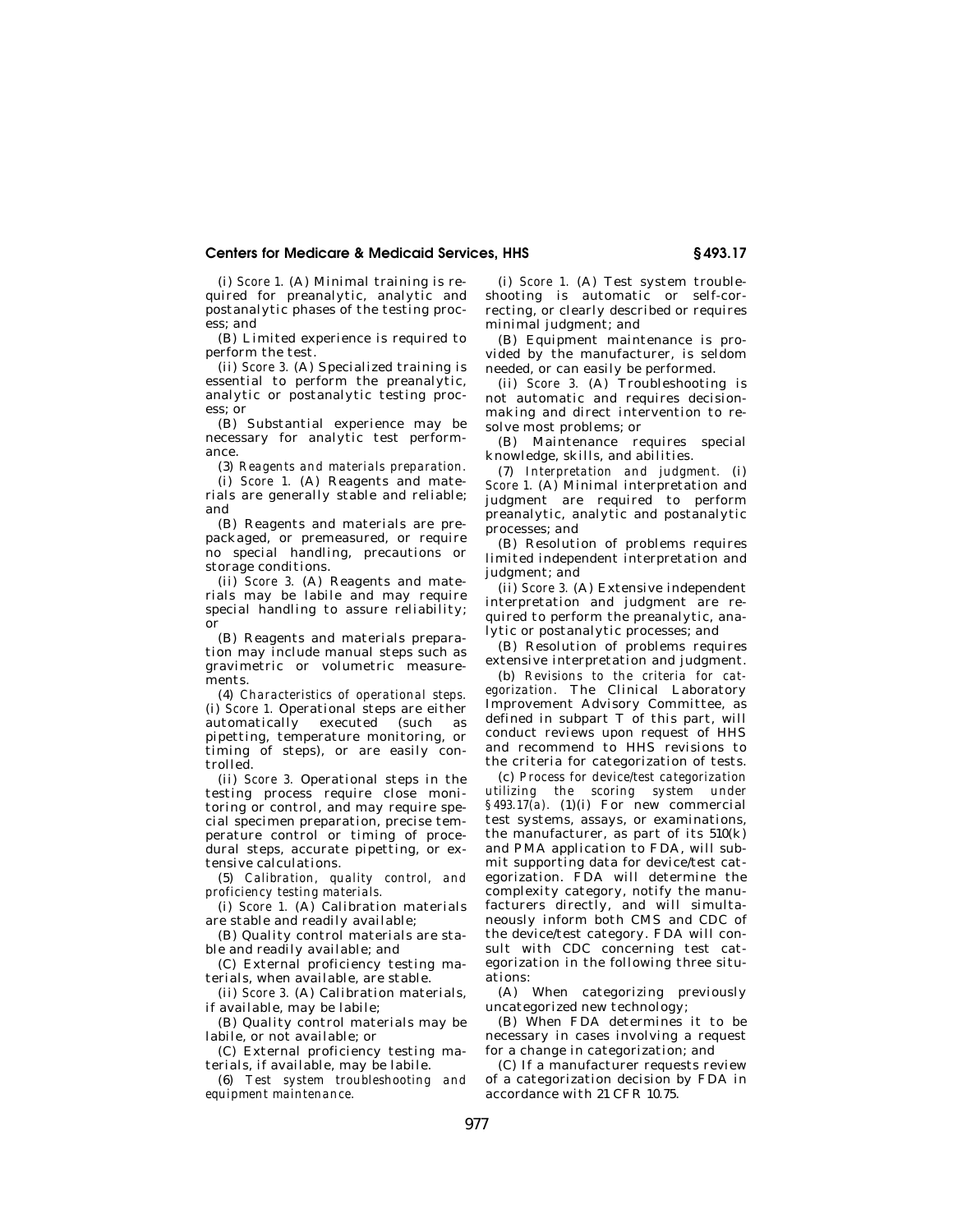(i) *Score 1.* (A) Minimal training is required for preanalytic, analytic and postanalytic phases of the testing process; and

(B) Limited experience is required to perform the test.

(ii) *Score 3.* (A) Specialized training is essential to perform the preanalytic, analytic or postanalytic testing process; or

(B) Substantial experience may be necessary for analytic test performance.

(3) *Reagents and materials preparation.*

(i) *Score 1.* (A) Reagents and materials are generally stable and reliable; and

(B) Reagents and materials are prepackaged, or premeasured, or require no special handling, precautions or storage conditions.

(ii) *Score 3.* (A) Reagents and materials may be labile and may require special handling to assure reliability; or

(B) Reagents and materials preparation may include manual steps such as gravimetric or volumetric measurements.

(4) *Characteristics of operational steps.* (i) *Score 1.* Operational steps are either automatically executed (such as pipetting, temperature monitoring, or timing of steps), or are easily controlled.

(ii) *Score 3.* Operational steps in the testing process require close monitoring or control, and may require special specimen preparation, precise temperature control or timing of procedural steps, accurate pipetting, or extensive calculations.

(5) *Calibration, quality control, and proficiency testing materials.*

(i) *Score 1.* (A) Calibration materials are stable and readily available;

(B) Quality control materials are stable and readily available; and

(C) External proficiency testing materials, when available, are stable.

(ii) *Score 3.* (A) Calibration materials, if available, may be labile;

(B) Quality control materials may be labile, or not available; or

(C) External proficiency testing materials, if available, may be labile.

(6) *Test system troubleshooting and equipment maintenance.*

(i) *Score 1.* (A) Test system troubleshooting is automatic or self-correcting, or clearly described or requires minimal judgment; and

(B) Equipment maintenance is provided by the manufacturer, is seldom needed, or can easily be performed.

(ii) *Score 3.* (A) Troubleshooting is not automatic and requires decision-making and direct intervention to resolve most problems; or

(B) Maintenance requires special knowledge, skills, and abilities.

(7) *Interpretation and judgment.* (i) *Score 1.* (A) Minimal interpretation and judgment are required to perform preanalytic, analytic and postanalytic processes; and

(B) Resolution of problems requires limited independent interpretation and judgment; and

(ii) *Score 3.* (A) Extensive independent interpretation and judgment are required to perform the preanalytic, analytic or postanalytic processes; and

(B) Resolution of problems requires extensive interpretation and judgment.

(b) *Revisions to the criteria for categorization.* The Clinical Laboratory Improvement Advisory Committee, as defined in subpart T of this part, will conduct reviews upon request of HHS and recommend to HHS revisions to the criteria for categorization of tests.

(c) *Process for device/test categorization utilizing the scoring system under §493.17(a).* (1)(i) For new commercial test systems, assays, or examinations, the manufacturer, as part of its 510(k) and PMA application to FDA, will submit supporting data for device/test categorization. FDA will determine the complexity category, notify the manufacturers directly, and will simultaneously inform both CMS and CDC of the device/test category. FDA will consult with CDC concerning test categorization in the following three situations:

(A) When categorizing previously uncategorized new technology;

(B) When FDA determines it to be necessary in cases involving a request for a change in categorization; and

(C) If a manufacturer requests review of a categorization decision by FDA in accordance with 21 CFR 10.75.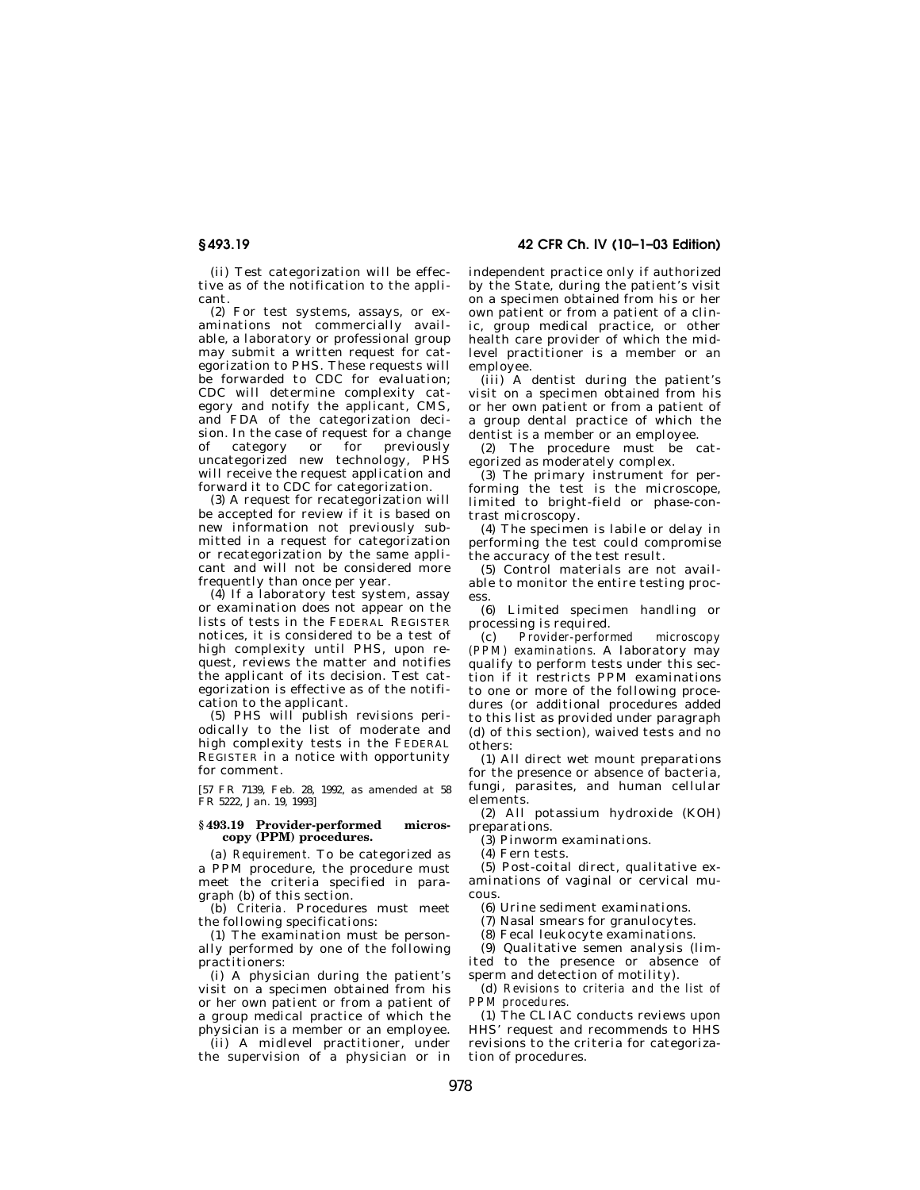(ii) Test categorization will be effective as of the notification to the applicant.

(2) For test systems, assays, or examinations not commercially available, a laboratory or professional group may submit a written request for categorization to PHS. These requests will be forwarded to CDC for evaluation; CDC will determine complexity category and notify the applicant, CMS, and FDA of the categorization decision. In the case of request for a change of category or for previously uncategorized new technology, PHS will receive the request application and forward it to CDC for categorization.

(3) A request for recategorization will be accepted for review if it is based on new information not previously submitted in a request for categorization or recategorization by the same applicant and will not be considered more frequently than once per year.

(4) If a laboratory test system, assay or examination does not appear on the lists of tests in the FEDERAL REGISTER notices, it is considered to be a test of high complexity until PHS, upon request, reviews the matter and notifies the applicant of its decision. Test categorization is effective as of the notification to the applicant.

(5) PHS will publish revisions periodically to the list of moderate and high complexity tests in the FEDERAL REGISTER in a notice with opportunity for comment.

[57 FR 7139, Feb. 28, 1992, as amended at 58 FR 5222, Jan. 19, 1993]

### § 493.19 Provider-performed microscopy (PPM) procedures.

(a) *Requirement.* To be categorized as a PPM procedure, the procedure must meet the criteria specified in paragraph (b) of this section.

(b) *Criteria.* Procedures must meet the following specifications:

(1) The examination must be personally performed by one of the following practitioners:

(i) A physician during the patient's visit on a specimen obtained from his or her own patient or from a patient of a group medical practice of which the physician is a member or an employee.

(ii) A midlevel practitioner, under the supervision of a physician or in independent practice only if authorized by the State, during the patient's visit on a specimen obtained from his or her own patient or from a patient of a clinic, group medical practice, or other health care provider of which the midlevel practitioner is a member or an employee.

(iii) A dentist during the patient's visit on a specimen obtained from his or her own patient or from a patient of a group dental practice of which the dentist is a member or an employee.

(2) The procedure must be categorized as moderately complex.

(3) The primary instrument for performing the test is the microscope, limited to bright-field or phase-contrast microscopy.

(4) The specimen is labile or delay in performing the test could compromise the accuracy of the test result.

(5) Control materials are not available to monitor the entire testing process.

(6) Limited specimen handling or processing is required.

(c) *Provider-performed microscopy (PPM) examinations.* A laboratory may qualify to perform tests under this section if it restricts PPM examinations to one or more of the following procedures (or additional procedures added to this list as provided under paragraph (d) of this section), waived tests and no others:

(1) All direct wet mount preparations for the presence or absence of bacteria, fungi, parasites, and human cellular elements.

(2) All potassium hydroxide (KOH) preparations.

(3) Pinworm examinations.

(4) Fern tests.

(5) Post-coital direct, qualitative examinations of vaginal or cervical mucous.

(6) Urine sediment examinations.

(7) Nasal smears for granulocytes.

(8) Fecal leukocyte examinations.

(9) Qualitative semen analysis (limited to the presence or absence of sperm and detection of motility).

(d) *Revisions to criteria and the list of PPM procedures.*

(1) The CLIAC conducts reviews upon HHS' request and recommends to HHS revisions to the criteria for categorization of procedures.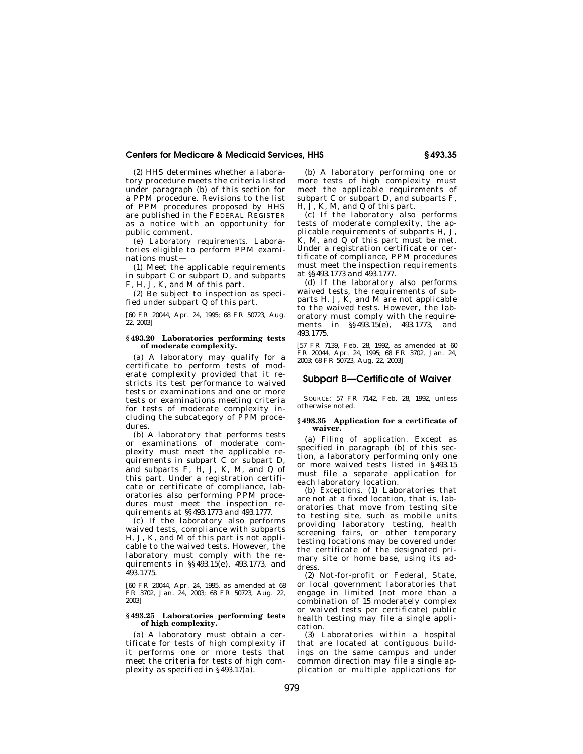(2) HHS determines whether a laboratory procedure meets the criteria listed under paragraph (b) of this section for a PPM procedure. Revisions to the list of PPM procedures proposed by HHS are published in the FEDERAL REGISTER as a notice with an opportunity for public comment.

(e) *Laboratory requirements.* Laboratories eligible to perform PPM examinations must—

(1) Meet the applicable requirements in subpart C or subpart D, and subparts F, H, J, K, and M of this part.

(2) Be subject to inspection as specified under subpart Q of this part.

[60 FR 20044, Apr. 24, 1995; 68 FR 50723, Aug. 22, 2003]

### § 493.20 Laboratories performing tests of moderate complexity.

(a) A laboratory may qualify for a certificate to perform tests of moderate complexity provided that it restricts its test performance to waived tests or examinations and one or more tests or examinations meeting criteria for tests of moderate complexity including the subcategory of PPM procedures.

(b) A laboratory that performs tests or examinations of moderate complexity must meet the applicable requirements in subpart C or subpart D, and subparts F, H, J, K, M, and Q of this part. Under a registration certificate or certificate of compliance, laboratories also performing PPM procedures must meet the inspection requirements at §§ 493.1773 and 493.1777.

(c) If the laboratory also performs waived tests, compliance with subparts H, J, K, and M of this part is not applicable to the waived tests. However, the laboratory must comply with the requirements in §§ 493.15(e), 493.1773, and 493.1775.

[60 FR 20044, Apr. 24, 1995, as amended at 68 FR 3702, Jan. 24, 2003; 68 FR 50723, Aug. 22, 2003]

### § 493.25 Laboratories performing tests of high complexity.

(a) A laboratory must obtain a certificate for tests of high complexity if it performs one or more tests that meet the criteria for tests of high complexity as specified in § 493.17(a).

(b) A laboratory performing one or more tests of high complexity must meet the applicable requirements of subpart C or subpart D, and subparts F, H, J, K, M, and Q of this part.

(c) If the laboratory also performs tests of moderate complexity, the applicable requirements of subparts H, J, K, M, and Q of this part must be met. Under a registration certificate or certificate of compliance, PPM procedures must meet the inspection requirements at §§ 493.1773 and 493.1777.

(d) If the laboratory also performs waived tests, the requirements of subparts H, J, K, and M are not applicable to the waived tests. However, the laboratory must comply with the requirements in §§ 493.15(e), 493.1773, and 493.1775.

[57 FR 7139, Feb. 28, 1992, as amended at 60 FR 20044, Apr. 24, 1995; 68 FR 3702, Jan. 24, 2003; 68 FR 50723, Aug. 22, 2003]

## Subpart B—Certificate of Waiver

SOURCE: 57 FR 7142, Feb. 28, 1992, unless otherwise noted.

### § 493.35 Application for a certificate of waiver.

(a) *Filing of application.* Except as specified in paragraph (b) of this section, a laboratory performing only one or more waived tests listed in § 493.15 must file a separate application for each laboratory location.

(b) *Exceptions.* (1) Laboratories that are not at a fixed location, that is, laboratories that move from testing site to testing site, such as mobile units providing laboratory testing, health screening fairs, or other temporary testing locations may be covered under the certificate of the designated primary site or home base, using its address.

(2) Not-for-profit or Federal, State, or local government laboratories that engage in limited (not more than a combination of 15 moderately complex or waived tests per certificate) public health testing may file a single application.

(3) Laboratories within a hospital that are located at contiguous buildings on the same campus and under common direction may file a single application or multiple applications for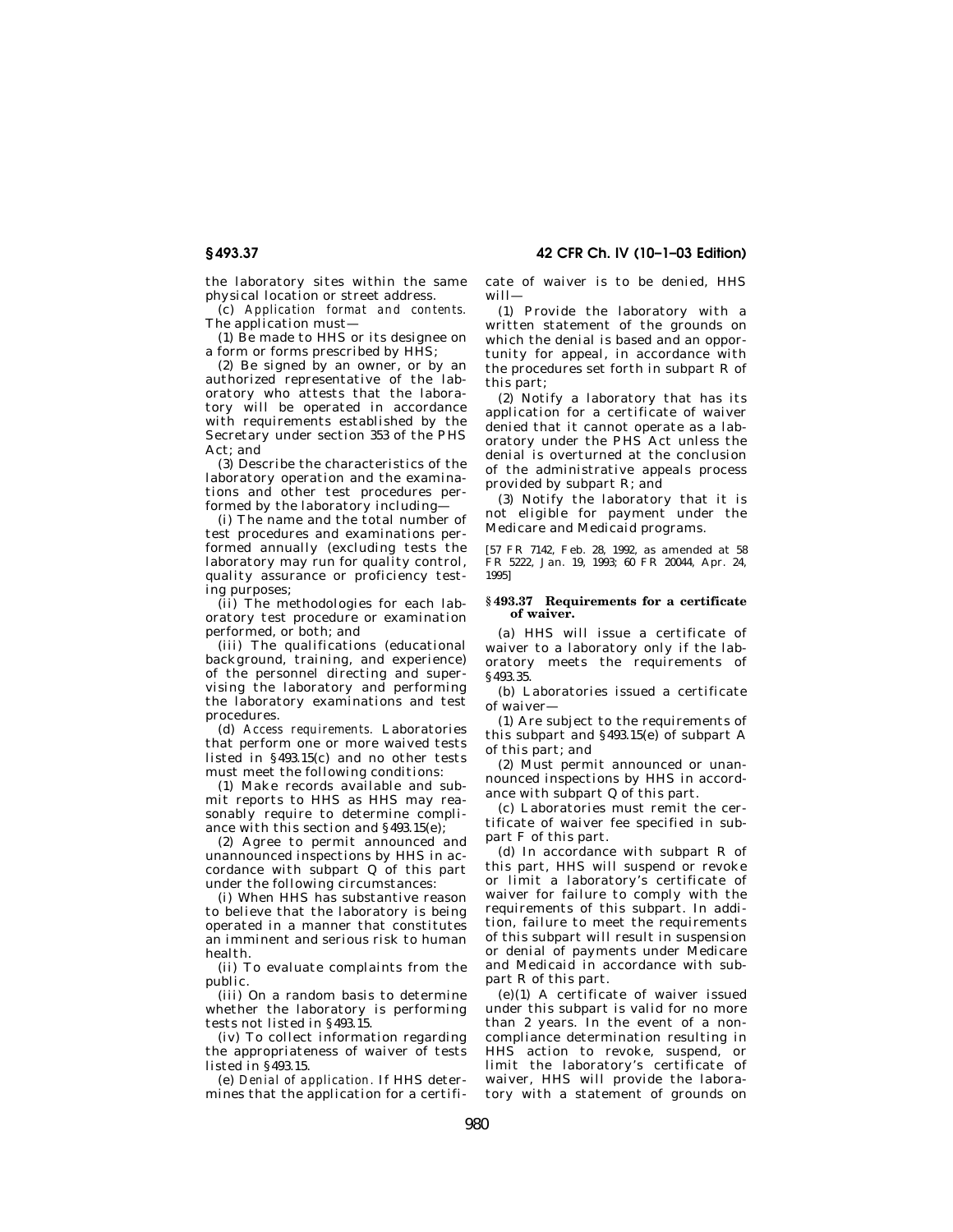the laboratory sites within the same physical location or street address.

(c) *Application format and contents.* The application must—

(1) Be made to HHS or its designee on a form or forms prescribed by HHS;

(2) Be signed by an owner, or by an authorized representative of the laboratory who attests that the laboratory will be operated in accordance with requirements established by the Secretary under section 353 of the PHS Act; and

(3) Describe the characteristics of the laboratory operation and the examinations and other test procedures performed by the laboratory including—

(i) The name and the total number of test procedures and examinations performed annually (excluding tests the laboratory may run for quality control, quality assurance or proficiency testing purposes;

(ii) The methodologies for each laboratory test procedure or examination performed, or both; and

(iii) The qualifications (educational background, training, and experience) of the personnel directing and supervising the laboratory and performing the laboratory examinations and test procedures.

(d) *Access requirements.* Laboratories that perform one or more waived tests listed in §493.15(c) and no other tests must meet the following conditions:

(1) Make records available and submit reports to HHS as HHS may reasonably require to determine compliance with this section and §493.15(e);

(2) Agree to permit announced and unannounced inspections by HHS in accordance with subpart Q of this part under the following circumstances:

(i) When HHS has substantive reason to believe that the laboratory is being operated in a manner that constitutes an imminent and serious risk to human health.

(ii) To evaluate complaints from the public.

(iii) On a random basis to determine whether the laboratory is performing tests not listed in §493.15.

(iv) To collect information regarding the appropriateness of waiver of tests listed in §493.15.

(e) *Denial of application.* If HHS determines that the application for a certificate of waiver is to be denied, HHS will—

(1) Provide the laboratory with a written statement of the grounds on which the denial is based and an opportunity for appeal, in accordance with the procedures set forth in subpart R of this part;

(2) Notify a laboratory that has its application for a certificate of waiver denied that it cannot operate as a laboratory under the PHS Act unless the denial is overturned at the conclusion of the administrative appeals process provided by subpart R; and

(3) Notify the laboratory that it is not eligible for payment under the Medicare and Medicaid programs.

[57 FR 7142, Feb. 28, 1992, as amended at 58 FR 5222, Jan. 19, 1993; 60 FR 20044, Apr. 24, 1995]

### §493.37 Requirements for a certificate of waiver.

(a) HHS will issue a certificate of waiver to a laboratory only if the laboratory meets the requirements of §493.35.

(b) Laboratories issued a certificate of waiver—

(1) Are subject to the requirements of this subpart and §493.15(e) of subpart A of this part; and

(2) Must permit announced or unannounced inspections by HHS in accordance with subpart Q of this part.

(c) Laboratories must remit the certificate of waiver fee specified in subpart F of this part.

(d) In accordance with subpart R of this part, HHS will suspend or revoke or limit a laboratory's certificate of waiver for failure to comply with the requirements of this subpart. In addition, failure to meet the requirements of this subpart will result in suspension or denial of payments under Medicare and Medicaid in accordance with subpart R of this part.

(e)(1) A certificate of waiver issued under this subpart is valid for no more than 2 years. In the event of a noncompliance determination resulting in HHS action to revoke, suspend, or limit the laboratory's certificate of waiver, HHS will provide the laboratory with a statement of grounds on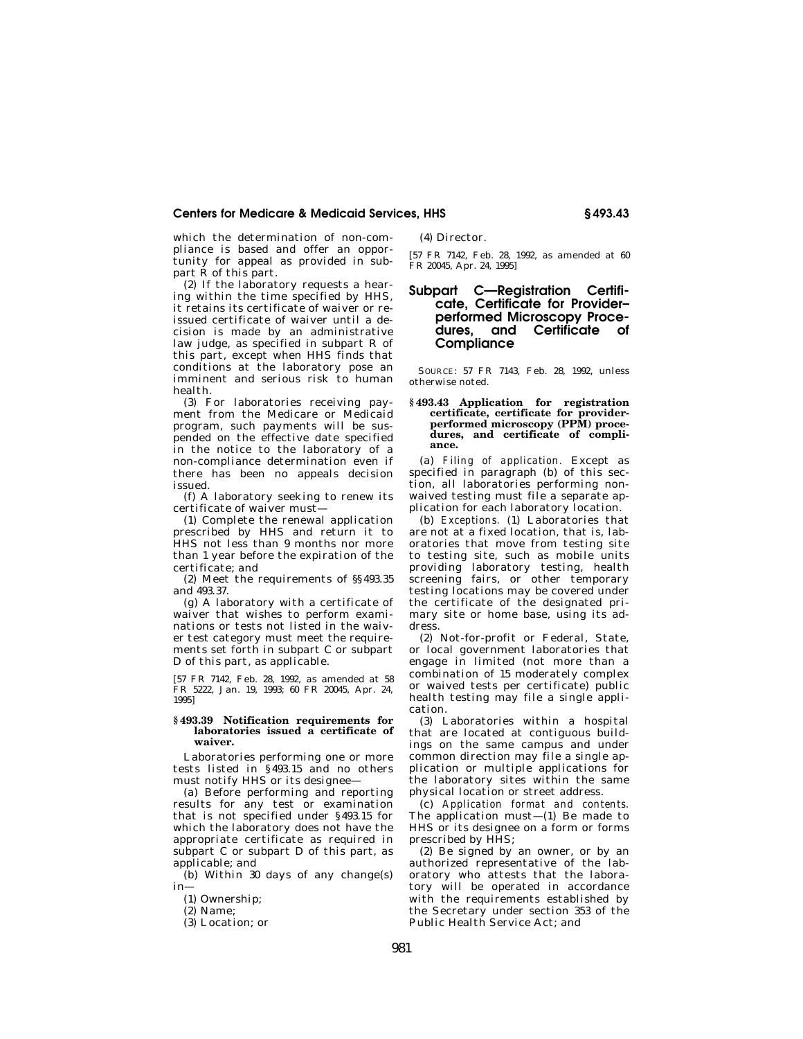which the determination of non-compliance is based and offer an opportunity for appeal as provided in subpart R of this part.

(2) If the laboratory requests a hearing within the time specified by HHS, it retains its certificate of waiver or reissued certificate of waiver until a decision is made by an administrative law judge, as specified in subpart R of this part, except when HHS finds that conditions at the laboratory pose an imminent and serious risk to human health.

(3) For laboratories receiving payment from the Medicare or Medicaid program, such payments will be suspended on the effective date specified in the notice to the laboratory of a non-compliance determination even if there has been no appeals decision issued.

(f) A laboratory seeking to renew its certificate of waiver must—

(1) Complete the renewal application prescribed by HHS and return it to HHS not less than 9 months nor more than 1 year before the expiration of the certificate; and

(2) Meet the requirements of §§493.35 and 493.37.

(g) A laboratory with a certificate of waiver that wishes to perform examinations or tests not listed in the waiver test category must meet the requirements set forth in subpart C or subpart D of this part, as applicable.

[57 FR 7142, Feb. 28, 1992, as amended at 58 FR 5222, Jan. 19, 1993; 60 FR 20045, Apr. 24, 1995]

### § 493.39 Notification requirements for laboratories issued a certificate of waiver.

Laboratories performing one or more tests listed in §493.15 and no others must notify HHS or its designee—

(a) Before performing and reporting results for any test or examination that is not specified under §493.15 for which the laboratory does not have the appropriate certificate as required in subpart C or subpart D of this part, as applicable; and

(b) Within 30 days of any change(s) in—

(1) Ownership;

(2) Name;

(3) Location; or

(4) Director.

[57 FR 7142, Feb. 28, 1992, as amended at 60 FR 20045, Apr. 24, 1995]

## Subpart C—Registration Certificate, Certificate for Provider–performed Microscopy Procedures, and Certificate of Compliance

SOURCE: 57 FR 7143, Feb. 28, 1992, unless otherwise noted.

### § 493.43 Application for registration certificate, certificate for provider-performed microscopy (PPM) procedures, and certificate of compliance.

(a) *Filing of application.* Except as specified in paragraph (b) of this section, all laboratories performing non-waived testing must file a separate application for each laboratory location.

(b) *Exceptions.* (1) Laboratories that are not at a fixed location, that is, laboratories that move from testing site to testing site, such as mobile units providing laboratory testing, health screening fairs, or other temporary testing locations may be covered under the certificate of the designated primary site or home base, using its address.

(2) Not-for-profit or Federal, State, or local government laboratories that engage in limited (not more than a combination of 15 moderately complex or waived tests per certificate) public health testing may file a single application.

(3) Laboratories within a hospital that are located at contiguous buildings on the same campus and under common direction may file a single application or multiple applications for the laboratory sites within the same physical location or street address.

(c) *Application format and contents.* The application must—(1) Be made to HHS or its designee on a form or forms prescribed by HHS;

(2) Be signed by an owner, or by an authorized representative of the laboratory who attests that the laboratory will be operated in accordance with the requirements established by the Secretary under section 353 of the Public Health Service Act; and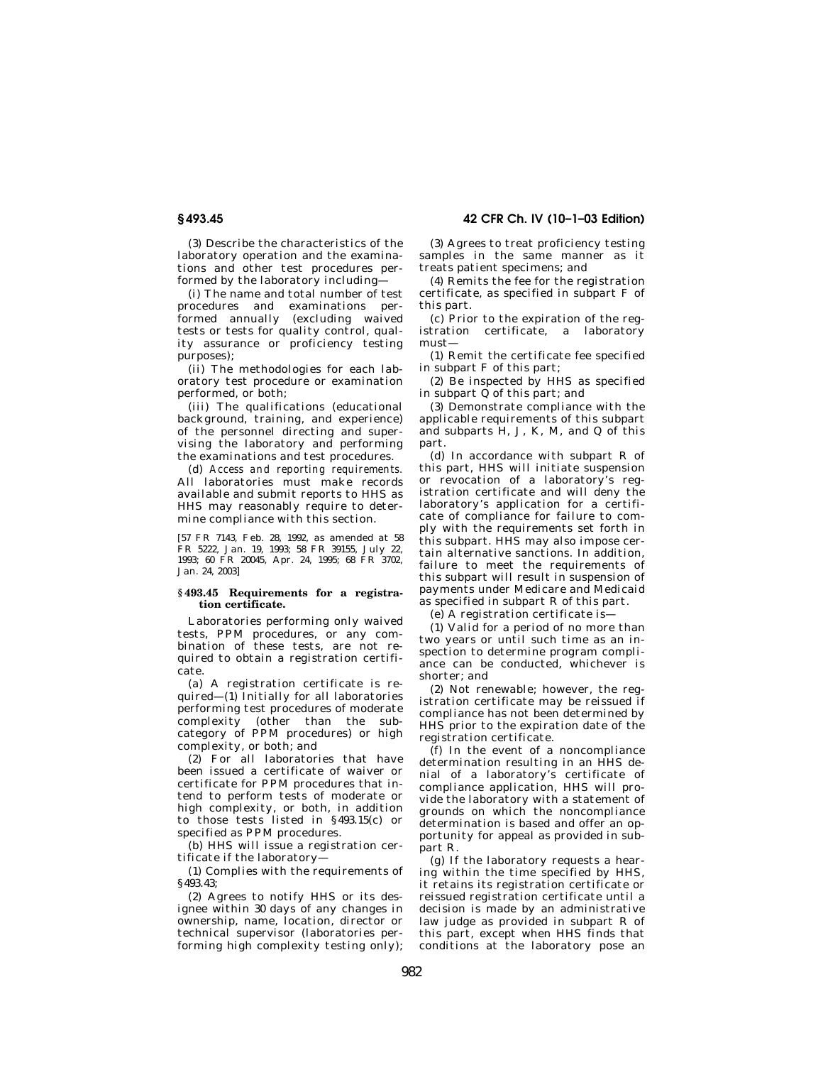(3) Describe the characteristics of the laboratory operation and the examinations and other test procedures performed by the laboratory including—

(i) The name and total number of test procedures and examinations performed annually (excluding waived tests or tests for quality control, quality assurance or proficiency testing purposes);

(ii) The methodologies for each laboratory test procedure or examination performed, or both;

(iii) The qualifications (educational background, training, and experience) of the personnel directing and supervising the laboratory and performing the examinations and test procedures.

(d) *Access and reporting requirements.* All laboratories must make records available and submit reports to HHS as HHS may reasonably require to determine compliance with this section.

[57 FR 7143, Feb. 28, 1992, as amended at 58 FR 5222, Jan. 19, 1993; 58 FR 39155, July 22, 1993; 60 FR 20045, Apr. 24, 1995; 68 FR 3702, Jan. 24, 2003]

## § 493.45 Requirements for a registration certificate.

Laboratories performing only waived tests, PPM procedures, or any combination of these tests, are not required to obtain a registration certificate.

(a) A registration certificate is required—(1) Initially for all laboratories performing test procedures of moderate complexity (other than the subcategory of PPM procedures) or high complexity, or both; and

(2) For all laboratories that have been issued a certificate of waiver or certificate for PPM procedures that intend to perform tests of moderate or high complexity, or both, in addition to those tests listed in § 493.15(c) or specified as PPM procedures.

(b) HHS will issue a registration certificate if the laboratory—

(1) Complies with the requirements of § 493.43;

(2) Agrees to notify HHS or its designee within 30 days of any changes in ownership, name, location, director or technical supervisor (laboratories performing high complexity testing only);

(3) Agrees to treat proficiency testing samples in the same manner as it treats patient specimens; and

(4) Remits the fee for the registration certificate, as specified in subpart F of this part.

(c) Prior to the expiration of the registration certificate, a laboratory must—

(1) Remit the certificate fee specified in subpart F of this part;

(2) Be inspected by HHS as specified in subpart Q of this part; and

(3) Demonstrate compliance with the applicable requirements of this subpart and subparts H, J, K, M, and Q of this part.

(d) In accordance with subpart R of this part, HHS will initiate suspension or revocation of a laboratory's registration certificate and will deny the laboratory's application for a certificate of compliance for failure to comply with the requirements set forth in this subpart. HHS may also impose certain alternative sanctions. In addition, failure to meet the requirements of this subpart will result in suspension of payments under Medicare and Medicaid as specified in subpart R of this part.

(e) A registration certificate is—

(1) Valid for a period of no more than two years or until such time as an inspection to determine program compliance can be conducted, whichever is shorter; and

(2) Not renewable; however, the registration certificate may be reissued if compliance has not been determined by HHS prior to the expiration date of the registration certificate.

(f) In the event of a noncompliance determination resulting in an HHS denial of a laboratory's certificate of compliance application, HHS will provide the laboratory with a statement of grounds on which the noncompliance determination is based and offer an opportunity for appeal as provided in subpart R.

(g) If the laboratory requests a hearing within the time specified by HHS, it retains its registration certificate or reissued registration certificate until a decision is made by an administrative law judge as provided in subpart R of this part, except when HHS finds that conditions at the laboratory pose an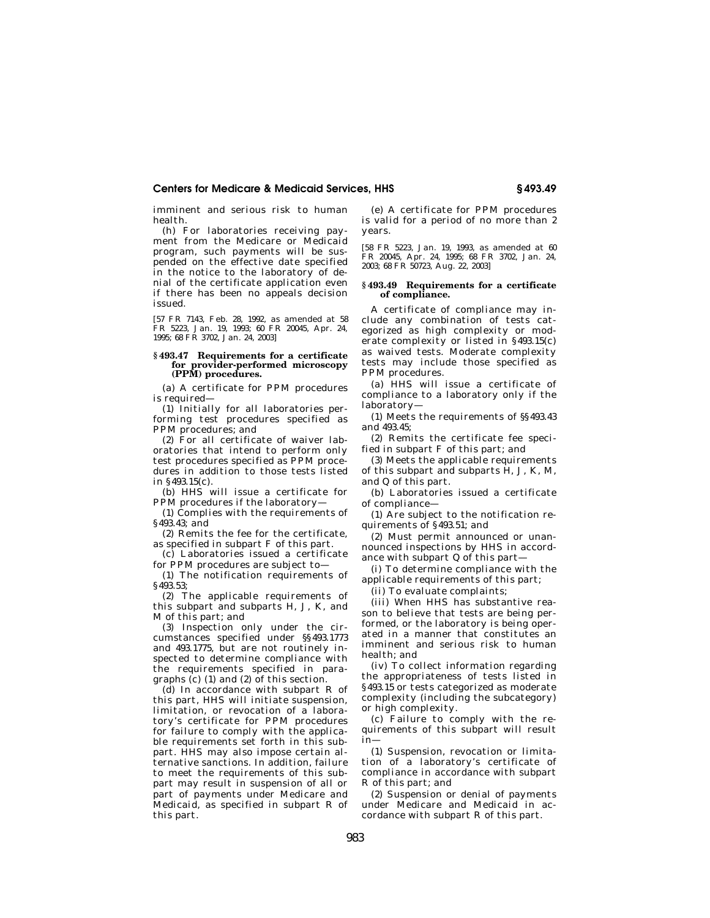imminent and serious risk to human health.

(h) For laboratories receiving payment from the Medicare or Medicaid program, such payments will be suspended on the effective date specified in the notice to the laboratory of denial of the certificate application even if there has been no appeals decision issued.

[57 FR 7143, Feb. 28, 1992, as amended at 58 FR 5223, Jan. 19, 1993; 60 FR 20045, Apr. 24, 1995; 68 FR 3702, Jan. 24, 2003]

### § 493.47 Requirements for a certificate for provider-performed microscopy (PPM) procedures.

(a) A certificate for PPM procedures is required—

(1) Initially for all laboratories performing test procedures specified as PPM procedures; and

(2) For all certificate of waiver laboratories that intend to perform only test procedures specified as PPM procedures in addition to those tests listed in § 493.15(c).

(b) HHS will issue a certificate for PPM procedures if the laboratory—

(1) Complies with the requirements of § 493.43; and

(2) Remits the fee for the certificate, as specified in subpart F of this part.

(c) Laboratories issued a certificate for PPM procedures are subject to—

(1) The notification requirements of § 493.53;

(2) The applicable requirements of this subpart and subparts H, J, K, and M of this part; and

(3) Inspection only under the circumstances specified under §§ 493.1773 and 493.1775, but are not routinely inspected to determine compliance with the requirements specified in paragraphs (c) (1) and (2) of this section.

(d) In accordance with subpart R of this part, HHS will initiate suspension, limitation, or revocation of a laboratory's certificate for PPM procedures for failure to comply with the applicable requirements set forth in this subpart. HHS may also impose certain alternative sanctions. In addition, failure to meet the requirements of this subpart may result in suspension of all or part of payments under Medicare and Medicaid, as specified in subpart R of this part.

(e) A certificate for PPM procedures is valid for a period of no more than 2 years.

[58 FR 5223, Jan. 19, 1993, as amended at 60 FR 20045, Apr. 24, 1995; 68 FR 3702, Jan. 24, 2003; 68 FR 50723, Aug. 22, 2003]

### § 493.49 Requirements for a certificate of compliance.

A certificate of compliance may include any combination of tests categorized as high complexity or moderate complexity or listed in § 493.15(c) as waived tests. Moderate complexity tests may include those specified as PPM procedures.

(a) HHS will issue a certificate of compliance to a laboratory only if the laboratory—

(1) Meets the requirements of §§ 493.43 and 493.45;

(2) Remits the certificate fee specified in subpart F of this part; and

(3) Meets the applicable requirements of this subpart and subparts H, J, K, M, and Q of this part.

(b) Laboratories issued a certificate of compliance—

(1) Are subject to the notification requirements of § 493.51; and

(2) Must permit announced or unannounced inspections by HHS in accordance with subpart Q of this part—

(i) To determine compliance with the applicable requirements of this part;

(ii) To evaluate complaints;

(iii) When HHS has substantive reason to believe that tests are being performed, or the laboratory is being operated in a manner that constitutes an imminent and serious risk to human health; and

(iv) To collect information regarding the appropriateness of tests listed in § 493.15 or tests categorized as moderate complexity (including the subcategory) or high complexity.

(c) Failure to comply with the requirements of this subpart will result in—

(1) Suspension, revocation or limitation of a laboratory's certificate of compliance in accordance with subpart R of this part; and

(2) Suspension or denial of payments under Medicare and Medicaid in accordance with subpart R of this part.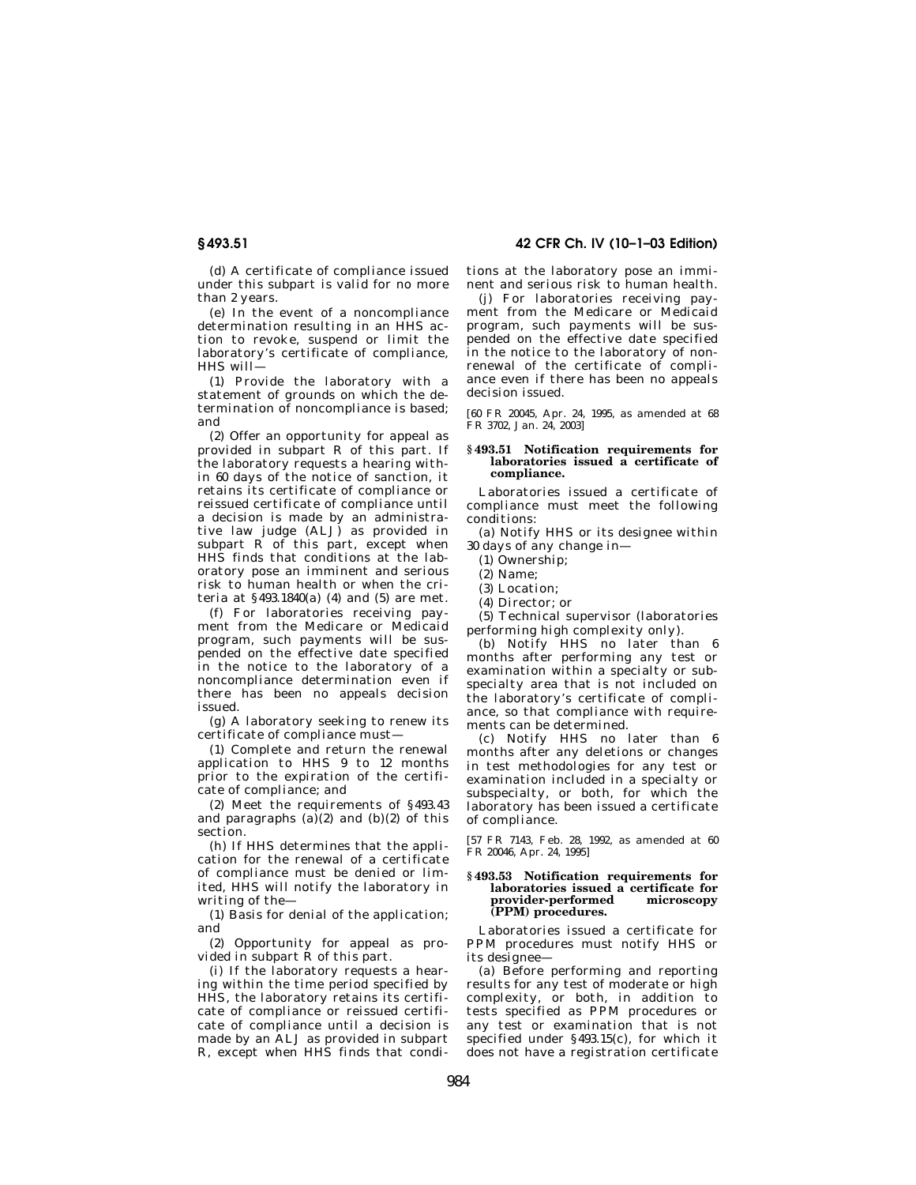(d) A certificate of compliance issued under this subpart is valid for no more than 2 years.

(e) In the event of a noncompliance determination resulting in an HHS action to revoke, suspend or limit the laboratory's certificate of compliance, HHS will—

(1) Provide the laboratory with a statement of grounds on which the determination of noncompliance is based; and

(2) Offer an opportunity for appeal as provided in subpart R of this part. If the laboratory requests a hearing within 60 days of the notice of sanction, it retains its certificate of compliance or reissued certificate of compliance until a decision is made by an administrative law judge (ALJ) as provided in subpart R of this part, except when HHS finds that conditions at the laboratory pose an imminent and serious risk to human health or when the criteria at §493.1840(a) (4) and (5) are met.

(f) For laboratories receiving payment from the Medicare or Medicaid program, such payments will be suspended on the effective date specified in the notice to the laboratory of a noncompliance determination even if there has been no appeals decision issued.

(g) A laboratory seeking to renew its certificate of compliance must—

(1) Complete and return the renewal application to HHS 9 to 12 months prior to the expiration of the certificate of compliance; and

(2) Meet the requirements of §493.43 and paragraphs (a)(2) and (b)(2) of this section.

(h) If HHS determines that the application for the renewal of a certificate of compliance must be denied or limited, HHS will notify the laboratory in writing of the—

(1) Basis for denial of the application; and

(2) Opportunity for appeal as provided in subpart R of this part.

(i) If the laboratory requests a hearing within the time period specified by HHS, the laboratory retains its certificate of compliance or reissued certificate of compliance until a decision is made by an ALJ as provided in subpart R, except when HHS finds that conditions at the laboratory pose an imminent and serious risk to human health.

(j) For laboratories receiving payment from the Medicare or Medicaid program, such payments will be suspended on the effective date specified in the notice to the laboratory of nonrenewal of the certificate of compliance even if there has been no appeals decision issued.

[60 FR 20045, Apr. 24, 1995, as amended at 68 FR 3702, Jan. 24, 2003]

### §493.51 Notification requirements for laboratories issued a certificate of compliance.

Laboratories issued a certificate of compliance must meet the following conditions:

(a) Notify HHS or its designee within 30 days of any change in—

(1) Ownership;

(2) Name;

(3) Location;

(4) Director; or

(5) Technical supervisor (laboratories performing high complexity only).

(b) Notify HHS no later than 6 months after performing any test or examination within a specialty or subspecialty area that is not included on the laboratory's certificate of compliance, so that compliance with requirements can be determined.

(c) Notify HHS no later than 6 months after any deletions or changes in test methodologies for any test or examination included in a specialty or subspecialty, or both, for which the laboratory has been issued a certificate of compliance.

[57 FR 7143, Feb. 28, 1992, as amended at 60 FR 20046, Apr. 24, 1995]

### §493.53 Notification requirements for laboratories issued a certificate for provider-performed microscopy (PPM) procedures.

Laboratories issued a certificate for PPM procedures must notify HHS or its designee—

(a) Before performing and reporting results for any test of moderate or high complexity, or both, in addition to tests specified as PPM procedures or any test or examination that is not specified under §493.15(c), for which it does not have a registration certificate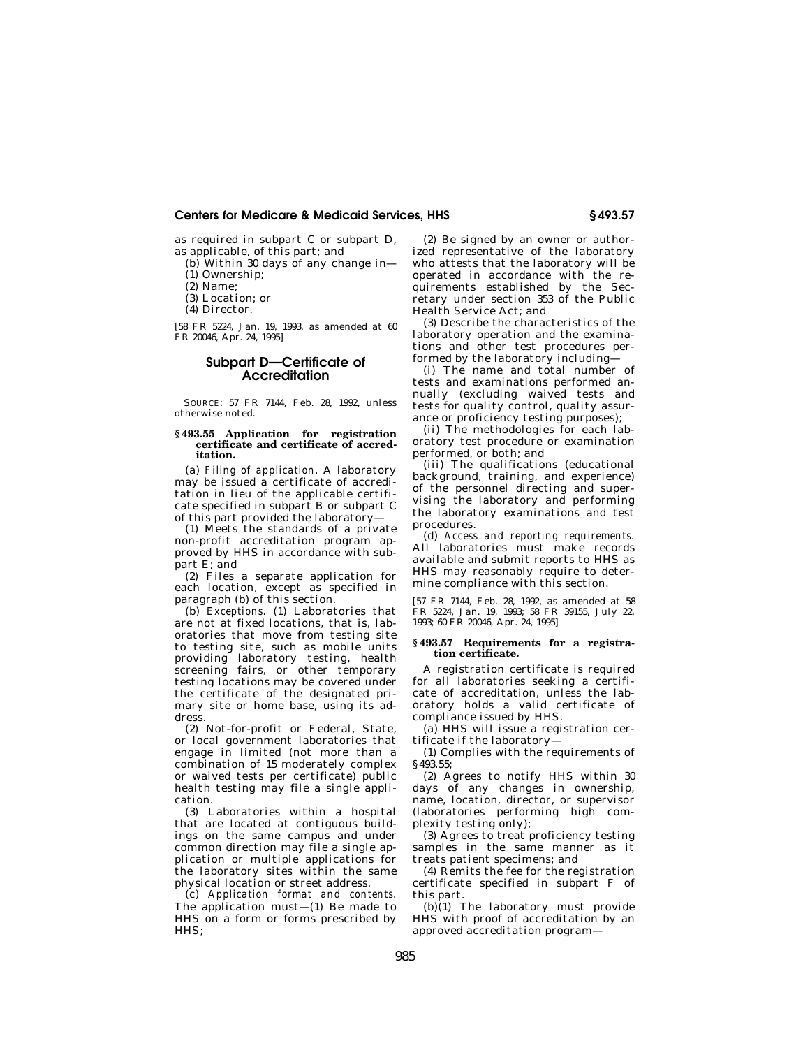as required in subpart C or subpart D, as applicable, of this part; and

(b) Within 30 days of any change in—

(1) Ownership;

(2) Name;

(3) Location; or

(4) Director.

[58 FR 5224, Jan. 19, 1993, as amended at 60 FR 20046, Apr. 24, 1995]

## Subpart D—Certificate of Accreditation

SOURCE: 57 FR 7144, Feb. 28, 1992, unless otherwise noted.

### § 493.55 Application for registration certificate and certificate of accreditation.

(a) *Filing of application.* A laboratory may be issued a certificate of accreditation in lieu of the applicable certificate specified in subpart B or subpart C of this part provided the laboratory—

(1) Meets the standards of a private non-profit accreditation program approved by HHS in accordance with subpart E; and

(2) Files a separate application for each location, except as specified in paragraph (b) of this section.

(b) *Exceptions.* (1) Laboratories that are not at fixed locations, that is, laboratories that move from testing site to testing site, such as mobile units providing laboratory testing, health screening fairs, or other temporary testing locations may be covered under the certificate of the designated primary site or home base, using its address.

(2) Not-for-profit or Federal, State, or local government laboratories that engage in limited (not more than a combination of 15 moderately complex or waived tests per certificate) public health testing may file a single application.

(3) Laboratories within a hospital that are located at contiguous buildings on the same campus and under common direction may file a single application or multiple applications for the laboratory sites within the same physical location or street address.

(c) *Application format and contents.* The application must—(1) Be made to HHS on a form or forms prescribed by HHS;

(2) Be signed by an owner or authorized representative of the laboratory who attests that the laboratory will be operated in accordance with the requirements established by the Secretary under section 353 of the Public Health Service Act; and

(3) Describe the characteristics of the laboratory operation and the examinations and other test procedures performed by the laboratory including—

(i) The name and total number of tests and examinations performed annually (excluding waived tests and tests for quality control, quality assurance or proficiency testing purposes);

(ii) The methodologies for each laboratory test procedure or examination performed, or both; and

(iii) The qualifications (educational background, training, and experience) of the personnel directing and supervising the laboratory and performing the laboratory examinations and test procedures.

(d) *Access and reporting requirements.* All laboratories must make records available and submit reports to HHS as HHS may reasonably require to determine compliance with this section.

[57 FR 7144, Feb. 28, 1992, as amended at 58 FR 5224, Jan. 19, 1993; 58 FR 39155, July 22, 1993; 60 FR 20046, Apr. 24, 1995]

### § 493.57 Requirements for a registration certificate.

A registration certificate is required for all laboratories seeking a certificate of accreditation, unless the laboratory holds a valid certificate of compliance issued by HHS.

(a) HHS will issue a registration certificate if the laboratory—

(1) Complies with the requirements of § 493.55;

(2) Agrees to notify HHS within 30 days of any changes in ownership, name, location, director, or supervisor (laboratories performing high complexity testing only);

(3) Agrees to treat proficiency testing samples in the same manner as it treats patient specimens; and

(4) Remits the fee for the registration certificate specified in subpart F of this part.

(b)(1) The laboratory must provide HHS with proof of accreditation by an approved accreditation program—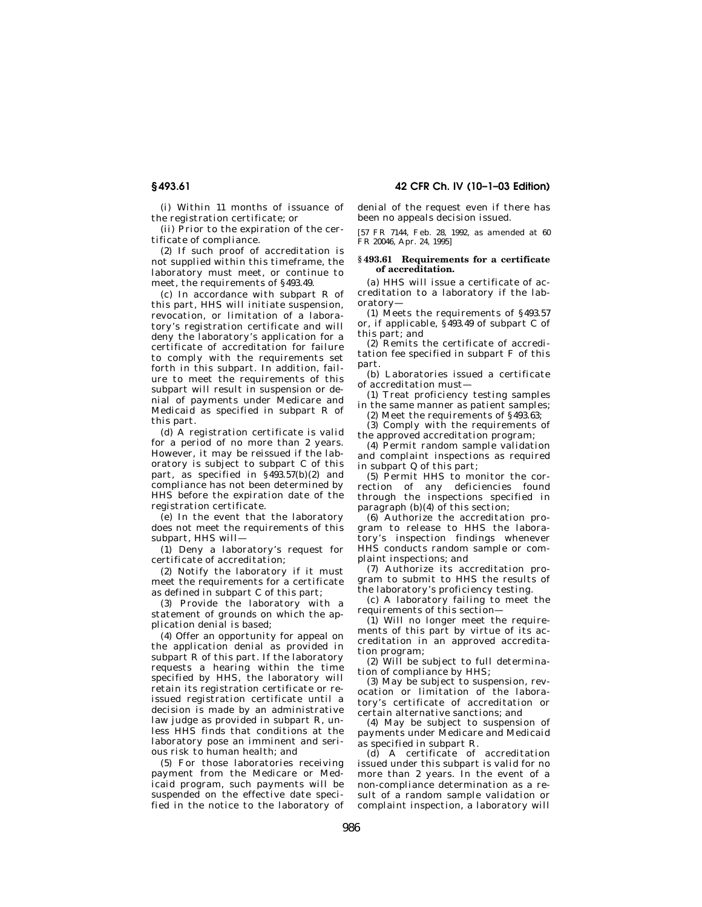(i) Within 11 months of issuance of the registration certificate; or

(ii) Prior to the expiration of the certificate of compliance.

(2) If such proof of accreditation is not supplied within this timeframe, the laboratory must meet, or continue to meet, the requirements of §493.49.

(c) In accordance with subpart R of this part, HHS will initiate suspension, revocation, or limitation of a laboratory's registration certificate and will deny the laboratory's application for a certificate of accreditation for failure to comply with the requirements set forth in this subpart. In addition, failure to meet the requirements of this subpart will result in suspension or denial of payments under Medicare and Medicaid as specified in subpart R of this part.

(d) A registration certificate is valid for a period of no more than 2 years. However, it may be reissued if the laboratory is subject to subpart C of this part, as specified in §493.57(b)(2) and compliance has not been determined by HHS before the expiration date of the registration certificate.

(e) In the event that the laboratory does not meet the requirements of this subpart, HHS will—

(1) Deny a laboratory's request for certificate of accreditation;

(2) Notify the laboratory if it must meet the requirements for a certificate as defined in subpart C of this part;

(3) Provide the laboratory with a statement of grounds on which the application denial is based;

(4) Offer an opportunity for appeal on the application denial as provided in subpart R of this part. If the laboratory requests a hearing within the time specified by HHS, the laboratory will retain its registration certificate or reissued registration certificate until a decision is made by an administrative law judge as provided in subpart R, unless HHS finds that conditions at the laboratory pose an imminent and serious risk to human health; and

(5) For those laboratories receiving payment from the Medicare or Medicaid program, such payments will be suspended on the effective date specified in the notice to the laboratory of denial of the request even if there has been no appeals decision issued.

[57 FR 7144, Feb. 28, 1992, as amended at 60 FR 20046, Apr. 24, 1995]

### §493.61 Requirements for a certificate of accreditation.

(a) HHS will issue a certificate of accreditation to a laboratory if the laboratory—

(1) Meets the requirements of §493.57 or, if applicable, §493.49 of subpart C of this part; and

(2) Remits the certificate of accreditation fee specified in subpart F of this part.

(b) Laboratories issued a certificate of accreditation must—

(1) Treat proficiency testing samples in the same manner as patient samples;

(2) Meet the requirements of §493.63;

(3) Comply with the requirements of the approved accreditation program;

(4) Permit random sample validation and complaint inspections as required in subpart Q of this part;

(5) Permit HHS to monitor the correction of any deficiencies found through the inspections specified in paragraph (b)(4) of this section;

(6) Authorize the accreditation program to release to HHS the laboratory's inspection findings whenever HHS conducts random sample or complaint inspections; and

(7) Authorize its accreditation program to submit to HHS the results of the laboratory's proficiency testing.

(c) A laboratory failing to meet the requirements of this section—

(1) Will no longer meet the requirements of this part by virtue of its accreditation in an approved accreditation program;

(2) Will be subject to full determination of compliance by HHS;

(3) May be subject to suspension, revocation or limitation of the laboratory's certificate of accreditation or certain alternative sanctions; and

(4) May be subject to suspension of payments under Medicare and Medicaid as specified in subpart R.

(d) A certificate of accreditation issued under this subpart is valid for no more than 2 years. In the event of a non-compliance determination as a result of a random sample validation or complaint inspection, a laboratory will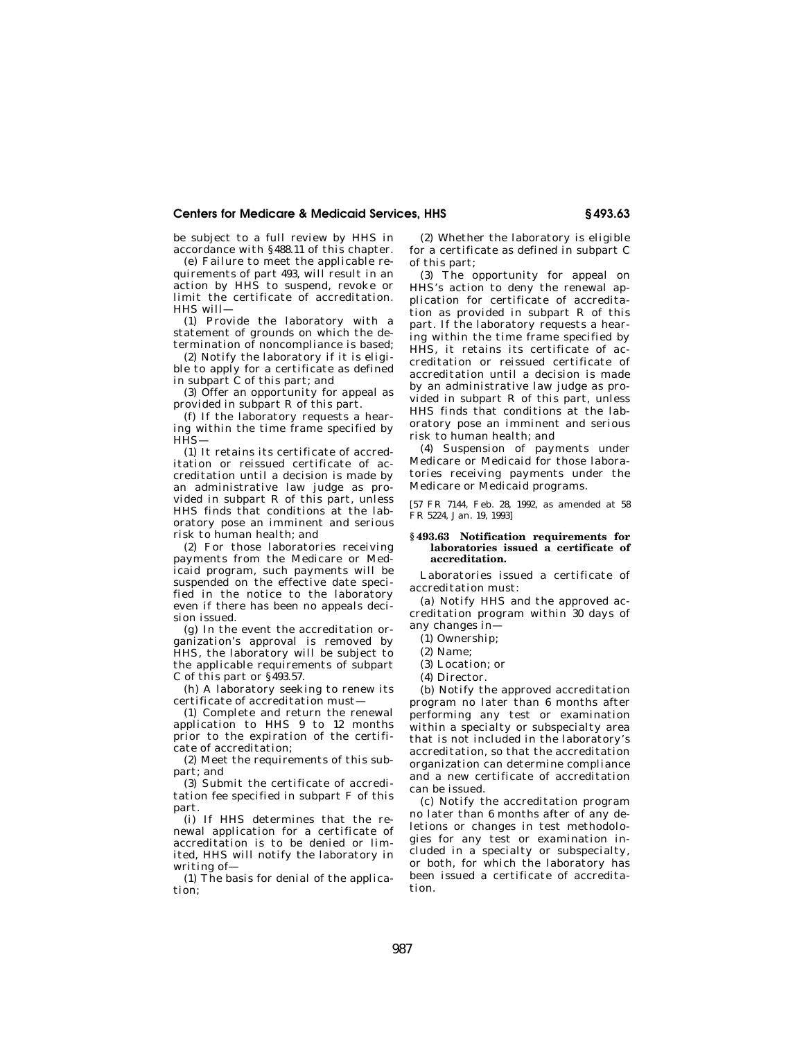be subject to a full review by HHS in accordance with §488.11 of this chapter.

(e) Failure to meet the applicable requirements of part 493, will result in an action by HHS to suspend, revoke or limit the certificate of accreditation. HHS will—

(1) Provide the laboratory with a statement of grounds on which the determination of noncompliance is based;

(2) Notify the laboratory if it is eligible to apply for a certificate as defined in subpart C of this part; and

(3) Offer an opportunity for appeal as provided in subpart R of this part.

(f) If the laboratory requests a hearing within the time frame specified by HHS—

(1) It retains its certificate of accreditation or reissued certificate of accreditation until a decision is made by an administrative law judge as provided in subpart R of this part, unless HHS finds that conditions at the laboratory pose an imminent and serious risk to human health; and

(2) For those laboratories receiving payments from the Medicare or Medicaid program, such payments will be suspended on the effective date specified in the notice to the laboratory even if there has been no appeals decision issued.

(g) In the event the accreditation organization's approval is removed by HHS, the laboratory will be subject to the applicable requirements of subpart C of this part or §493.57.

(h) A laboratory seeking to renew its certificate of accreditation must—

(1) Complete and return the renewal application to HHS 9 to 12 months prior to the expiration of the certificate of accreditation;

(2) Meet the requirements of this subpart; and

(3) Submit the certificate of accreditation fee specified in subpart F of this part.

(i) If HHS determines that the renewal application for a certificate of accreditation is to be denied or limited, HHS will notify the laboratory in writing of—

(1) The basis for denial of the application;

(2) Whether the laboratory is eligible for a certificate as defined in subpart C of this part;

(3) The opportunity for appeal on HHS's action to deny the renewal application for certificate of accreditation as provided in subpart R of this part. If the laboratory requests a hearing within the time frame specified by HHS, it retains its certificate of accreditation or reissued certificate of accreditation until a decision is made by an administrative law judge as provided in subpart R of this part, unless HHS finds that conditions at the laboratory pose an imminent and serious risk to human health; and

(4) Suspension of payments under Medicare or Medicaid for those laboratories receiving payments under the Medicare or Medicaid programs.

[57 FR 7144, Feb. 28, 1992, as amended at 58 FR 5224, Jan. 19, 1993]

### §493.63 Notification requirements for laboratories issued a certificate of accreditation.

Laboratories issued a certificate of accreditation must:

(a) Notify HHS and the approved accreditation program within 30 days of any changes in—

(1) Ownership;

(2) Name;

(3) Location; or

(4) Director.

(b) Notify the approved accreditation program no later than 6 months after performing any test or examination within a specialty or subspecialty area that is not included in the laboratory's accreditation, so that the accreditation organization can determine compliance and a new certificate of accreditation can be issued.

(c) Notify the accreditation program no later than 6 months after of any deletions or changes in test methodologies for any test or examination included in a specialty or subspecialty, or both, for which the laboratory has been issued a certificate of accreditation.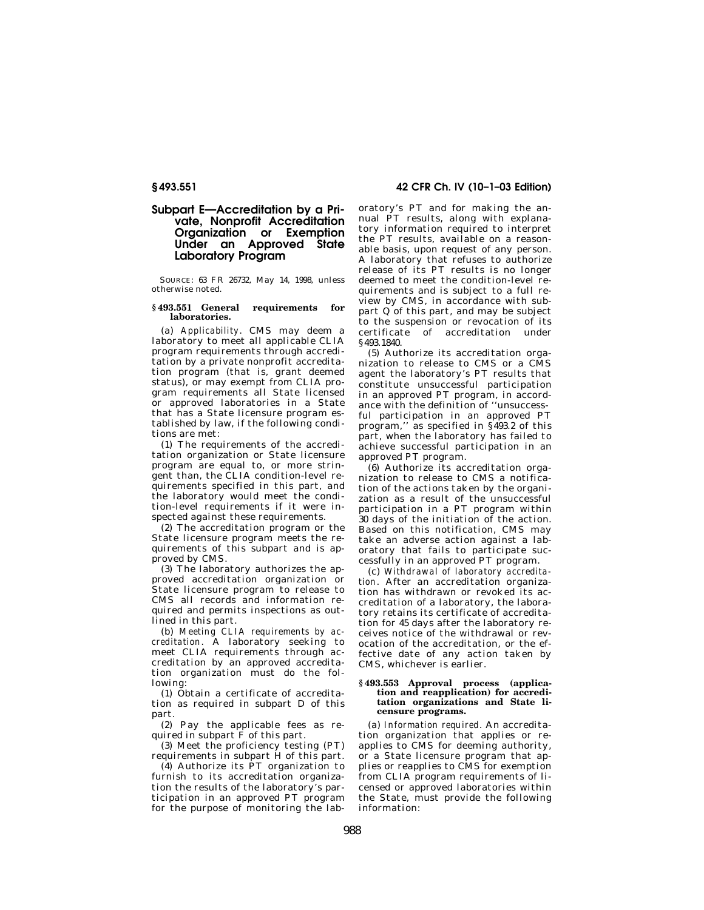## Subpart E—Accreditation by a Private, Nonprofit Accreditation Organization or Exemption Under an Approved State Laboratory Program

SOURCE: 63 FR 26732, May 14, 1998, unless otherwise noted.

### § 493.551 General requirements for laboratories.

(a) *Applicability.* CMS may deem a laboratory to meet all applicable CLIA program requirements through accreditation by a private nonprofit accreditation program (that is, grant deemed status), or may exempt from CLIA program requirements all State licensed or approved laboratories in a State that has a State licensure program established by law, if the following conditions are met:

(1) The requirements of the accreditation organization or State licensure program are equal to, or more stringent than, the CLIA condition-level requirements specified in this part, and the laboratory would meet the condition-level requirements if it were inspected against these requirements.

(2) The accreditation program or the State licensure program meets the requirements of this subpart and is approved by CMS.

(3) The laboratory authorizes the approved accreditation organization or State licensure program to release to CMS all records and information required and permits inspections as outlined in this part.

(b) *Meeting CLIA requirements by accreditation.* A laboratory seeking to meet CLIA requirements through accreditation by an approved accreditation organization must do the following:

(1) Obtain a certificate of accreditation as required in subpart D of this part.

(2) Pay the applicable fees as required in subpart F of this part.

(3) Meet the proficiency testing (PT) requirements in subpart H of this part.

(4) Authorize its PT organization to furnish to its accreditation organization the results of the laboratory's participation in an approved PT program for the purpose of monitoring the laboratory's PT and for making the annual PT results, along with explanatory information required to interpret the PT results, available on a reasonable basis, upon request of any person. A laboratory that refuses to authorize release of its PT results is no longer deemed to meet the condition-level requirements and is subject to a full review by CMS, in accordance with subpart Q of this part, and may be subject to the suspension or revocation of its certificate of accreditation under §493.1840.

(5) Authorize its accreditation organization to release to CMS or a CMS agent the laboratory's PT results that constitute unsuccessful participation in an approved PT program, in accordance with the definition of "unsuccessful participation in an approved PT program," as specified in §493.2 of this part, when the laboratory has failed to achieve successful participation in an approved PT program.

(6) Authorize its accreditation organization to release to CMS a notification of the actions taken by the organization as a result of the unsuccessful participation in a PT program within 30 days of the initiation of the action. Based on this notification, CMS may take an adverse action against a laboratory that fails to participate successfully in an approved PT program.

(c) *Withdrawal of laboratory accreditation.* After an accreditation organization has withdrawn or revoked its accreditation of a laboratory, the laboratory retains its certificate of accreditation for 45 days after the laboratory receives notice of the withdrawal or revocation of the accreditation, or the effective date of any action taken by CMS, whichever is earlier.

### § 493.553 Approval process (application and reapplication) for accreditation organizations and State licensure programs.

(a) *Information required.* An accreditation organization that applies or reapplies to CMS for deeming authority, or a State licensure program that applies or reapplies to CMS for exemption from CLIA program requirements of licensed or approved laboratories within the State, must provide the following information: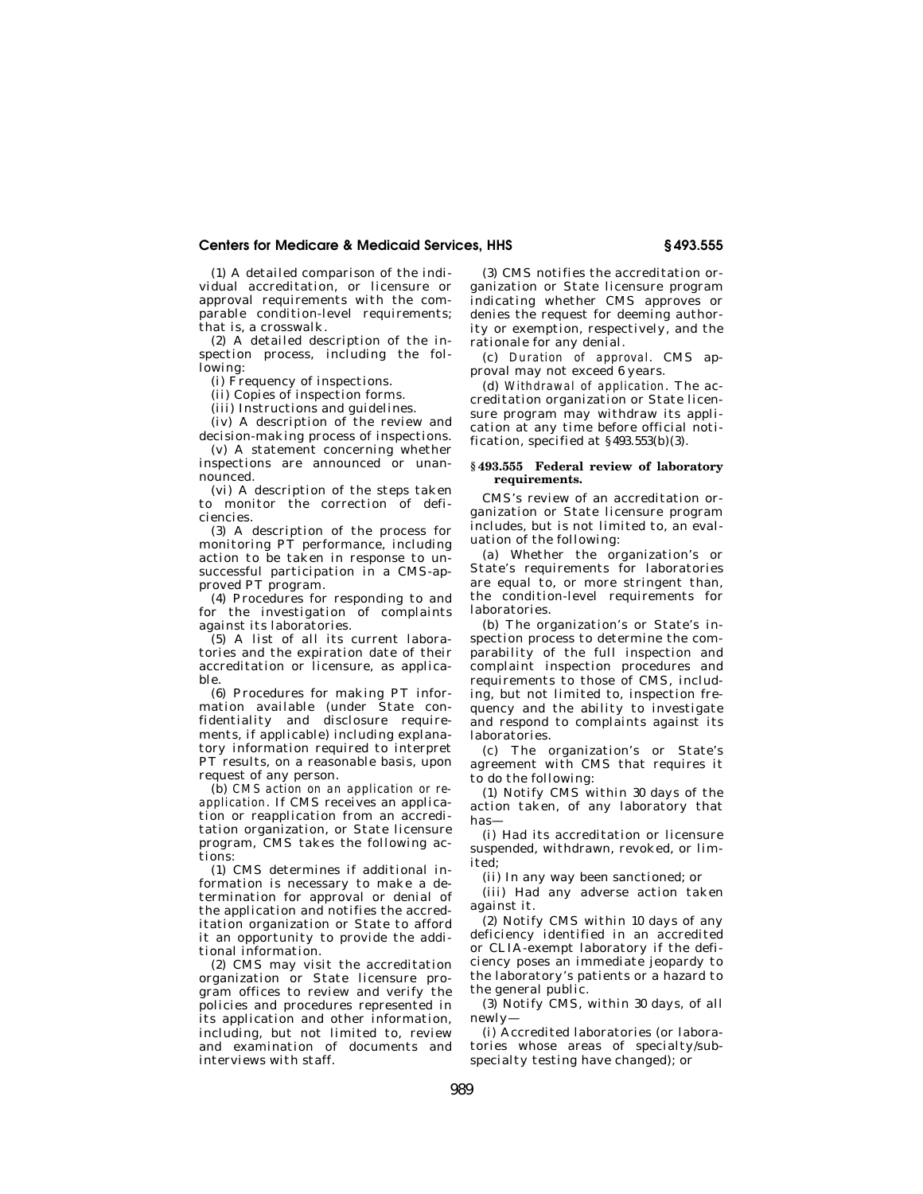(1) A detailed comparison of the individual accreditation, or licensure or approval requirements with the comparable condition-level requirements; that is, a crosswalk.

(2) A detailed description of the inspection process, including the following:

(i) Frequency of inspections.

(ii) Copies of inspection forms.

(iii) Instructions and guidelines.

(iv) A description of the review and decision-making process of inspections.

(v) A statement concerning whether inspections are announced or unannounced.

(vi) A description of the steps taken to monitor the correction of deficiencies.

(3) A description of the process for monitoring PT performance, including action to be taken in response to unsuccessful participation in a CMS-approved PT program.

(4) Procedures for responding to and for the investigation of complaints against its laboratories.

(5) A list of all its current laboratories and the expiration date of their accreditation or licensure, as applicable.

(6) Procedures for making PT information available (under State confidentiality and disclosure requirements, if applicable) including explanatory information required to interpret PT results, on a reasonable basis, upon request of any person.

(b) *CMS action on an application or reapplication.* If CMS receives an application or reapplication from an accreditation organization, or State licensure program, CMS takes the following actions:

(1) CMS determines if additional information is necessary to make a determination for approval or denial of the application and notifies the accreditation organization or State to afford it an opportunity to provide the additional information.

(2) CMS may visit the accreditation organization or State licensure program offices to review and verify the policies and procedures represented in its application and other information, including, but not limited to, review and examination of documents and interviews with staff.

(3) CMS notifies the accreditation organization or State licensure program indicating whether CMS approves or denies the request for deeming authority or exemption, respectively, and the rationale for any denial.

(c) *Duration of approval.* CMS approval may not exceed 6 years.

(d) *Withdrawal of application.* The accreditation organization or State licensure program may withdraw its application at any time before official notification, specified at §493.553(b)(3).

### §493.555 Federal review of laboratory requirements.

CMS's review of an accreditation organization or State licensure program includes, but is not limited to, an evaluation of the following:

(a) Whether the organization's or State's requirements for laboratories are equal to, or more stringent than, the condition-level requirements for laboratories.

(b) The organization's or State's inspection process to determine the comparability of the full inspection and complaint inspection procedures and requirements to those of CMS, including, but not limited to, inspection frequency and the ability to investigate and respond to complaints against its laboratories.

(c) The organization's or State's agreement with CMS that requires it to do the following:

(1) Notify CMS within 30 days of the action taken, of any laboratory that has—

(i) Had its accreditation or licensure suspended, withdrawn, revoked, or limited;

(ii) In any way been sanctioned; or

(iii) Had any adverse action taken against it.

(2) Notify CMS within 10 days of any deficiency identified in an accredited or CLIA-exempt laboratory if the deficiency poses an immediate jeopardy to the laboratory's patients or a hazard to the general public.

(3) Notify CMS, within 30 days, of all newly—

(i) Accredited laboratories (or laboratories whose areas of specialty/subspecialty testing have changed); or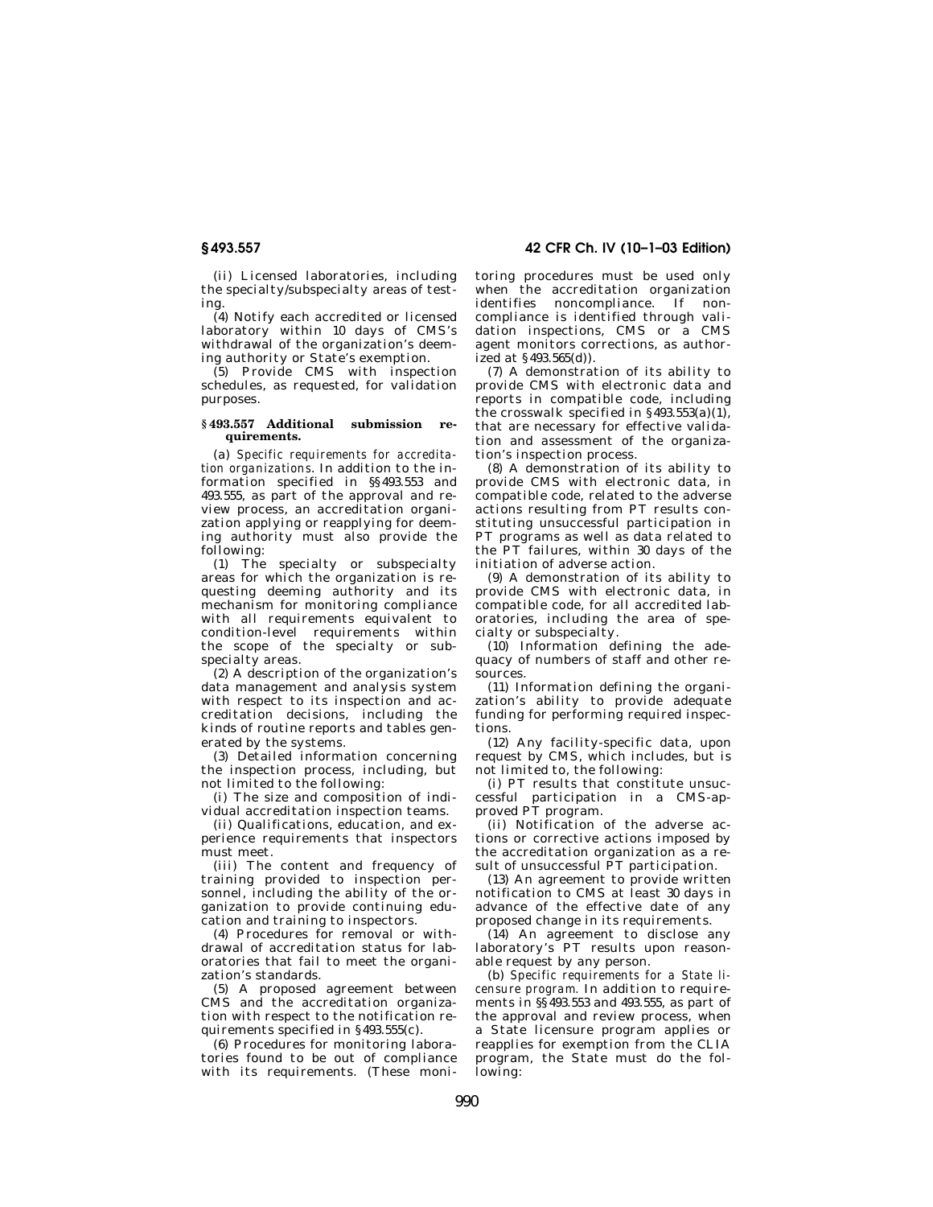(ii) Licensed laboratories, including the specialty/subspecialty areas of testing.

(4) Notify each accredited or licensed laboratory within 10 days of CMS's withdrawal of the organization's deeming authority or State's exemption.

(5) Provide CMS with inspection schedules, as requested, for validation purposes.

### § 493.557 Additional submission requirements.

(a) *Specific requirements for accreditation organizations.* In addition to the information specified in §§ 493.553 and 493.555, as part of the approval and review process, an accreditation organization applying or reapplying for deeming authority must also provide the following:

(1) The specialty or subspecialty areas for which the organization is requesting deeming authority and its mechanism for monitoring compliance with all requirements equivalent to condition-level requirements within the scope of the specialty or subspecialty areas.

(2) A description of the organization's data management and analysis system with respect to its inspection and accreditation decisions, including the kinds of routine reports and tables generated by the systems.

(3) Detailed information concerning the inspection process, including, but not limited to the following:

(i) The size and composition of individual accreditation inspection teams.

(ii) Qualifications, education, and experience requirements that inspectors must meet.

(iii) The content and frequency of training provided to inspection personnel, including the ability of the organization to provide continuing education and training to inspectors.

(4) Procedures for removal or withdrawal of accreditation status for laboratories that fail to meet the organization's standards.

(5) A proposed agreement between CMS and the accreditation organization with respect to the notification requirements specified in § 493.555(c).

(6) Procedures for monitoring laboratories found to be out of compliance with its requirements. (These monitoring procedures must be used only when the accreditation organization identifies noncompliance. If noncompliance is identified through validation inspections, CMS or a CMS agent monitors corrections, as authorized at § 493.565(d)).

(7) A demonstration of its ability to provide CMS with electronic data and reports in compatible code, including the crosswalk specified in § 493.553(a)(1), that are necessary for effective validation and assessment of the organization's inspection process.

(8) A demonstration of its ability to provide CMS with electronic data, in compatible code, related to the adverse actions resulting from PT results constituting unsuccessful participation in PT programs as well as data related to the PT failures, within 30 days of the initiation of adverse action.

(9) A demonstration of its ability to provide CMS with electronic data, in compatible code, for all accredited laboratories, including the area of specialty or subspecialty.

(10) Information defining the adequacy of numbers of staff and other resources.

(11) Information defining the organization's ability to provide adequate funding for performing required inspections.

(12) Any facility-specific data, upon request by CMS, which includes, but is not limited to, the following:

(i) PT results that constitute unsuccessful participation in a CMS-approved PT program.

(ii) Notification of the adverse actions or corrective actions imposed by the accreditation organization as a result of unsuccessful PT participation.

(13) An agreement to provide written notification to CMS at least 30 days in advance of the effective date of any proposed change in its requirements.

(14) An agreement to disclose any laboratory's PT results upon reasonable request by any person.

(b) *Specific requirements for a State licensure program.* In addition to requirements in §§ 493.553 and 493.555, as part of the approval and review process, when a State licensure program applies or reapplies for exemption from the CLIA program, the State must do the following: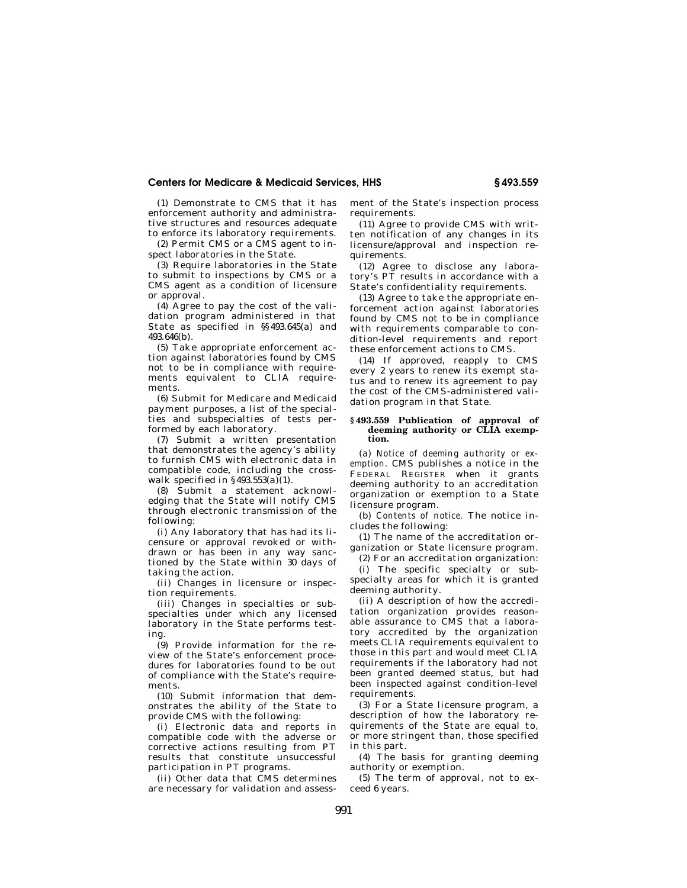(1) Demonstrate to CMS that it has enforcement authority and administrative structures and resources adequate to enforce its laboratory requirements.

(2) Permit CMS or a CMS agent to inspect laboratories in the State.

(3) Require laboratories in the State to submit to inspections by CMS or a CMS agent as a condition of licensure or approval.

(4) Agree to pay the cost of the validation program administered in that State as specified in §§493.645(a) and 493.646(b).

(5) Take appropriate enforcement action against laboratories found by CMS not to be in compliance with requirements equivalent to CLIA requirements.

(6) Submit for Medicare and Medicaid payment purposes, a list of the specialties and subspecialties of tests performed by each laboratory.

(7) Submit a written presentation that demonstrates the agency's ability to furnish CMS with electronic data in compatible code, including the crosswalk specified in §493.553(a)(1).

(8) Submit a statement acknowledging that the State will notify CMS through electronic transmission of the following:

(i) Any laboratory that has had its licensure or approval revoked or withdrawn or has been in any way sanctioned by the State within 30 days of taking the action.

(ii) Changes in licensure or inspection requirements.

(iii) Changes in specialties or subspecialties under which any licensed laboratory in the State performs testing.

(9) Provide information for the review of the State's enforcement procedures for laboratories found to be out of compliance with the State's requirements.

(10) Submit information that demonstrates the ability of the State to provide CMS with the following:

(i) Electronic data and reports in compatible code with the adverse or corrective actions resulting from PT results that constitute unsuccessful participation in PT programs.

(ii) Other data that CMS determines are necessary for validation and assessment of the State's inspection process requirements.

(11) Agree to provide CMS with written notification of any changes in its licensure/approval and inspection requirements.

(12) Agree to disclose any laboratory's PT results in accordance with a State's confidentiality requirements.

(13) Agree to take the appropriate enforcement action against laboratories found by CMS not to be in compliance with requirements comparable to condition-level requirements and report these enforcement actions to CMS.

(14) If approved, reapply to CMS every 2 years to renew its exempt status and to renew its agreement to pay the cost of the CMS-administered validation program in that State.

### §493.559 Publication of approval of deeming authority or CLIA exemption.

(a) *Notice of deeming authority or exemption.* CMS publishes a notice in the FEDERAL REGISTER when it grants deeming authority to an accreditation organization or exemption to a State licensure program.

(b) *Contents of notice.* The notice includes the following:

(1) The name of the accreditation organization or State licensure program.

(2) For an accreditation organization:

(i) The specific specialty or subspecialty areas for which it is granted deeming authority.

(ii) A description of how the accreditation organization provides reasonable assurance to CMS that a laboratory accredited by the organization meets CLIA requirements equivalent to those in this part and would meet CLIA requirements if the laboratory had not been granted deemed status, but had been inspected against condition-level requirements.

(3) For a State licensure program, a description of how the laboratory requirements of the State are equal to, or more stringent than, those specified in this part.

(4) The basis for granting deeming authority or exemption.

(5) The term of approval, not to exceed 6 years.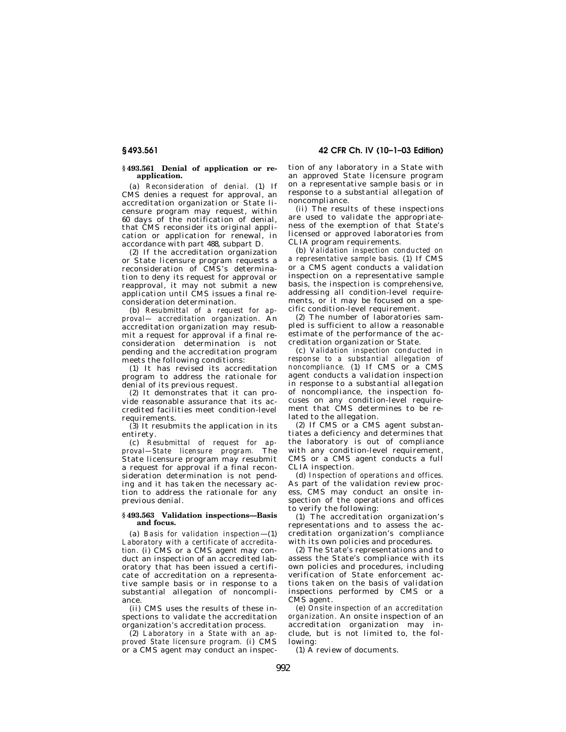### § 493.561 Denial of application or reapplication.

(a) *Reconsideration of denial.* (1) If CMS denies a request for approval, an accreditation organization or State licensure program may request, within 60 days of the notification of denial, that CMS reconsider its original application or application for renewal, in accordance with part 488, subpart D.

(2) If the accreditation organization or State licensure program requests a reconsideration of CMS's determination to deny its request for approval or reapproval, it may not submit a new application until CMS issues a final reconsideration determination.

(b) *Resubmittal of a request for approval— accreditation organization.* An accreditation organization may resubmit a request for approval if a final reconsideration determination is not pending and the accreditation program meets the following conditions:

(1) It has revised its accreditation program to address the rationale for denial of its previous request.

(2) It demonstrates that it can provide reasonable assurance that its accredited facilities meet condition-level requirements.

(3) It resubmits the application in its entirety.

(c) *Resubmittal of request for approval—State licensure program.* The State licensure program may resubmit a request for approval if a final reconsideration determination is not pending and it has taken the necessary action to address the rationale for any previous denial.

### § 493.563 Validation inspections—Basis and focus.

(a) *Basis for validation inspection*—(1) *Laboratory with a certificate of accreditation.* (i) CMS or a CMS agent may conduct an inspection of an accredited laboratory that has been issued a certificate of accreditation on a representative sample basis or in response to a substantial allegation of noncompliance.

(ii) CMS uses the results of these inspections to validate the accreditation organization's accreditation process.

(2) *Laboratory in a State with an approved State licensure program.* (i) CMS or a CMS agent may conduct an inspection of any laboratory in a State with an approved State licensure program on a representative sample basis or in response to a substantial allegation of noncompliance.

(ii) The results of these inspections are used to validate the appropriateness of the exemption of that State's licensed or approved laboratories from CLIA program requirements.

(b) *Validation inspection conducted on a representative sample basis.* (1) If CMS or a CMS agent conducts a validation inspection on a representative sample basis, the inspection is comprehensive, addressing all condition-level requirements, or it may be focused on a specific condition-level requirement.

(2) The number of laboratories sampled is sufficient to allow a reasonable estimate of the performance of the accreditation organization or State.

(c) *Validation inspection conducted in response to a substantial allegation of noncompliance.* (1) If CMS or a CMS agent conducts a validation inspection in response to a substantial allegation of noncompliance, the inspection focuses on any condition-level requirement that CMS determines to be related to the allegation.

(2) If CMS or a CMS agent substantiates a deficiency and determines that the laboratory is out of compliance with any condition-level requirement, CMS or a CMS agent conducts a full CLIA inspection.

(d) *Inspection of operations and offices.* As part of the validation review process, CMS may conduct an onsite inspection of the operations and offices to verify the following:

(1) The accreditation organization's representations and to assess the accreditation organization's compliance with its own policies and procedures.

(2) The State's representations and to assess the State's compliance with its own policies and procedures, including verification of State enforcement actions taken on the basis of validation inspections performed by CMS or a CMS agent.

(e) *Onsite inspection of an accreditation organization.* An onsite inspection of an accreditation organization may include, but is not limited to, the following:

(1) A review of documents.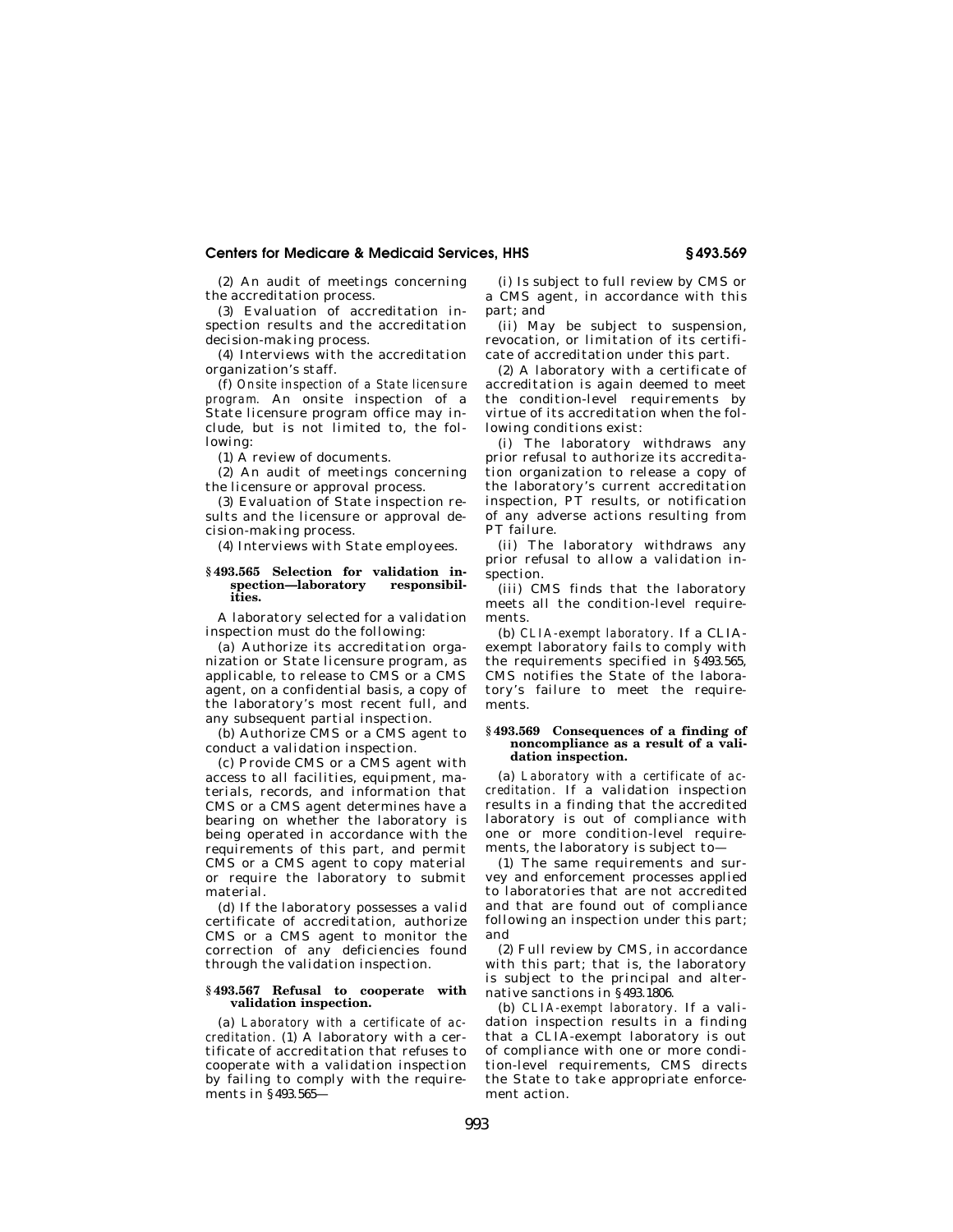(2) An audit of meetings concerning the accreditation process.

(3) Evaluation of accreditation inspection results and the accreditation decision-making process.

(4) Interviews with the accreditation organization's staff.

(f) *Onsite inspection of a State licensure program.* An onsite inspection of a State licensure program office may include, but is not limited to, the following:

(1) A review of documents.

(2) An audit of meetings concerning the licensure or approval process.

(3) Evaluation of State inspection results and the licensure or approval decision-making process.

(4) Interviews with State employees.

### § 493.565 Selection for validation inspection—laboratory responsibilities.

A laboratory selected for a validation inspection must do the following:

(a) Authorize its accreditation organization or State licensure program, as applicable, to release to CMS or a CMS agent, on a confidential basis, a copy of the laboratory's most recent full, and any subsequent partial inspection.

(b) Authorize CMS or a CMS agent to conduct a validation inspection.

(c) Provide CMS or a CMS agent with access to all facilities, equipment, materials, records, and information that CMS or a CMS agent determines have a bearing on whether the laboratory is being operated in accordance with the requirements of this part, and permit CMS or a CMS agent to copy material or require the laboratory to submit material.

(d) If the laboratory possesses a valid certificate of accreditation, authorize CMS or a CMS agent to monitor the correction of any deficiencies found through the validation inspection.

### § 493.567 Refusal to cooperate with validation inspection.

(a) *Laboratory with a certificate of accreditation.* (1) A laboratory with a certificate of accreditation that refuses to cooperate with a validation inspection by failing to comply with the requirements in § 493.565—

(i) Is subject to full review by CMS or a CMS agent, in accordance with this part; and

(ii) May be subject to suspension, revocation, or limitation of its certificate of accreditation under this part.

(2) A laboratory with a certificate of accreditation is again deemed to meet the condition-level requirements by virtue of its accreditation when the following conditions exist:

(i) The laboratory withdraws any prior refusal to authorize its accreditation organization to release a copy of the laboratory's current accreditation inspection, PT results, or notification of any adverse actions resulting from PT failure.

(ii) The laboratory withdraws any prior refusal to allow a validation inspection.

(iii) CMS finds that the laboratory meets all the condition-level requirements.

(b) *CLIA-exempt laboratory.* If a CLIA-exempt laboratory fails to comply with the requirements specified in § 493.565, CMS notifies the State of the laboratory's failure to meet the requirements.

### § 493.569 Consequences of a finding of noncompliance as a result of a validation inspection.

(a) *Laboratory with a certificate of accreditation.* If a validation inspection results in a finding that the accredited laboratory is out of compliance with one or more condition-level requirements, the laboratory is subject to—

(1) The same requirements and survey and enforcement processes applied to laboratories that are not accredited and that are found out of compliance following an inspection under this part; and

(2) Full review by CMS, in accordance with this part; that is, the laboratory is subject to the principal and alternative sanctions in § 493.1806.

(b) *CLIA-exempt laboratory.* If a validation inspection results in a finding that a CLIA-exempt laboratory is out of compliance with one or more condition-level requirements, CMS directs the State to take appropriate enforcement action.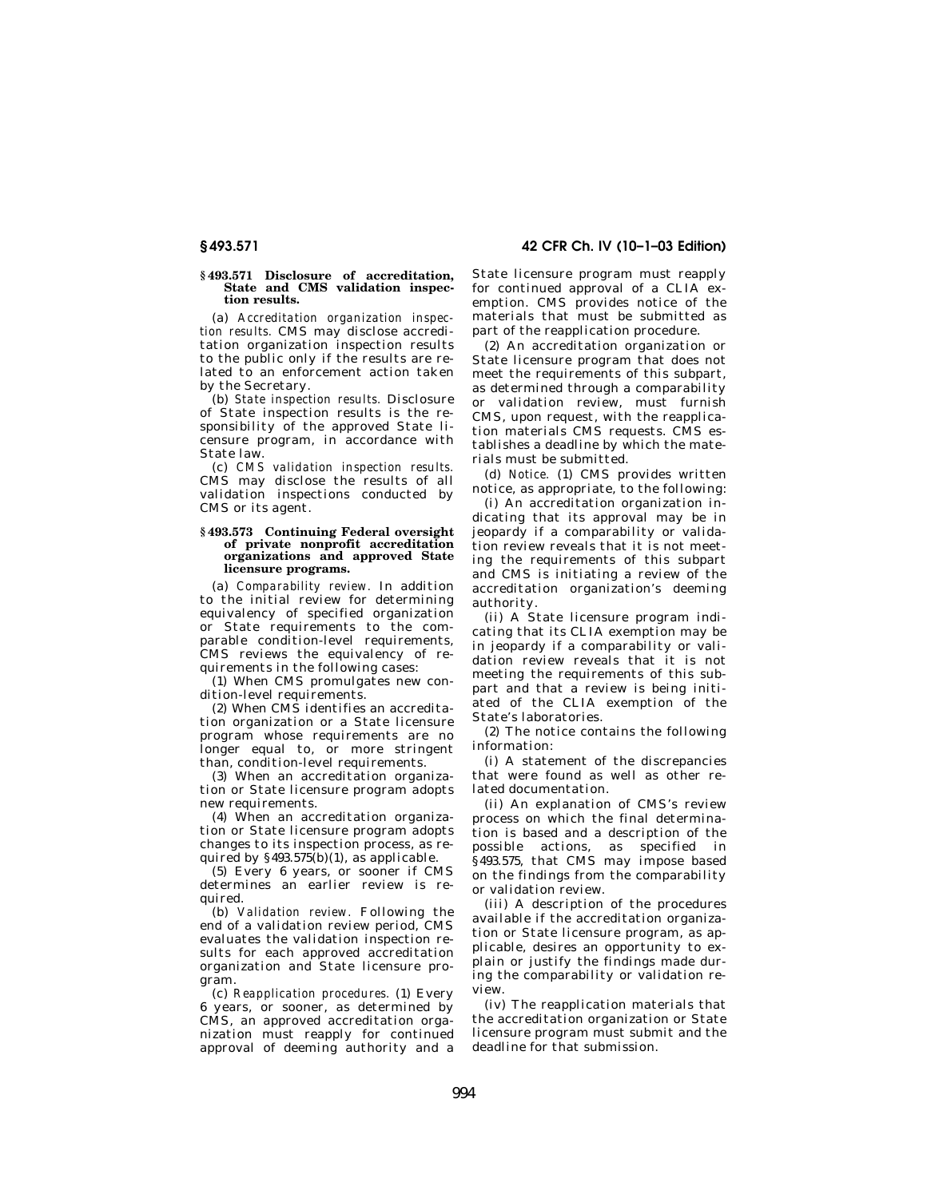### § 493.571 Disclosure of accreditation, State and CMS validation inspection results.

(a) *Accreditation organization inspection results.* CMS may disclose accreditation organization inspection results to the public only if the results are related to an enforcement action taken by the Secretary.

(b) *State inspection results.* Disclosure of State inspection results is the responsibility of the approved State licensure program, in accordance with State law.

(c) *CMS validation inspection results.* CMS may disclose the results of all validation inspections conducted by CMS or its agent.

### § 493.573 Continuing Federal oversight of private nonprofit accreditation organizations and approved State licensure programs.

(a) *Comparability review.* In addition to the initial review for determining equivalency of specified organization or State requirements to the comparable condition-level requirements, CMS reviews the equivalency of requirements in the following cases:

(1) When CMS promulgates new condition-level requirements.

(2) When CMS identifies an accreditation organization or a State licensure program whose requirements are no longer equal to, or more stringent than, condition-level requirements.

(3) When an accreditation organization or State licensure program adopts new requirements.

(4) When an accreditation organization or State licensure program adopts changes to its inspection process, as required by §493.575(b)(1), as applicable.

(5) Every 6 years, or sooner if CMS determines an earlier review is required.

(b) *Validation review.* Following the end of a validation review period, CMS evaluates the validation inspection results for each approved accreditation organization and State licensure program.

(c) *Reapplication procedures.* (1) Every 6 years, or sooner, as determined by CMS, an approved accreditation organization must reapply for continued approval of deeming authority and a State licensure program must reapply for continued approval of a CLIA exemption. CMS provides notice of the materials that must be submitted as part of the reapplication procedure.

(2) An accreditation organization or State licensure program that does not meet the requirements of this subpart, as determined through a comparability or validation review, must furnish CMS, upon request, with the reapplication materials CMS requests. CMS establishes a deadline by which the materials must be submitted.

(d) *Notice.* (1) CMS provides written notice, as appropriate, to the following:

(i) An accreditation organization indicating that its approval may be in jeopardy if a comparability or validation review reveals that it is not meeting the requirements of this subpart and CMS is initiating a review of the accreditation organization's deeming authority.

(ii) A State licensure program indicating that its CLIA exemption may be in jeopardy if a comparability or validation review reveals that it is not meeting the requirements of this subpart and that a review is being initiated of the CLIA exemption of the State's laboratories.

(2) The notice contains the following information:

(i) A statement of the discrepancies that were found as well as other related documentation.

(ii) An explanation of CMS's review process on which the final determination is based and a description of the possible actions, as specified in §493.575, that CMS may impose based on the findings from the comparability or validation review.

(iii) A description of the procedures available if the accreditation organization or State licensure program, as applicable, desires an opportunity to explain or justify the findings made during the comparability or validation review.

(iv) The reapplication materials that the accreditation organization or State licensure program must submit and the deadline for that submission.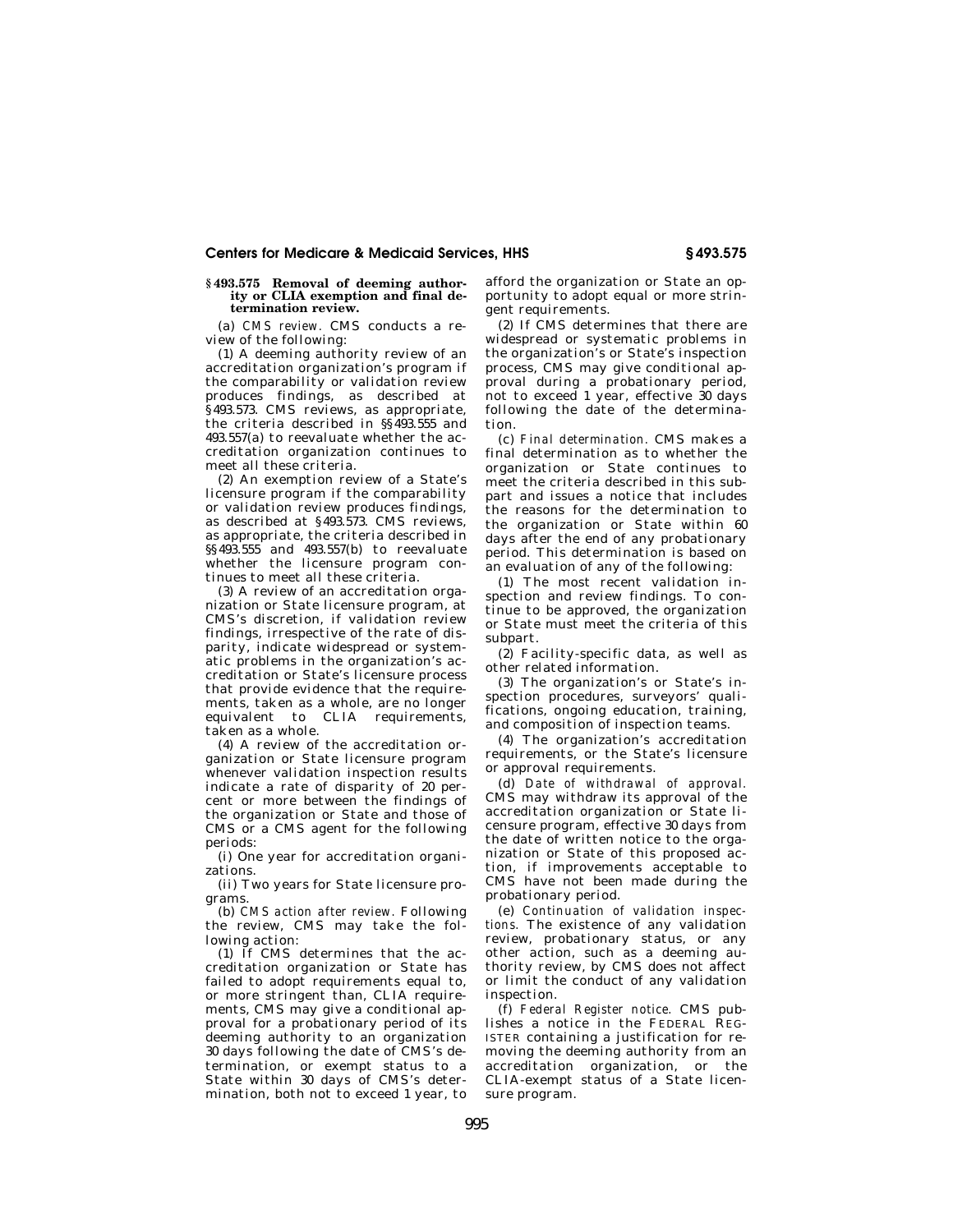## § 493.575 Removal of deeming authority or CLIA exemption and final determination review.

(a) *CMS review.* CMS conducts a review of the following:

(1) A deeming authority review of an accreditation organization's program if the comparability or validation review produces findings, as described at § 493.573. CMS reviews, as appropriate, the criteria described in §§ 493.555 and 493.557(a) to reevaluate whether the accreditation organization continues to meet all these criteria.

(2) An exemption review of a State's licensure program if the comparability or validation review produces findings, as described at § 493.573. CMS reviews, as appropriate, the criteria described in §§ 493.555 and 493.557(b) to reevaluate whether the licensure program continues to meet all these criteria.

(3) A review of an accreditation organization or State licensure program, at CMS's discretion, if validation review findings, irrespective of the rate of disparity, indicate widespread or systematic problems in the organization's accreditation or State's licensure process that provide evidence that the requirements, taken as a whole, are no longer equivalent to CLIA requirements, taken as a whole.

(4) A review of the accreditation organization or State licensure program whenever validation inspection results indicate a rate of disparity of 20 percent or more between the findings of the organization or State and those of CMS or a CMS agent for the following periods:

(i) One year for accreditation organizations.

(ii) Two years for State licensure programs.

(b) *CMS action after review.* Following the review, CMS may take the following action:

(1) If CMS determines that the accreditation organization or State has failed to adopt requirements equal to, or more stringent than, CLIA requirements, CMS may give a conditional approval for a probationary period of its deeming authority to an organization 30 days following the date of CMS's determination, or exempt status to a State within 30 days of CMS's determination, both not to exceed 1 year, to afford the organization or State an opportunity to adopt equal or more stringent requirements.

(2) If CMS determines that there are widespread or systematic problems in the organization's or State's inspection process, CMS may give conditional approval during a probationary period, not to exceed 1 year, effective 30 days following the date of the determination.

(c) *Final determination.* CMS makes a final determination as to whether the organization or State continues to meet the criteria described in this subpart and issues a notice that includes the reasons for the determination to the organization or State within 60 days after the end of any probationary period. This determination is based on an evaluation of any of the following:

(1) The most recent validation inspection and review findings. To continue to be approved, the organization or State must meet the criteria of this subpart.

(2) Facility-specific data, as well as other related information.

(3) The organization's or State's inspection procedures, surveyors' qualifications, ongoing education, training, and composition of inspection teams.

(4) The organization's accreditation requirements, or the State's licensure or approval requirements.

(d) *Date of withdrawal of approval.* CMS may withdraw its approval of the accreditation organization or State licensure program, effective 30 days from the date of written notice to the organization or State of this proposed action, if improvements acceptable to CMS have not been made during the probationary period.

(e) *Continuation of validation inspections.* The existence of any validation review, probationary status, or any other action, such as a deeming authority review, by CMS does not affect or limit the conduct of any validation inspection.

(f) *Federal Register notice.* CMS publishes a notice in the FEDERAL REGISTER containing a justification for removing the deeming authority from an accreditation organization, or the CLIA-exempt status of a State licensure program.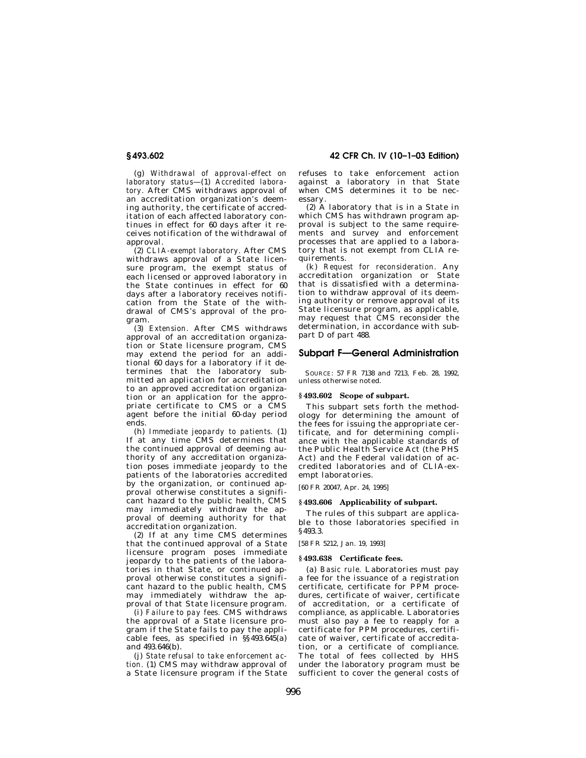(g) *Withdrawal of approval-effect on laboratory status*—(1) *Accredited laboratory.* After CMS withdraws approval of an accreditation organization's deeming authority, the certificate of accreditation of each affected laboratory continues in effect for 60 days after it receives notification of the withdrawal of approval.

(2) *CLIA-exempt laboratory.* After CMS withdraws approval of a State licensure program, the exempt status of each licensed or approved laboratory in the State continues in effect for 60 days after a laboratory receives notification from the State of the withdrawal of CMS's approval of the program.

(3) *Extension.* After CMS withdraws approval of an accreditation organization or State licensure program, CMS may extend the period for an additional 60 days for a laboratory if it determines that the laboratory submitted an application for accreditation to an approved accreditation organization or an application for the appropriate certificate to CMS or a CMS agent before the initial 60-day period ends.

(h) *Immediate jeopardy to patients.* (1) If at any time CMS determines that the continued approval of deeming authority of any accreditation organization poses immediate jeopardy to the patients of the laboratories accredited by the organization, or continued approval otherwise constitutes a significant hazard to the public health, CMS may immediately withdraw the approval of deeming authority for that accreditation organization.

(2) If at any time CMS determines that the continued approval of a State licensure program poses immediate jeopardy to the patients of the laboratories in that State, or continued approval otherwise constitutes a significant hazard to the public health, CMS may immediately withdraw the approval of that State licensure program.

(i) *Failure to pay fees.* CMS withdraws the approval of a State licensure program if the State fails to pay the applicable fees, as specified in §§493.645(a) and 493.646(b).

(j) *State refusal to take enforcement action.* (1) CMS may withdraw approval of a State licensure program if the State refuses to take enforcement action against a laboratory in that State when CMS determines it to be necessary.

(2) A laboratory that is in a State in which CMS has withdrawn program approval is subject to the same requirements and survey and enforcement processes that are applied to a laboratory that is not exempt from CLIA requirements.

(k) *Request for reconsideration.* Any accreditation organization or State that is dissatisfied with a determination to withdraw approval of its deeming authority or remove approval of its State licensure program, as applicable, may request that CMS reconsider the determination, in accordance with subpart D of part 488.

## Subpart F—General Administration

SOURCE: 57 FR 7138 and 7213, Feb. 28, 1992, unless otherwise noted.

### §493.602 Scope of subpart.

This subpart sets forth the methodology for determining the amount of the fees for issuing the appropriate certificate, and for determining compliance with the applicable standards of the Public Health Service Act (the PHS Act) and the Federal validation of accredited laboratories and of CLIA-exempt laboratories.

[60 FR 20047, Apr. 24, 1995]

### §493.606 Applicability of subpart.

The rules of this subpart are applicable to those laboratories specified in §493.3.

[58 FR 5212, Jan. 19, 1993]

### §493.638 Certificate fees.

(a) *Basic rule.* Laboratories must pay a fee for the issuance of a registration certificate, certificate for PPM procedures, certificate of waiver, certificate of accreditation, or a certificate of compliance, as applicable. Laboratories must also pay a fee to reapply for a certificate for PPM procedures, certificate of waiver, certificate of accreditation, or a certificate of compliance. The total of fees collected by HHS under the laboratory program must be sufficient to cover the general costs of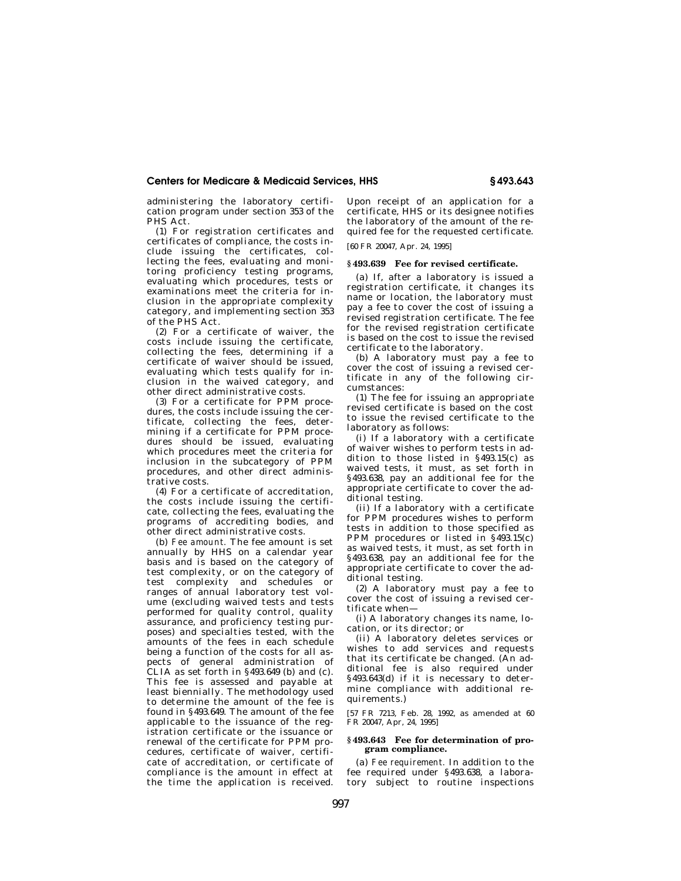administering the laboratory certification program under section 353 of the PHS Act.

(1) For registration certificates and certificates of compliance, the costs include issuing the certificates, collecting the fees, evaluating and monitoring proficiency testing programs, evaluating which procedures, tests or examinations meet the criteria for inclusion in the appropriate complexity category, and implementing section 353 of the PHS Act.

(2) For a certificate of waiver, the costs include issuing the certificate, collecting the fees, determining if a certificate of waiver should be issued, evaluating which tests qualify for inclusion in the waived category, and other direct administrative costs.

(3) For a certificate for PPM procedures, the costs include issuing the certificate, collecting the fees, determining if a certificate for PPM procedures should be issued, evaluating which procedures meet the criteria for inclusion in the subcategory of PPM procedures, and other direct administrative costs.

(4) For a certificate of accreditation, the costs include issuing the certificate, collecting the fees, evaluating the programs of accrediting bodies, and other direct administrative costs.

(b) *Fee amount.* The fee amount is set annually by HHS on a calendar year basis and is based on the category of test complexity, or on the category of test complexity and schedules or ranges of annual laboratory test volume (excluding waived tests and tests performed for quality control, quality assurance, and proficiency testing purposes) and specialties tested, with the amounts of the fees in each schedule being a function of the costs for all aspects of general administration of CLIA as set forth in §493.649 (b) and (c). This fee is assessed and payable at least biennially. The methodology used to determine the amount of the fee is found in §493.649. The amount of the fee applicable to the issuance of the registration certificate or the issuance or renewal of the certificate for PPM procedures, certificate of waiver, certificate of accreditation, or certificate of compliance is the amount in effect at the time the application is received. Upon receipt of an application for a certificate, HHS or its designee notifies the laboratory of the amount of the required fee for the requested certificate.

[60 FR 20047, Apr. 24, 1995]

## §493.639 Fee for revised certificate.

(a) If, after a laboratory is issued a registration certificate, it changes its name or location, the laboratory must pay a fee to cover the cost of issuing a revised registration certificate. The fee for the revised registration certificate is based on the cost to issue the revised certificate to the laboratory.

(b) A laboratory must pay a fee to cover the cost of issuing a revised certificate in any of the following circumstances:

(1) The fee for issuing an appropriate revised certificate is based on the cost to issue the revised certificate to the laboratory as follows:

(i) If a laboratory with a certificate of waiver wishes to perform tests in addition to those listed in §493.15(c) as waived tests, it must, as set forth in §493.638, pay an additional fee for the appropriate certificate to cover the additional testing.

(ii) If a laboratory with a certificate for PPM procedures wishes to perform tests in addition to those specified as PPM procedures or listed in §493.15(c) as waived tests, it must, as set forth in §493.638, pay an additional fee for the appropriate certificate to cover the additional testing.

(2) A laboratory must pay a fee to cover the cost of issuing a revised certificate when—

(i) A laboratory changes its name, location, or its director; or

(ii) A laboratory deletes services or wishes to add services and requests that its certificate be changed. (An additional fee is also required under §493.643(d) if it is necessary to determine compliance with additional requirements.)

[57 FR 7213, Feb. 28, 1992, as amended at 60 FR 20047, Apr. 24, 1995]

## §493.643 Fee for determination of program compliance.

(a) *Fee requirement.* In addition to the fee required under §493.638, a laboratory subject to routine inspections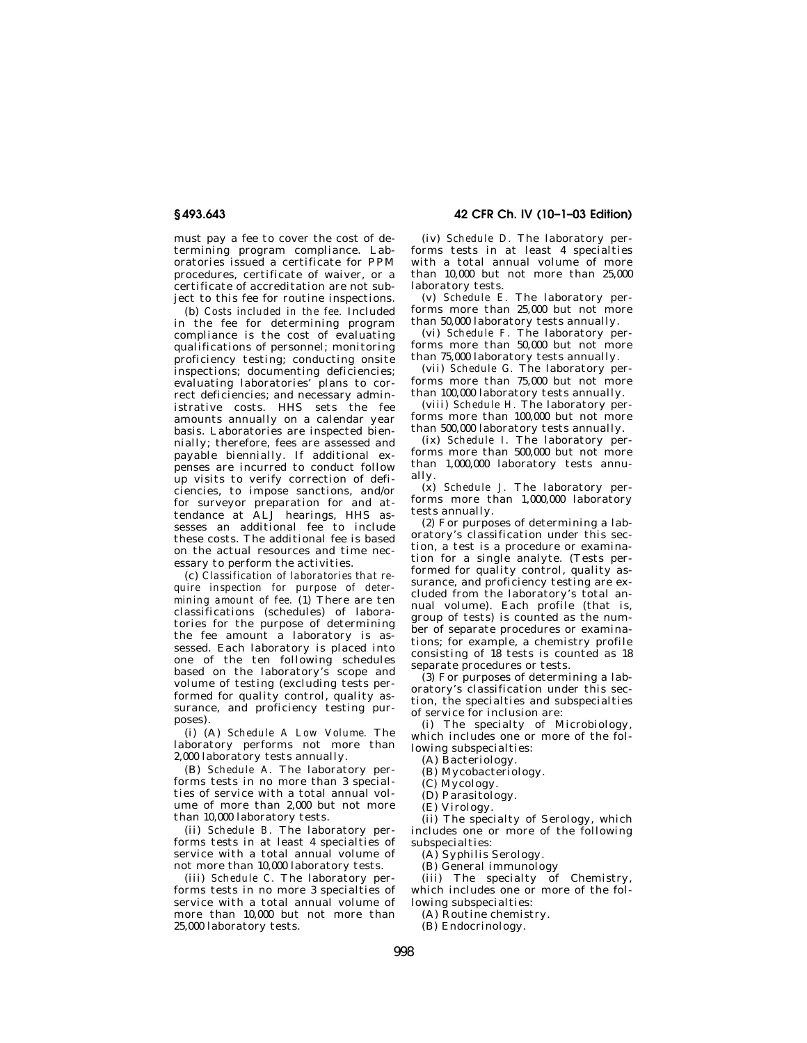must pay a fee to cover the cost of determining program compliance. Laboratories issued a certificate for PPM procedures, certificate of waiver, or a certificate of accreditation are not subject to this fee for routine inspections.

(b) *Costs included in the fee.* Included in the fee for determining program compliance is the cost of evaluating qualifications of personnel; monitoring proficiency testing; conducting onsite inspections; documenting deficiencies; evaluating laboratories' plans to correct deficiencies; and necessary administrative costs. HHS sets the fee amounts annually on a calendar year basis. Laboratories are inspected biennially; therefore, fees are assessed and payable biennially. If additional expenses are incurred to conduct follow up visits to verify correction of deficiencies, to impose sanctions, and/or for surveyor preparation for and attendance at ALJ hearings, HHS assesses an additional fee to include these costs. The additional fee is based on the actual resources and time necessary to perform the activities.

(c) *Classification of laboratories that require inspection for purpose of determining amount of fee.* (1) There are ten classifications (schedules) of laboratories for the purpose of determining the fee amount a laboratory is assessed. Each laboratory is placed into one of the ten following schedules based on the laboratory's scope and volume of testing (excluding tests performed for quality control, quality assurance, and proficiency testing purposes).

(i) (A) *Schedule A Low Volume.* The laboratory performs not more than 2,000 laboratory tests annually.

(B) *Schedule A.* The laboratory performs tests in no more than 3 specialties of service with a total annual volume of more than 2,000 but not more than 10,000 laboratory tests.

(ii) *Schedule B.* The laboratory performs tests in at least 4 specialties of service with a total annual volume of not more than 10,000 laboratory tests.

(iii) *Schedule C.* The laboratory performs tests in no more 3 specialties of service with a total annual volume of more than 10,000 but not more than 25,000 laboratory tests.

(iv) *Schedule D.* The laboratory performs tests in at least 4 specialties with a total annual volume of more than 10,000 but not more than 25,000 laboratory tests.

(v) *Schedule E.* The laboratory performs more than 25,000 but not more than 50,000 laboratory tests annually.

(vi) *Schedule F.* The laboratory performs more than 50,000 but not more than 75,000 laboratory tests annually.

(vii) *Schedule G.* The laboratory performs more than 75,000 but not more than 100,000 laboratory tests annually.

(viii) *Schedule H.* The laboratory performs more than 100,000 but not more than 500,000 laboratory tests annually.

(ix) *Schedule I.* The laboratory performs more than 500,000 but not more than 1,000,000 laboratory tests annually.

(x) *Schedule J.* The laboratory performs more than 1,000,000 laboratory tests annually.

(2) For purposes of determining a laboratory's classification under this section, a test is a procedure or examination for a single analyte. (Tests performed for quality control, quality assurance, and proficiency testing are excluded from the laboratory's total annual volume). Each profile (that is, group of tests) is counted as the number of separate procedures or examinations; for example, a chemistry profile consisting of 18 tests is counted as 18 separate procedures or tests.

(3) For purposes of determining a laboratory's classification under this section, the specialties and subspecialties of service for inclusion are:

(i) The specialty of Microbiology, which includes one or more of the following subspecialties:

(A) Bacteriology.

(B) Mycobacteriology.

(C) Mycology.

(D) Parasitology.

(E) Virology.

(ii) The specialty of Serology, which includes one or more of the following subspecialties:

(A) Syphilis Serology.

(B) General immunology

(iii) The specialty of Chemistry, which includes one or more of the following subspecialties:

(A) Routine chemistry.

(B) Endocrinology.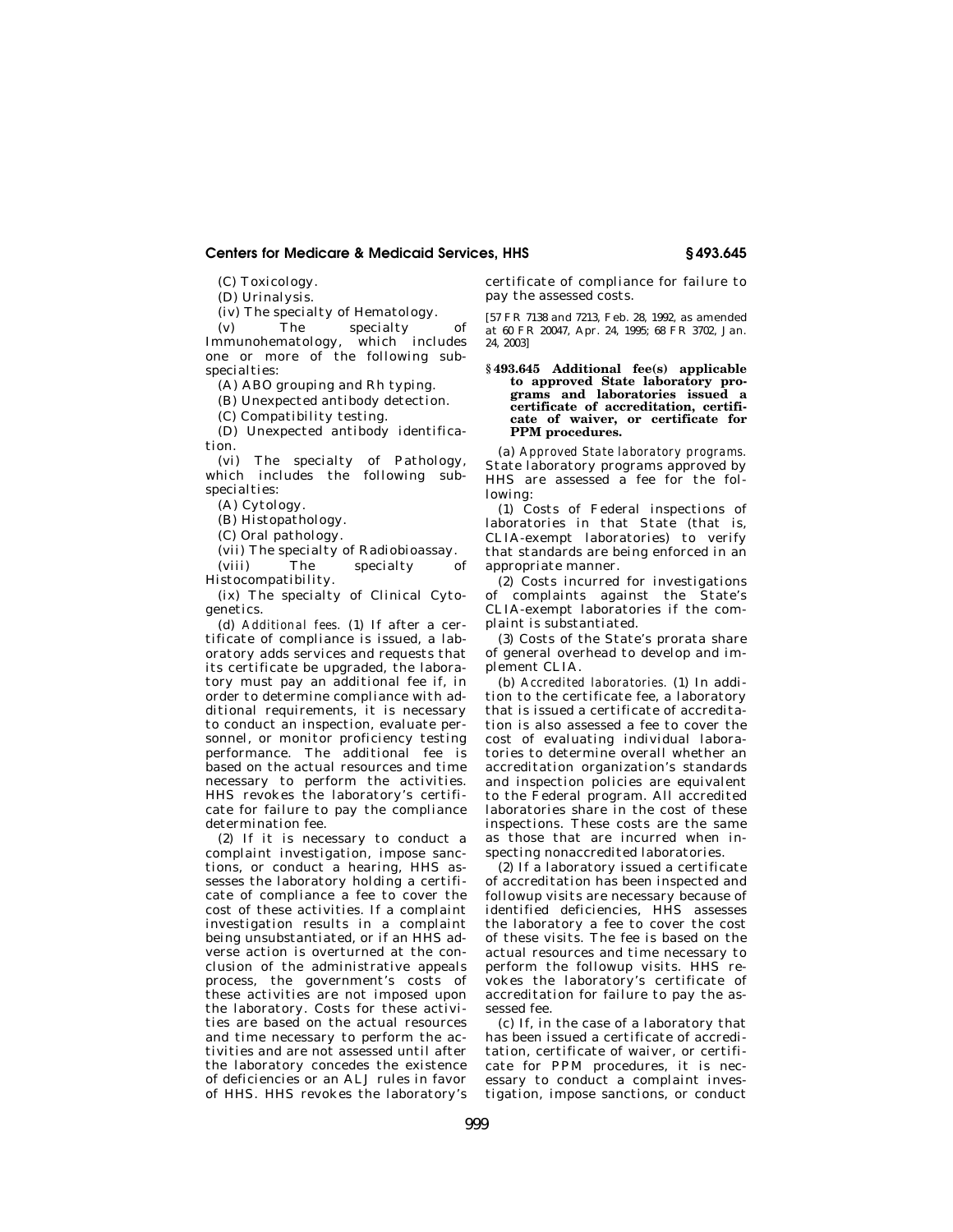(C) Toxicology.

(D) Urinalysis.

(iv) The specialty of Hematology.

(v) The specialty of Immunohematology, which includes one or more of the following subspecialties:

(A) ABO grouping and Rh typing.

(B) Unexpected antibody detection.

(C) Compatibility testing.

(D) Unexpected antibody identification.

(vi) The specialty of Pathology, which includes the following subspecialties:

(A) Cytology.

(B) Histopathology.

(C) Oral pathology.

(vii) The specialty of Radiobioassay.

(viii) The specialty of Histocompatibility.

(ix) The specialty of Clinical Cytogenetics.

(d) *Additional fees.* (1) If after a certificate of compliance is issued, a laboratory adds services and requests that its certificate be upgraded, the laboratory must pay an additional fee if, in order to determine compliance with additional requirements, it is necessary to conduct an inspection, evaluate personnel, or monitor proficiency testing performance. The additional fee is based on the actual resources and time necessary to perform the activities. HHS revokes the laboratory's certificate for failure to pay the compliance determination fee.

(2) If it is necessary to conduct a complaint investigation, impose sanctions, or conduct a hearing, HHS assesses the laboratory holding a certificate of compliance a fee to cover the cost of these activities. If a complaint investigation results in a complaint being unsubstantiated, or if an HHS adverse action is overturned at the conclusion of the administrative appeals process, the government's costs of these activities are not imposed upon the laboratory. Costs for these activities are based on the actual resources and time necessary to perform the activities and are not assessed until after the laboratory concedes the existence of deficiencies or an ALJ rules in favor of HHS. HHS revokes the laboratory's certificate of compliance for failure to pay the assessed costs.

[57 FR 7138 and 7213, Feb. 28, 1992, as amended at 60 FR 20047, Apr. 24, 1995; 68 FR 3702, Jan. 24, 2003]

## § 493.645 Additional fee(s) applicable to approved State laboratory programs and laboratories issued a certificate of accreditation, certificate of waiver, or certificate for PPM procedures.

(a) *Approved State laboratory programs.* State laboratory programs approved by HHS are assessed a fee for the following:

(1) Costs of Federal inspections of laboratories in that State (that is, CLIA-exempt laboratories) to verify that standards are being enforced in an appropriate manner.

(2) Costs incurred for investigations of complaints against the State's CLIA-exempt laboratories if the complaint is substantiated.

(3) Costs of the State's prorata share of general overhead to develop and implement CLIA.

(b) *Accredited laboratories.* (1) In addition to the certificate fee, a laboratory that is issued a certificate of accreditation is also assessed a fee to cover the cost of evaluating individual laboratories to determine overall whether an accreditation organization's standards and inspection policies are equivalent to the Federal program. All accredited laboratories share in the cost of these inspections. These costs are the same as those that are incurred when inspecting nonaccredited laboratories.

(2) If a laboratory issued a certificate of accreditation has been inspected and followup visits are necessary because of identified deficiencies, HHS assesses the laboratory a fee to cover the cost of these visits. The fee is based on the actual resources and time necessary to perform the followup visits. HHS revokes the laboratory's certificate of accreditation for failure to pay the assessed fee.

(c) If, in the case of a laboratory that has been issued a certificate of accreditation, certificate of waiver, or certificate for PPM procedures, it is necessary to conduct a complaint investigation, impose sanctions, or conduct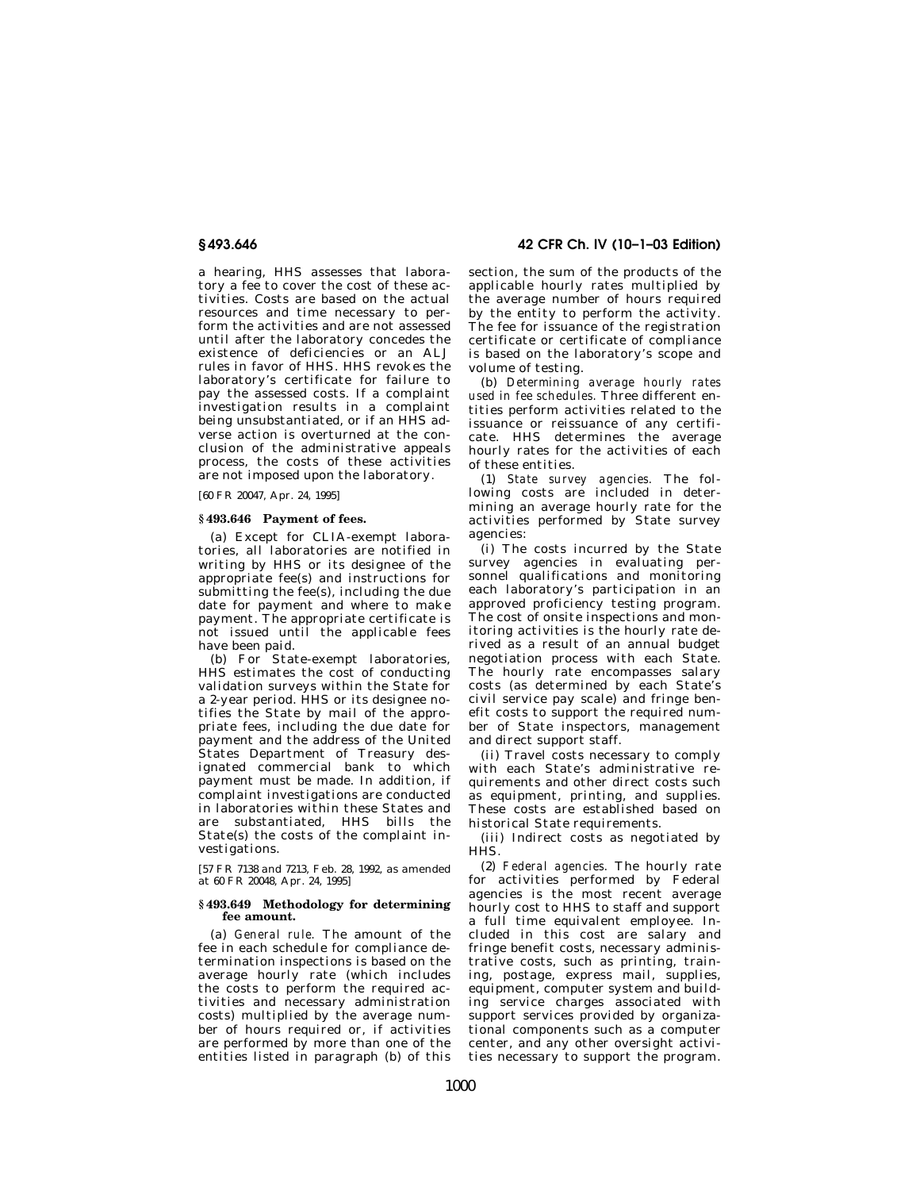a hearing, HHS assesses that laboratory a fee to cover the cost of these activities. Costs are based on the actual resources and time necessary to perform the activities and are not assessed until after the laboratory concedes the existence of deficiencies or an ALJ rules in favor of HHS. HHS revokes the laboratory's certificate for failure to pay the assessed costs. If a complaint investigation results in a complaint being unsubstantiated, or if an HHS adverse action is overturned at the conclusion of the administrative appeals process, the costs of these activities are not imposed upon the laboratory.

[60 FR 20047, Apr. 24, 1995]

### § 493.646 Payment of fees.

(a) Except for CLIA-exempt laboratories, all laboratories are notified in writing by HHS or its designee of the appropriate fee(s) and instructions for submitting the fee(s), including the due date for payment and where to make payment. The appropriate certificate is not issued until the applicable fees have been paid.

(b) For State-exempt laboratories, HHS estimates the cost of conducting validation surveys within the State for a 2-year period. HHS or its designee notifies the State by mail of the appropriate fees, including the due date for payment and the address of the United States Department of Treasury designated commercial bank to which payment must be made. In addition, if complaint investigations are conducted in laboratories within these States and are substantiated, HHS bills the State(s) the costs of the complaint investigations.

[57 FR 7138 and 7213, Feb. 28, 1992, as amended at 60 FR 20048, Apr. 24, 1995]

### § 493.649 Methodology for determining fee amount.

(a) *General rule.* The amount of the fee in each schedule for compliance determination inspections is based on the average hourly rate (which includes the costs to perform the required activities and necessary administration costs) multiplied by the average number of hours required or, if activities are performed by more than one of the entities listed in paragraph (b) of this section, the sum of the products of the applicable hourly rates multiplied by the average number of hours required by the entity to perform the activity. The fee for issuance of the registration certificate or certificate of compliance is based on the laboratory's scope and volume of testing.

(b) *Determining average hourly rates used in fee schedules.* Three different entities perform activities related to the issuance or reissuance of any certificate. HHS determines the average hourly rates for the activities of each of these entities.

(1) *State survey agencies.* The following costs are included in determining an average hourly rate for the activities performed by State survey agencies:

(i) The costs incurred by the State survey agencies in evaluating personnel qualifications and monitoring each laboratory's participation in an approved proficiency testing program. The cost of onsite inspections and monitoring activities is the hourly rate derived as a result of an annual budget negotiation process with each State. The hourly rate encompasses salary costs (as determined by each State's civil service pay scale) and fringe benefit costs to support the required number of State inspectors, management and direct support staff.

(ii) Travel costs necessary to comply with each State's administrative requirements and other direct costs such as equipment, printing, and supplies. These costs are established based on historical State requirements.

(iii) Indirect costs as negotiated by HHS.

(2) *Federal agencies.* The hourly rate for activities performed by Federal agencies is the most recent average hourly cost to HHS to staff and support a full time equivalent employee. Included in this cost are salary and fringe benefit costs, necessary administrative costs, such as printing, training, postage, express mail, supplies, equipment, computer system and building service charges associated with support services provided by organizational components such as a computer center, and any other oversight activities necessary to support the program.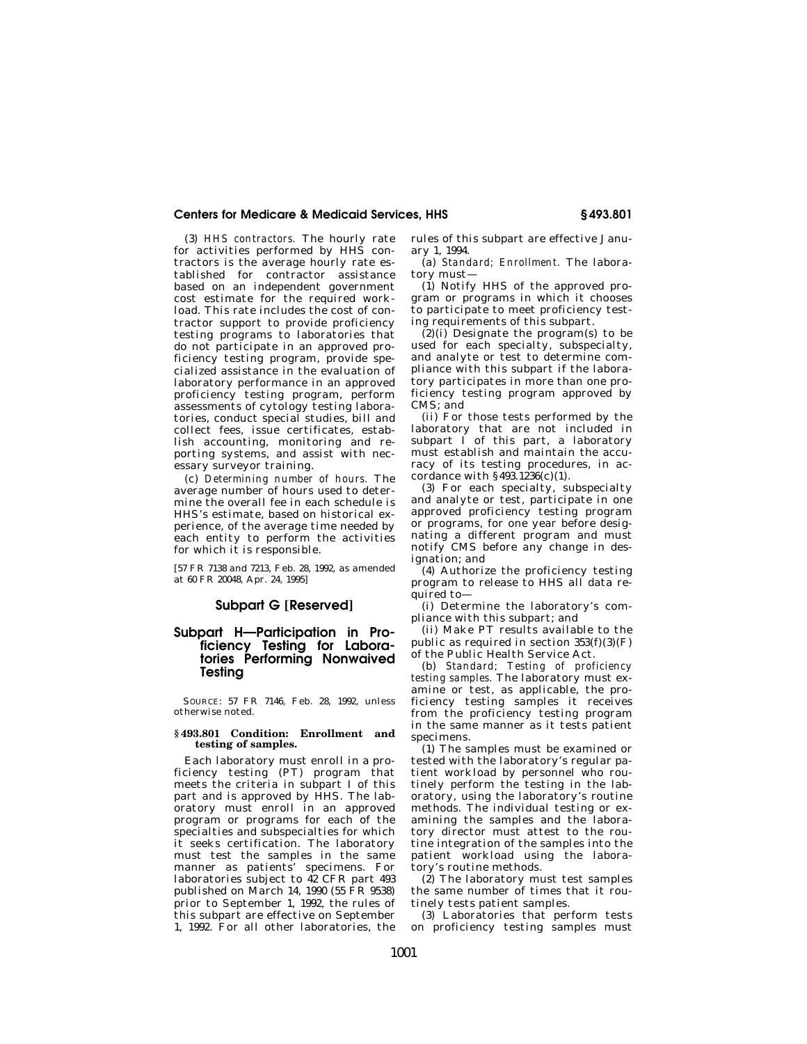(3) *HHS contractors.* The hourly rate for activities performed by HHS contractors is the average hourly rate established for contractor assistance based on an independent government cost estimate for the required workload. This rate includes the cost of contractor support to provide proficiency testing programs to laboratories that do not participate in an approved proficiency testing program, provide specialized assistance in the evaluation of laboratory performance in an approved proficiency testing program, perform assessments of cytology testing laboratories, conduct special studies, bill and collect fees, issue certificates, establish accounting, monitoring and reporting systems, and assist with necessary surveyor training.

(c) *Determining number of hours.* The average number of hours used to determine the overall fee in each schedule is HHS's estimate, based on historical experience, of the average time needed by each entity to perform the activities for which it is responsible.

[57 FR 7138 and 7213, Feb. 28, 1992, as amended at 60 FR 20048, Apr. 24, 1995]

## Subpart G [Reserved]

## Subpart H—Participation in Proficiency Testing for Laboratories Performing Nonwaived Testing

SOURCE: 57 FR 7146, Feb. 28, 1992, unless otherwise noted.

### § 493.801 Condition: Enrollment and testing of samples.

Each laboratory must enroll in a proficiency testing (PT) program that meets the criteria in subpart I of this part and is approved by HHS. The laboratory must enroll in an approved program or programs for each of the specialties and subspecialties for which it seeks certification. The laboratory must test the samples in the same manner as patients' specimens. For laboratories subject to 42 CFR part 493 published on March 14, 1990 (55 FR 9538) prior to September 1, 1992, the rules of this subpart are effective on September 1, 1992. For all other laboratories, the rules of this subpart are effective January 1, 1994.

(a) *Standard; Enrollment.* The laboratory must—

(1) Notify HHS of the approved program or programs in which it chooses to participate to meet proficiency testing requirements of this subpart.

(2)(i) Designate the program(s) to be used for each specialty, subspecialty, and analyte or test to determine compliance with this subpart if the laboratory participates in more than one proficiency testing program approved by CMS; and

(ii) For those tests performed by the laboratory that are not included in subpart I of this part, a laboratory must establish and maintain the accuracy of its testing procedures, in accordance with §493.1236(c)(1).

(3) For each specialty, subspecialty and analyte or test, participate in one approved proficiency testing program or programs, for one year before designating a different program and must notify CMS before any change in designation; and

(4) Authorize the proficiency testing program to release to HHS all data required to—

(i) Determine the laboratory's compliance with this subpart; and

(ii) Make PT results available to the public as required in section 353(f)(3)(F) of the Public Health Service Act.

(b) *Standard; Testing of proficiency testing samples.* The laboratory must examine or test, as applicable, the proficiency testing samples it receives from the proficiency testing program in the same manner as it tests patient specimens.

(1) The samples must be examined or tested with the laboratory's regular patient workload by personnel who routinely perform the testing in the laboratory, using the laboratory's routine methods. The individual testing or examining the samples and the laboratory director must attest to the routine integration of the samples into the patient workload using the laboratory's routine methods.

(2) The laboratory must test samples the same number of times that it routinely tests patient samples.

(3) Laboratories that perform tests on proficiency testing samples must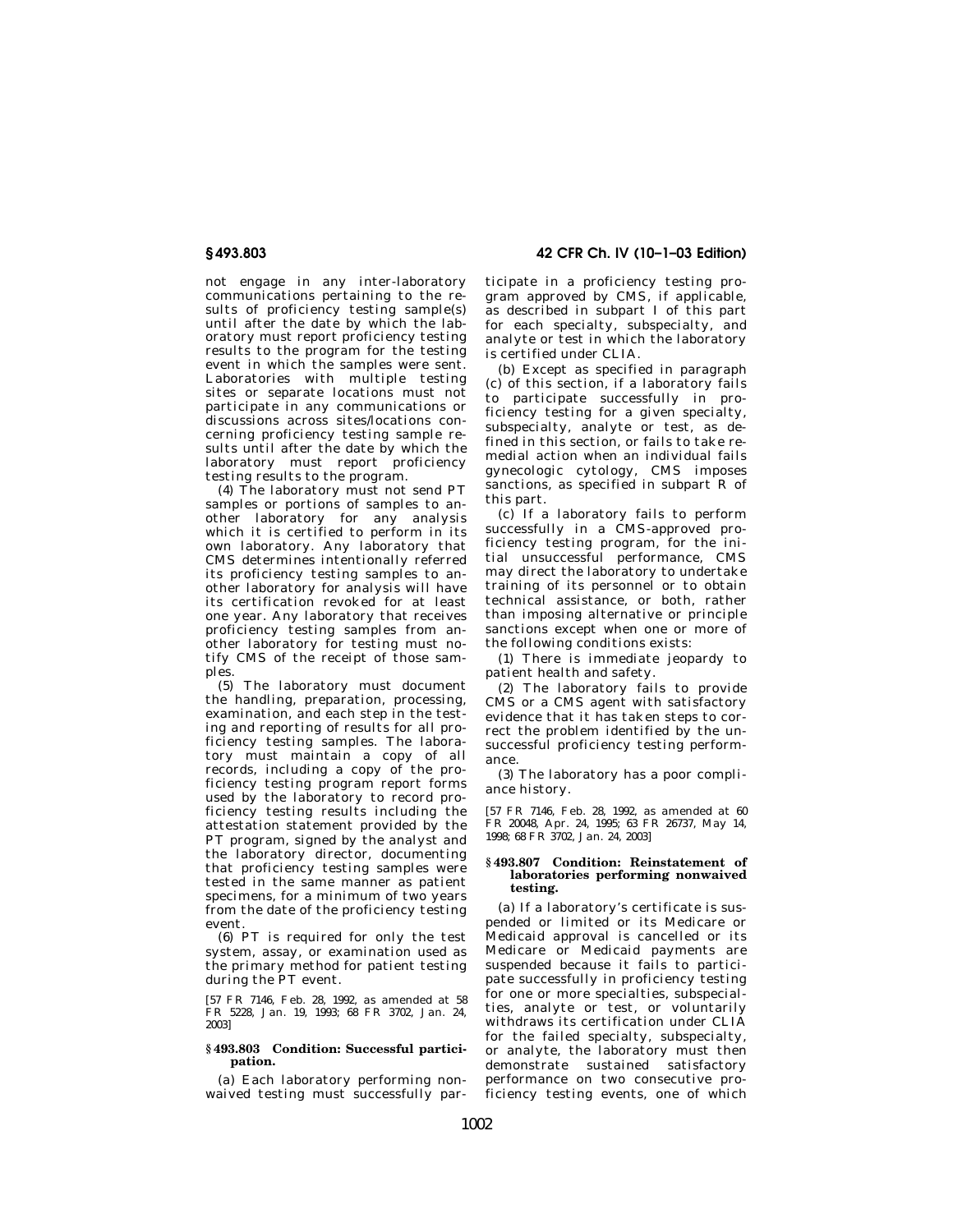not engage in any inter-laboratory communications pertaining to the results of proficiency testing sample(s) until after the date by which the laboratory must report proficiency testing results to the program for the testing event in which the samples were sent. Laboratories with multiple testing sites or separate locations must not participate in any communications or discussions across sites/locations concerning proficiency testing sample results until after the date by which the laboratory must report proficiency testing results to the program.

(4) The laboratory must not send PT samples or portions of samples to another laboratory for any analysis which it is certified to perform in its own laboratory. Any laboratory that CMS determines intentionally referred its proficiency testing samples to another laboratory for analysis will have its certification revoked for at least one year. Any laboratory that receives proficiency testing samples from another laboratory for testing must notify CMS of the receipt of those samples.

(5) The laboratory must document the handling, preparation, processing, examination, and each step in the testing and reporting of results for all proficiency testing samples. The laboratory must maintain a copy of all records, including a copy of the proficiency testing program report forms used by the laboratory to record proficiency testing results including the attestation statement provided by the PT program, signed by the analyst and the laboratory director, documenting that proficiency testing samples were tested in the same manner as patient specimens, for a minimum of two years from the date of the proficiency testing event.

(6) PT is required for only the test system, assay, or examination used as the primary method for patient testing during the PT event.

[57 FR 7146, Feb. 28, 1992, as amended at 58 FR 5228, Jan. 19, 1993; 68 FR 3702, Jan. 24, 2003]

**§ 493.803 Condition: Successful participation.**

(a) Each laboratory performing nonwaived testing must successfully participate in a proficiency testing program approved by CMS, if applicable, as described in subpart I of this part for each specialty, subspecialty, and analyte or test in which the laboratory is certified under CLIA.

(b) Except as specified in paragraph (c) of this section, if a laboratory fails to participate successfully in proficiency testing for a given specialty, subspecialty, analyte or test, as defined in this section, or fails to take remedial action when an individual fails gynecologic cytology, CMS imposes sanctions, as specified in subpart R of this part.

(c) If a laboratory fails to perform successfully in a CMS-approved proficiency testing program, for the initial unsuccessful performance, CMS may direct the laboratory to undertake training of its personnel or to obtain technical assistance, or both, rather than imposing alternative or principle sanctions except when one or more of the following conditions exists:

(1) There is immediate jeopardy to patient health and safety.

(2) The laboratory fails to provide CMS or a CMS agent with satisfactory evidence that it has taken steps to correct the problem identified by the unsuccessful proficiency testing performance.

(3) The laboratory has a poor compliance history.

[57 FR 7146, Feb. 28, 1992, as amended at 60 FR 20048, Apr. 24, 1995; 63 FR 26737, May 14, 1998; 68 FR 3702, Jan. 24, 2003]

**§ 493.807 Condition: Reinstatement of laboratories performing nonwaived testing.**

(a) If a laboratory's certificate is suspended or limited or its Medicare or Medicaid approval is cancelled or its Medicare or Medicaid payments are suspended because it fails to participate successfully in proficiency testing for one or more specialties, subspecialties, analyte or test, or voluntarily withdraws its certification under CLIA for the failed specialty, subspecialty, or analyte, the laboratory must then demonstrate sustained satisfactory performance on two consecutive proficiency testing events, one of which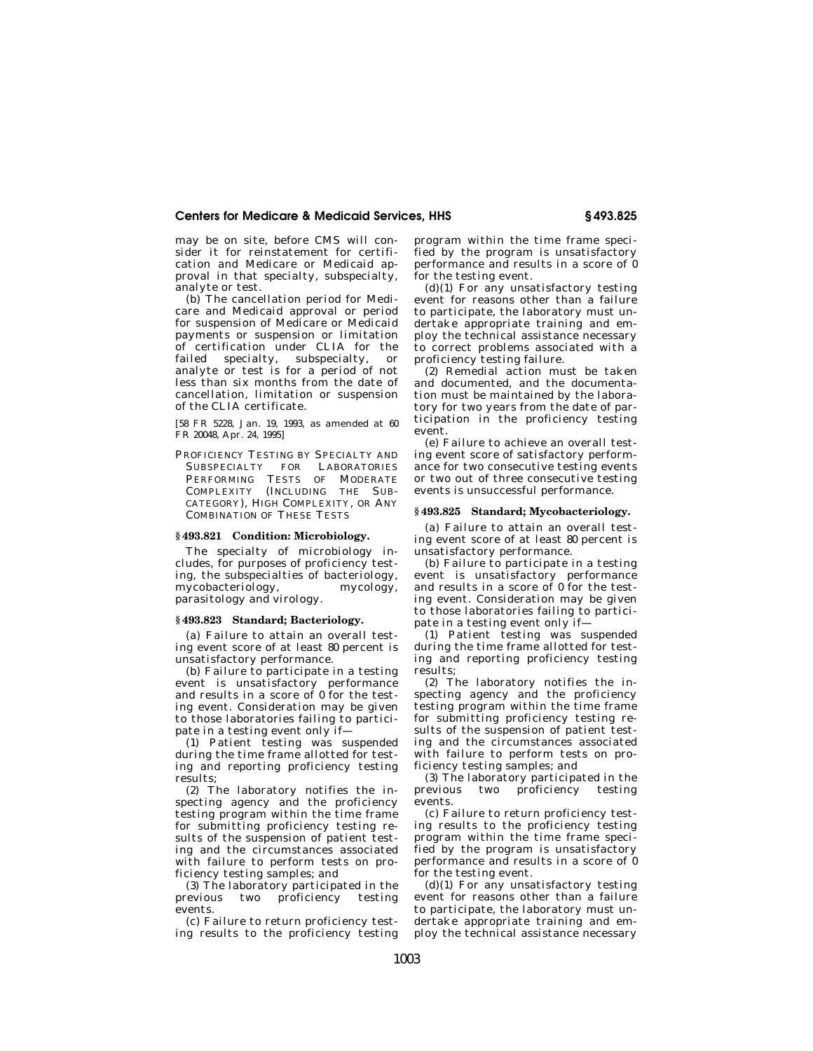may be on site, before CMS will consider it for reinstatement for certification and Medicare or Medicaid approval in that specialty, subspecialty, analyte or test.

(b) The cancellation period for Medicare and Medicaid approval or period for suspension of Medicare or Medicaid payments or suspension or limitation of certification under CLIA for the failed specialty, subspecialty, or analyte or test is for a period of not less than six months from the date of cancellation, limitation or suspension of the CLIA certificate.

[58 FR 5228, Jan. 19, 1993, as amended at 60 FR 20048, Apr. 24, 1995]

## PROFICIENCY TESTING BY SPECIALTY AND SUBSPECIALTY FOR LABORATORIES PERFORMING TESTS OF MODERATE COMPLEXITY (INCLUDING THE SUBCATEGORY), HIGH COMPLEXITY, OR ANY COMBINATION OF THESE TESTS

### § 493.821 Condition: Microbiology.

The specialty of microbiology includes, for purposes of proficiency testing, the subspecialties of bacteriology, mycobacteriology, mycology, parasitology and virology.

### § 493.823 Standard; Bacteriology.

(a) Failure to attain an overall testing event score of at least 80 percent is unsatisfactory performance.

(b) Failure to participate in a testing event is unsatisfactory performance and results in a score of 0 for the testing event. Consideration may be given to those laboratories failing to participate in a testing event only if—

(1) Patient testing was suspended during the time frame allotted for testing and reporting proficiency testing results;

(2) The laboratory notifies the inspecting agency and the proficiency testing program within the time frame for submitting proficiency testing results of the suspension of patient testing and the circumstances associated with failure to perform tests on proficiency testing samples; and

(3) The laboratory participated in the previous two proficiency testing events.

(c) Failure to return proficiency testing results to the proficiency testing program within the time frame specified by the program is unsatisfactory performance and results in a score of 0 for the testing event.

(d)(1) For any unsatisfactory testing event for reasons other than a failure to participate, the laboratory must undertake appropriate training and employ the technical assistance necessary to correct problems associated with a proficiency testing failure.

(2) Remedial action must be taken and documented, and the documentation must be maintained by the laboratory for two years from the date of participation in the proficiency testing event.

(e) Failure to achieve an overall testing event score of satisfactory performance for two consecutive testing events or two out of three consecutive testing events is unsuccessful performance.

### § 493.825 Standard; Mycobacteriology.

(a) Failure to attain an overall testing event score of at least 80 percent is unsatisfactory performance.

(b) Failure to participate in a testing event is unsatisfactory performance and results in a score of 0 for the testing event. Consideration may be given to those laboratories failing to participate in a testing event only if—

(1) Patient testing was suspended during the time frame allotted for testing and reporting proficiency testing results;

(2) The laboratory notifies the inspecting agency and the proficiency testing program within the time frame for submitting proficiency testing results of the suspension of patient testing and the circumstances associated with failure to perform tests on proficiency testing samples; and

(3) The laboratory participated in the previous two proficiency testing events.

(c) Failure to return proficiency testing results to the proficiency testing program within the time frame specified by the program is unsatisfactory performance and results in a score of 0 for the testing event.

(d)(1) For any unsatisfactory testing event for reasons other than a failure to participate, the laboratory must undertake appropriate training and employ the technical assistance necessary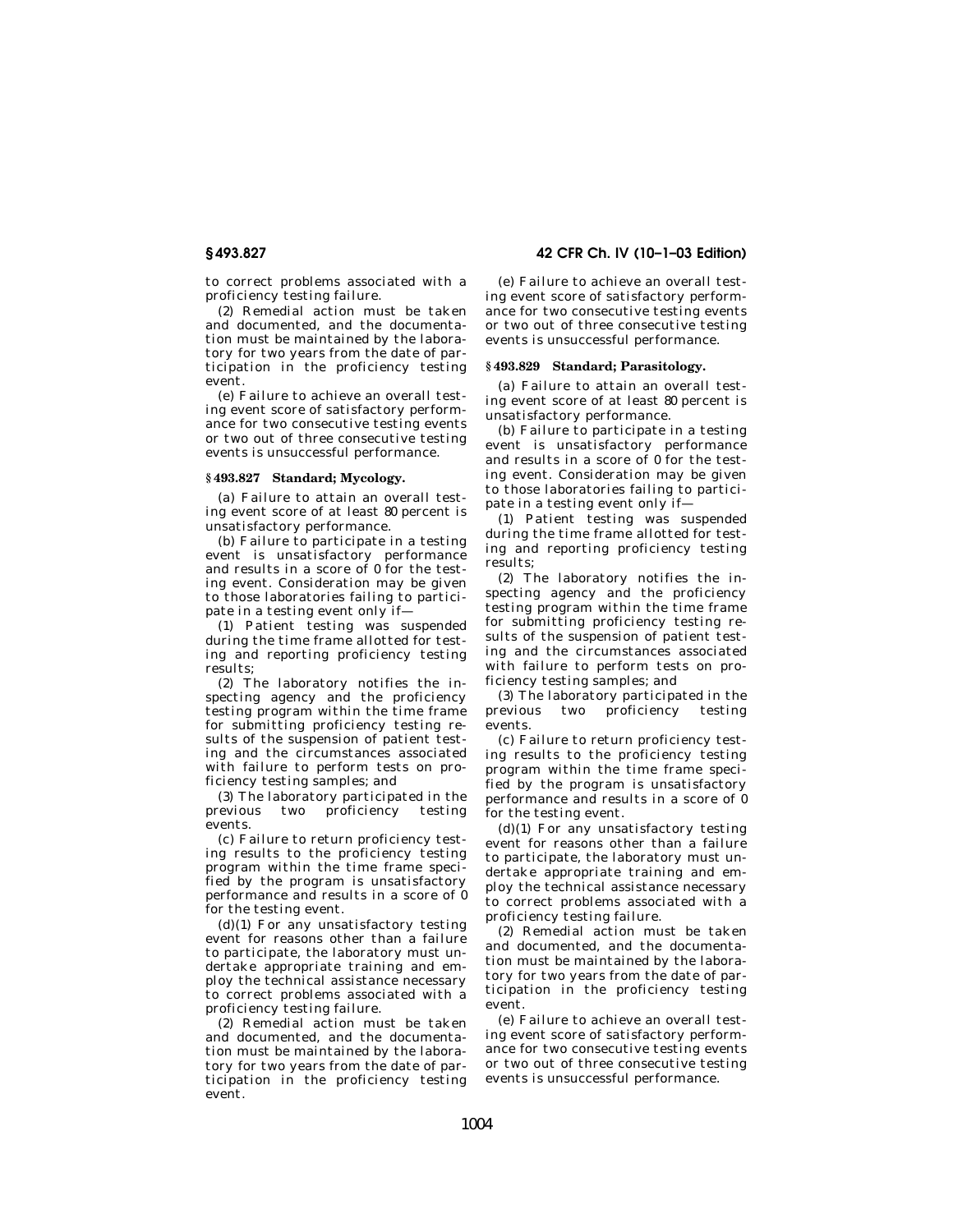to correct problems associated with a proficiency testing failure.

(2) Remedial action must be taken and documented, and the documentation must be maintained by the laboratory for two years from the date of participation in the proficiency testing event.

(e) Failure to achieve an overall testing event score of satisfactory performance for two consecutive testing events or two out of three consecutive testing events is unsuccessful performance.

### § 493.827 Standard; Mycology.

(a) Failure to attain an overall testing event score of at least 80 percent is unsatisfactory performance.

(b) Failure to participate in a testing event is unsatisfactory performance and results in a score of 0 for the testing event. Consideration may be given to those laboratories failing to participate in a testing event only if—

(1) Patient testing was suspended during the time frame allotted for testing and reporting proficiency testing results;

(2) The laboratory notifies the inspecting agency and the proficiency testing program within the time frame for submitting proficiency testing results of the suspension of patient testing and the circumstances associated with failure to perform tests on proficiency testing samples; and

(3) The laboratory participated in the previous two proficiency testing events.

(c) Failure to return proficiency testing results to the proficiency testing program within the time frame specified by the program is unsatisfactory performance and results in a score of 0 for the testing event.

(d)(1) For any unsatisfactory testing event for reasons other than a failure to participate, the laboratory must undertake appropriate training and employ the technical assistance necessary to correct problems associated with a proficiency testing failure.

(2) Remedial action must be taken and documented, and the documentation must be maintained by the laboratory for two years from the date of participation in the proficiency testing event.

(e) Failure to achieve an overall testing event score of satisfactory performance for two consecutive testing events or two out of three consecutive testing events is unsuccessful performance.

### § 493.829 Standard; Parasitology.

(a) Failure to attain an overall testing event score of at least 80 percent is unsatisfactory performance.

(b) Failure to participate in a testing event is unsatisfactory performance and results in a score of 0 for the testing event. Consideration may be given to those laboratories failing to participate in a testing event only if—

(1) Patient testing was suspended during the time frame allotted for testing and reporting proficiency testing results;

(2) The laboratory notifies the inspecting agency and the proficiency testing program within the time frame for submitting proficiency testing results of the suspension of patient testing and the circumstances associated with failure to perform tests on proficiency testing samples; and

(3) The laboratory participated in the previous two proficiency testing events.

(c) Failure to return proficiency testing results to the proficiency testing program within the time frame specified by the program is unsatisfactory performance and results in a score of 0 for the testing event.

(d)(1) For any unsatisfactory testing event for reasons other than a failure to participate, the laboratory must undertake appropriate training and employ the technical assistance necessary to correct problems associated with a proficiency testing failure.

(2) Remedial action must be taken and documented, and the documentation must be maintained by the laboratory for two years from the date of participation in the proficiency testing event.

(e) Failure to achieve an overall testing event score of satisfactory performance for two consecutive testing events or two out of three consecutive testing events is unsuccessful performance.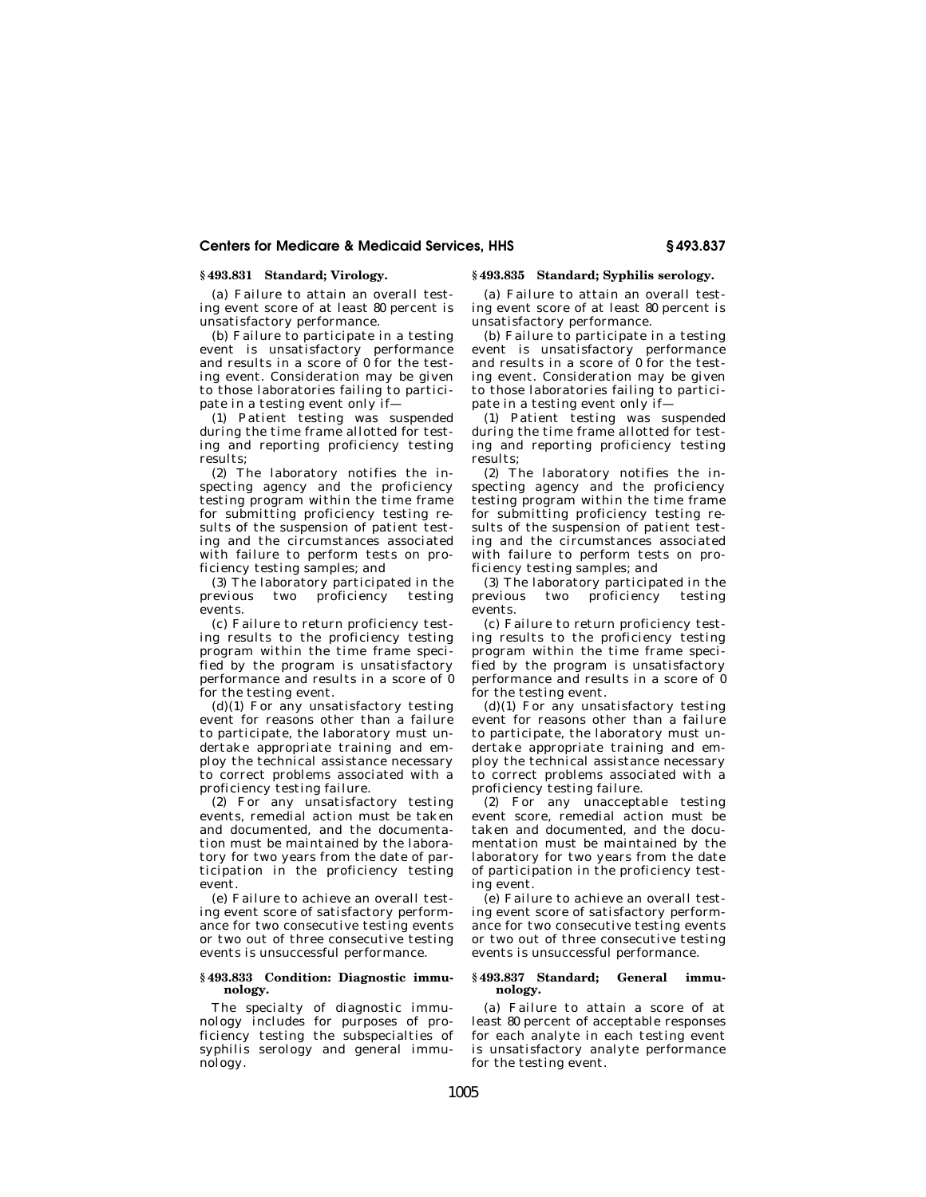## § 493.831 Standard; Virology.

(a) Failure to attain an overall testing event score of at least 80 percent is unsatisfactory performance.

(b) Failure to participate in a testing event is unsatisfactory performance and results in a score of 0 for the testing event. Consideration may be given to those laboratories failing to participate in a testing event only if—

(1) Patient testing was suspended during the time frame allotted for testing and reporting proficiency testing results;

(2) The laboratory notifies the inspecting agency and the proficiency testing program within the time frame for submitting proficiency testing results of the suspension of patient testing and the circumstances associated with failure to perform tests on proficiency testing samples; and

(3) The laboratory participated in the previous two proficiency testing events.

(c) Failure to return proficiency testing results to the proficiency testing program within the time frame specified by the program is unsatisfactory performance and results in a score of 0 for the testing event.

(d)(1) For any unsatisfactory testing event for reasons other than a failure to participate, the laboratory must undertake appropriate training and employ the technical assistance necessary to correct problems associated with a proficiency testing failure.

(2) For any unsatisfactory testing events, remedial action must be taken and documented, and the documentation must be maintained by the laboratory for two years from the date of participation in the proficiency testing event.

(e) Failure to achieve an overall testing event score of satisfactory performance for two consecutive testing events or two out of three consecutive testing events is unsuccessful performance.

## § 493.833 Condition: Diagnostic immunology.

The specialty of diagnostic immunology includes for purposes of proficiency testing the subspecialties of syphilis serology and general immunology.

## § 493.835 Standard; Syphilis serology.

(a) Failure to attain an overall testing event score of at least 80 percent is unsatisfactory performance.

(b) Failure to participate in a testing event is unsatisfactory performance and results in a score of 0 for the testing event. Consideration may be given to those laboratories failing to participate in a testing event only if—

(1) Patient testing was suspended during the time frame allotted for testing and reporting proficiency testing results;

(2) The laboratory notifies the inspecting agency and the proficiency testing program within the time frame for submitting proficiency testing results of the suspension of patient testing and the circumstances associated with failure to perform tests on proficiency testing samples; and

(3) The laboratory participated in the previous two proficiency testing events.

(c) Failure to return proficiency testing results to the proficiency testing program within the time frame specified by the program is unsatisfactory performance and results in a score of 0 for the testing event.

(d)(1) For any unsatisfactory testing event for reasons other than a failure to participate, the laboratory must undertake appropriate training and employ the technical assistance necessary to correct problems associated with a proficiency testing failure.

(2) For any unacceptable testing event score, remedial action must be taken and documented, and the documentation must be maintained by the laboratory for two years from the date of participation in the proficiency testing event.

(e) Failure to achieve an overall testing event score of satisfactory performance for two consecutive testing events or two out of three consecutive testing events is unsuccessful performance.

## § 493.837 Standard; General immunology.

(a) Failure to attain a score of at least 80 percent of acceptable responses for each analyte in each testing event is unsatisfactory analyte performance for the testing event.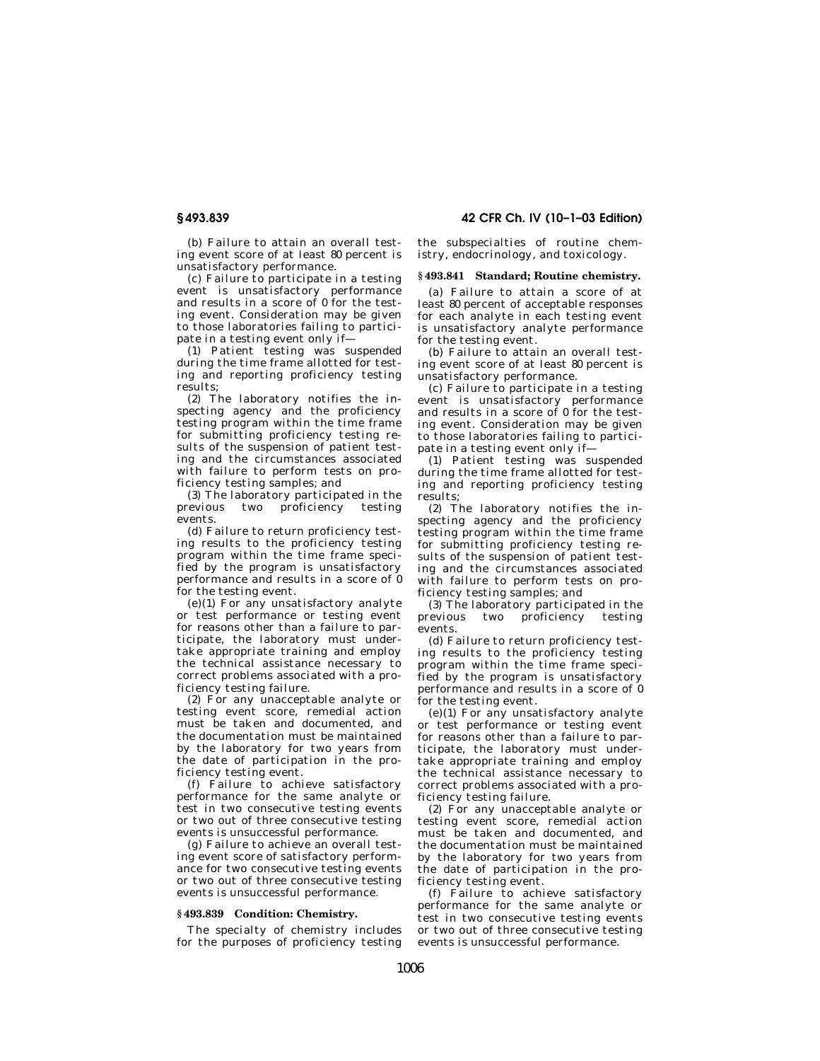(b) Failure to attain an overall testing event score of at least 80 percent is unsatisfactory performance.

(c) Failure to participate in a testing event is unsatisfactory performance and results in a score of 0 for the testing event. Consideration may be given to those laboratories failing to participate in a testing event only if—

(1) Patient testing was suspended during the time frame allotted for testing and reporting proficiency testing results;

(2) The laboratory notifies the inspecting agency and the proficiency testing program within the time frame for submitting proficiency testing results of the suspension of patient testing and the circumstances associated with failure to perform tests on proficiency testing samples; and

(3) The laboratory participated in the previous two proficiency testing events.

(d) Failure to return proficiency testing results to the proficiency testing program within the time frame specified by the program is unsatisfactory performance and results in a score of 0 for the testing event.

(e)(1) For any unsatisfactory analyte or test performance or testing event for reasons other than a failure to participate, the laboratory must undertake appropriate training and employ the technical assistance necessary to correct problems associated with a proficiency testing failure.

(2) For any unacceptable analyte or testing event score, remedial action must be taken and documented, and the documentation must be maintained by the laboratory for two years from the date of participation in the proficiency testing event.

(f) Failure to achieve satisfactory performance for the same analyte or test in two consecutive testing events or two out of three consecutive testing events is unsuccessful performance.

(g) Failure to achieve an overall testing event score of satisfactory performance for two consecutive testing events or two out of three consecutive testing events is unsuccessful performance.

## § 493.839 Condition: Chemistry.

The specialty of chemistry includes for the purposes of proficiency testing the subspecialties of routine chemistry, endocrinology, and toxicology.

## § 493.841 Standard; Routine chemistry.

(a) Failure to attain a score of at least 80 percent of acceptable responses for each analyte in each testing event is unsatisfactory analyte performance for the testing event.

(b) Failure to attain an overall testing event score of at least 80 percent is unsatisfactory performance.

(c) Failure to participate in a testing event is unsatisfactory performance and results in a score of 0 for the testing event. Consideration may be given to those laboratories failing to participate in a testing event only if—

(1) Patient testing was suspended during the time frame allotted for testing and reporting proficiency testing results;

(2) The laboratory notifies the inspecting agency and the proficiency testing program within the time frame for submitting proficiency testing results of the suspension of patient testing and the circumstances associated with failure to perform tests on proficiency testing samples; and

(3) The laboratory participated in the previous two proficiency testing events.

(d) Failure to return proficiency testing results to the proficiency testing program within the time frame specified by the program is unsatisfactory performance and results in a score of 0 for the testing event.

(e)(1) For any unsatisfactory analyte or test performance or testing event for reasons other than a failure to participate, the laboratory must undertake appropriate training and employ the technical assistance necessary to correct problems associated with a proficiency testing failure.

(2) For any unacceptable analyte or testing event score, remedial action must be taken and documented, and the documentation must be maintained by the laboratory for two years from the date of participation in the proficiency testing event.

(f) Failure to achieve satisfactory performance for the same analyte or test in two consecutive testing events or two out of three consecutive testing events is unsuccessful performance.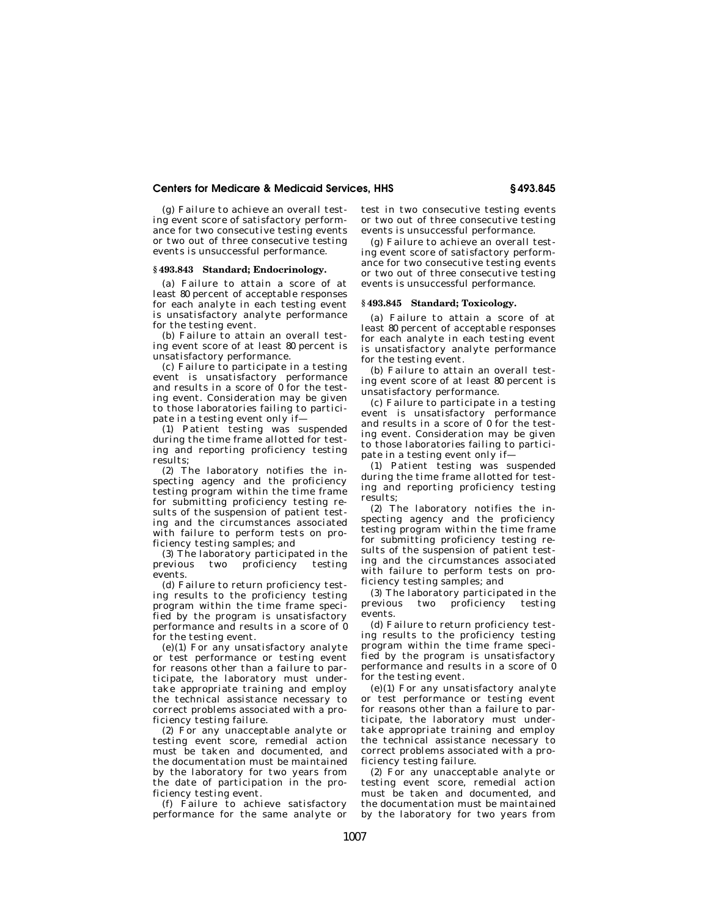(g) Failure to achieve an overall testing event score of satisfactory performance for two consecutive testing events or two out of three consecutive testing events is unsuccessful performance.

### § 493.843 Standard; Endocrinology.

(a) Failure to attain a score of at least 80 percent of acceptable responses for each analyte in each testing event is unsatisfactory analyte performance for the testing event.

(b) Failure to attain an overall testing event score of at least 80 percent is unsatisfactory performance.

(c) Failure to participate in a testing event is unsatisfactory performance and results in a score of 0 for the testing event. Consideration may be given to those laboratories failing to participate in a testing event only if—

(1) Patient testing was suspended during the time frame allotted for testing and reporting proficiency testing results;

(2) The laboratory notifies the inspecting agency and the proficiency testing program within the time frame for submitting proficiency testing results of the suspension of patient testing and the circumstances associated with failure to perform tests on proficiency testing samples; and

(3) The laboratory participated in the previous two proficiency testing events.

(d) Failure to return proficiency testing results to the proficiency testing program within the time frame specified by the program is unsatisfactory performance and results in a score of 0 for the testing event.

(e)(1) For any unsatisfactory analyte or test performance or testing event for reasons other than a failure to participate, the laboratory must undertake appropriate training and employ the technical assistance necessary to correct problems associated with a proficiency testing failure.

(2) For any unacceptable analyte or testing event score, remedial action must be taken and documented, and the documentation must be maintained by the laboratory for two years from the date of participation in the proficiency testing event.

(f) Failure to achieve satisfactory performance for the same analyte or test in two consecutive testing events or two out of three consecutive testing events is unsuccessful performance.

(g) Failure to achieve an overall testing event score of satisfactory performance for two consecutive testing events or two out of three consecutive testing events is unsuccessful performance.

### § 493.845 Standard; Toxicology.

(a) Failure to attain a score of at least 80 percent of acceptable responses for each analyte in each testing event is unsatisfactory analyte performance for the testing event.

(b) Failure to attain an overall testing event score of at least 80 percent is unsatisfactory performance.

(c) Failure to participate in a testing event is unsatisfactory performance and results in a score of 0 for the testing event. Consideration may be given to those laboratories failing to participate in a testing event only if—

(1) Patient testing was suspended during the time frame allotted for testing and reporting proficiency testing results;

(2) The laboratory notifies the inspecting agency and the proficiency testing program within the time frame for submitting proficiency testing results of the suspension of patient testing and the circumstances associated with failure to perform tests on proficiency testing samples; and

(3) The laboratory participated in the previous two proficiency testing events.

(d) Failure to return proficiency testing results to the proficiency testing program within the time frame specified by the program is unsatisfactory performance and results in a score of 0 for the testing event.

(e)(1) For any unsatisfactory analyte or test performance or testing event for reasons other than a failure to participate, the laboratory must undertake appropriate training and employ the technical assistance necessary to correct problems associated with a proficiency testing failure.

(2) For any unacceptable analyte or testing event score, remedial action must be taken and documented, and the documentation must be maintained by the laboratory for two years from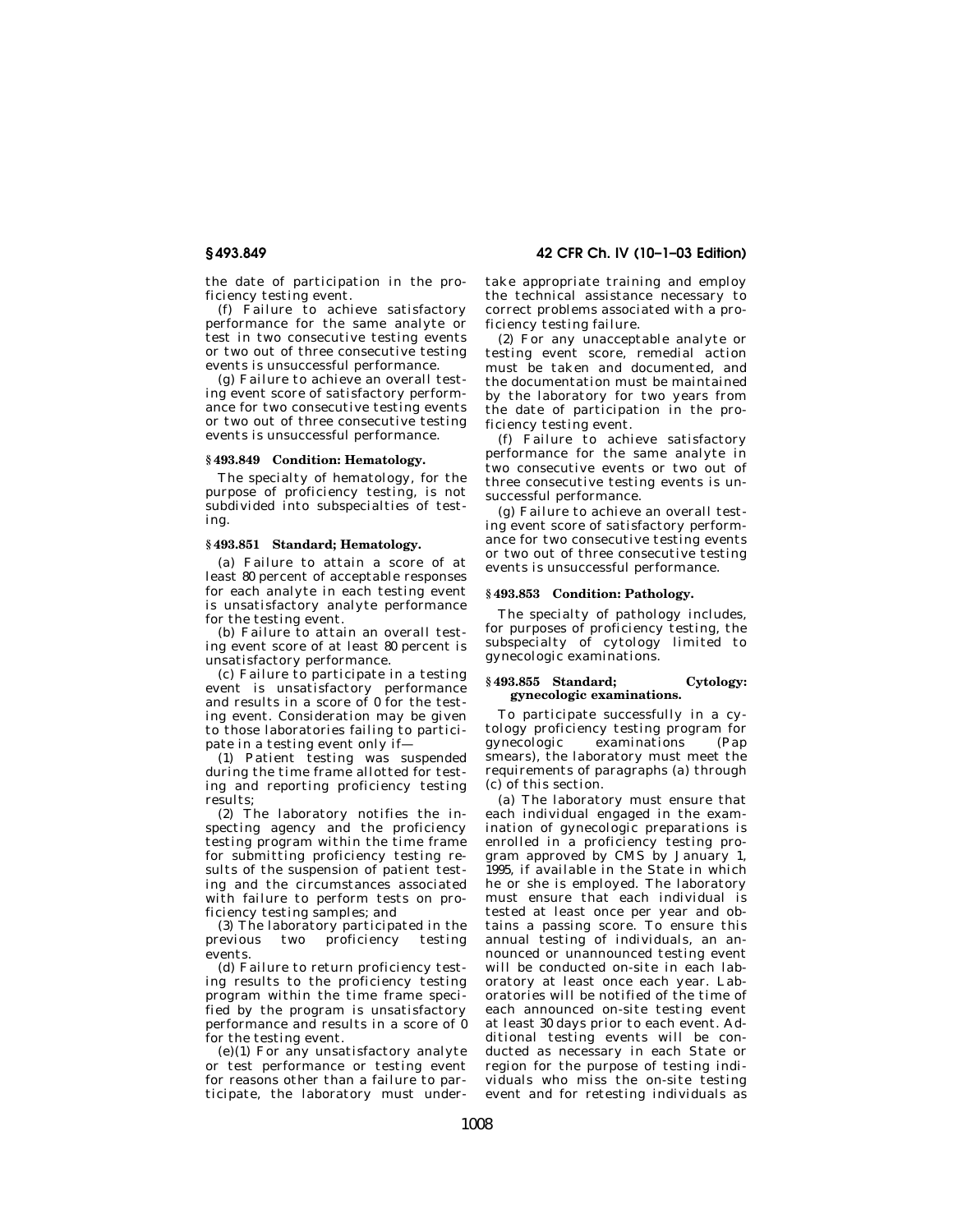the date of participation in the proficiency testing event.

(f) Failure to achieve satisfactory performance for the same analyte or test in two consecutive testing events or two out of three consecutive testing events is unsuccessful performance.

(g) Failure to achieve an overall testing event score of satisfactory performance for two consecutive testing events or two out of three consecutive testing events is unsuccessful performance.

### § 493.849 Condition: Hematology.

The specialty of hematology, for the purpose of proficiency testing, is not subdivided into subspecialties of testing.

### § 493.851 Standard; Hematology.

(a) Failure to attain a score of at least 80 percent of acceptable responses for each analyte in each testing event is unsatisfactory analyte performance for the testing event.

(b) Failure to attain an overall testing event score of at least 80 percent is unsatisfactory performance.

(c) Failure to participate in a testing event is unsatisfactory performance and results in a score of 0 for the testing event. Consideration may be given to those laboratories failing to participate in a testing event only if—

(1) Patient testing was suspended during the time frame allotted for testing and reporting proficiency testing results;

(2) The laboratory notifies the inspecting agency and the proficiency testing program within the time frame for submitting proficiency testing results of the suspension of patient testing and the circumstances associated with failure to perform tests on proficiency testing samples; and

(3) The laboratory participated in the previous two proficiency testing events.

(d) Failure to return proficiency testing results to the proficiency testing program within the time frame specified by the program is unsatisfactory performance and results in a score of 0 for the testing event.

(e)(1) For any unsatisfactory analyte or test performance or testing event for reasons other than a failure to participate, the laboratory must undertake appropriate training and employ the technical assistance necessary to correct problems associated with a proficiency testing failure.

(2) For any unacceptable analyte or testing event score, remedial action must be taken and documented, and the documentation must be maintained by the laboratory for two years from the date of participation in the proficiency testing event.

(f) Failure to achieve satisfactory performance for the same analyte in two consecutive events or two out of three consecutive testing events is unsuccessful performance.

(g) Failure to achieve an overall testing event score of satisfactory performance for two consecutive testing events or two out of three consecutive testing events is unsuccessful performance.

### § 493.853 Condition: Pathology.

The specialty of pathology includes, for purposes of proficiency testing, the subspecialty of cytology limited to gynecologic examinations.

### § 493.855 Standard; Cytology: gynecologic examinations.

To participate successfully in a cytology proficiency testing program for gynecologic examinations (Pap smears), the laboratory must meet the requirements of paragraphs (a) through (c) of this section.

(a) The laboratory must ensure that each individual engaged in the examination of gynecologic preparations is enrolled in a proficiency testing program approved by CMS by January 1, 1995, if available in the State in which he or she is employed. The laboratory must ensure that each individual is tested at least once per year and obtains a passing score. To ensure this annual testing of individuals, an announced or unannounced testing event will be conducted on-site in each laboratory at least once each year. Laboratories will be notified of the time of each announced on-site testing event at least 30 days prior to each event. Additional testing events will be conducted as necessary in each State or region for the purpose of testing individuals who miss the on-site testing event and for retesting individuals as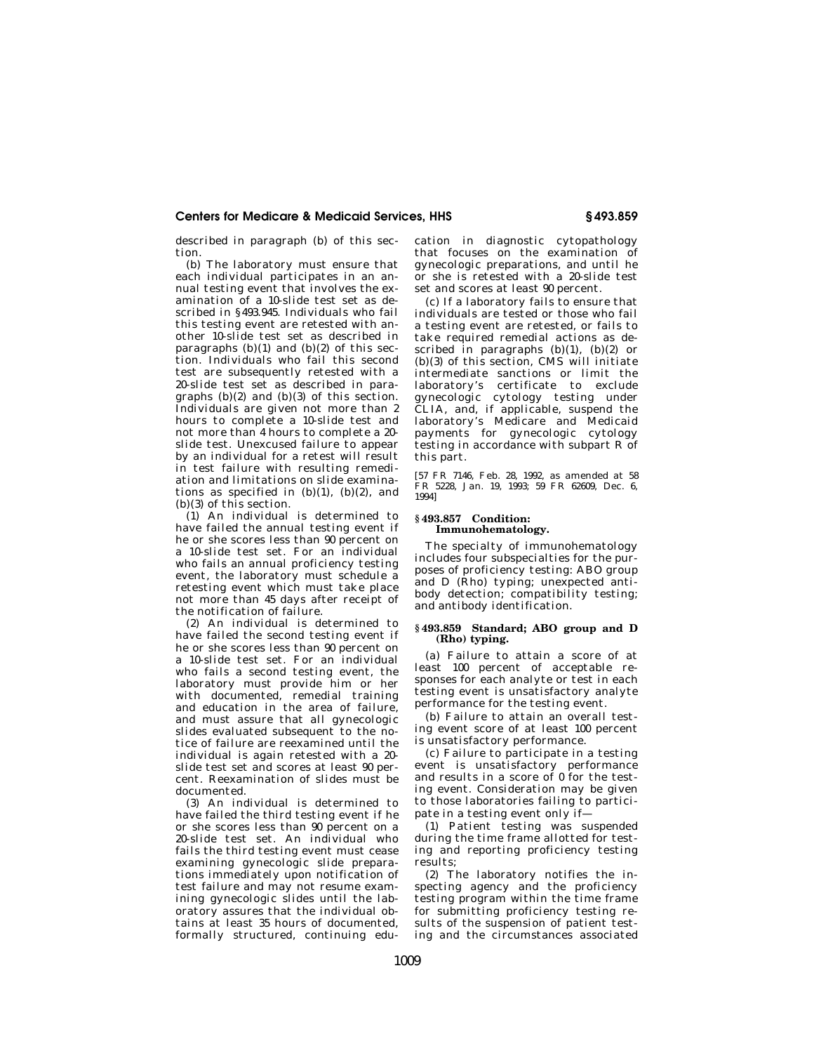described in paragraph (b) of this section.

(b) The laboratory must ensure that each individual participates in an annual testing event that involves the examination of a 10-slide test set as described in §493.945. Individuals who fail this testing event are retested with another 10-slide test set as described in paragraphs (b)(1) and (b)(2) of this section. Individuals who fail this second test are subsequently retested with a 20-slide test set as described in paragraphs (b)(2) and (b)(3) of this section. Individuals are given not more than 2 hours to complete a 10-slide test and not more than 4 hours to complete a 20-slide test. Unexcused failure to appear by an individual for a retest will result in test failure with resulting remediation and limitations on slide examinations as specified in (b)(1), (b)(2), and (b)(3) of this section.

(1) An individual is determined to have failed the annual testing event if he or she scores less than 90 percent on a 10-slide test set. For an individual who fails an annual proficiency testing event, the laboratory must schedule a retesting event which must take place not more than 45 days after receipt of the notification of failure.

(2) An individual is determined to have failed the second testing event if he or she scores less than 90 percent on a 10-slide test set. For an individual who fails a second testing event, the laboratory must provide him or her with documented, remedial training and education in the area of failure, and must assure that all gynecologic slides evaluated subsequent to the notice of failure are reexamined until the individual is again retested with a 20-slide test set and scores at least 90 percent. Reexamination of slides must be documented.

(3) An individual is determined to have failed the third testing event if he or she scores less than 90 percent on a 20-slide test set. An individual who fails the third testing event must cease examining gynecologic slide preparations immediately upon notification of test failure and may not resume examining gynecologic slides until the laboratory assures that the individual obtains at least 35 hours of documented, formally structured, continuing education in diagnostic cytopathology that focuses on the examination of gynecologic preparations, and until he or she is retested with a 20-slide test set and scores at least 90 percent.

(c) If a laboratory fails to ensure that individuals are tested or those who fail a testing event are retested, or fails to take required remedial actions as described in paragraphs (b)(1), (b)(2) or (b)(3) of this section, CMS will initiate intermediate sanctions or limit the laboratory's certificate to exclude gynecologic cytology testing under CLIA, and, if applicable, suspend the laboratory's Medicare and Medicaid payments for gynecologic cytology testing in accordance with subpart R of this part.

[57 FR 7146, Feb. 28, 1992, as amended at 58 FR 5228, Jan. 19, 1993; 59 FR 62609, Dec. 6, 1994]

### §493.857 Condition: Immunohematology.

The specialty of immunohematology includes four subspecialties for the purposes of proficiency testing: ABO group and D (Rho) typing; unexpected antibody detection; compatibility testing; and antibody identification.

### §493.859 Standard; ABO group and D (Rho) typing.

(a) Failure to attain a score of at least 100 percent of acceptable responses for each analyte or test in each testing event is unsatisfactory analyte performance for the testing event.

(b) Failure to attain an overall testing event score of at least 100 percent is unsatisfactory performance.

(c) Failure to participate in a testing event is unsatisfactory performance and results in a score of 0 for the testing event. Consideration may be given to those laboratories failing to participate in a testing event only if—

(1) Patient testing was suspended during the time frame allotted for testing and reporting proficiency testing results;

(2) The laboratory notifies the inspecting agency and the proficiency testing program within the time frame for submitting proficiency testing results of the suspension of patient testing and the circumstances associated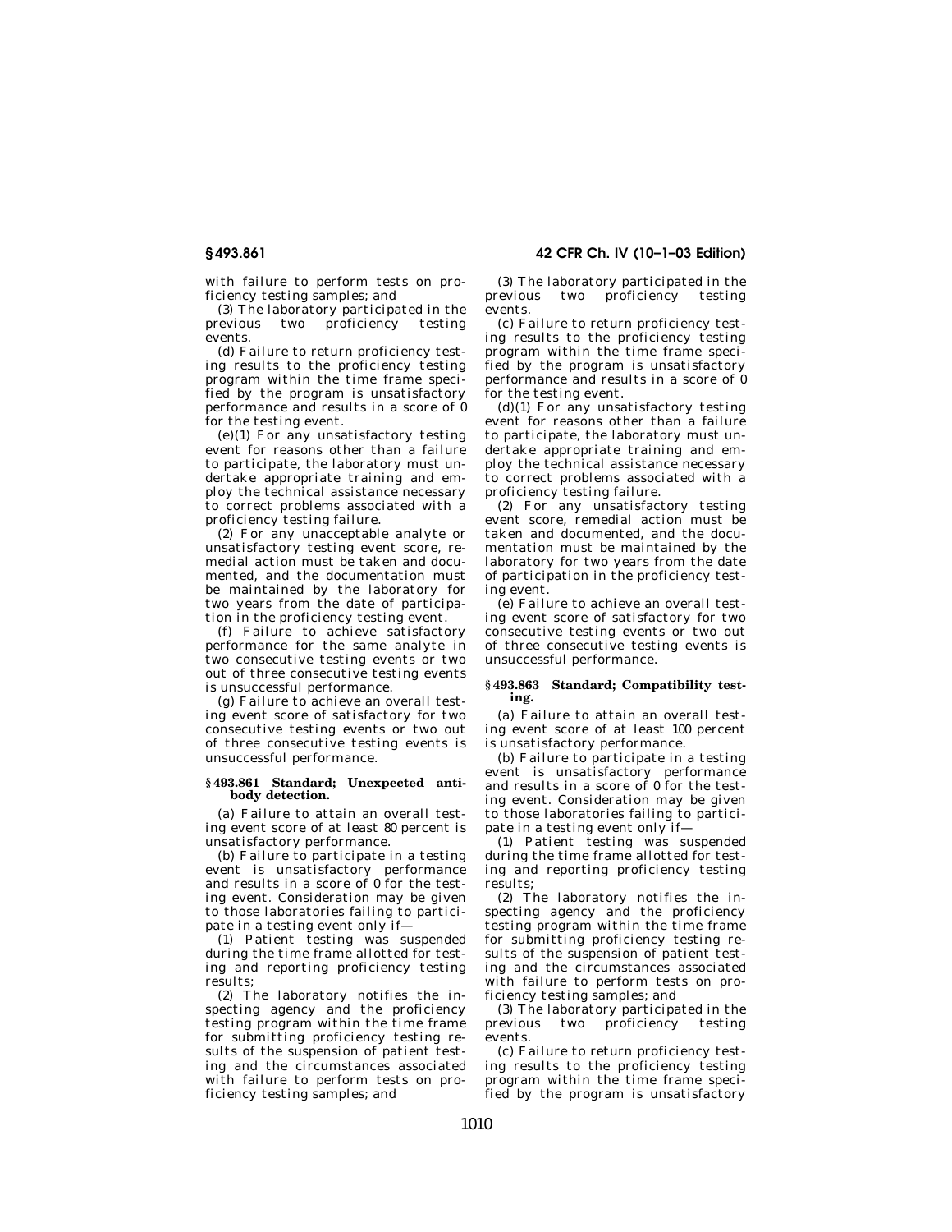with failure to perform tests on proficiency testing samples; and

(3) The laboratory participated in the previous two proficiency testing events.

(d) Failure to return proficiency testing results to the proficiency testing program within the time frame specified by the program is unsatisfactory performance and results in a score of 0 for the testing event.

(e)(1) For any unsatisfactory testing event for reasons other than a failure to participate, the laboratory must undertake appropriate training and employ the technical assistance necessary to correct problems associated with a proficiency testing failure.

(2) For any unacceptable analyte or unsatisfactory testing event score, remedial action must be taken and documented, and the documentation must be maintained by the laboratory for two years from the date of participation in the proficiency testing event.

(f) Failure to achieve satisfactory performance for the same analyte in two consecutive testing events or two out of three consecutive testing events is unsuccessful performance.

(g) Failure to achieve an overall testing event score of satisfactory for two consecutive testing events or two out of three consecutive testing events is unsuccessful performance.

### § 493.861 Standard; Unexpected antibody detection.

(a) Failure to attain an overall testing event score of at least 80 percent is unsatisfactory performance.

(b) Failure to participate in a testing event is unsatisfactory performance and results in a score of 0 for the testing event. Consideration may be given to those laboratories failing to participate in a testing event only if—

(1) Patient testing was suspended during the time frame allotted for testing and reporting proficiency testing results;

(2) The laboratory notifies the inspecting agency and the proficiency testing program within the time frame for submitting proficiency testing results of the suspension of patient testing and the circumstances associated with failure to perform tests on proficiency testing samples; and

(3) The laboratory participated in the previous two proficiency testing events.

(c) Failure to return proficiency testing results to the proficiency testing program within the time frame specified by the program is unsatisfactory performance and results in a score of 0 for the testing event.

(d)(1) For any unsatisfactory testing event for reasons other than a failure to participate, the laboratory must undertake appropriate training and employ the technical assistance necessary to correct problems associated with a proficiency testing failure.

(2) For any unsatisfactory testing event score, remedial action must be taken and documented, and the documentation must be maintained by the laboratory for two years from the date of participation in the proficiency testing event.

(e) Failure to achieve an overall testing event score of satisfactory for two consecutive testing events or two out of three consecutive testing events is unsuccessful performance.

### § 493.863 Standard; Compatibility testing.

(a) Failure to attain an overall testing event score of at least 100 percent is unsatisfactory performance.

(b) Failure to participate in a testing event is unsatisfactory performance and results in a score of 0 for the testing event. Consideration may be given to those laboratories failing to participate in a testing event only if—

(1) Patient testing was suspended during the time frame allotted for testing and reporting proficiency testing results;

(2) The laboratory notifies the inspecting agency and the proficiency testing program within the time frame for submitting proficiency testing results of the suspension of patient testing and the circumstances associated with failure to perform tests on proficiency testing samples; and

(3) The laboratory participated in the previous two proficiency testing events.

(c) Failure to return proficiency testing results to the proficiency testing program within the time frame specified by the program is unsatisfactory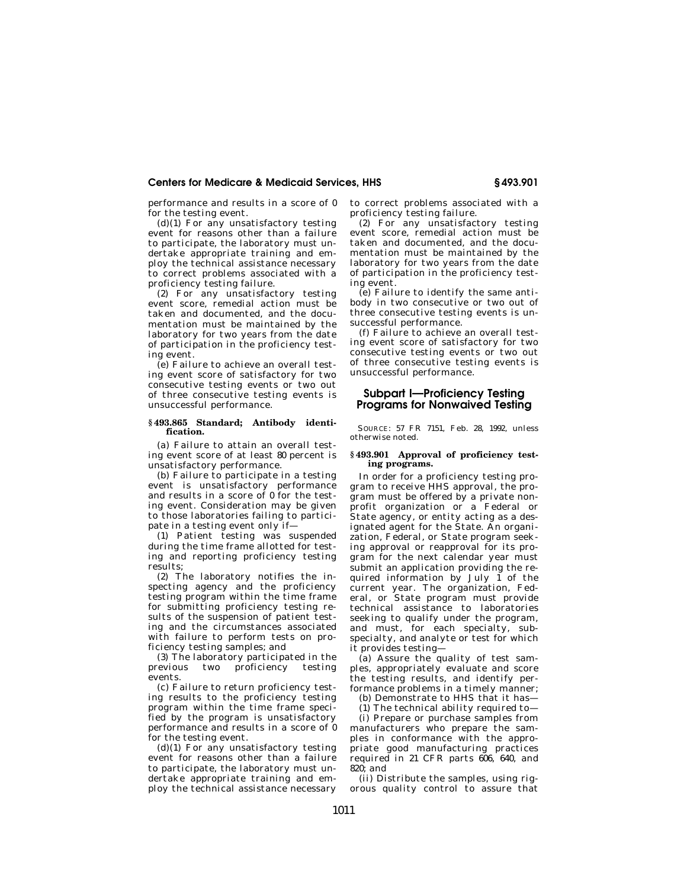performance and results in a score of 0 for the testing event.

(d)(1) For any unsatisfactory testing event for reasons other than a failure to participate, the laboratory must undertake appropriate training and employ the technical assistance necessary to correct problems associated with a proficiency testing failure.

(2) For any unsatisfactory testing event score, remedial action must be taken and documented, and the documentation must be maintained by the laboratory for two years from the date of participation in the proficiency testing event.

(e) Failure to achieve an overall testing event score of satisfactory for two consecutive testing events or two out of three consecutive testing events is unsuccessful performance.

### § 493.865 Standard; Antibody identification.

(a) Failure to attain an overall testing event score of at least 80 percent is unsatisfactory performance.

(b) Failure to participate in a testing event is unsatisfactory performance and results in a score of 0 for the testing event. Consideration may be given to those laboratories failing to participate in a testing event only if—

(1) Patient testing was suspended during the time frame allotted for testing and reporting proficiency testing results;

(2) The laboratory notifies the inspecting agency and the proficiency testing program within the time frame for submitting proficiency testing results of the suspension of patient testing and the circumstances associated with failure to perform tests on proficiency testing samples; and

(3) The laboratory participated in the previous two proficiency testing events.

(c) Failure to return proficiency testing results to the proficiency testing program within the time frame specified by the program is unsatisfactory performance and results in a score of 0 for the testing event.

(d)(1) For any unsatisfactory testing event for reasons other than a failure to participate, the laboratory must undertake appropriate training and employ the technical assistance necessary to correct problems associated with a proficiency testing failure.

(2) For any unsatisfactory testing event score, remedial action must be taken and documented, and the documentation must be maintained by the laboratory for two years from the date of participation in the proficiency testing event.

(e) Failure to identify the same antibody in two consecutive or two out of three consecutive testing events is unsuccessful performance.

(f) Failure to achieve an overall testing event score of satisfactory for two consecutive testing events or two out of three consecutive testing events is unsuccessful performance.

## Subpart I—Proficiency Testing Programs for Nonwaived Testing

SOURCE: 57 FR 7151, Feb. 28, 1992, unless otherwise noted.

### § 493.901 Approval of proficiency testing programs.

In order for a proficiency testing program to receive HHS approval, the program must be offered by a private nonprofit organization or a Federal or State agency, or entity acting as a designated agent for the State. An organization, Federal, or State program seeking approval or reapproval for its program for the next calendar year must submit an application providing the required information by July 1 of the current year. The organization, Federal, or State program must provide technical assistance to laboratories seeking to qualify under the program, and must, for each specialty, subspecialty, and analyte or test for which it provides testing—

(a) Assure the quality of test samples, appropriately evaluate and score the testing results, and identify performance problems in a timely manner;

(b) Demonstrate to HHS that it has—

(1) The technical ability required to—

(i) Prepare or purchase samples from manufacturers who prepare the samples in conformance with the appropriate good manufacturing practices required in 21 CFR parts 606, 640, and 820; and

(ii) Distribute the samples, using rigorous quality control to assure that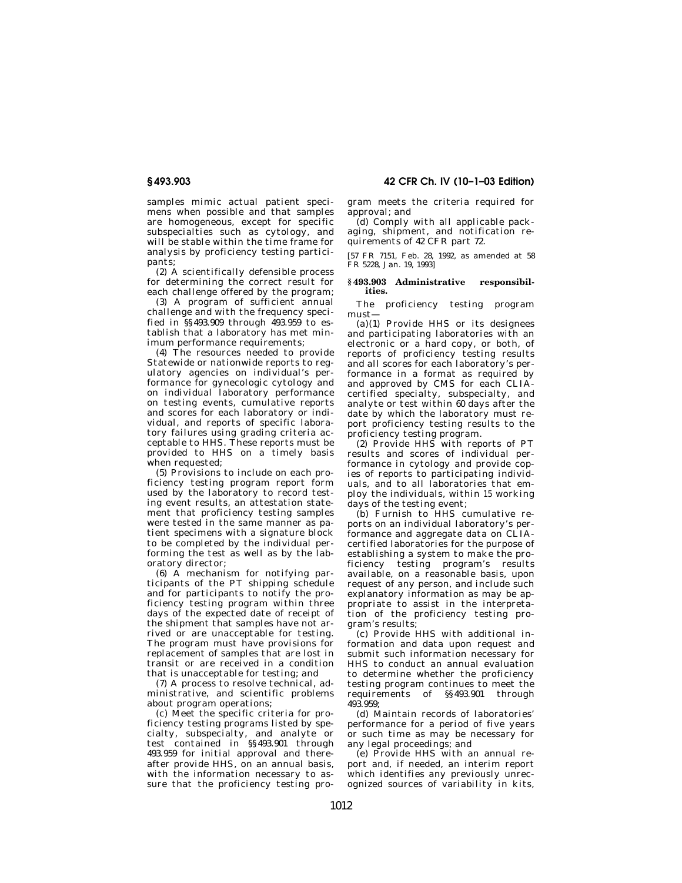samples mimic actual patient specimens when possible and that samples are homogeneous, except for specific subspecialties such as cytology, and will be stable within the time frame for analysis by proficiency testing participants;

(2) A scientifically defensible process for determining the correct result for each challenge offered by the program;

(3) A program of sufficient annual challenge and with the frequency specified in §§493.909 through 493.959 to establish that a laboratory has met minimum performance requirements;

(4) The resources needed to provide Statewide or nationwide reports to regulatory agencies on individual's performance for gynecologic cytology and on individual laboratory performance on testing events, cumulative reports and scores for each laboratory or individual, and reports of specific laboratory failures using grading criteria acceptable to HHS. These reports must be provided to HHS on a timely basis when requested;

(5) Provisions to include on each proficiency testing program report form used by the laboratory to record testing event results, an attestation statement that proficiency testing samples were tested in the same manner as patient specimens with a signature block to be completed by the individual performing the test as well as by the laboratory director;

(6) A mechanism for notifying participants of the PT shipping schedule and for participants to notify the proficiency testing program within three days of the expected date of receipt of the shipment that samples have not arrived or are unacceptable for testing. The program must have provisions for replacement of samples that are lost in transit or are received in a condition that is unacceptable for testing; and

(7) A process to resolve technical, administrative, and scientific problems about program operations;

(c) Meet the specific criteria for proficiency testing programs listed by specialty, subspecialty, and analyte or test contained in §§493.901 through 493.959 for initial approval and thereafter provide HHS, on an annual basis, with the information necessary to assure that the proficiency testing program meets the criteria required for approval; and

(d) Comply with all applicable packaging, shipment, and notification requirements of 42 CFR part 72.

[57 FR 7151, Feb. 28, 1992, as amended at 58 FR 5228, Jan. 19, 1993]

## §493.903 Administrative responsibilities.

The proficiency testing program must—

(a)(1) Provide HHS or its designees and participating laboratories with an electronic or a hard copy, or both, of reports of proficiency testing results and all scores for each laboratory's performance in a format as required by and approved by CMS for each CLIA-certified specialty, subspecialty, and analyte or test within 60 days after the date by which the laboratory must report proficiency testing results to the proficiency testing program.

(2) Provide HHS with reports of PT results and scores of individual performance in cytology and provide copies of reports to participating individuals, and to all laboratories that employ the individuals, within 15 working days of the testing event;

(b) Furnish to HHS cumulative reports on an individual laboratory's performance and aggregate data on CLIA-certified laboratories for the purpose of establishing a system to make the proficiency testing program's results available, on a reasonable basis, upon request of any person, and include such explanatory information as may be appropriate to assist in the interpretation of the proficiency testing program's results;

(c) Provide HHS with additional information and data upon request and submit such information necessary for HHS to conduct an annual evaluation to determine whether the proficiency testing program continues to meet the requirements of §§493.901 through 493.959;

(d) Maintain records of laboratories' performance for a period of five years or such time as may be necessary for any legal proceedings; and

(e) Provide HHS with an annual report and, if needed, an interim report which identifies any previously unrecognized sources of variability in kits,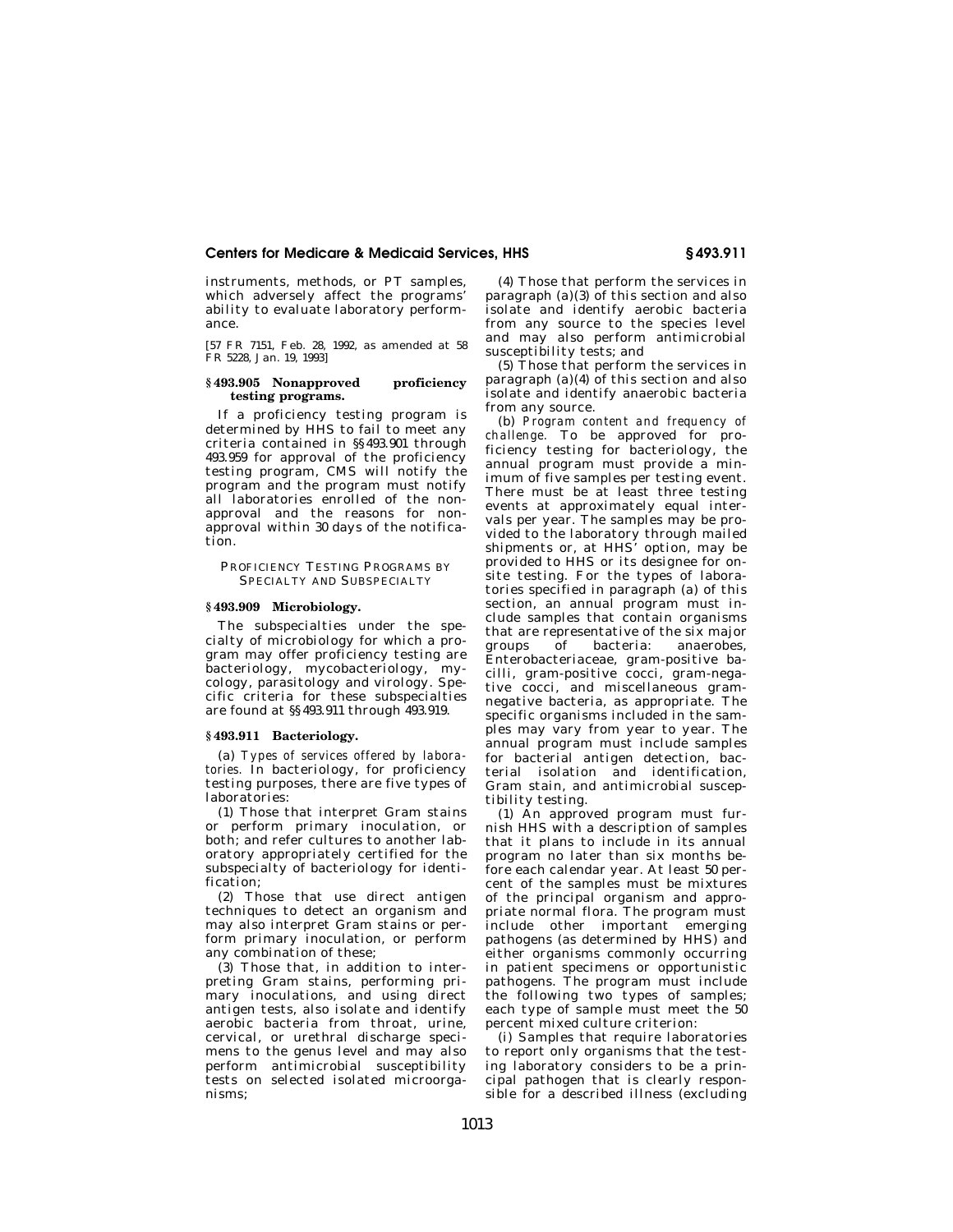instruments, methods, or PT samples, which adversely affect the programs' ability to evaluate laboratory performance.

[57 FR 7151, Feb. 28, 1992, as amended at 58 FR 5228, Jan. 19, 1993]

## § 493.905 Nonapproved proficiency testing programs.

If a proficiency testing program is determined by HHS to fail to meet any criteria contained in §§ 493.901 through 493.959 for approval of the proficiency testing program, CMS will notify the program and the program must notify all laboratories enrolled of the nonapproval and the reasons for nonapproval within 30 days of the notification.

### PROFICIENCY TESTING PROGRAMS BY SPECIALTY AND SUBSPECIALTY

## § 493.909 Microbiology.

The subspecialties under the specialty of microbiology for which a program may offer proficiency testing are bacteriology, mycobacteriology, mycology, parasitology and virology. Specific criteria for these subspecialties are found at §§ 493.911 through 493.919.

## § 493.911 Bacteriology.

(a) *Types of services offered by laboratories.* In bacteriology, for proficiency testing purposes, there are five types of laboratories:

(1) Those that interpret Gram stains or perform primary inoculation, or both; and refer cultures to another laboratory appropriately certified for the subspecialty of bacteriology for identification;

(2) Those that use direct antigen techniques to detect an organism and may also interpret Gram stains or perform primary inoculation, or perform any combination of these;

(3) Those that, in addition to interpreting Gram stains, performing primary inoculations, and using direct antigen tests, also isolate and identify aerobic bacteria from throat, urine, cervical, or urethral discharge specimens to the genus level and may also perform antimicrobial susceptibility tests on selected isolated microorganisms;

(4) Those that perform the services in paragraph (a)(3) of this section and also isolate and identify aerobic bacteria from any source to the species level and may also perform antimicrobial susceptibility tests; and

(5) Those that perform the services in paragraph (a)(4) of this section and also isolate and identify anaerobic bacteria from any source.

(b) *Program content and frequency of challenge.* To be approved for proficiency testing for bacteriology, the annual program must provide a minimum of five samples per testing event. There must be at least three testing events at approximately equal intervals per year. The samples may be provided to the laboratory through mailed shipments or, at HHS' option, may be provided to HHS or its designee for onsite testing. For the types of laboratories specified in paragraph (a) of this section, an annual program must include samples that contain organisms that are representative of the six major groups of bacteria: anaerobes, Enterobacteriaceae, gram-positive bacilli, gram-positive cocci, gram-negative cocci, and miscellaneous gram-negative bacteria, as appropriate. The specific organisms included in the samples may vary from year to year. The annual program must include samples for bacterial antigen detection, bacterial isolation and identification, Gram stain, and antimicrobial susceptibility testing.

(1) An approved program must furnish HHS with a description of samples that it plans to include in its annual program no later than six months before each calendar year. At least 50 percent of the samples must be mixtures of the principal organism and appropriate normal flora. The program must include other important emerging pathogens (as determined by HHS) and either organisms commonly occurring in patient specimens or opportunistic pathogens. The program must include the following two types of samples; each type of sample must meet the 50 percent mixed culture criterion:

(i) Samples that require laboratories to report only organisms that the testing laboratory considers to be a principal pathogen that is clearly responsible for a described illness (excluding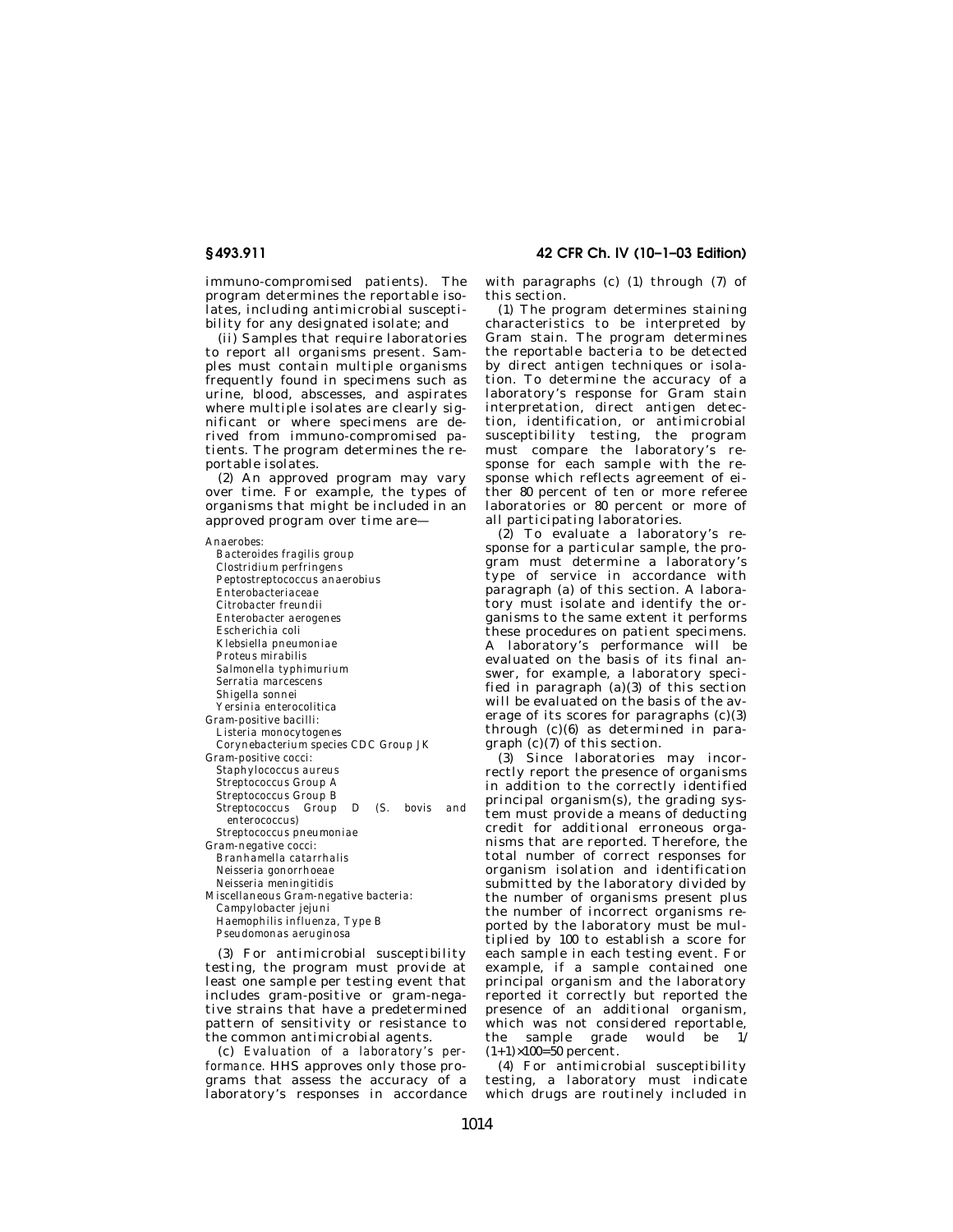immuno-compromised patients). The program determines the reportable isolates, including antimicrobial susceptibility for any designated isolate; and

(ii) Samples that require laboratories to report all organisms present. Samples must contain multiple organisms frequently found in specimens such as urine, blood, abscesses, and aspirates where multiple isolates are clearly significant or where specimens are derived from immuno-compromised patients. The program determines the reportable isolates.

(2) An approved program may vary over time. For example, the types of organisms that might be included in an approved program over time are—

Anaerobes:
- *Bacteroides fragilis* group
- *Clostridium perfringens*
- *Peptostreptococcus anaerobius*
- Enterobacteriaceae
- *Citrobacter freundii*
- *Enterobacter aerogenes*
- *Escherichia coli*
- *Klebsiella pneumoniae*
- *Proteus mirabilis*
- *Salmonella typhimurium*
- *Serratia marcescens*
- *Shigella sonnei*
- *Yersinia enterocolitica*

Gram-positive bacilli:
- *Listeria monocytogenes*
- *Corynebacterium* species CDC Group JK

Gram-positive cocci:
- *Staphylococcus aureus*
- *Streptococcus* Group A
- *Streptococcus* Group B
- *Streptococcus* Group D (*S. bovis* and enterococcus)
- *Streptococcus pneumoniae*

Gram-negative cocci:
- *Branhamella catarrhalis*
- *Neisseria gonorrhoeae*
- *Neisseria meningitidis*

Miscellaneous Gram-negative bacteria:
- *Campylobacter jejuni*
- *Haemophilis influenza*, Type B
- *Pseudomonas aeruginosa*

(3) For antimicrobial susceptibility testing, the program must provide at least one sample per testing event that includes gram-positive or gram-negative strains that have a predetermined pattern of sensitivity or resistance to the common antimicrobial agents.

(c) *Evaluation of a laboratory's performance.* HHS approves only those programs that assess the accuracy of a laboratory's responses in accordance with paragraphs (c) (1) through (7) of this section.

(1) The program determines staining characteristics to be interpreted by Gram stain. The program determines the reportable bacteria to be detected by direct antigen techniques or isolation. To determine the accuracy of a laboratory's response for Gram stain interpretation, direct antigen detection, identification, or antimicrobial susceptibility testing, the program must compare the laboratory's response for each sample with the response which reflects agreement of either 80 percent of ten or more referee laboratories or 80 percent or more of all participating laboratories.

(2) To evaluate a laboratory's response for a particular sample, the program must determine a laboratory's type of service in accordance with paragraph (a) of this section. A laboratory must isolate and identify the organisms to the same extent it performs these procedures on patient specimens. A laboratory's performance will be evaluated on the basis of its final answer, for example, a laboratory specified in paragraph (a)(3) of this section will be evaluated on the basis of the average of its scores for paragraphs (c)(3) through (c)(6) as determined in paragraph (c)(7) of this section.

(3) Since laboratories may incorrectly report the presence of organisms in addition to the correctly identified principal organism(s), the grading system must provide a means of deducting credit for additional erroneous organisms that are reported. Therefore, the total number of correct responses for organism isolation and identification submitted by the laboratory divided by the number of organisms present plus the number of incorrect organisms reported by the laboratory must be multiplied by 100 to establish a score for each sample in each testing event. For example, if a sample contained one principal organism and the laboratory reported it correctly but reported the presence of an additional organism, which was not considered reportable, the sample grade would be $1/(1+1) \times 100 = 50$ percent.

(4) For antimicrobial susceptibility testing, a laboratory must indicate which drugs are routinely included in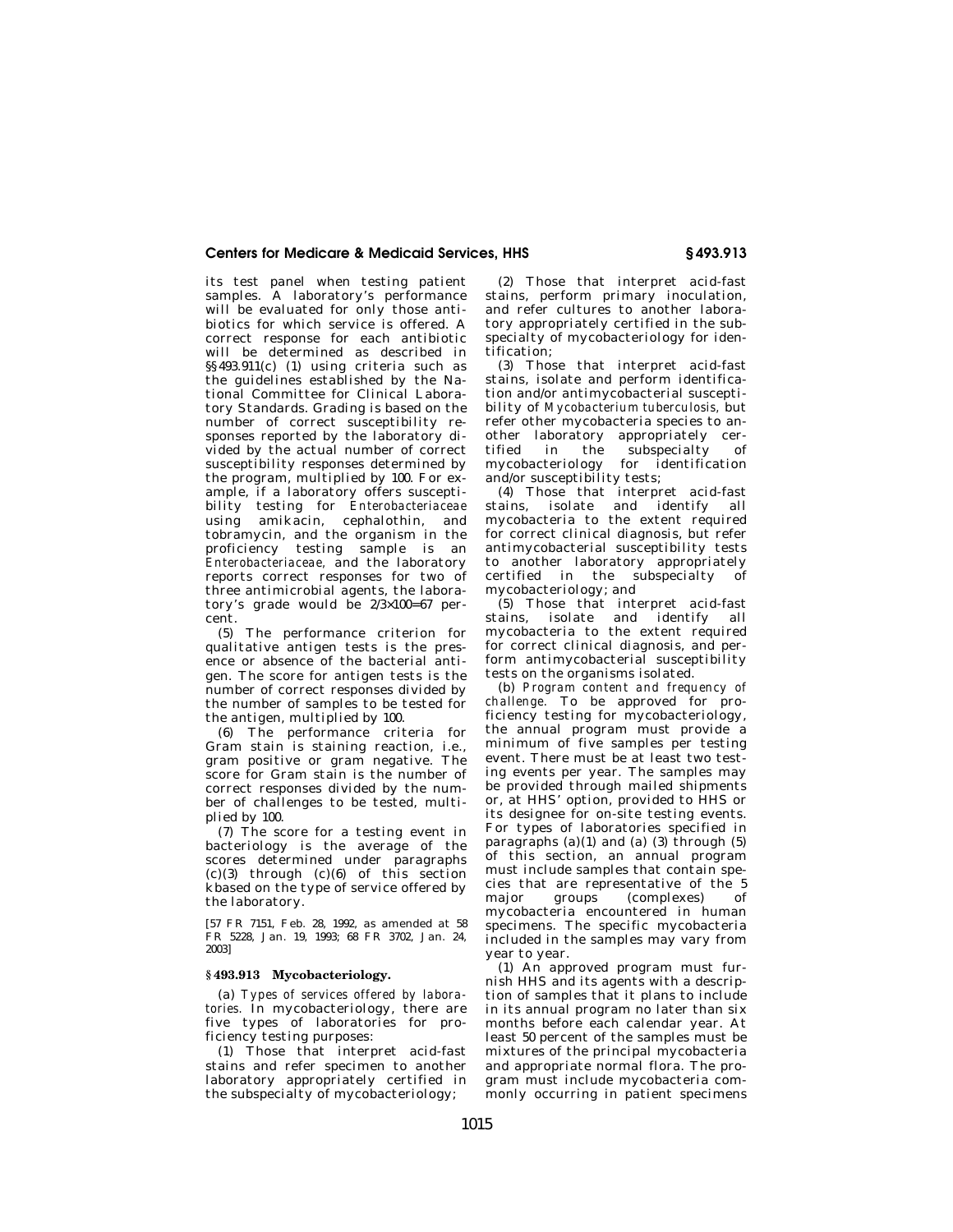its test panel when testing patient samples. A laboratory's performance will be evaluated for only those antibiotics for which service is offered. A correct response for each antibiotic will be determined as described in §§493.911(c) (1) using criteria such as the guidelines established by the National Committee for Clinical Laboratory Standards. Grading is based on the number of correct susceptibility responses reported by the laboratory divided by the actual number of correct susceptibility responses determined by the program, multiplied by 100. For example, if a laboratory offers susceptibility testing for *Enterobacteriaceae* using amikacin, cephalothin, and tobramycin, and the organism in the proficiency testing sample is an *Enterobacteriaceae,* and the laboratory reports correct responses for two of three antimicrobial agents, the laboratory's grade would be $2/3 \times 100 = 67$ percent.

(5) The performance criterion for qualitative antigen tests is the presence or absence of the bacterial antigen. The score for antigen tests is the number of correct responses divided by the number of samples to be tested for the antigen, multiplied by 100.

(6) The performance criteria for Gram stain is staining reaction, i.e., gram positive or gram negative. The score for Gram stain is the number of correct responses divided by the number of challenges to be tested, multiplied by 100.

(7) The score for a testing event in bacteriology is the average of the scores determined under paragraphs (c)(3) through (c)(6) of this section kbased on the type of service offered by the laboratory.

[57 FR 7151, Feb. 28, 1992, as amended at 58 FR 5228, Jan. 19, 1993; 68 FR 3702, Jan. 24, 2003]

## § 493.913 Mycobacteriology.

(a) *Types of services offered by laboratories.* In mycobacteriology, there are five types of laboratories for proficiency testing purposes:

(1) Those that interpret acid-fast stains and refer specimen to another laboratory appropriately certified in the subspecialty of mycobacteriology;

(2) Those that interpret acid-fast stains, perform primary inoculation, and refer cultures to another laboratory appropriately certified in the subspecialty of mycobacteriology for identification;

(3) Those that interpret acid-fast stains, isolate and perform identification and/or antimycobacterial susceptibility of *Mycobacterium tuberculosis,* but refer other mycobacteria species to another laboratory appropriately certified in the subspecialty of mycobacteriology for identification and/or susceptibility tests;

(4) Those that interpret acid-fast stains, isolate and identify all mycobacteria to the extent required for correct clinical diagnosis, but refer antimycobacterial susceptibility tests to another laboratory appropriately certified in the subspecialty of mycobacteriology; and

(5) Those that interpret acid-fast stains, isolate and identify all mycobacteria to the extent required for correct clinical diagnosis, and perform antimycobacterial susceptibility tests on the organisms isolated.

(b) *Program content and frequency of challenge.* To be approved for proficiency testing for mycobacteriology, the annual program must provide a minimum of five samples per testing event. There must be at least two testing events per year. The samples may be provided through mailed shipments or, at HHS' option, provided to HHS or its designee for on-site testing events. For types of laboratories specified in paragraphs (a)(1) and (a) (3) through (5) of this section, an annual program must include samples that contain species that are representative of the 5 major groups (complexes) of mycobacteria encountered in human specimens. The specific mycobacteria included in the samples may vary from year to year.

(1) An approved program must furnish HHS and its agents with a description of samples that it plans to include in its annual program no later than six months before each calendar year. At least 50 percent of the samples must be mixtures of the principal mycobacteria and appropriate normal flora. The program must include mycobacteria commonly occurring in patient specimens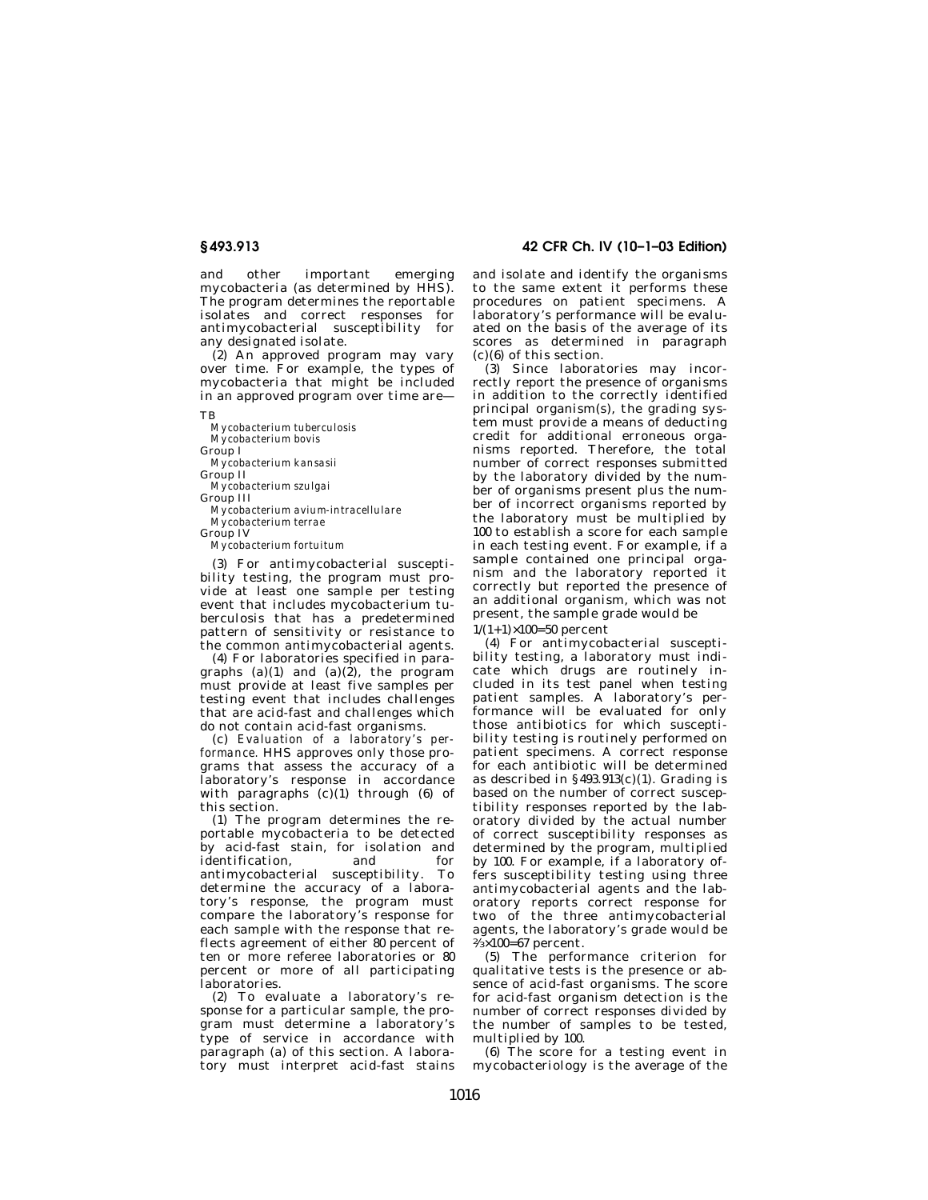and other important emerging mycobacteria (as determined by HHS). The program determines the reportable isolates and correct responses for antimycobacterial susceptibility for any designated isolate.

(2) An approved program may vary over time. For example, the types of mycobacteria that might be included in an approved program over time are—

TB
- *Mycobacterium tuberculosis*
- *Mycobacterium bovis*

Group I
- *Mycobacterium kansasii*

Group II
- *Mycobacterium szulgai*

Group III
- *Mycobacterium avium-intracellulare*
- *Mycobacterium terrae*

Group IV
- *Mycobacterium fortuitum*

(3) For antimycobacterial susceptibility testing, the program must provide at least one sample per testing event that includes mycobacterium tuberculosis that has a predetermined pattern of sensitivity or resistance to the common antimycobacterial agents.

(4) For laboratories specified in paragraphs (a)(1) and (a)(2), the program must provide at least five samples per testing event that includes challenges that are acid-fast and challenges which do not contain acid-fast organisms.

(c) *Evaluation of a laboratory's performance.* HHS approves only those programs that assess the accuracy of a laboratory's response in accordance with paragraphs (c)(1) through (6) of this section.

(1) The program determines the reportable mycobacteria to be detected by acid-fast stain, for isolation and identification, and for antimycobacterial susceptibility. To determine the accuracy of a laboratory's response, the program must compare the laboratory's response for each sample with the response that reflects agreement of either 80 percent of ten or more referee laboratories or 80 percent or more of all participating laboratories.

(2) To evaluate a laboratory's response for a particular sample, the program must determine a laboratory's type of service in accordance with paragraph (a) of this section. A laboratory must interpret acid-fast stains and isolate and identify the organisms to the same extent it performs these procedures on patient specimens. A laboratory's performance will be evaluated on the basis of the average of its scores as determined in paragraph (c)(6) of this section.

(3) Since laboratories may incorrectly report the presence of organisms in addition to the correctly identified principal organism(s), the grading system must provide a means of deducting credit for additional erroneous organisms reported. Therefore, the total number of correct responses submitted by the laboratory divided by the number of organisms present plus the number of incorrect organisms reported by the laboratory must be multiplied by 100 to establish a score for each sample in each testing event. For example, if a sample contained one principal organism and the laboratory reported it correctly but reported the presence of an additional organism, which was not present, the sample grade would be

$1/(1+1) \times 100 = 50$ percent

(4) For antimycobacterial susceptibility testing, a laboratory must indicate which drugs are routinely included in its test panel when testing patient samples. A laboratory's performance will be evaluated for only those antibiotics for which susceptibility testing is routinely performed on patient specimens. A correct response for each antibiotic will be determined as described in §493.913(c)(1). Grading is based on the number of correct susceptibility responses reported by the laboratory divided by the actual number of correct susceptibility responses as determined by the program, multiplied by 100. For example, if a laboratory offers susceptibility testing using three antimycobacterial agents and the laboratory reports correct response for two of the three antimycobacterial agents, the laboratory's grade would be $\frac{2}{3} \times 100 = 67$ percent.

(5) The performance criterion for qualitative tests is the presence or absence of acid-fast organisms. The score for acid-fast organism detection is the number of correct responses divided by the number of samples to be tested, multiplied by 100.

(6) The score for a testing event in mycobacteriology is the average of the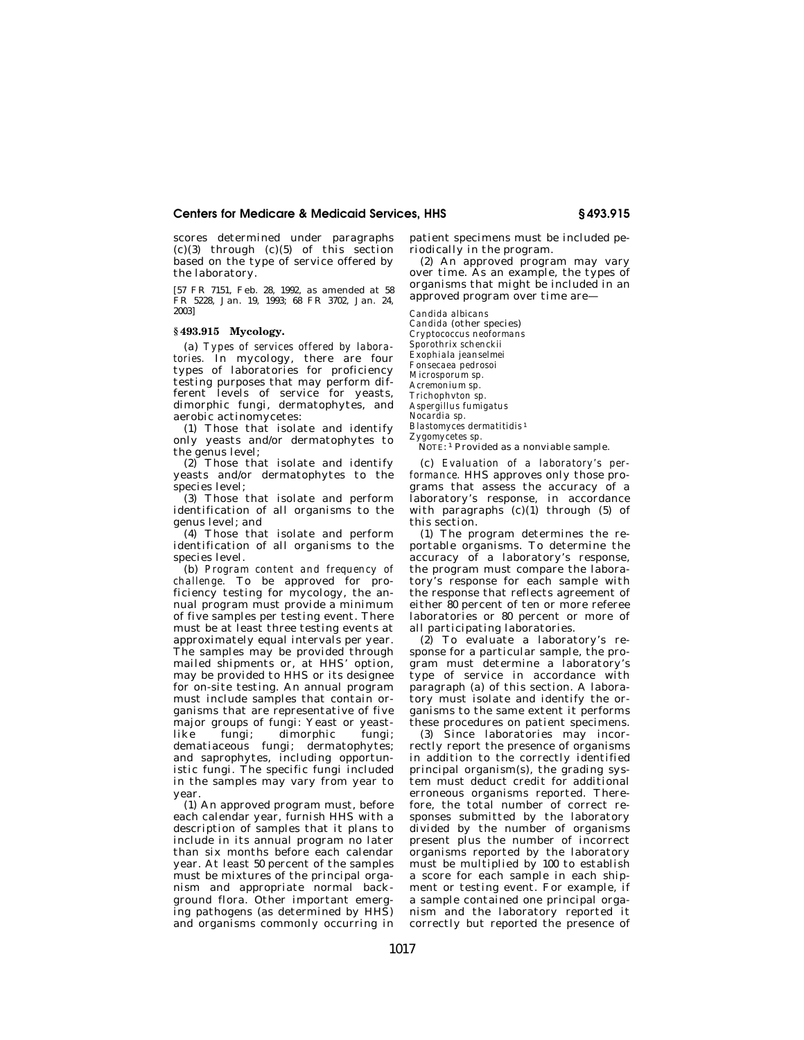scores determined under paragraphs (c)(3) through (c)(5) of this section based on the type of service offered by the laboratory.

[57 FR 7151, Feb. 28, 1992, as amended at 58 FR 5228, Jan. 19, 1993; 68 FR 3702, Jan. 24, 2003]

## § 493.915 Mycology.

(a) *Types of services offered by laboratories.* In mycology, there are four types of laboratories for proficiency testing purposes that may perform different levels of service for yeasts, dimorphic fungi, dermatophytes, and aerobic actinomycetes:

(1) Those that isolate and identify only yeasts and/or dermatophytes to the genus level;

(2) Those that isolate and identify yeasts and/or dermatophytes to the species level;

(3) Those that isolate and perform identification of all organisms to the genus level; and

(4) Those that isolate and perform identification of all organisms to the species level.

(b) *Program content and frequency of challenge.* To be approved for proficiency testing for mycology, the annual program must provide a minimum of five samples per testing event. There must be at least three testing events at approximately equal intervals per year. The samples may be provided through mailed shipments or, at HHS' option, may be provided to HHS or its designee for on-site testing. An annual program must include samples that contain organisms that are representative of five major groups of fungi: Yeast or yeast-like fungi; dimorphic fungi; dematiaceous fungi; dermatophytes; and saprophytes, including opportunistic fungi. The specific fungi included in the samples may vary from year to year.

(1) An approved program must, before each calendar year, furnish HHS with a description of samples that it plans to include in its annual program no later than six months before each calendar year. At least 50 percent of the samples must be mixtures of the principal organism and appropriate normal background flora. Other important emerging pathogens (as determined by HHS) and organisms commonly occurring in patient specimens must be included periodically in the program.

(2) An approved program may vary over time. As an example, the types of organisms that might be included in an approved program over time are—

*Candida albicans*
*Candida* (other species)
*Cryptococcus neoformans*
*Sporothrix schenckii*
*Exophiala jeanselmei*
*Fonsecaea pedrosoi*
*Microsporum sp.*
*Acremonium sp.*
*Trichophvton sp.*
*Aspergillus fumigatus*
*Nocardia sp.*
*Blastomyces dermatitidis*[1]
*Zygomycetes sp.*

NOTE: [1] Provided as a nonviable sample.

(c) *Evaluation of a laboratory's performance.* HHS approves only those programs that assess the accuracy of a laboratory's response, in accordance with paragraphs (c)(1) through (5) of this section.

(1) The program determines the reportable organisms. To determine the accuracy of a laboratory's response, the program must compare the laboratory's response for each sample with the response that reflects agreement of either 80 percent of ten or more referee laboratories or 80 percent or more of all participating laboratories.

(2) To evaluate a laboratory's response for a particular sample, the program must determine a laboratory's type of service in accordance with paragraph (a) of this section. A laboratory must isolate and identify the organisms to the same extent it performs these procedures on patient specimens.

(3) Since laboratories may incorrectly report the presence of organisms in addition to the correctly identified principal organism(s), the grading system must deduct credit for additional erroneous organisms reported. Therefore, the total number of correct responses submitted by the laboratory divided by the number of organisms present plus the number of incorrect organisms reported by the laboratory must be multiplied by 100 to establish a score for each sample in each shipment or testing event. For example, if a sample contained one principal organism and the laboratory reported it correctly but reported the presence of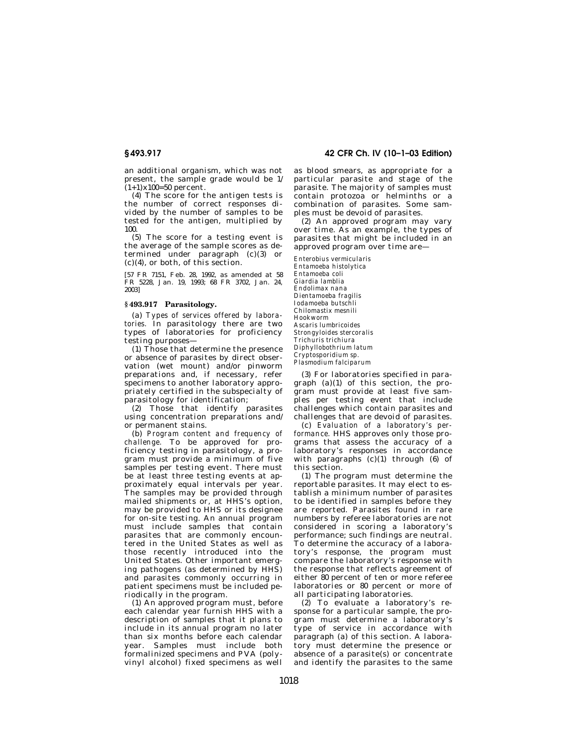an additional organism, which was not present, the sample grade would be 1/(1+1)x100=50 percent.

(4) The score for the antigen tests is the number of correct responses divided by the number of samples to be tested for the antigen, multiplied by 100.

(5) The score for a testing event is the average of the sample scores as determined under paragraph (c)(3) or (c)(4), or both, of this section.

[57 FR 7151, Feb. 28, 1992, as amended at 58 FR 5228, Jan. 19, 1993; 68 FR 3702, Jan. 24, 2003]

## § 493.917 Parasitology.

(a) *Types of services offered by laboratories.* In parasitology there are two types of laboratories for proficiency testing purposes—

(1) Those that determine the presence or absence of parasites by direct observation (wet mount) and/or pinworm preparations and, if necessary, refer specimens to another laboratory appropriately certified in the subspecialty of parasitology for identification;

(2) Those that identify parasites using concentration preparations and/or permanent stains.

(b) *Program content and frequency of challenge.* To be approved for proficiency testing in parasitology, a program must provide a minimum of five samples per testing event. There must be at least three testing events at approximately equal intervals per year. The samples may be provided through mailed shipments or, at HHS's option, may be provided to HHS or its designee for on-site testing. An annual program must include samples that contain parasites that are commonly encountered in the United States as well as those recently introduced into the United States. Other important emerging pathogens (as determined by HHS) and parasites commonly occurring in patient specimens must be included periodically in the program.

(1) An approved program must, before each calendar year furnish HHS with a description of samples that it plans to include in its annual program no later than six months before each calendar year. Samples must include both formalinized specimens and PVA (polyvinyl alcohol) fixed specimens as well as blood smears, as appropriate for a particular parasite and stage of the parasite. The majority of samples must contain protozoa or helminths or a combination of parasites. Some samples must be devoid of parasites.

(2) An approved program may vary over time. As an example, the types of parasites that might be included in an approved program over time are—

*Enterobius vermicularis*
*Entamoeba histolytica*
*Entamoeba coli*
*Giardia lamblia*
*Endolimax nana*
*Dientamoeba fragilis*
*Iodamoeba butschli*
*Chilomastix mesnili*
Hookworm
*Ascaris lumbricoides*
*Strongyloides stercoralis*
*Trichuris trichiura*
*Diphyllobothrium latum*
*Cryptosporidium sp.*
*Plasmodium falciparum*

(3) For laboratories specified in paragraph (a)(1) of this section, the program must provide at least five samples per testing event that include challenges which contain parasites and challenges that are devoid of parasites.

(c) *Evaluation of a laboratory's performance.* HHS approves only those programs that assess the accuracy of a laboratory's responses in accordance with paragraphs (c)(1) through (6) of this section.

(1) The program must determine the reportable parasites. It may elect to establish a minimum number of parasites to be identified in samples before they are reported. Parasites found in rare numbers by referee laboratories are not considered in scoring a laboratory's performance; such findings are neutral. To determine the accuracy of a laboratory's response, the program must compare the laboratory's response with the response that reflects agreement of either 80 percent of ten or more referee laboratories or 80 percent or more of all participating laboratories.

(2) To evaluate a laboratory's response for a particular sample, the program must determine a laboratory's type of service in accordance with paragraph (a) of this section. A laboratory must determine the presence or absence of a parasite(s) or concentrate and identify the parasites to the same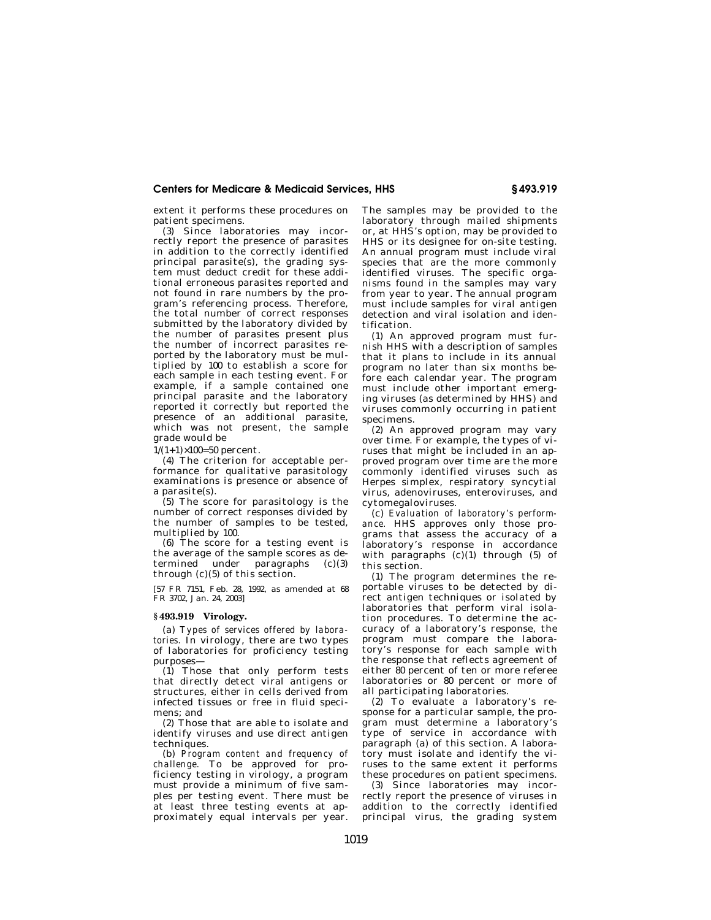extent it performs these procedures on patient specimens.

(3) Since laboratories may incorrectly report the presence of parasites in addition to the correctly identified principal parasite(s), the grading system must deduct credit for these additional erroneous parasites reported and not found in rare numbers by the program's referencing process. Therefore, the total number of correct responses submitted by the laboratory divided by the number of parasites present plus the number of incorrect parasites reported by the laboratory must be multiplied by 100 to establish a score for each sample in each testing event. For example, if a sample contained one principal parasite and the laboratory reported it correctly but reported the presence of an additional parasite, which was not present, the sample grade would be

$1/(1+1)\times100=50$ percent.

(4) The criterion for acceptable performance for qualitative parasitology examinations is presence or absence of a parasite(s).

(5) The score for parasitology is the number of correct responses divided by the number of samples to be tested, multiplied by 100.

(6) The score for a testing event is the average of the sample scores as determined under paragraphs (c)(3) through (c)(5) of this section.

[57 FR 7151, Feb. 28, 1992, as amended at 68 FR 3702, Jan. 24, 2003]

## § 493.919 Virology.

(a) *Types of services offered by laboratories.* In virology, there are two types of laboratories for proficiency testing purposes—

(1) Those that only perform tests that directly detect viral antigens or structures, either in cells derived from infected tissues or free in fluid specimens; and

(2) Those that are able to isolate and identify viruses and use direct antigen techniques.

(b) *Program content and frequency of challenge.* To be approved for proficiency testing in virology, a program must provide a minimum of five samples per testing event. There must be at least three testing events at approximately equal intervals per year. The samples may be provided to the laboratory through mailed shipments or, at HHS's option, may be provided to HHS or its designee for on-site testing. An annual program must include viral species that are the more commonly identified viruses. The specific organisms found in the samples may vary from year to year. The annual program must include samples for viral antigen detection and viral isolation and identification.

(1) An approved program must furnish HHS with a description of samples that it plans to include in its annual program no later than six months before each calendar year. The program must include other important emerging viruses (as determined by HHS) and viruses commonly occurring in patient specimens.

(2) An approved program may vary over time. For example, the types of viruses that might be included in an approved program over time are the more commonly identified viruses such as Herpes simplex, respiratory syncytial virus, adenoviruses, enteroviruses, and cytomegaloviruses.

(c) *Evaluation of laboratory's performance.* HHS approves only those programs that assess the accuracy of a laboratory's response in accordance with paragraphs (c)(1) through (5) of this section.

(1) The program determines the reportable viruses to be detected by direct antigen techniques or isolated by laboratories that perform viral isolation procedures. To determine the accuracy of a laboratory's response, the program must compare the laboratory's response for each sample with the response that reflects agreement of either 80 percent of ten or more referee laboratories or 80 percent or more of all participating laboratories.

(2) To evaluate a laboratory's response for a particular sample, the program must determine a laboratory's type of service in accordance with paragraph (a) of this section. A laboratory must isolate and identify the viruses to the same extent it performs these procedures on patient specimens.

(3) Since laboratories may incorrectly report the presence of viruses in addition to the correctly identified principal virus, the grading system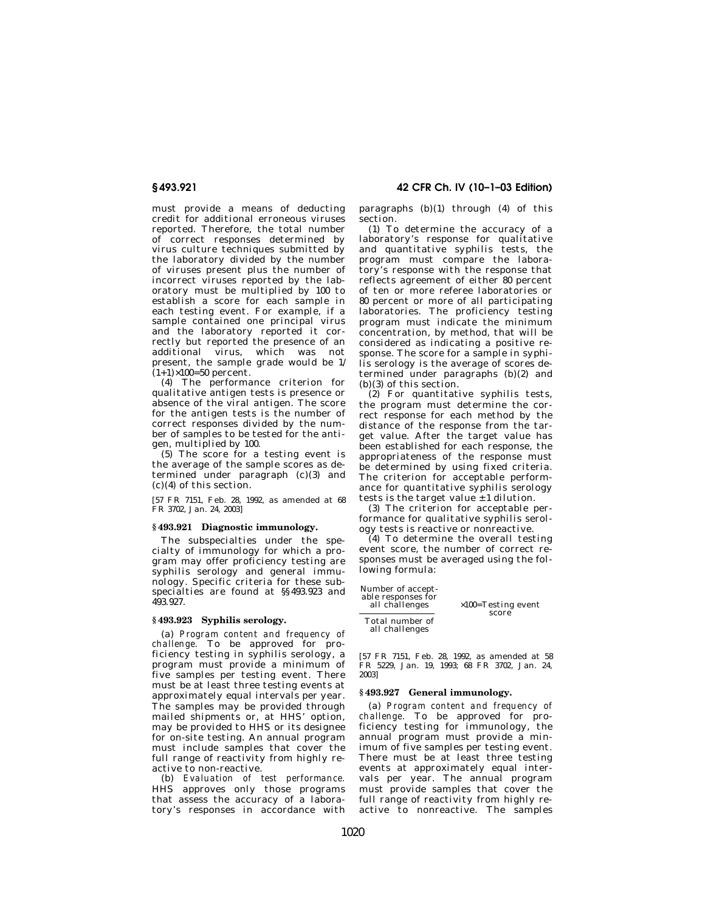must provide a means of deducting credit for additional erroneous viruses reported. Therefore, the total number of correct responses determined by virus culture techniques submitted by the laboratory divided by the number of viruses present plus the number of incorrect viruses reported by the laboratory must be multiplied by 100 to establish a score for each sample in each testing event. For example, if a sample contained one principal virus and the laboratory reported it correctly but reported the presence of an additional virus, which was not present, the sample grade would be $1/(1+1)\times100=50$ percent.

(4) The performance criterion for qualitative antigen tests is presence or absence of the viral antigen. The score for the antigen tests is the number of correct responses divided by the number of samples to be tested for the antigen, multiplied by 100.

(5) The score for a testing event is the average of the sample scores as determined under paragraph (c)(3) and (c)(4) of this section.

[57 FR 7151, Feb. 28, 1992, as amended at 68 FR 3702, Jan. 24, 2003]

### § 493.921 Diagnostic immunology.

The subspecialties under the specialty of immunology for which a program may offer proficiency testing are syphilis serology and general immunology. Specific criteria for these subspecialties are found at §§ 493.923 and 493.927.

### § 493.923 Syphilis serology.

(a) *Program content and frequency of challenge.* To be approved for proficiency testing in syphilis serology, a program must provide a minimum of five samples per testing event. There must be at least three testing events at approximately equal intervals per year. The samples may be provided through mailed shipments or, at HHS' option, may be provided to HHS or its designee for on-site testing. An annual program must include samples that cover the full range of reactivity from highly reactive to non-reactive.

(b) *Evaluation of test performance.* HHS approves only those programs that assess the accuracy of a laboratory's responses in accordance with paragraphs (b)(1) through (4) of this section.

(1) To determine the accuracy of a laboratory's response for qualitative and quantitative syphilis tests, the program must compare the laboratory's response with the response that reflects agreement of either 80 percent of ten or more referee laboratories or 80 percent or more of all participating laboratories. The proficiency testing program must indicate the minimum concentration, by method, that will be considered as indicating a positive response. The score for a sample in syphilis serology is the average of scores determined under paragraphs (b)(2) and (b)(3) of this section.

(2) For quantitative syphilis tests, the program must determine the correct response for each method by the distance of the response from the target value. After the target value has been established for each response, the appropriateness of the response must be determined by using fixed criteria. The criterion for acceptable performance for quantitative syphilis serology tests is the target value $\pm1$ dilution.

(3) The criterion for acceptable performance for qualitative syphilis serology tests is reactive or nonreactive.

(4) To determine the overall testing event score, the number of correct responses must be averaged using the following formula:

$$\frac{\text{Number of acceptable responses for all challenges}}{\text{Total number of all challenges}} \times 100 = \text{Testing event score}$$

[57 FR 7151, Feb. 28, 1992, as amended at 58 FR 5229, Jan. 19, 1993; 68 FR 3702, Jan. 24, 2003]

### § 493.927 General immunology.

(a) *Program content and frequency of challenge.* To be approved for proficiency testing for immunology, the annual program must provide a minimum of five samples per testing event. There must be at least three testing events at approximately equal intervals per year. The annual program must provide samples that cover the full range of reactivity from highly reactive to nonreactive. The samples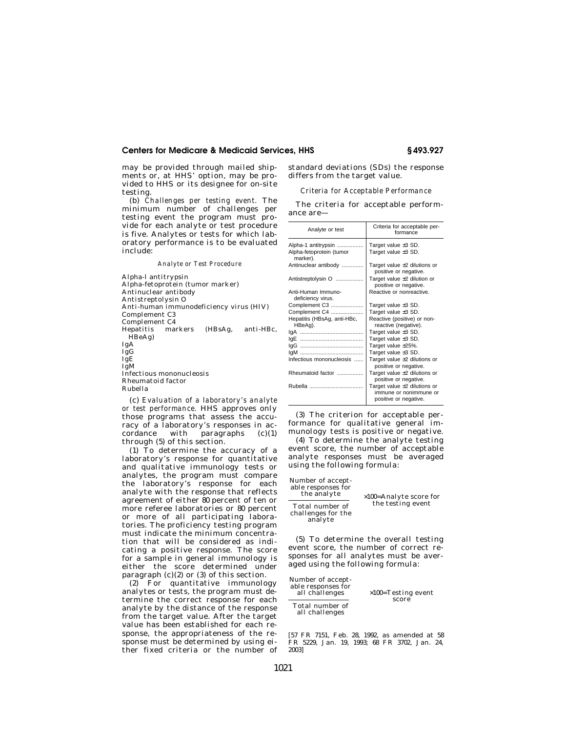may be provided through mailed shipments or, at HHS' option, may be provided to HHS or its designee for on-site testing.

(b) *Challenges per testing event.* The minimum number of challenges per testing event the program must provide for each analyte or test procedure is five. Analytes or tests for which laboratory performance is to be evaluated include:

*Analyte or Test Procedure*

Alpha-l antitrypsin
Alpha-fetoprotein (tumor marker)
Antinuclear antibody
Antistreptolysin O
Anti-human immunodeficiency virus (HIV)
Complement C3
Complement C4
Hepatitis markers (HBsAg, anti-HBc, HBeAg)
IgA
IgG
IgE
IgM
Infectious mononucleosis
Rheumatoid factor
Rubella

(c) *Evaluation of a laboratory's analyte or test performance.* HHS approves only those programs that assess the accuracy of a laboratory's responses in accordance with paragraphs (c)(1) through (5) of this section.

(1) To determine the accuracy of a laboratory's response for quantitative and qualitative immunology tests or analytes, the program must compare the laboratory's response for each analyte with the response that reflects agreement of either 80 percent of ten or more referee laboratories or 80 percent or more of all participating laboratories. The proficiency testing program must indicate the minimum concentration that will be considered as indicating a positive response. The score for a sample in general immunology is either the score determined under paragraph (c)(2) or (3) of this section.

(2) For quantitative immunology analytes or tests, the program must determine the correct response for each analyte by the distance of the response from the target value. After the target value has been established for each response, the appropriateness of the response must be determined by using either fixed criteria or the number of standard deviations (SDs) the response differs from the target value.

*Criteria for Acceptable Performance*

The criteria for acceptable performance are—

| Analyte or test | Criteria for acceptable performance |
|---|---|
| Alpha-1 antitrypsin | Target value ±3 SD. |
| Alpha-fetoprotein (tumor marker). | Target value ±3 SD. |
| Antinuclear antibody | Target value ±2 dilutions or positive or negative. |
| Antistreptolysin O | Target value ±2 dilution or positive or negative. |
| Anti-Human Immuno-deficiency virus. | Reactive or nonreactive. |
| Complement C3 | Target value ±3 SD. |
| Complement C4 | Target value ±3 SD. |
| Hepatitis (HBsAg, anti-HBc, HBeAg). | Reactive (positive) or nonreactive (negative). |
| IgA | Target value ±3 SD. |
| IgE | Target value ±3 SD. |
| IgG | Target value ±25%. |
| IgM | Target value ±3 SD. |
| Infectious mononucleosis | Target value ±2 dilutions or positive or negative. |
| Rheumatoid factor | Target value ±2 dilutions or positive or negative. |
| Rubella | Target value ±2 dilutions or immune or nonimmune or positive or negative. |

(3) The criterion for acceptable performance for qualitative general immunology tests is positive or negative.

(4) To determine the analyte testing event score, the number of acceptable analyte responses must be averaged using the following formula:

$$\frac{\text{Number of acceptable responses for the analyte}}{\text{Total number of challenges for the analyte}} \times 100 = \text{Analyte score for the testing event}$$

(5) To determine the overall testing event score, the number of correct responses for all analytes must be averaged using the following formula:

$$\frac{\text{Number of acceptable responses for all challenges}}{\text{Total number of all challenges}} \times 100 = \text{Testing event score}$$

[57 FR 7151, Feb. 28, 1992, as amended at 58 FR 5229, Jan. 19, 1993; 68 FR 3702, Jan. 24, 2003]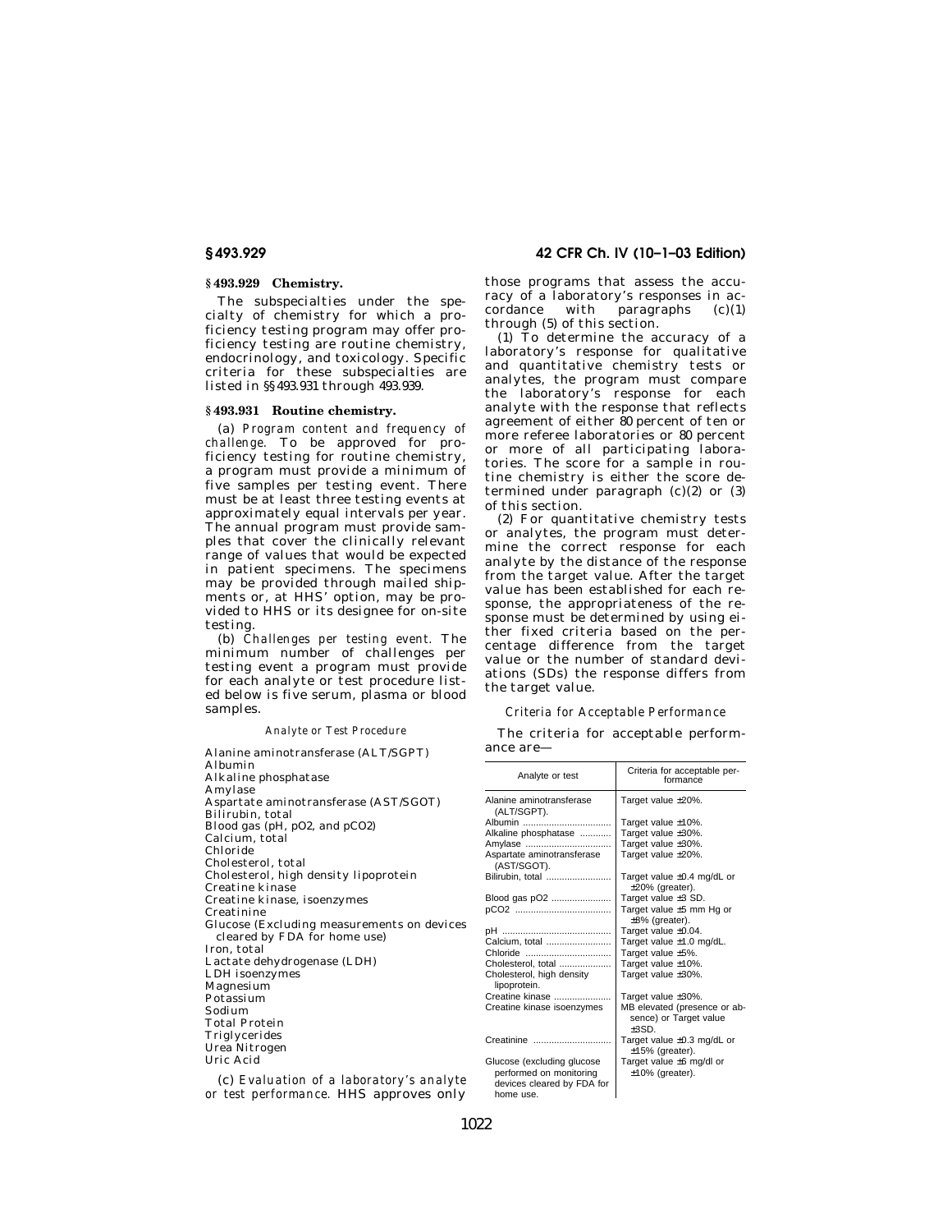## § 493.929 Chemistry.

The subspecialties under the specialty of chemistry for which a proficiency testing program may offer proficiency testing are routine chemistry, endocrinology, and toxicology. Specific criteria for these subspecialties are listed in §§ 493.931 through 493.939.

## § 493.931 Routine chemistry.

(a) *Program content and frequency of challenge.* To be approved for proficiency testing for routine chemistry, a program must provide a minimum of five samples per testing event. There must be at least three testing events at approximately equal intervals per year. The annual program must provide samples that cover the clinically relevant range of values that would be expected in patient specimens. The specimens may be provided through mailed shipments or, at HHS' option, may be provided to HHS or its designee for on-site testing.

(b) *Challenges per testing event.* The minimum number of challenges per testing event a program must provide for each analyte or test procedure listed below is five serum, plasma or blood samples.

*Analyte or Test Procedure*

Alanine aminotransferase (ALT/SGPT)
Albumin
Alkaline phosphatase
Amylase
Aspartate aminotransferase (AST/SGOT)
Bilirubin, total
Blood gas (pH, pO2, and pCO2)
Calcium, total
Chloride
Cholesterol, total
Cholesterol, high density lipoprotein
Creatine kinase
Creatine kinase, isoenzymes
Creatinine
Glucose (Excluding measurements on devices cleared by FDA for home use)
Iron, total
Lactate dehydrogenase (LDH)
LDH isoenzymes
Magnesium
Potassium
Sodium
Total Protein
Triglycerides
Urea Nitrogen
Uric Acid

(c) *Evaluation of a laboratory's analyte or test performance.* HHS approves only those programs that assess the accuracy of a laboratory's responses in accordance with paragraphs (c)(1) through (5) of this section.

(1) To determine the accuracy of a laboratory's response for qualitative and quantitative chemistry tests or analytes, the program must compare the laboratory's response for each analyte with the response that reflects agreement of either 80 percent of ten or more referee laboratories or 80 percent or more of all participating laboratories. The score for a sample in routine chemistry is either the score determined under paragraph (c)(2) or (3) of this section.

(2) For quantitative chemistry tests or analytes, the program must determine the correct response for each analyte by the distance of the response from the target value. After the target value has been established for each response, the appropriateness of the response must be determined by using either fixed criteria based on the percentage difference from the target value or the number of standard deviations (SDs) the response differs from the target value.

*Criteria for Acceptable Performance*

The criteria for acceptable performance are—

| Analyte or test | Criteria for acceptable performance |
|---|---|
| Alanine aminotransferase (ALT/SGPT). | Target value ±20%. |
| Albumin | Target value ±10%. |
| Alkaline phosphatase | Target value ±30%. |
| Amylase | Target value ±30%. |
| Aspartate aminotransferase (AST/SGOT). | Target value ±20%. |
| Bilirubin, total | Target value ±0.4 mg/dL or ±20% (greater). |
| Blood gas pO2 | Target value ±3 SD. |
| pCO2 | Target value ±5 mm Hg or ±8% (greater). |
| pH | Target value ±0.04. |
| Calcium, total | Target value ±1.0 mg/dL. |
| Chloride | Target value ±5%. |
| Cholesterol, total | Target value ±10%. |
| Cholesterol, high density lipoprotein. | Target value ±30%. |
| Creatine kinase | Target value ±30%. |
| Creatine kinase isoenzymes | MB elevated (presence or absence) or Target value ±3SD. |
| Creatinine | Target value ±0.3 mg/dL or ±15% (greater). |
| Glucose (excluding glucose performed on monitoring devices cleared by FDA for home use. | Target value ±6 mg/dl or ±10% (greater). |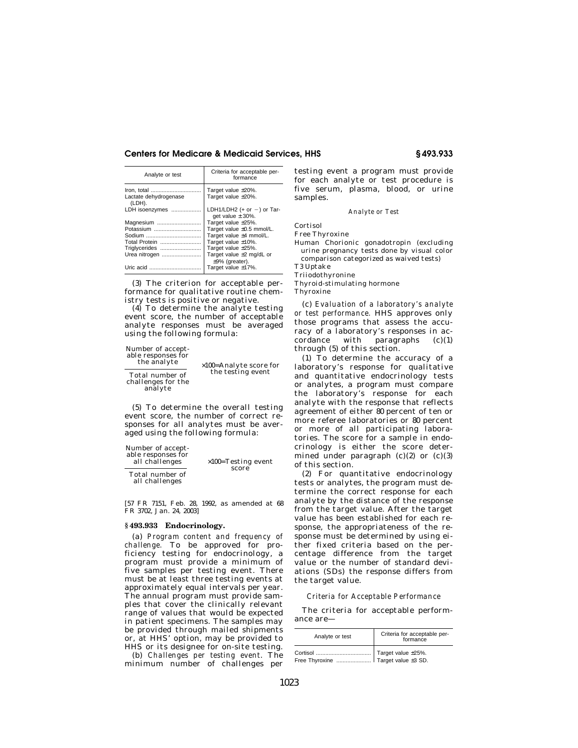| Analyte or test | Criteria for acceptable performance |
|---|---|
| Iron, total | Target value ±20%. |
| Lactate dehydrogenase (LDH). | Target value ±20%. |
| LDH isoenzymes | LDH1/LDH2 (+ or −) or Target value ± 30%. |
| Magnesium | Target value ±25%. |
| Potassium | Target value ±0.5 mmol/L. |
| Sodium | Target value ±4 mmol/L. |
| Total Protein | Target value ±10%. |
| Triglycerides | Target value ±25%. |
| Urea nitrogen | Target value ±2 mg/dL or ±9% (greater). |
| Uric acid | Target value ±17%. |

(3) The criterion for acceptable performance for qualitative routine chemistry tests is positive or negative.

(4) To determine the analyte testing event score, the number of acceptable analyte responses must be averaged using the following formula:

$$\frac{\text{Number of acceptable responses for the analyte}}{\text{Total number of challenges for the analyte}} \times 100 = \text{Analyte score for the testing event}$$

(5) To determine the overall testing event score, the number of correct responses for all analytes must be averaged using the following formula:

$$\frac{\text{Number of acceptable responses for all challenges}}{\text{Total number of all challenges}} \times 100 = \text{Testing event score}$$

[57 FR 7151, Feb. 28, 1992, as amended at 68 FR 3702, Jan. 24, 2003]

## § 493.933 Endocrinology.

(a) *Program content and frequency of challenge.* To be approved for proficiency testing for endocrinology, a program must provide a minimum of five samples per testing event. There must be at least three testing events at approximately equal intervals per year. The annual program must provide samples that cover the clinically relevant range of values that would be expected in patient specimens. The samples may be provided through mailed shipments or, at HHS' option, may be provided to HHS or its designee for on-site testing.

(b) *Challenges per testing event.* The minimum number of challenges per testing event a program must provide for each analyte or test procedure is five serum, plasma, blood, or urine samples.

*Analyte or Test*

Cortisol
Free Thyroxine
Human Chorionic gonadotropin (excluding urine pregnancy tests done by visual color comparison categorized as waived tests)
T3 Uptake
Triiodothyronine
Thyroid-stimulating hormone
Thyroxine

(c) *Evaluation of a laboratory's analyte or test performance.* HHS approves only those programs that assess the accuracy of a laboratory's responses in accordance with paragraphs (c)(1) through (5) of this section.

(1) To determine the accuracy of a laboratory's response for qualitative and quantitative endocrinology tests or analytes, a program must compare the laboratory's response for each analyte with the response that reflects agreement of either 80 percent of ten or more referee laboratories or 80 percent or more of all participating laboratories. The score for a sample in endocrinology is either the score determined under paragraph (c)(2) or (c)(3) of this section.

(2) For quantitative endocrinology tests or analytes, the program must determine the correct response for each analyte by the distance of the response from the target value. After the target value has been established for each response, the appropriateness of the response must be determined by using either fixed criteria based on the percentage difference from the target value or the number of standard deviations (SDs) the response differs from the target value.

*Criteria for Acceptable Performance*

The criteria for acceptable performance are—

| Analyte or test | Criteria for acceptable performance |
|---|---|
| Cortisol | Target value ±25%. |
| Free Thyroxine | Target value ±3 SD. |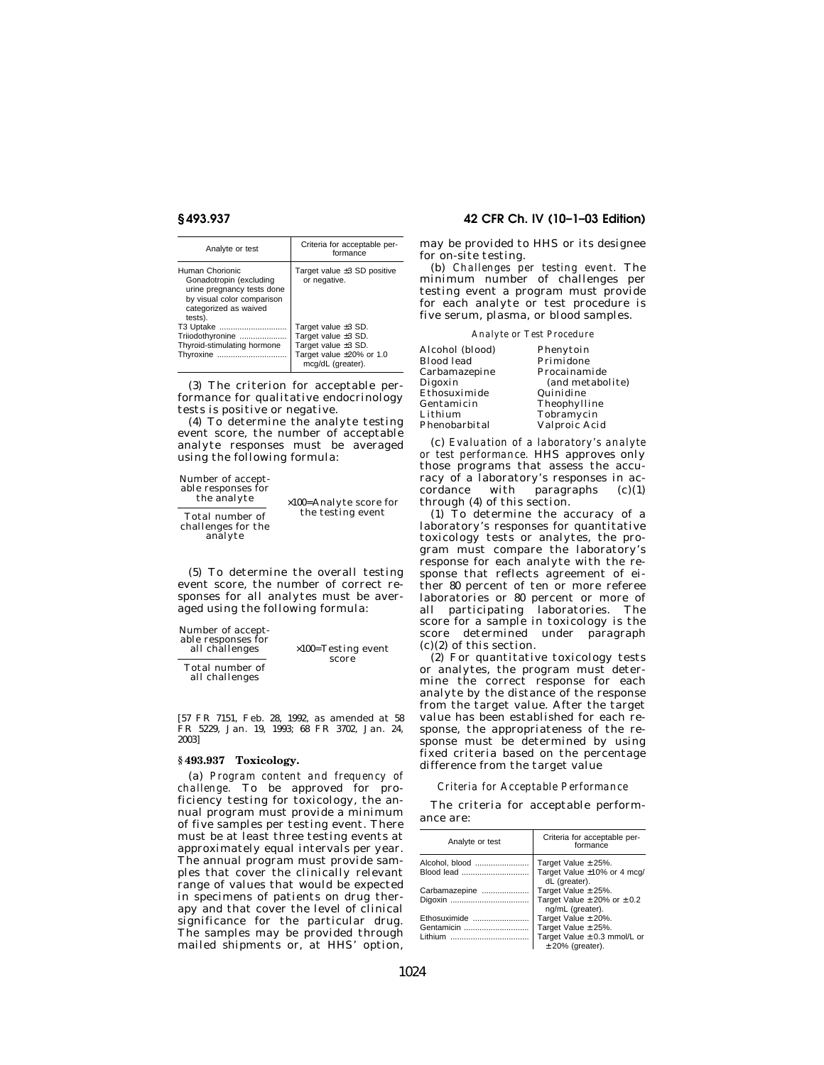| Analyte or test | Criteria for acceptable performance |
|---|---|
| Human Chorionic Gonadotropin (excluding urine pregnancy tests done by visual color comparison categorized as waived tests). | Target value ±3 SD positive or negative. |
| T3 Uptake | Target value ±3 SD. |
| Triiodothyronine | Target value ±3 SD. |
| Thyroid-stimulating hormone | Target value ±3 SD. |
| Thyroxine | Target value ±20% or 1.0 mcg/dL (greater). |

(3) The criterion for acceptable performance for qualitative endocrinology tests is positive or negative.

(4) To determine the analyte testing event score, the number of acceptable analyte responses must be averaged using the following formula:

$$\frac{\text{Number of acceptable responses for the analyte}}{\text{Total number of challenges for the analyte}} \times 100 = \text{Analyte score for the testing event}$$

(5) To determine the overall testing event score, the number of correct responses for all analytes must be averaged using the following formula:

$$\frac{\text{Number of acceptable responses for all challenges}}{\text{Total number of all challenges}} \times 100 = \text{Testing event score}$$

[57 FR 7151, Feb. 28, 1992, as amended at 58 FR 5229, Jan. 19, 1993; 68 FR 3702, Jan. 24, 2003]

## § 493.937 Toxicology.

(a) *Program content and frequency of challenge.* To be approved for proficiency testing for toxicology, the annual program must provide a minimum of five samples per testing event. There must be at least three testing events at approximately equal intervals per year. The annual program must provide samples that cover the clinically relevant range of values that would be expected in specimens of patients on drug therapy and that cover the level of clinical significance for the particular drug. The samples may be provided through mailed shipments or, at HHS' option, may be provided to HHS or its designee for on-site testing.

(b) *Challenges per testing event.* The minimum number of challenges per testing event a program must provide for each analyte or test procedure is five serum, plasma, or blood samples.

*Analyte or Test Procedure*

| | |
|---|---|
| Alcohol (blood) | Phenytoin |
| Blood lead | Primidone |
| Carbamazepine | Procainamide (and metabolite) |
| Digoxin | Quinidine |
| Ethosuximide | Theophylline |
| Gentamicin | Tobramycin |
| Lithium | Valproic Acid |
| Phenobarbital | |

(c) *Evaluation of a laboratory's analyte or test performance.* HHS approves only those programs that assess the accuracy of a laboratory's responses in accordance with paragraphs (c)(1) through (4) of this section.

(1) To determine the accuracy of a laboratory's responses for quantitative toxicology tests or analytes, the program must compare the laboratory's response for each analyte with the response that reflects agreement of either 80 percent of ten or more referee laboratories or 80 percent or more of all participating laboratories. The score for a sample in toxicology is the score determined under paragraph (c)(2) of this section.

(2) For quantitative toxicology tests or analytes, the program must determine the correct response for each analyte by the distance of the response from the target value. After the target value has been established for each response, the appropriateness of the response must be determined by using fixed criteria based on the percentage difference from the target value

*Criteria for Acceptable Performance*

The criteria for acceptable performance are:

| Analyte or test | Criteria for acceptable performance |
|---|---|
| Alcohol, blood | Target Value ±25%. |
| Blood lead | Target Value ±10% or 4 mcg/dL (greater). |
| Carbamazepine | Target Value ±25%. |
| Digoxin | Target Value ±20% or ±0.2 ng/mL (greater). |
| Ethosuximide | Target Value ±20%. |
| Gentamicin | Target Value ±25%. |
| Lithium | Target Value ±0.3 mmol/L or ±20% (greater). |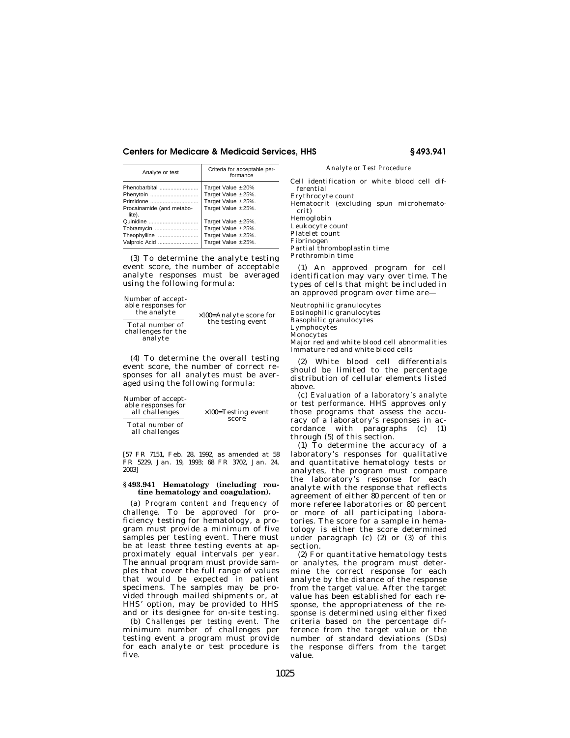| Analyte or test | Criteria for acceptable performance |
| --- | --- |
| Phenobarbital | Target Value ± 20% |
| Phenytoin | Target Value ± 25%. |
| Primidone | Target Value ± 25%. |
| Procainamide (and metabolite). | Target Value ± 25%. |
| Quinidine | Target Value ± 25%. |
| Tobramycin | Target Value ± 25%. |
| Theophylline | Target Value ± 25%. |
| Valproic Acid | Target Value ± 25%. |

(3) To determine the analyte testing event score, the number of acceptable analyte responses must be averaged using the following formula:

$$\frac{\text{Number of acceptable responses for the analyte}}{\text{Total number of challenges for the analyte}} \times 100 = \text{Analyte score for the testing event}$$

(4) To determine the overall testing event score, the number of correct responses for all analytes must be averaged using the following formula:

$$\frac{\text{Number of acceptable responses for all challenges}}{\text{Total number of all challenges}} \times 100 = \text{Testing event score}$$

[57 FR 7151, Feb. 28, 1992, as amended at 58 FR 5229, Jan. 19, 1993; 68 FR 3702, Jan. 24, 2003]

## § 493.941 Hematology (including routine hematology and coagulation).

(a) *Program content and frequency of challenge.* To be approved for proficiency testing for hematology, a program must provide a minimum of five samples per testing event. There must be at least three testing events at approximately equal intervals per year. The annual program must provide samples that cover the full range of values that would be expected in patient specimens. The samples may be provided through mailed shipments or, at HHS' option, may be provided to HHS and or its designee for on-site testing.

(b) *Challenges per testing event.* The minimum number of challenges per testing event a program must provide for each analyte or test procedure is five.

*Analyte or Test Procedure*

Cell identification or white blood cell differential
Erythrocyte count
Hematocrit (excluding spun microhematocrit)
Hemoglobin
Leukocyte count
Platelet count
Fibrinogen
Partial thromboplastin time
Prothrombin time

(1) An approved program for cell identification may vary over time. The types of cells that might be included in an approved program over time are—

Neutrophilic granulocytes
Eosinophilic granulocytes
Basophilic granulocytes
Lymphocytes
Monocytes
Major red and white blood cell abnormalities
Immature red and white blood cells

(2) White blood cell differentials should be limited to the percentage distribution of cellular elements listed above.

(c) *Evaluation of a laboratory's analyte or test performance.* HHS approves only those programs that assess the accuracy of a laboratory's responses in accordance with paragraphs (c) (1) through (5) of this section.

(1) To determine the accuracy of a laboratory's responses for qualitative and quantitative hematology tests or analytes, the program must compare the laboratory's response for each analyte with the response that reflects agreement of either 80 percent of ten or more referee laboratories or 80 percent or more of all participating laboratories. The score for a sample in hematology is either the score determined under paragraph (c) (2) or (3) of this section.

(2) For quantitative hematology tests or analytes, the program must determine the correct response for each analyte by the distance of the response from the target value. After the target value has been established for each response, the appropriateness of the response is determined using either fixed criteria based on the percentage difference from the target value or the number of standard deviations (SDs) the response differs from the target value.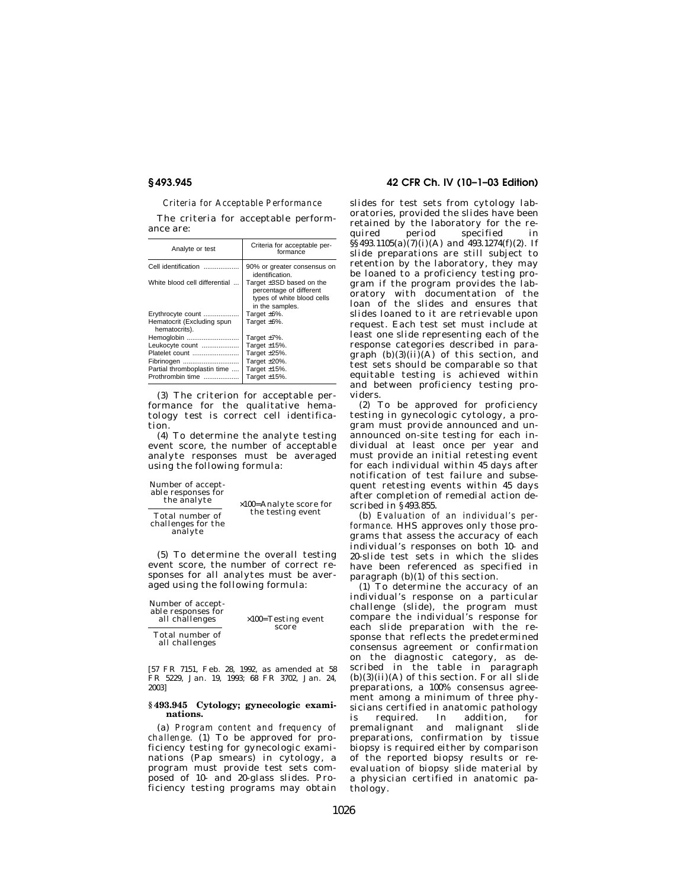*Criteria for Acceptable Performance*

The criteria for acceptable performance are:

| Analyte or test | Criteria for acceptable performance |
| --- | --- |
| Cell identification | 90% or greater consensus on identification. |
| White blood cell differential | Target ±3SD based on the percentage of different types of white blood cells in the samples. |
| Erythrocyte count | Target ±6%. |
| Hematocrit (Excluding spun hematocrits). | Target ±6%. |
| Hemoglobin | Target ±7%. |
| Leukocyte count | Target ±15%. |
| Platelet count | Target ±25%. |
| Fibrinogen | Target ±20%. |
| Partial thromboplastin time | Target ±15%. |
| Prothrombin time | Target ±15%. |

(3) The criterion for acceptable performance for the qualitative hematology test is correct cell identification.

(4) To determine the analyte testing event score, the number of acceptable analyte responses must be averaged using the following formula:

$$\frac{\text{Number of acceptable responses for the analyte}}{\text{Total number of challenges for the analyte}} \times 100 = \text{Analyte score for the testing event}$$

(5) To determine the overall testing event score, the number of correct responses for all analytes must be averaged using the following formula:

$$\frac{\text{Number of acceptable responses for all challenges}}{\text{Total number of all challenges}} \times 100 = \text{Testing event score}$$

[57 FR 7151, Feb. 28, 1992, as amended at 58 FR 5229, Jan. 19, 1993; 68 FR 3702, Jan. 24, 2003]

### § 493.945 Cytology; gynecologic examinations.

(a) *Program content and frequency of challenge.* (1) To be approved for proficiency testing for gynecologic examinations (Pap smears) in cytology, a program must provide test sets composed of 10- and 20-glass slides. Proficiency testing programs may obtain slides for test sets from cytology laboratories, provided the slides have been retained by the laboratory for the required period specified in §§ 493.1105(a)(7)(i)(A) and 493.1274(f)(2). If slide preparations are still subject to retention by the laboratory, they may be loaned to a proficiency testing program if the program provides the laboratory with documentation of the loan of the slides and ensures that slides loaned to it are retrievable upon request. Each test set must include at least one slide representing each of the response categories described in paragraph (b)(3)(ii)(A) of this section, and test sets should be comparable so that equitable testing is achieved within and between proficiency testing providers.

(2) To be approved for proficiency testing in gynecologic cytology, a program must provide announced and unannounced on-site testing for each individual at least once per year and must provide an initial retesting event for each individual within 45 days after notification of test failure and subsequent retesting events within 45 days after completion of remedial action described in § 493.855.

(b) *Evaluation of an individual's performance.* HHS approves only those programs that assess the accuracy of each individual's responses on both 10- and 20-slide test sets in which the slides have been referenced as specified in paragraph (b)(1) of this section.

(1) To determine the accuracy of an individual's response on a particular challenge (slide), the program must compare the individual's response for each slide preparation with the response that reflects the predetermined consensus agreement or confirmation on the diagnostic category, as described in the table in paragraph (b)(3)(ii)(A) of this section. For all slide preparations, a 100% consensus agreement among a minimum of three physicians certified in anatomic pathology is required. In addition, for premalignant and malignant slide preparations, confirmation by tissue biopsy is required either by comparison of the reported biopsy results or reevaluation of biopsy slide material by a physician certified in anatomic pathology.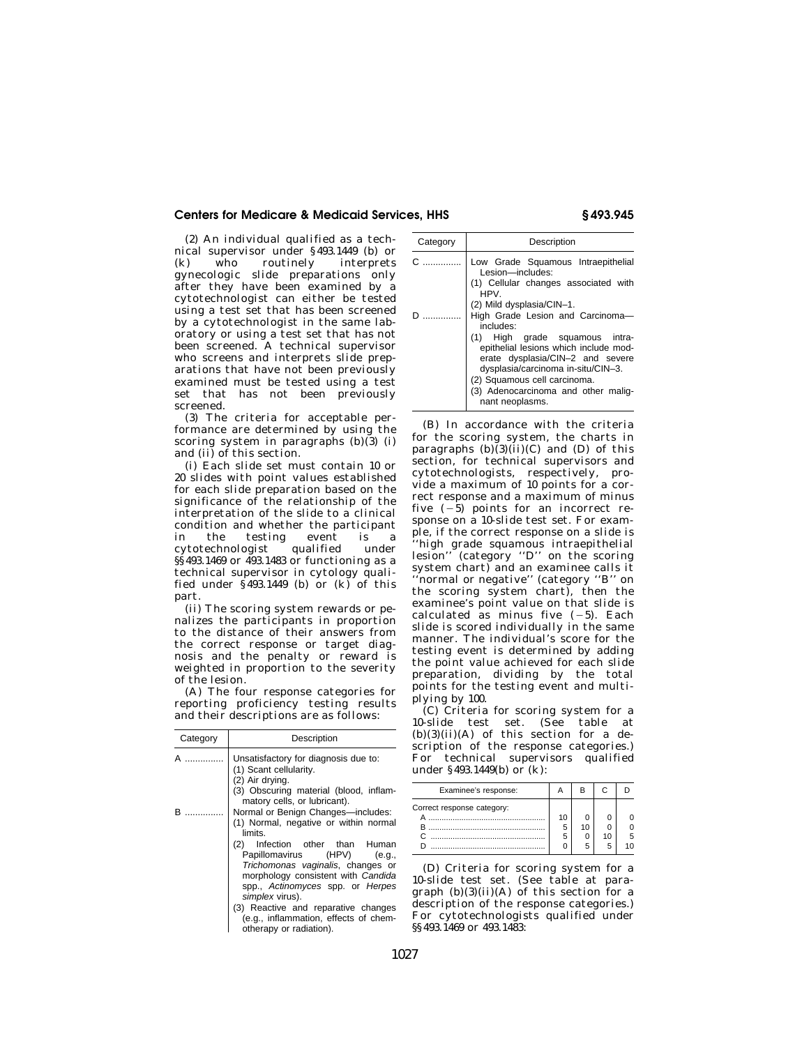(2) An individual qualified as a technical supervisor under §493.1449 (b) or (k) who routinely interprets gynecologic slide preparations only after they have been examined by a cytotechnologist can either be tested using a test set that has been screened by a cytotechnologist in the same laboratory or using a test set that has not been screened. A technical supervisor who screens and interprets slide preparations that have not been previously examined must be tested using a test set that has not been previously screened.

(3) The criteria for acceptable performance are determined by using the scoring system in paragraphs (b)(3) (i) and (ii) of this section.

(i) Each slide set must contain 10 or 20 slides with point values established for each slide preparation based on the significance of the relationship of the interpretation of the slide to a clinical condition and whether the participant in the testing event is a cytotechnologist qualified under §§493.1469 or 493.1483 or functioning as a technical supervisor in cytology qualified under §493.1449 (b) or (k) of this part.

(ii) The scoring system rewards or penalizes the participants in proportion to the distance of their answers from the correct response or target diagnosis and the penalty or reward is weighted in proportion to the severity of the lesion.

(A) The four response categories for reporting proficiency testing results and their descriptions are as follows:

| Category | Description |
|---|---|
| A | Unsatisfactory for diagnosis due to:<br>(1) Scant cellularity.<br>(2) Air drying.<br>(3) Obscuring material (blood, inflammatory cells, or lubricant). |
| B | Normal or Benign Changes—includes:<br>(1) Normal, negative or within normal limits.<br>(2) Infection other than Human Papillomavirus (HPV) (e.g., *Trichomonas vaginalis*, changes or morphology consistent with *Candida* spp., *Actinomyces* spp. or *Herpes simplex* virus).<br>(3) Reactive and reparative changes (e.g., inflammation, effects of chemotherapy or radiation). |
| C | Low Grade Squamous Intraepithelial Lesion—includes:<br>(1) Cellular changes associated with HPV.<br>(2) Mild dysplasia/CIN–1. |
| D | High Grade Lesion and Carcinoma—includes:<br>(1) High grade squamous intraepithelial lesions which include moderate dysplasia/CIN–2 and severe dysplasia/carcinoma in-situ/CIN–3.<br>(2) Squamous cell carcinoma.<br>(3) Adenocarcinoma and other malignant neoplasms. |

(B) In accordance with the criteria for the scoring system, the charts in paragraphs (b)(3)(ii)(C) and (D) of this section, for technical supervisors and cytotechnologists, respectively, provide a maximum of 10 points for a correct response and a maximum of minus five (−5) points for an incorrect response on a 10-slide test set. For example, if the correct response on a slide is ''high grade squamous intraepithelial lesion'' (category ''D'' on the scoring system chart) and an examinee calls it ''normal or negative'' (category ''B'' on the scoring system chart), then the examinee's point value on that slide is calculated as minus five (−5). Each slide is scored individually in the same manner. The individual's score for the testing event is determined by adding the point value achieved for each slide preparation, dividing by the total points for the testing event and multiplying by 100.

(C) Criteria for scoring system for a 10-slide test set. (See table at (b)(3)(ii)(A) of this section for a description of the response categories.) For technical supervisors qualified under §493.1449(b) or (k):

| Examinee's response: | A | B | C | D |
|---|---|---|---|---|
| Correct response category: | | | | |
| A | 10 | 0 | 0 | 0 |
| B | 5 | 10 | 0 | 0 |
| C | 5 | 0 | 10 | 5 |
| D | 0 | 5 | 5 | 10 |

(D) Criteria for scoring system for a 10-slide test set. (See table at paragraph (b)(3)(ii)(A) of this section for a description of the response categories.) For cytotechnologists qualified under §§493.1469 or 493.1483: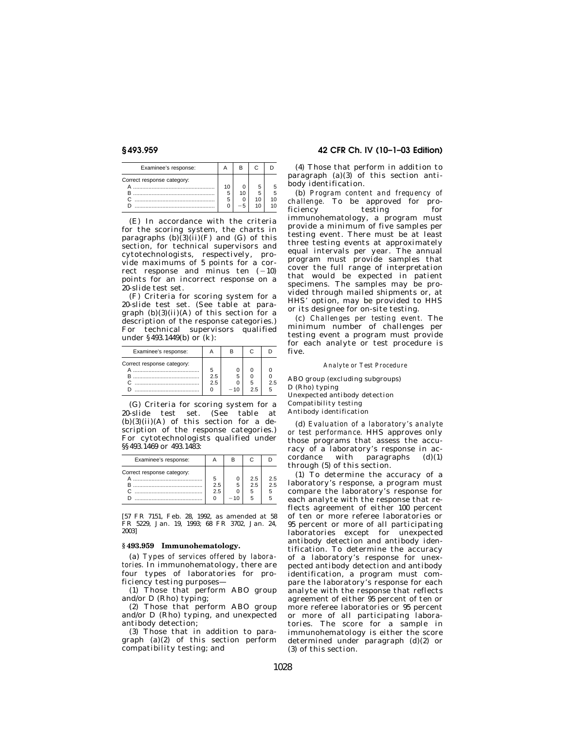| Examinee's response: | A | B | C | D |
|---|---|---|---|---|
| Correct response category: | | | | |
| A | 10 | 0 | 5 | 5 |
| B | 5 | 10 | 5 | 5 |
| C | 5 | 0 | 10 | 10 |
| D | 0 | −5 | 10 | 10 |

(E) In accordance with the criteria for the scoring system, the charts in paragraphs (b)(3)(ii)(F) and (G) of this section, for technical supervisors and cytotechnologists, respectively, provide maximums of 5 points for a correct response and minus ten (−10) points for an incorrect response on a 20-slide test set.

(F) Criteria for scoring system for a 20-slide test set. (See table at paragraph (b)(3)(ii)(A) of this section for a description of the response categories.) For technical supervisors qualified under §493.1449(b) or (k):

| Examinee's response: | A | B | C | D |
|---|---|---|---|---|
| Correct response category: | | | | |
| A | 5 | 0 | 0 | 0 |
| B | 2.5 | 5 | 0 | 0 |
| C | 2.5 | 0 | 5 | 2.5 |
| D | 0 | −10 | 2.5 | 5 |

(G) Criteria for scoring system for a 20-slide test set. (See table at (b)(3)(ii)(A) of this section for a description of the response categories.) For cytotechnologists qualified under §§493.1469 or 493.1483:

| Examinee's response: | A | B | C | D |
|---|---|---|---|---|
| Correct response category: | | | | |
| A | 5 | 0 | 2.5 | 2.5 |
| B | 2.5 | 5 | 2.5 | 2.5 |
| C | 2.5 | 0 | 5 | 5 |
| D | 0 | −10 | 5 | 5 |

[57 FR 7151, Feb. 28, 1992, as amended at 58 FR 5229, Jan. 19, 1993; 68 FR 3702, Jan. 24, 2003]

## §493.959 Immunohematology.

(a) *Types of services offered by laboratories.* In immunohematology, there are four types of laboratories for proficiency testing purposes—

(1) Those that perform ABO group and/or D (Rho) typing;

(2) Those that perform ABO group and/or D (Rho) typing, and unexpected antibody detection;

(3) Those that in addition to paragraph (a)(2) of this section perform compatibility testing; and

(4) Those that perform in addition to paragraph (a)(3) of this section antibody identification.

(b) *Program content and frequency of challenge.* To be approved for proficiency testing for immunohematology, a program must provide a minimum of five samples per testing event. There must be at least three testing events at approximately equal intervals per year. The annual program must provide samples that cover the full range of interpretation that would be expected in patient specimens. The samples may be provided through mailed shipments or, at HHS' option, may be provided to HHS or its designee for on-site testing.

(c) *Challenges per testing event.* The minimum number of challenges per testing event a program must provide for each analyte or test procedure is five.

*Analyte or Test Procedure*

ABO group (excluding subgroups)
D (Rho) typing
Unexpected antibody detection
Compatibility testing
Antibody identification

(d) *Evaluation of a laboratory's analyte or test performance.* HHS approves only those programs that assess the accuracy of a laboratory's response in accordance with paragraphs (d)(1) through (5) of this section.

(1) To determine the accuracy of a laboratory's response, a program must compare the laboratory's response for each analyte with the response that reflects agreement of either 100 percent of ten or more referee laboratories or 95 percent or more of all participating laboratories except for unexpected antibody detection and antibody identification. To determine the accuracy of a laboratory's response for unexpected antibody detection and antibody identification, a program must compare the laboratory's response for each analyte with the response that reflects agreement of either 95 percent of ten or more referee laboratories or 95 percent or more of all participating laboratories. The score for a sample in immunohematology is either the score determined under paragraph (d)(2) or (3) of this section.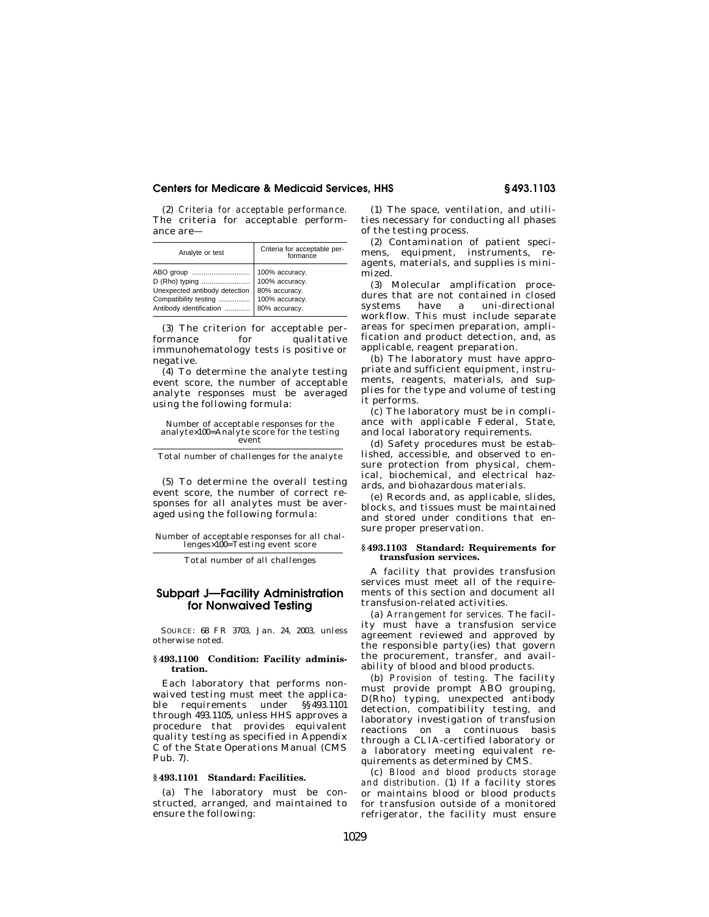(2) *Criteria for acceptable performance.* The criteria for acceptable performance are—

| Analyte or test | Criteria for acceptable performance |
|---|---|
| ABO group | 100% accuracy. |
| D (Rho) typing | 100% accuracy. |
| Unexpected antibody detection | 80% accuracy. |
| Compatibility testing | 100% accuracy. |
| Antibody identification | 80% accuracy. |

(3) The criterion for acceptable performance for qualitative immunohematology tests is positive or negative.

(4) To determine the analyte testing event score, the number of acceptable analyte responses must be averaged using the following formula:

$$\frac{\text{Number of acceptable responses for the analyte}}{\text{Total number of challenges for the analyte}} \times 100 = \text{Analyte score for the testing event}$$

(5) To determine the overall testing event score, the number of correct responses for all analytes must be averaged using the following formula:

$$\frac{\text{Number of acceptable responses for all challenges}}{\text{Total number of all challenges}} \times 100 = \text{Testing event score}$$

## Subpart J—Facility Administration for Nonwaived Testing

SOURCE: 68 FR 3703, Jan. 24, 2003, unless otherwise noted.

### § 493.1100 Condition: Facility administration.

Each laboratory that performs nonwaived testing must meet the applicable requirements under §§ 493.1101 through 493.1105, unless HHS approves a procedure that provides equivalent quality testing as specified in Appendix C of the State Operations Manual (CMS Pub. 7).

### § 493.1101 Standard: Facilities.

(a) The laboratory must be constructed, arranged, and maintained to ensure the following:

(1) The space, ventilation, and utilities necessary for conducting all phases of the testing process.

(2) Contamination of patient specimens, equipment, instruments, reagents, materials, and supplies is minimized.

(3) Molecular amplification procedures that are not contained in closed systems have a uni-directional workflow. This must include separate areas for specimen preparation, amplification and product detection, and, as applicable, reagent preparation.

(b) The laboratory must have appropriate and sufficient equipment, instruments, reagents, materials, and supplies for the type and volume of testing it performs.

(c) The laboratory must be in compliance with applicable Federal, State, and local laboratory requirements.

(d) Safety procedures must be established, accessible, and observed to ensure protection from physical, chemical, biochemical, and electrical hazards, and biohazardous materials.

(e) Records and, as applicable, slides, blocks, and tissues must be maintained and stored under conditions that ensure proper preservation.

### § 493.1103 Standard: Requirements for transfusion services.

A facility that provides transfusion services must meet all of the requirements of this section and document all transfusion-related activities.

(a) *Arrangement for services.* The facility must have a transfusion service agreement reviewed and approved by the responsible party(ies) that govern the procurement, transfer, and availability of blood and blood products.

(b) *Provision of testing.* The facility must provide prompt ABO grouping, D(Rho) typing, unexpected antibody detection, compatibility testing, and laboratory investigation of transfusion reactions on a continuous basis through a CLIA-certified laboratory or a laboratory meeting equivalent requirements as determined by CMS.

(c) *Blood and blood products storage and distribution.* (1) If a facility stores or maintains blood or blood products for transfusion outside of a monitored refrigerator, the facility must ensure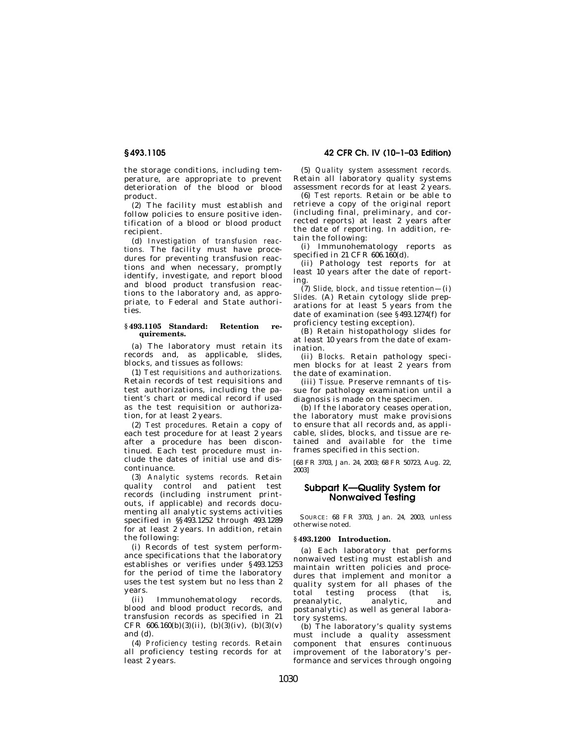the storage conditions, including temperature, are appropriate to prevent deterioration of the blood or blood product.

(2) The facility must establish and follow policies to ensure positive identification of a blood or blood product recipient.

(d) *Investigation of transfusion reactions.* The facility must have procedures for preventing transfusion reactions and when necessary, promptly identify, investigate, and report blood and blood product transfusion reactions to the laboratory and, as appropriate, to Federal and State authorities.

**§ 493.1105 Standard: Retention requirements.**

(a) The laboratory must retain its records and, as applicable, slides, blocks, and tissues as follows:

(1) *Test requisitions and authorizations.* Retain records of test requisitions and test authorizations, including the patient's chart or medical record if used as the test requisition or authorization, for at least 2 years.

(2) *Test procedures.* Retain a copy of each test procedure for at least 2 years after a procedure has been discontinued. Each test procedure must include the dates of initial use and discontinuance.

(3) *Analytic systems records.* Retain quality control and patient test records (including instrument printouts, if applicable) and records documenting all analytic systems activities specified in §§ 493.1252 through 493.1289 for at least 2 years. In addition, retain the following:

(i) Records of test system performance specifications that the laboratory establishes or verifies under § 493.1253 for the period of time the laboratory uses the test system but no less than 2 years.

(ii) Immunohematology records, blood and blood product records, and transfusion records as specified in 21 CFR 606.160(b)(3)(ii), (b)(3)(iv), (b)(3)(v) and (d).

(4) *Proficiency testing records.* Retain all proficiency testing records for at least 2 years.

(5) *Quality system assessment records.* Retain all laboratory quality systems assessment records for at least 2 years.

(6) *Test reports.* Retain or be able to retrieve a copy of the original report (including final, preliminary, and corrected reports) at least 2 years after the date of reporting. In addition, retain the following:

(i) Immunohematology reports as specified in 21 CFR 606.160(d).

(ii) Pathology test reports for at least 10 years after the date of reporting.

(7) *Slide, block, and tissue retention*—(i) *Slides.* (A) Retain cytology slide preparations for at least 5 years from the date of examination (see § 493.1274(f) for proficiency testing exception).

(B) Retain histopathology slides for at least 10 years from the date of examination.

(ii) *Blocks.* Retain pathology specimen blocks for at least 2 years from the date of examination.

(iii) *Tissue.* Preserve remnants of tissue for pathology examination until a diagnosis is made on the specimen.

(b) If the laboratory ceases operation, the laboratory must make provisions to ensure that all records and, as applicable, slides, blocks, and tissue are retained and available for the time frames specified in this section.

[68 FR 3703, Jan. 24, 2003; 68 FR 50723, Aug. 22, 2003]

## Subpart K—Quality System for Nonwaived Testing

SOURCE: 68 FR 3703, Jan. 24, 2003, unless otherwise noted.

**§ 493.1200 Introduction.**

(a) Each laboratory that performs nonwaived testing must establish and maintain written policies and procedures that implement and monitor a quality system for all phases of the total testing process (that is, preanalytic, analytic, and postanalytic) as well as general laboratory systems.

(b) The laboratory's quality systems must include a quality assessment component that ensures continuous improvement of the laboratory's performance and services through ongoing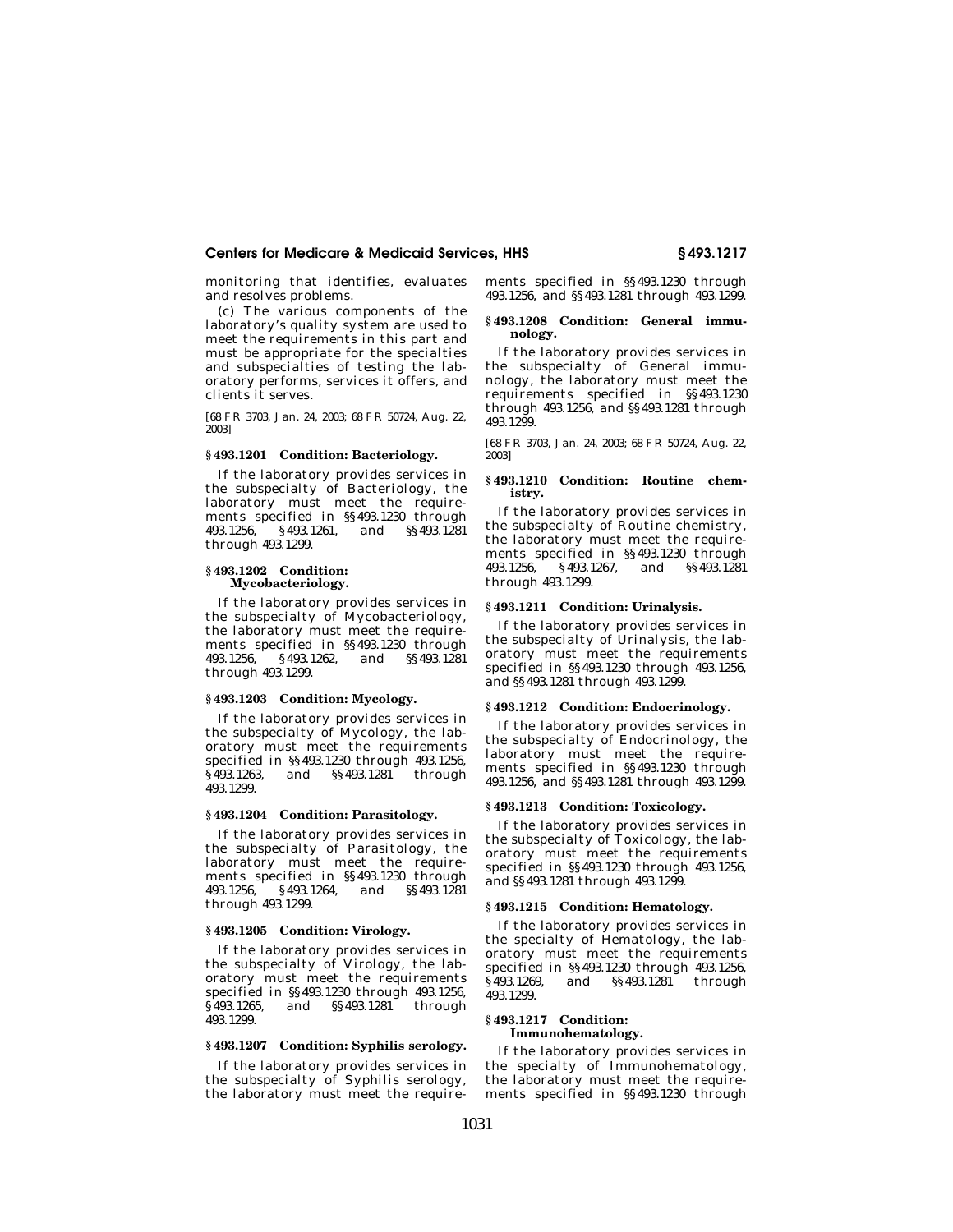monitoring that identifies, evaluates and resolves problems.

(c) The various components of the laboratory's quality system are used to meet the requirements in this part and must be appropriate for the specialties and subspecialties of testing the laboratory performs, services it offers, and clients it serves.

[68 FR 3703, Jan. 24, 2003; 68 FR 50724, Aug. 22, 2003]

### § 493.1201 Condition: Bacteriology.

If the laboratory provides services in the subspecialty of Bacteriology, the laboratory must meet the requirements specified in §§ 493.1230 through 493.1256, § 493.1261, and §§ 493.1281 through 493.1299.

### § 493.1202 Condition: Mycobacteriology.

If the laboratory provides services in the subspecialty of Mycobacteriology, the laboratory must meet the requirements specified in §§ 493.1230 through 493.1256, § 493.1262, and §§ 493.1281 through 493.1299.

### § 493.1203 Condition: Mycology.

If the laboratory provides services in the subspecialty of Mycology, the laboratory must meet the requirements specified in §§ 493.1230 through 493.1256, § 493.1263, and §§ 493.1281 through 493.1299.

### § 493.1204 Condition: Parasitology.

If the laboratory provides services in the subspecialty of Parasitology, the laboratory must meet the requirements specified in §§ 493.1230 through 493.1256, § 493.1264, and §§ 493.1281 through 493.1299.

### § 493.1205 Condition: Virology.

If the laboratory provides services in the subspecialty of Virology, the laboratory must meet the requirements specified in §§ 493.1230 through 493.1256, § 493.1265, and §§ 493.1281 through 493.1299.

### § 493.1207 Condition: Syphilis serology.

If the laboratory provides services in the subspecialty of Syphilis serology, the laboratory must meet the requirements specified in §§ 493.1230 through 493.1256, and §§ 493.1281 through 493.1299.

### § 493.1208 Condition: General immunology.

If the laboratory provides services in the subspecialty of General immunology, the laboratory must meet the requirements specified in §§ 493.1230 through 493.1256, and §§ 493.1281 through 493.1299.

[68 FR 3703, Jan. 24, 2003; 68 FR 50724, Aug. 22, 2003]

### § 493.1210 Condition: Routine chemistry.

If the laboratory provides services in the subspecialty of Routine chemistry, the laboratory must meet the requirements specified in §§ 493.1230 through 493.1256, § 493.1267, and §§ 493.1281 through 493.1299.

### § 493.1211 Condition: Urinalysis.

If the laboratory provides services in the subspecialty of Urinalysis, the laboratory must meet the requirements specified in §§ 493.1230 through 493.1256, and §§ 493.1281 through 493.1299.

### § 493.1212 Condition: Endocrinology.

If the laboratory provides services in the subspecialty of Endocrinology, the laboratory must meet the requirements specified in §§ 493.1230 through 493.1256, and §§ 493.1281 through 493.1299.

### § 493.1213 Condition: Toxicology.

If the laboratory provides services in the subspecialty of Toxicology, the laboratory must meet the requirements specified in §§ 493.1230 through 493.1256, and §§ 493.1281 through 493.1299.

### § 493.1215 Condition: Hematology.

If the laboratory provides services in the specialty of Hematology, the laboratory must meet the requirements specified in §§ 493.1230 through 493.1256, § 493.1269, and §§ 493.1281 through 493.1299.

### § 493.1217 Condition: Immunohematology.

If the laboratory provides services in the specialty of Immunohematology, the laboratory must meet the requirements specified in §§ 493.1230 through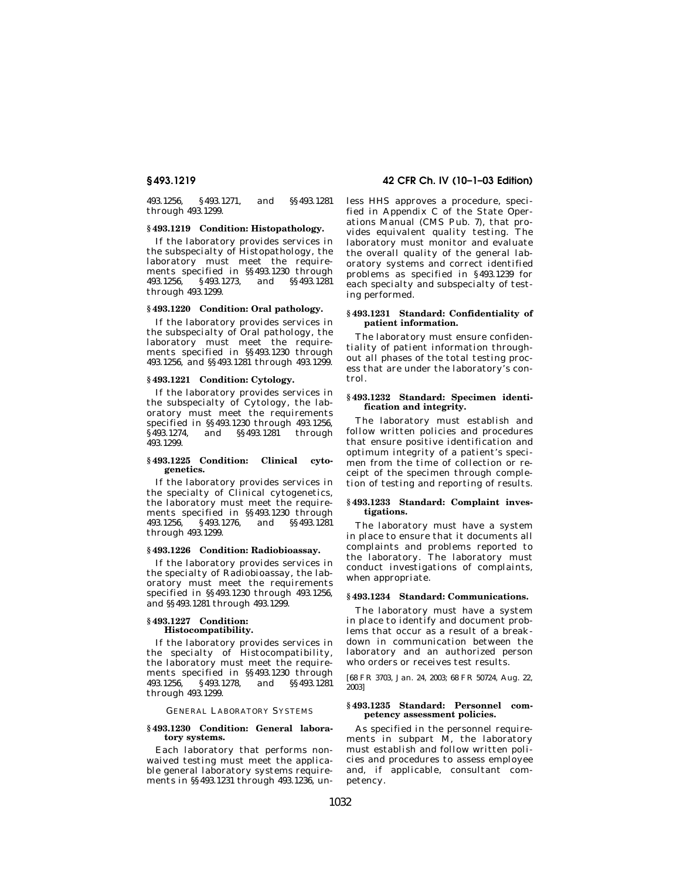493.1256, §493.1271, and §§493.1281 through 493.1299.

### §493.1219 Condition: Histopathology.

If the laboratory provides services in the subspecialty of Histopathology, the laboratory must meet the requirements specified in §§493.1230 through 493.1256, §493.1273, and §§493.1281 through 493.1299.

### §493.1220 Condition: Oral pathology.

If the laboratory provides services in the subspecialty of Oral pathology, the laboratory must meet the requirements specified in §§493.1230 through 493.1256, and §§493.1281 through 493.1299.

### §493.1221 Condition: Cytology.

If the laboratory provides services in the subspecialty of Cytology, the laboratory must meet the requirements specified in §§493.1230 through 493.1256, §493.1274, and §§493.1281 through 493.1299.

### §493.1225 Condition: Clinical cytogenetics.

If the laboratory provides services in the specialty of Clinical cytogenetics, the laboratory must meet the requirements specified in §§493.1230 through 493.1256, §493.1276, and §§493.1281 through 493.1299.

### §493.1226 Condition: Radiobioassay.

If the laboratory provides services in the specialty of Radiobioassay, the laboratory must meet the requirements specified in §§493.1230 through 493.1256, and §§493.1281 through 493.1299.

### §493.1227 Condition: Histocompatibility.

If the laboratory provides services in the specialty of Histocompatibility, the laboratory must meet the requirements specified in §§493.1230 through 493.1256, §493.1278, and §§493.1281 through 493.1299.

## GENERAL LABORATORY SYSTEMS

### §493.1230 Condition: General laboratory systems.

Each laboratory that performs nonwaived testing must meet the applicable general laboratory systems requirements in §§493.1231 through 493.1236, unless HHS approves a procedure, specified in Appendix C of the State Operations Manual (CMS Pub. 7), that provides equivalent quality testing. The laboratory must monitor and evaluate the overall quality of the general laboratory systems and correct identified problems as specified in §493.1239 for each specialty and subspecialty of testing performed.

### §493.1231 Standard: Confidentiality of patient information.

The laboratory must ensure confidentiality of patient information throughout all phases of the total testing process that are under the laboratory's control.

### §493.1232 Standard: Specimen identification and integrity.

The laboratory must establish and follow written policies and procedures that ensure positive identification and optimum integrity of a patient's specimen from the time of collection or receipt of the specimen through completion of testing and reporting of results.

### §493.1233 Standard: Complaint investigations.

The laboratory must have a system in place to ensure that it documents all complaints and problems reported to the laboratory. The laboratory must conduct investigations of complaints, when appropriate.

### §493.1234 Standard: Communications.

The laboratory must have a system in place to identify and document problems that occur as a result of a breakdown in communication between the laboratory and an authorized person who orders or receives test results.

[68 FR 3703, Jan. 24, 2003; 68 FR 50724, Aug. 22, 2003]

### §493.1235 Standard: Personnel competency assessment policies.

As specified in the personnel requirements in subpart M, the laboratory must establish and follow written policies and procedures to assess employee and, if applicable, consultant competency.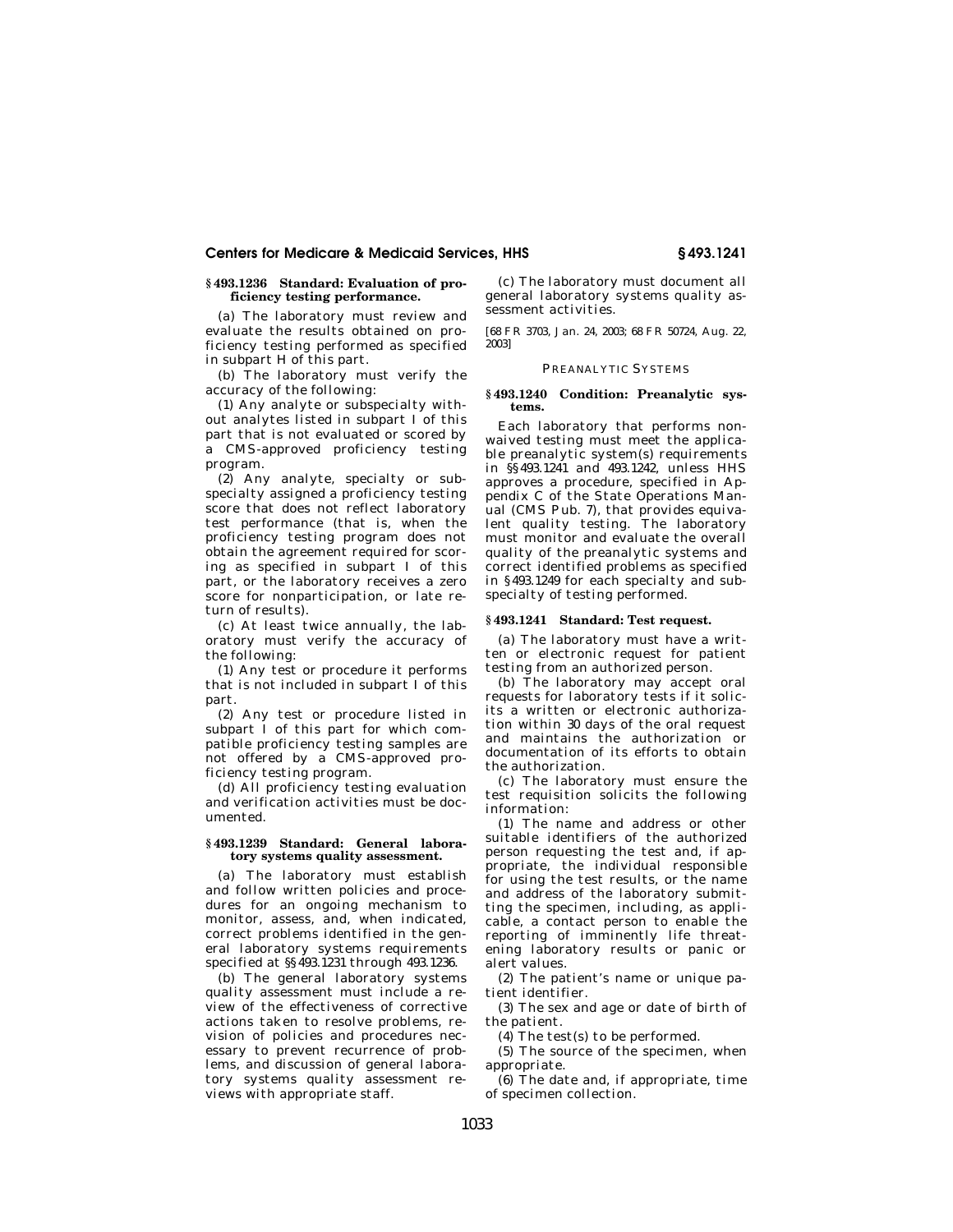### § 493.1236 Standard: Evaluation of proficiency testing performance.

(a) The laboratory must review and evaluate the results obtained on proficiency testing performed as specified in subpart H of this part.

(b) The laboratory must verify the accuracy of the following:

(1) Any analyte or subspecialty without analytes listed in subpart I of this part that is not evaluated or scored by a CMS-approved proficiency testing program.

(2) Any analyte, specialty or subspecialty assigned a proficiency testing score that does not reflect laboratory test performance (that is, when the proficiency testing program does not obtain the agreement required for scoring as specified in subpart I of this part, or the laboratory receives a zero score for nonparticipation, or late return of results).

(c) At least twice annually, the laboratory must verify the accuracy of the following:

(1) Any test or procedure it performs that is not included in subpart I of this part.

(2) Any test or procedure listed in subpart I of this part for which compatible proficiency testing samples are not offered by a CMS-approved proficiency testing program.

(d) All proficiency testing evaluation and verification activities must be documented.

### § 493.1239 Standard: General laboratory systems quality assessment.

(a) The laboratory must establish and follow written policies and procedures for an ongoing mechanism to monitor, assess, and, when indicated, correct problems identified in the general laboratory systems requirements specified at §§ 493.1231 through 493.1236.

(b) The general laboratory systems quality assessment must include a review of the effectiveness of corrective actions taken to resolve problems, revision of policies and procedures necessary to prevent recurrence of problems, and discussion of general laboratory systems quality assessment reviews with appropriate staff.

(c) The laboratory must document all general laboratory systems quality assessment activities.

[68 FR 3703, Jan. 24, 2003; 68 FR 50724, Aug. 22, 2003]

## PREANALYTIC SYSTEMS

### § 493.1240 Condition: Preanalytic systems.

Each laboratory that performs non-waived testing must meet the applicable preanalytic system(s) requirements in §§ 493.1241 and 493.1242, unless HHS approves a procedure, specified in Appendix C of the State Operations Manual (CMS Pub. 7), that provides equivalent quality testing. The laboratory must monitor and evaluate the overall quality of the preanalytic systems and correct identified problems as specified in § 493.1249 for each specialty and subspecialty of testing performed.

### § 493.1241 Standard: Test request.

(a) The laboratory must have a written or electronic request for patient testing from an authorized person.

(b) The laboratory may accept oral requests for laboratory tests if it solicits a written or electronic authorization within 30 days of the oral request and maintains the authorization or documentation of its efforts to obtain the authorization.

(c) The laboratory must ensure the test requisition solicits the following information:

(1) The name and address or other suitable identifiers of the authorized person requesting the test and, if appropriate, the individual responsible for using the test results, or the name and address of the laboratory submitting the specimen, including, as applicable, a contact person to enable the reporting of imminently life threatening laboratory results or panic or alert values.

(2) The patient's name or unique patient identifier.

(3) The sex and age or date of birth of the patient.

(4) The test(s) to be performed.

(5) The source of the specimen, when appropriate.

(6) The date and, if appropriate, time of specimen collection.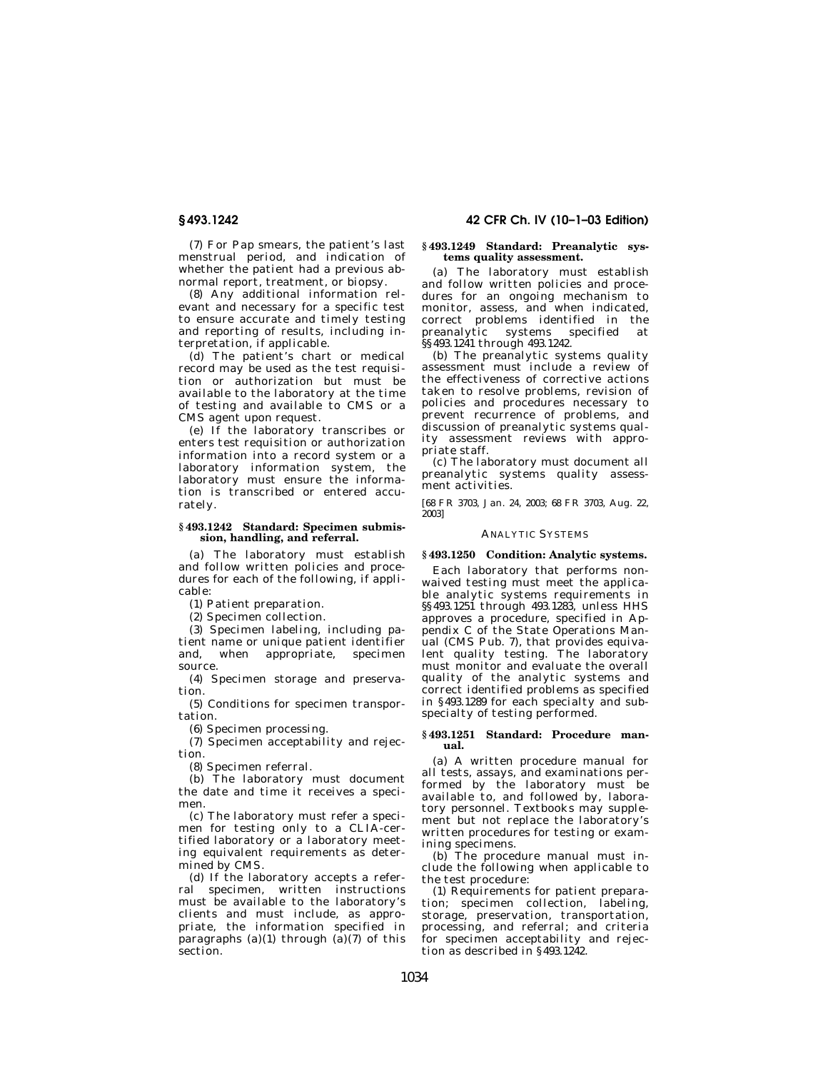(7) For Pap smears, the patient's last menstrual period, and indication of whether the patient had a previous abnormal report, treatment, or biopsy.

(8) Any additional information relevant and necessary for a specific test to ensure accurate and timely testing and reporting of results, including interpretation, if applicable.

(d) The patient's chart or medical record may be used as the test requisition or authorization but must be available to the laboratory at the time of testing and available to CMS or a CMS agent upon request.

(e) If the laboratory transcribes or enters test requisition or authorization information into a record system or a laboratory information system, the laboratory must ensure the information is transcribed or entered accurately.

### § 493.1242 Standard: Specimen submission, handling, and referral.

(a) The laboratory must establish and follow written policies and procedures for each of the following, if applicable:

(1) Patient preparation.

(2) Specimen collection.

(3) Specimen labeling, including patient name or unique patient identifier and, when appropriate, specimen source.

(4) Specimen storage and preservation.

(5) Conditions for specimen transportation.

(6) Specimen processing.

(7) Specimen acceptability and rejection.

(8) Specimen referral.

(b) The laboratory must document the date and time it receives a specimen.

(c) The laboratory must refer a specimen for testing only to a CLIA-certified laboratory or a laboratory meeting equivalent requirements as determined by CMS.

(d) If the laboratory accepts a referral specimen, written instructions must be available to the laboratory's clients and must include, as appropriate, the information specified in paragraphs (a)(1) through (a)(7) of this section.

### § 493.1249 Standard: Preanalytic systems quality assessment.

(a) The laboratory must establish and follow written policies and procedures for an ongoing mechanism to monitor, assess, and when indicated, correct problems identified in the preanalytic systems specified at §§ 493.1241 through 493.1242.

(b) The preanalytic systems quality assessment must include a review of the effectiveness of corrective actions taken to resolve problems, revision of policies and procedures necessary to prevent recurrence of problems, and discussion of preanalytic systems quality assessment reviews with appropriate staff.

(c) The laboratory must document all preanalytic systems quality assessment activities.

[68 FR 3703, Jan. 24, 2003; 68 FR 3703, Aug. 22, 2003]

## ANALYTIC SYSTEMS

### § 493.1250 Condition: Analytic systems.

Each laboratory that performs nonwaived testing must meet the applicable analytic systems requirements in §§ 493.1251 through 493.1283, unless HHS approves a procedure, specified in Appendix C of the State Operations Manual (CMS Pub. 7), that provides equivalent quality testing. The laboratory must monitor and evaluate the overall quality of the analytic systems and correct identified problems as specified in § 493.1289 for each specialty and subspecialty of testing performed.

### § 493.1251 Standard: Procedure manual.

(a) A written procedure manual for all tests, assays, and examinations performed by the laboratory must be available to, and followed by, laboratory personnel. Textbooks may supplement but not replace the laboratory's written procedures for testing or examining specimens.

(b) The procedure manual must include the following when applicable to the test procedure:

(1) Requirements for patient preparation; specimen collection, labeling, storage, preservation, transportation, processing, and referral; and criteria for specimen acceptability and rejection as described in § 493.1242.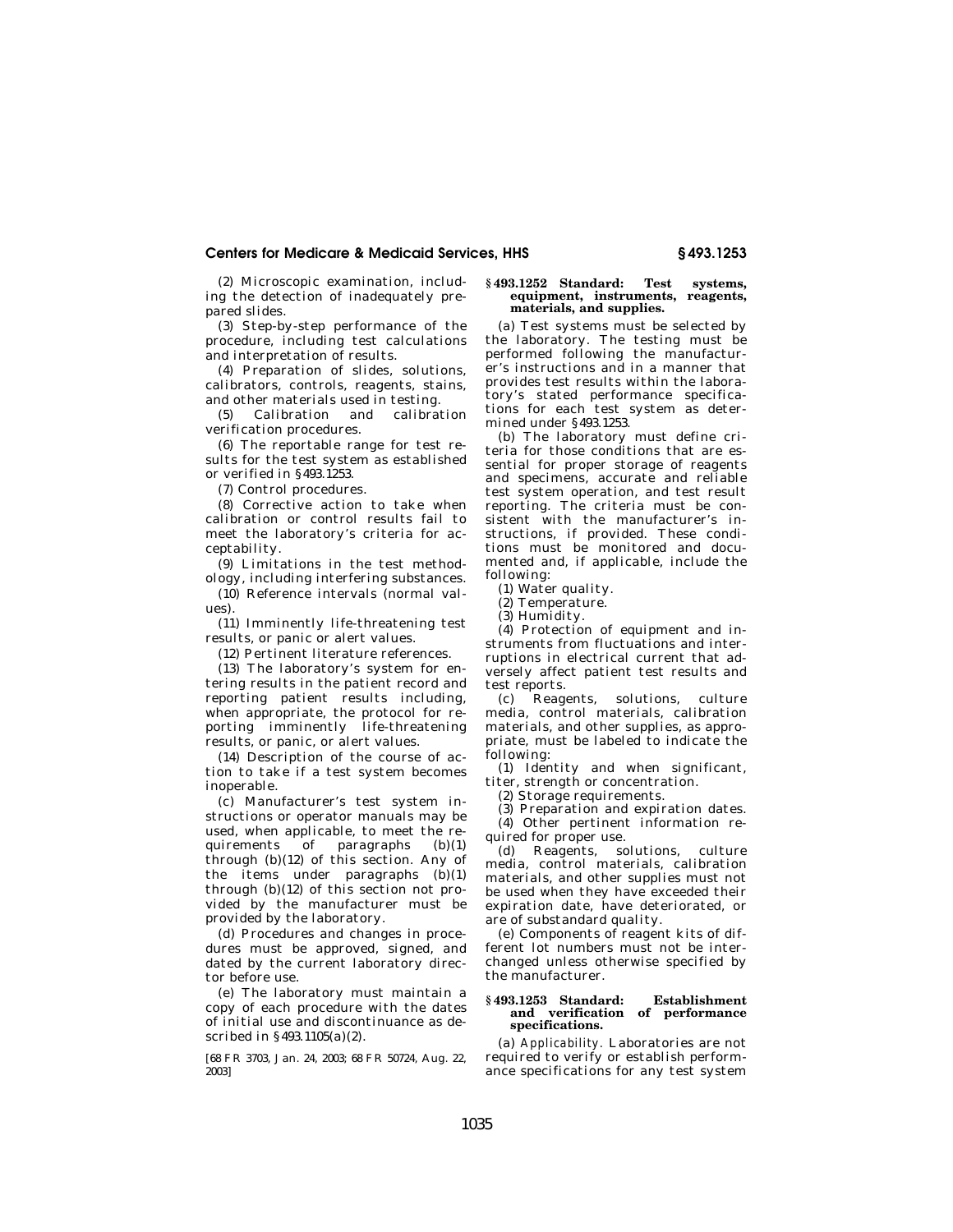(2) Microscopic examination, including the detection of inadequately prepared slides.

(3) Step-by-step performance of the procedure, including test calculations and interpretation of results.

(4) Preparation of slides, solutions, calibrators, controls, reagents, stains, and other materials used in testing.

(5) Calibration and calibration verification procedures.

(6) The reportable range for test results for the test system as established or verified in §493.1253.

(7) Control procedures.

(8) Corrective action to take when calibration or control results fail to meet the laboratory's criteria for acceptability.

(9) Limitations in the test methodology, including interfering substances.

(10) Reference intervals (normal values).

(11) Imminently life-threatening test results, or panic or alert values.

(12) Pertinent literature references.

(13) The laboratory's system for entering results in the patient record and reporting patient results including, when appropriate, the protocol for reporting imminently life-threatening results, or panic, or alert values.

(14) Description of the course of action to take if a test system becomes inoperable.

(c) Manufacturer's test system instructions or operator manuals may be used, when applicable, to meet the requirements of paragraphs (b)(1) through (b)(12) of this section. Any of the items under paragraphs (b)(1) through (b)(12) of this section not provided by the manufacturer must be provided by the laboratory.

(d) Procedures and changes in procedures must be approved, signed, and dated by the current laboratory director before use.

(e) The laboratory must maintain a copy of each procedure with the dates of initial use and discontinuance as described in §493.1105(a)(2).

[68 FR 3703, Jan. 24, 2003; 68 FR 50724, Aug. 22, 2003]

### §493.1252 Standard: Test systems, equipment, instruments, reagents, materials, and supplies.

(a) Test systems must be selected by the laboratory. The testing must be performed following the manufacturer's instructions and in a manner that provides test results within the laboratory's stated performance specifications for each test system as determined under §493.1253.

(b) The laboratory must define criteria for those conditions that are essential for proper storage of reagents and specimens, accurate and reliable test system operation, and test result reporting. The criteria must be consistent with the manufacturer's instructions, if provided. These conditions must be monitored and documented and, if applicable, include the following:

(1) Water quality.

(2) Temperature.

(3) Humidity.

(4) Protection of equipment and instruments from fluctuations and interruptions in electrical current that adversely affect patient test results and test reports.

(c) Reagents, solutions, culture media, control materials, calibration materials, and other supplies, as appropriate, must be labeled to indicate the following:

(1) Identity and when significant, titer, strength or concentration.

(2) Storage requirements.

(3) Preparation and expiration dates.

(4) Other pertinent information required for proper use.

(d) Reagents, solutions, culture media, control materials, calibration materials, and other supplies must not be used when they have exceeded their expiration date, have deteriorated, or are of substandard quality.

(e) Components of reagent kits of different lot numbers must not be interchanged unless otherwise specified by the manufacturer.

### §493.1253 Standard: Establishment and verification of performance specifications.

(a) *Applicability.* Laboratories are not required to verify or establish performance specifications for any test system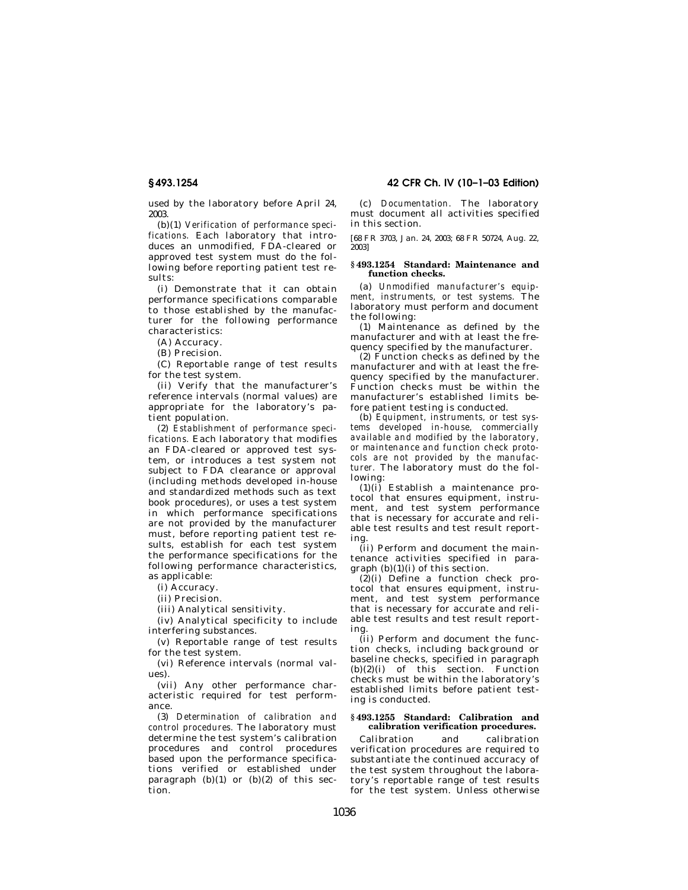used by the laboratory before April 24, 2003.

(b)(1) *Verification of performance specifications.* Each laboratory that introduces an unmodified, FDA-cleared or approved test system must do the following before reporting patient test results:

(i) Demonstrate that it can obtain performance specifications comparable to those established by the manufacturer for the following performance characteristics:

(A) Accuracy.

(B) Precision.

(C) Reportable range of test results for the test system.

(ii) Verify that the manufacturer's reference intervals (normal values) are appropriate for the laboratory's patient population.

(2) *Establishment of performance specifications.* Each laboratory that modifies an FDA-cleared or approved test system, or introduces a test system not subject to FDA clearance or approval (including methods developed in-house and standardized methods such as text book procedures), or uses a test system in which performance specifications are not provided by the manufacturer must, before reporting patient test results, establish for each test system the performance specifications for the following performance characteristics, as applicable:

(i) Accuracy.

(ii) Precision.

(iii) Analytical sensitivity.

(iv) Analytical specificity to include interfering substances.

(v) Reportable range of test results for the test system.

(vi) Reference intervals (normal values).

(vii) Any other performance characteristic required for test performance.

(3) *Determination of calibration and control procedures.* The laboratory must determine the test system's calibration procedures and control procedures based upon the performance specifications verified or established under paragraph (b)(1) or (b)(2) of this section.

(c) *Documentation.* The laboratory must document all activities specified in this section.

[68 FR 3703, Jan. 24, 2003; 68 FR 50724, Aug. 22, 2003]

## § 493.1254 Standard: Maintenance and function checks.

(a) *Unmodified manufacturer's equipment, instruments, or test systems.* The laboratory must perform and document the following:

(1) Maintenance as defined by the manufacturer and with at least the frequency specified by the manufacturer.

(2) Function checks as defined by the manufacturer and with at least the frequency specified by the manufacturer. Function checks must be within the manufacturer's established limits before patient testing is conducted.

(b) *Equipment, instruments, or test systems developed in-house, commercially available and modified by the laboratory, or maintenance and function check protocols are not provided by the manufacturer.* The laboratory must do the following:

(1)(i) Establish a maintenance protocol that ensures equipment, instrument, and test system performance that is necessary for accurate and reliable test results and test result reporting.

(ii) Perform and document the maintenance activities specified in paragraph (b)(1)(i) of this section.

(2)(i) Define a function check protocol that ensures equipment, instrument, and test system performance that is necessary for accurate and reliable test results and test result reporting.

(ii) Perform and document the function checks, including background or baseline checks, specified in paragraph (b)(2)(i) of this section. Function checks must be within the laboratory's established limits before patient testing is conducted.

## § 493.1255 Standard: Calibration and calibration verification procedures.

Calibration and calibration verification procedures are required to substantiate the continued accuracy of the test system throughout the laboratory's reportable range of test results for the test system. Unless otherwise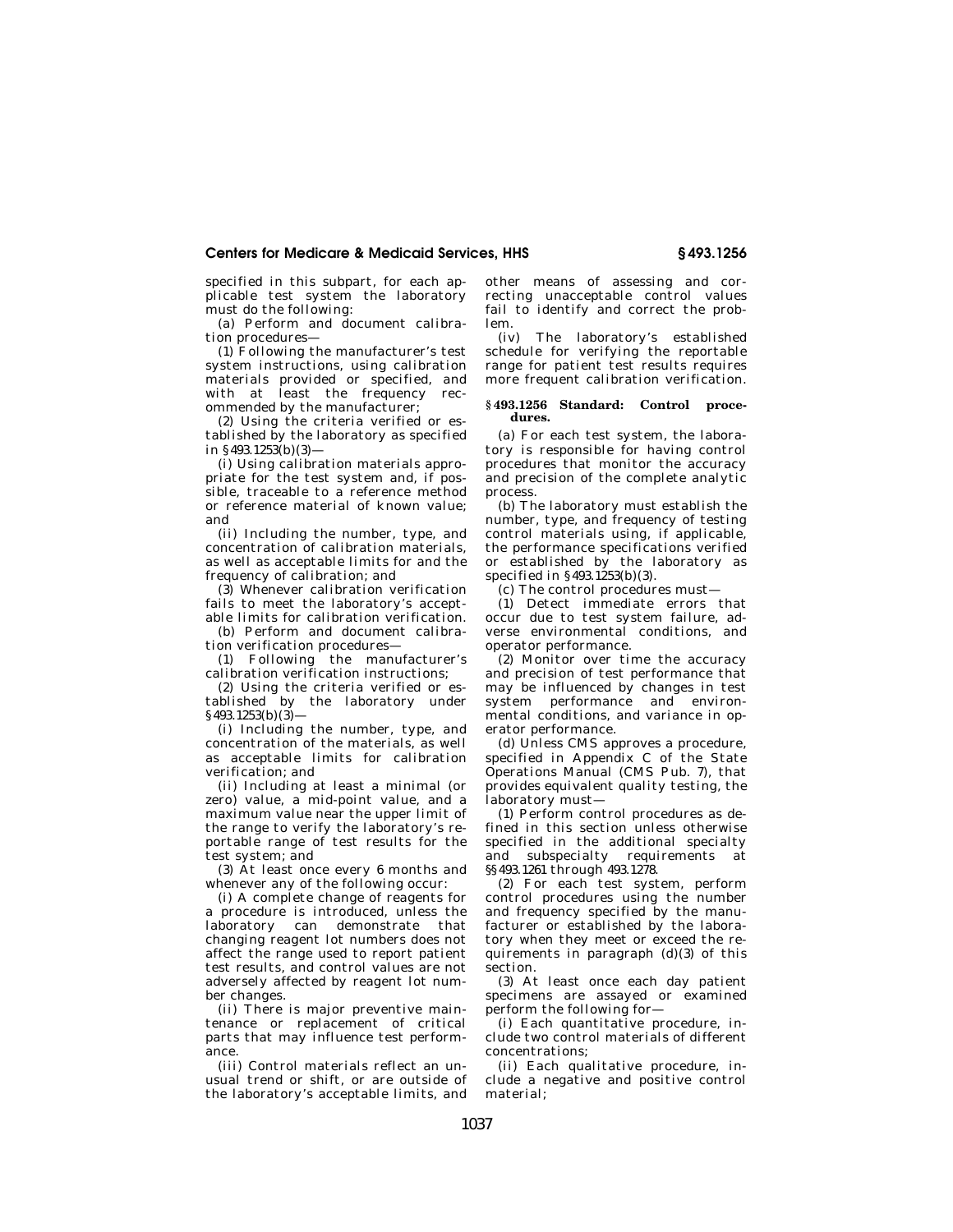specified in this subpart, for each applicable test system the laboratory must do the following:

(a) Perform and document calibration procedures—

(1) Following the manufacturer's test system instructions, using calibration materials provided or specified, and with at least the frequency recommended by the manufacturer;

(2) Using the criteria verified or established by the laboratory as specified in §493.1253(b)(3)—

(i) Using calibration materials appropriate for the test system and, if possible, traceable to a reference method or reference material of known value; and

(ii) Including the number, type, and concentration of calibration materials, as well as acceptable limits for and the frequency of calibration; and

(3) Whenever calibration verification fails to meet the laboratory's acceptable limits for calibration verification.

(b) Perform and document calibration verification procedures—

(1) Following the manufacturer's calibration verification instructions;

(2) Using the criteria verified or established by the laboratory under §493.1253(b)(3)—

(i) Including the number, type, and concentration of the materials, as well as acceptable limits for calibration verification; and

(ii) Including at least a minimal (or zero) value, a mid-point value, and a maximum value near the upper limit of the range to verify the laboratory's reportable range of test results for the test system; and

(3) At least once every 6 months and whenever any of the following occur:

(i) A complete change of reagents for a procedure is introduced, unless the laboratory can demonstrate that changing reagent lot numbers does not affect the range used to report patient test results, and control values are not adversely affected by reagent lot number changes.

(ii) There is major preventive maintenance or replacement of critical parts that may influence test performance.

(iii) Control materials reflect an unusual trend or shift, or are outside of the laboratory's acceptable limits, and other means of assessing and correcting unacceptable control values fail to identify and correct the problem.

(iv) The laboratory's established schedule for verifying the reportable range for patient test results requires more frequent calibration verification.

### §493.1256 Standard: Control procedures.

(a) For each test system, the laboratory is responsible for having control procedures that monitor the accuracy and precision of the complete analytic process.

(b) The laboratory must establish the number, type, and frequency of testing control materials using, if applicable, the performance specifications verified or established by the laboratory as specified in §493.1253(b)(3).

(c) The control procedures must—

(1) Detect immediate errors that occur due to test system failure, adverse environmental conditions, and operator performance.

(2) Monitor over time the accuracy and precision of test performance that may be influenced by changes in test system performance and environmental conditions, and variance in operator performance.

(d) Unless CMS approves a procedure, specified in Appendix C of the State Operations Manual (CMS Pub. 7), that provides equivalent quality testing, the laboratory must—

(1) Perform control procedures as defined in this section unless otherwise specified in the additional specialty and subspecialty requirements at §§493.1261 through 493.1278.

(2) For each test system, perform control procedures using the number and frequency specified by the manufacturer or established by the laboratory when they meet or exceed the requirements in paragraph (d)(3) of this section.

(3) At least once each day patient specimens are assayed or examined perform the following for—

(i) Each quantitative procedure, include two control materials of different concentrations;

(ii) Each qualitative procedure, include a negative and positive control material;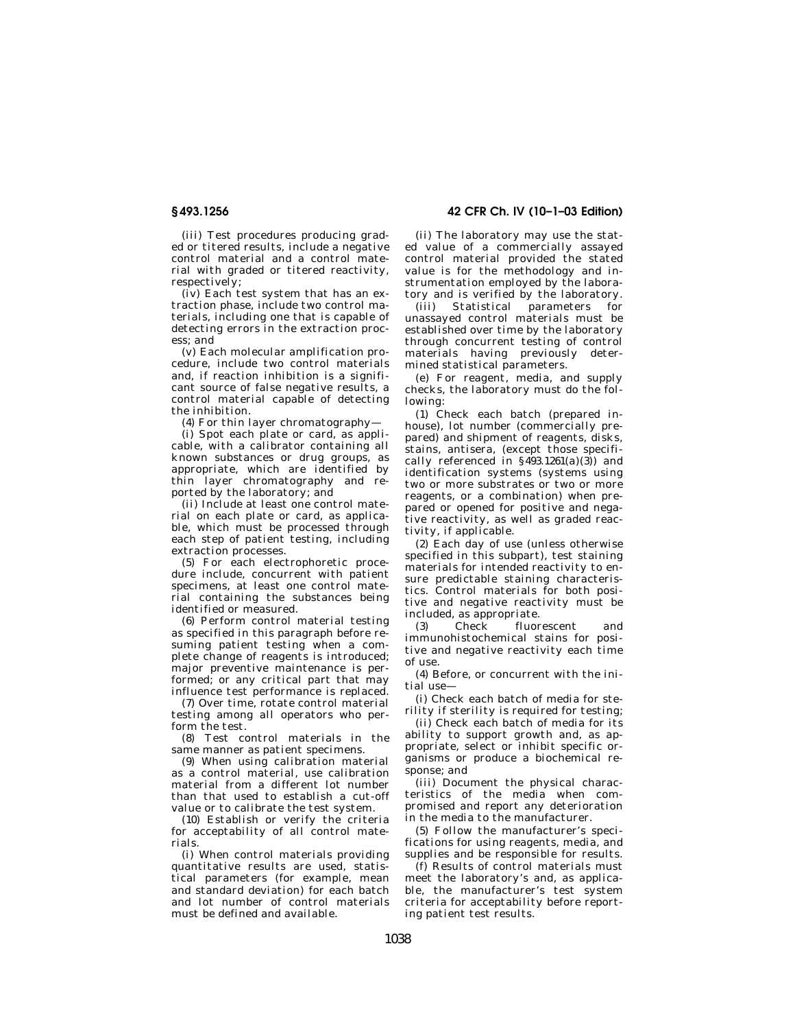(iii) Test procedures producing graded or titered results, include a negative control material and a control material with graded or titered reactivity, respectively;

(iv) Each test system that has an extraction phase, include two control materials, including one that is capable of detecting errors in the extraction process; and

(v) Each molecular amplification procedure, include two control materials and, if reaction inhibition is a significant source of false negative results, a control material capable of detecting the inhibition.

(4) For thin layer chromatography—

(i) Spot each plate or card, as applicable, with a calibrator containing all known substances or drug groups, as appropriate, which are identified by thin layer chromatography and reported by the laboratory; and

(ii) Include at least one control material on each plate or card, as applicable, which must be processed through each step of patient testing, including extraction processes.

(5) For each electrophoretic procedure include, concurrent with patient specimens, at least one control material containing the substances being identified or measured.

(6) Perform control material testing as specified in this paragraph before resuming patient testing when a complete change of reagents is introduced; major preventive maintenance is performed; or any critical part that may influence test performance is replaced.

(7) Over time, rotate control material testing among all operators who perform the test.

(8) Test control materials in the same manner as patient specimens.

(9) When using calibration material as a control material, use calibration material from a different lot number than that used to establish a cut-off value or to calibrate the test system.

(10) Establish or verify the criteria for acceptability of all control materials.

(i) When control materials providing quantitative results are used, statistical parameters (for example, mean and standard deviation) for each batch and lot number of control materials must be defined and available.

(ii) The laboratory may use the stated value of a commercially assayed control material provided the stated value is for the methodology and instrumentation employed by the laboratory and is verified by the laboratory.

(iii) Statistical parameters for unassayed control materials must be established over time by the laboratory through concurrent testing of control materials having previously determined statistical parameters.

(e) For reagent, media, and supply checks, the laboratory must do the following:

(1) Check each batch (prepared in-house), lot number (commercially prepared) and shipment of reagents, disks, stains, antisera, (except those specifically referenced in §493.1261(a)(3)) and identification systems (systems using two or more substrates or two or more reagents, or a combination) when prepared or opened for positive and negative reactivity, as well as graded reactivity, if applicable.

(2) Each day of use (unless otherwise specified in this subpart), test staining materials for intended reactivity to ensure predictable staining characteristics. Control materials for both positive and negative reactivity must be included, as appropriate.

(3) Check fluorescent and immunohistochemical stains for positive and negative reactivity each time of use.

(4) Before, or concurrent with the initial use—

(i) Check each batch of media for sterility if sterility is required for testing;

(ii) Check each batch of media for its ability to support growth and, as appropriate, select or inhibit specific organisms or produce a biochemical response; and

(iii) Document the physical characteristics of the media when compromised and report any deterioration in the media to the manufacturer.

(5) Follow the manufacturer's specifications for using reagents, media, and supplies and be responsible for results.

(f) Results of control materials must meet the laboratory's and, as applicable, the manufacturer's test system criteria for acceptability before reporting patient test results.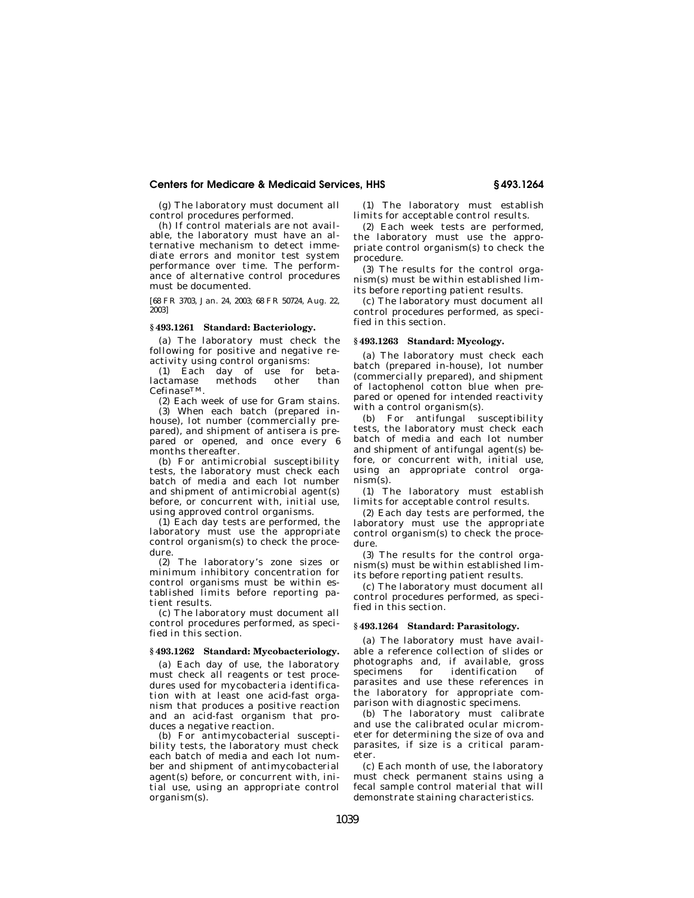(g) The laboratory must document all control procedures performed.

(h) If control materials are not available, the laboratory must have an alternative mechanism to detect immediate errors and monitor test system performance over time. The performance of alternative control procedures must be documented.

[68 FR 3703, Jan. 24, 2003; 68 FR 50724, Aug. 22, 2003]

### § 493.1261 Standard: Bacteriology.

(a) The laboratory must check the following for positive and negative reactivity using control organisms:

(1) Each day of use for beta-lactamase methods other than Cefinase™.

(2) Each week of use for Gram stains.

(3) When each batch (prepared in-house), lot number (commercially prepared), and shipment of antisera is prepared or opened, and once every 6 months thereafter.

(b) For antimicrobial susceptibility tests, the laboratory must check each batch of media and each lot number and shipment of antimicrobial agent(s) before, or concurrent with, initial use, using approved control organisms.

(1) Each day tests are performed, the laboratory must use the appropriate control organism(s) to check the procedure.

(2) The laboratory's zone sizes or minimum inhibitory concentration for control organisms must be within established limits before reporting patient results.

(c) The laboratory must document all control procedures performed, as specified in this section.

### § 493.1262 Standard: Mycobacteriology.

(a) Each day of use, the laboratory must check all reagents or test procedures used for mycobacteria identification with at least one acid-fast organism that produces a positive reaction and an acid-fast organism that produces a negative reaction.

(b) For antimycobacterial susceptibility tests, the laboratory must check each batch of media and each lot number and shipment of antimycobacterial agent(s) before, or concurrent with, initial use, using an appropriate control organism(s).

(1) The laboratory must establish limits for acceptable control results.

(2) Each week tests are performed, the laboratory must use the appropriate control organism(s) to check the procedure.

(3) The results for the control organism(s) must be within established limits before reporting patient results.

(c) The laboratory must document all control procedures performed, as specified in this section.

### § 493.1263 Standard: Mycology.

(a) The laboratory must check each batch (prepared in-house), lot number (commercially prepared), and shipment of lactophenol cotton blue when prepared or opened for intended reactivity with a control organism(s).

(b) For antifungal susceptibility tests, the laboratory must check each batch of media and each lot number and shipment of antifungal agent(s) before, or concurrent with, initial use, using an appropriate control organism(s).

(1) The laboratory must establish limits for acceptable control results.

(2) Each day tests are performed, the laboratory must use the appropriate control organism(s) to check the procedure.

(3) The results for the control organism(s) must be within established limits before reporting patient results.

(c) The laboratory must document all control procedures performed, as specified in this section.

### § 493.1264 Standard: Parasitology.

(a) The laboratory must have available a reference collection of slides or photographs and, if available, gross specimens for identification of parasites and use these references in the laboratory for appropriate comparison with diagnostic specimens.

(b) The laboratory must calibrate and use the calibrated ocular micrometer for determining the size of ova and parasites, if size is a critical parameter.

(c) Each month of use, the laboratory must check permanent stains using a fecal sample control material that will demonstrate staining characteristics.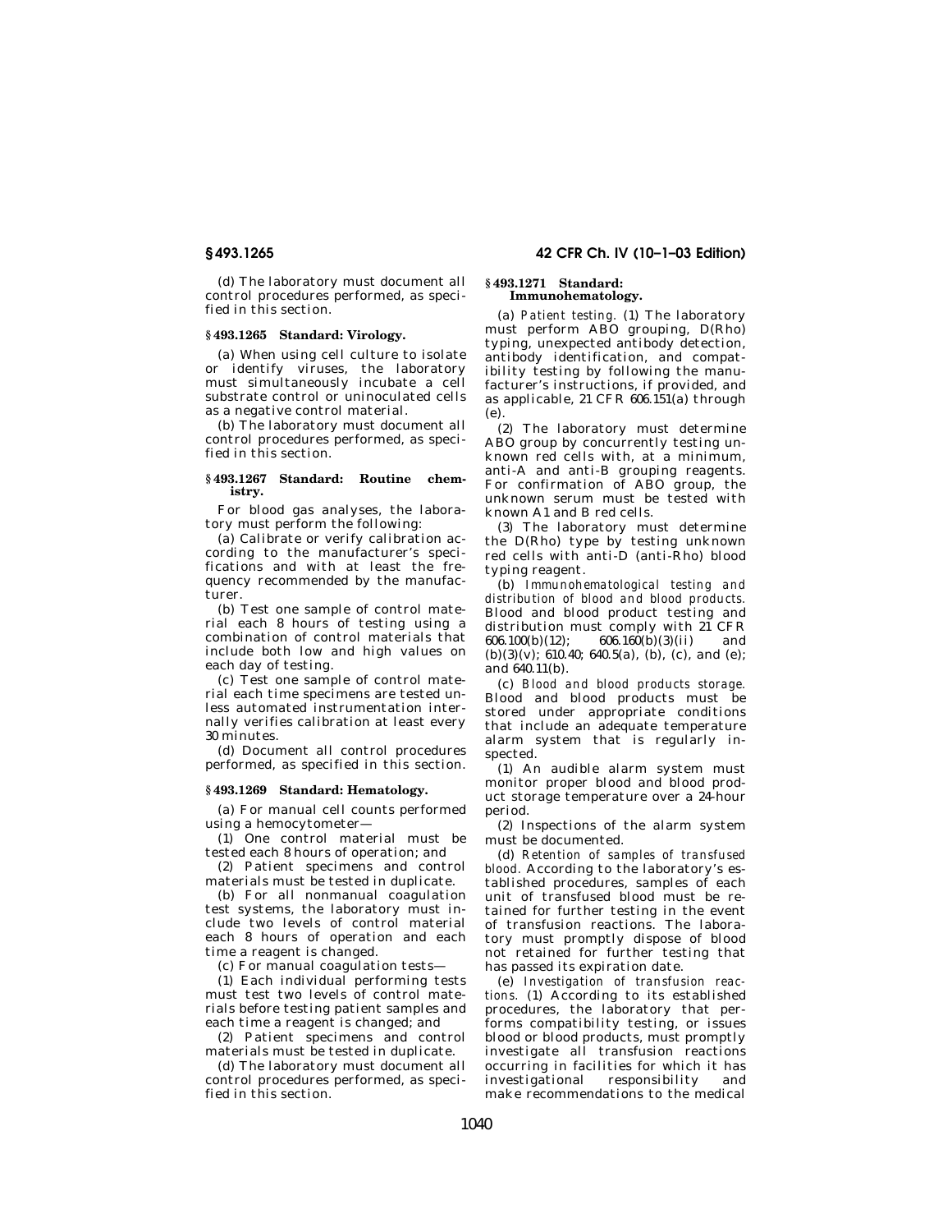(d) The laboratory must document all control procedures performed, as specified in this section.

### § 493.1265 Standard: Virology.

(a) When using cell culture to isolate or identify viruses, the laboratory must simultaneously incubate a cell substrate control or uninoculated cells as a negative control material.

(b) The laboratory must document all control procedures performed, as specified in this section.

### § 493.1267 Standard: Routine chemistry.

For blood gas analyses, the laboratory must perform the following:

(a) Calibrate or verify calibration according to the manufacturer's specifications and with at least the frequency recommended by the manufacturer.

(b) Test one sample of control material each 8 hours of testing using a combination of control materials that include both low and high values on each day of testing.

(c) Test one sample of control material each time specimens are tested unless automated instrumentation internally verifies calibration at least every 30 minutes.

(d) Document all control procedures performed, as specified in this section.

### § 493.1269 Standard: Hematology.

(a) For manual cell counts performed using a hemocytometer—

(1) One control material must be tested each 8 hours of operation; and

(2) Patient specimens and control materials must be tested in duplicate.

(b) For all nonmanual coagulation test systems, the laboratory must include two levels of control material each 8 hours of operation and each time a reagent is changed.

(c) For manual coagulation tests—

(1) Each individual performing tests must test two levels of control materials before testing patient samples and each time a reagent is changed; and

(2) Patient specimens and control materials must be tested in duplicate.

(d) The laboratory must document all control procedures performed, as specified in this section.

### § 493.1271 Standard: Immunohematology.

(a) *Patient testing.* (1) The laboratory must perform ABO grouping, D(Rho) typing, unexpected antibody detection, antibody identification, and compatibility testing by following the manufacturer's instructions, if provided, and as applicable, 21 CFR 606.151(a) through (e).

(2) The laboratory must determine ABO group by concurrently testing unknown red cells with, at a minimum, anti-A and anti-B grouping reagents. For confirmation of ABO group, the unknown serum must be tested with known A1 and B red cells.

(3) The laboratory must determine the D(Rho) type by testing unknown red cells with anti-D (anti-Rho) blood typing reagent.

(b) *Immunohematological testing and distribution of blood and blood products.* Blood and blood product testing and distribution must comply with 21 CFR 606.100(b)(12); 606.160(b)(3)(ii) and (b)(3)(v); 610.40; 640.5(a), (b), (c), and (e); and 640.11(b).

(c) *Blood and blood products storage.* Blood and blood products must be stored under appropriate conditions that include an adequate temperature alarm system that is regularly inspected.

(1) An audible alarm system must monitor proper blood and blood product storage temperature over a 24-hour period.

(2) Inspections of the alarm system must be documented.

(d) *Retention of samples of transfused blood.* According to the laboratory's established procedures, samples of each unit of transfused blood must be retained for further testing in the event of transfusion reactions. The laboratory must promptly dispose of blood not retained for further testing that has passed its expiration date.

(e) *Investigation of transfusion reactions.* (1) According to its established procedures, the laboratory that performs compatibility testing, or issues blood or blood products, must promptly investigate all transfusion reactions occurring in facilities for which it has investigational responsibility and make recommendations to the medical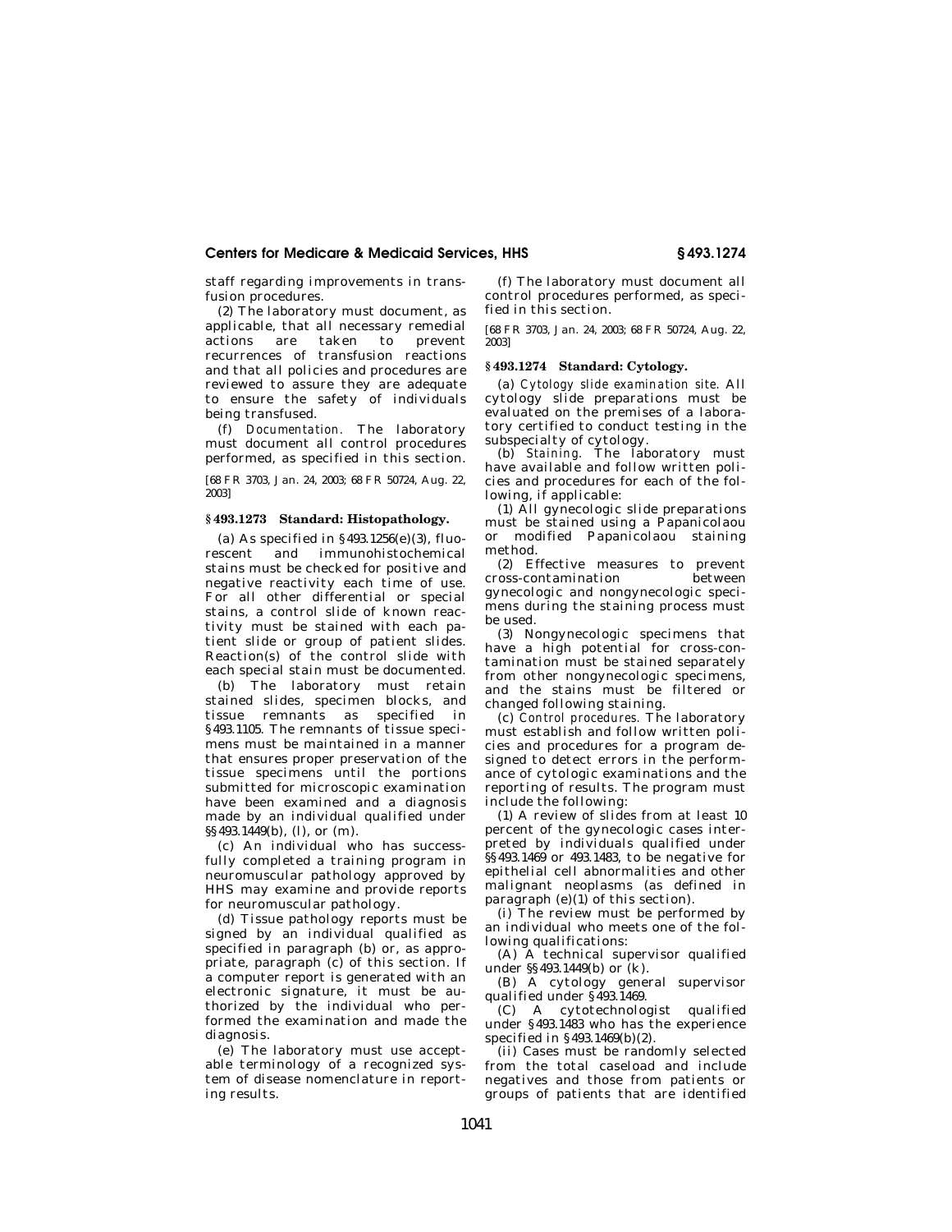staff regarding improvements in transfusion procedures.

(2) The laboratory must document, as applicable, that all necessary remedial actions are taken to prevent recurrences of transfusion reactions and that all policies and procedures are reviewed to assure they are adequate to ensure the safety of individuals being transfused.

(f) *Documentation.* The laboratory must document all control procedures performed, as specified in this section.

[68 FR 3703, Jan. 24, 2003; 68 FR 50724, Aug. 22, 2003]

### § 493.1273 Standard: Histopathology.

(a) As specified in § 493.1256(e)(3), fluorescent and immunohistochemical stains must be checked for positive and negative reactivity each time of use. For all other differential or special stains, a control slide of known reactivity must be stained with each patient slide or group of patient slides. Reaction(s) of the control slide with each special stain must be documented.

(b) The laboratory must retain stained slides, specimen blocks, and tissue remnants as specified in § 493.1105. The remnants of tissue specimens must be maintained in a manner that ensures proper preservation of the tissue specimens until the portions submitted for microscopic examination have been examined and a diagnosis made by an individual qualified under §§ 493.1449(b), (l), or (m).

(c) An individual who has successfully completed a training program in neuromuscular pathology approved by HHS may examine and provide reports for neuromuscular pathology.

(d) Tissue pathology reports must be signed by an individual qualified as specified in paragraph (b) or, as appropriate, paragraph (c) of this section. If a computer report is generated with an electronic signature, it must be authorized by the individual who performed the examination and made the diagnosis.

(e) The laboratory must use acceptable terminology of a recognized system of disease nomenclature in reporting results.

(f) The laboratory must document all control procedures performed, as specified in this section.

[68 FR 3703, Jan. 24, 2003; 68 FR 50724, Aug. 22, 2003]

### § 493.1274 Standard: Cytology.

(a) *Cytology slide examination site.* All cytology slide preparations must be evaluated on the premises of a laboratory certified to conduct testing in the subspecialty of cytology.

(b) *Staining.* The laboratory must have available and follow written policies and procedures for each of the following, if applicable:

(1) All gynecologic slide preparations must be stained using a Papanicolaou or modified Papanicolaou staining method.

(2) Effective measures to prevent cross-contamination between gynecologic and nongynecologic specimens during the staining process must be used.

(3) Nongynecologic specimens that have a high potential for cross-contamination must be stained separately from other nongynecologic specimens, and the stains must be filtered or changed following staining.

(c) *Control procedures.* The laboratory must establish and follow written policies and procedures for a program designed to detect errors in the performance of cytologic examinations and the reporting of results. The program must include the following:

(1) A review of slides from at least 10 percent of the gynecologic cases interpreted by individuals qualified under §§ 493.1469 or 493.1483, to be negative for epithelial cell abnormalities and other malignant neoplasms (as defined in paragraph (e)(1) of this section).

(i) The review must be performed by an individual who meets one of the following qualifications:

(A) A technical supervisor qualified under §§ 493.1449(b) or (k).

(B) A cytology general supervisor qualified under § 493.1469.

(C) A cytotechnologist qualified under § 493.1483 who has the experience specified in § 493.1469(b)(2).

(ii) Cases must be randomly selected from the total caseload and include negatives and those from patients or groups of patients that are identified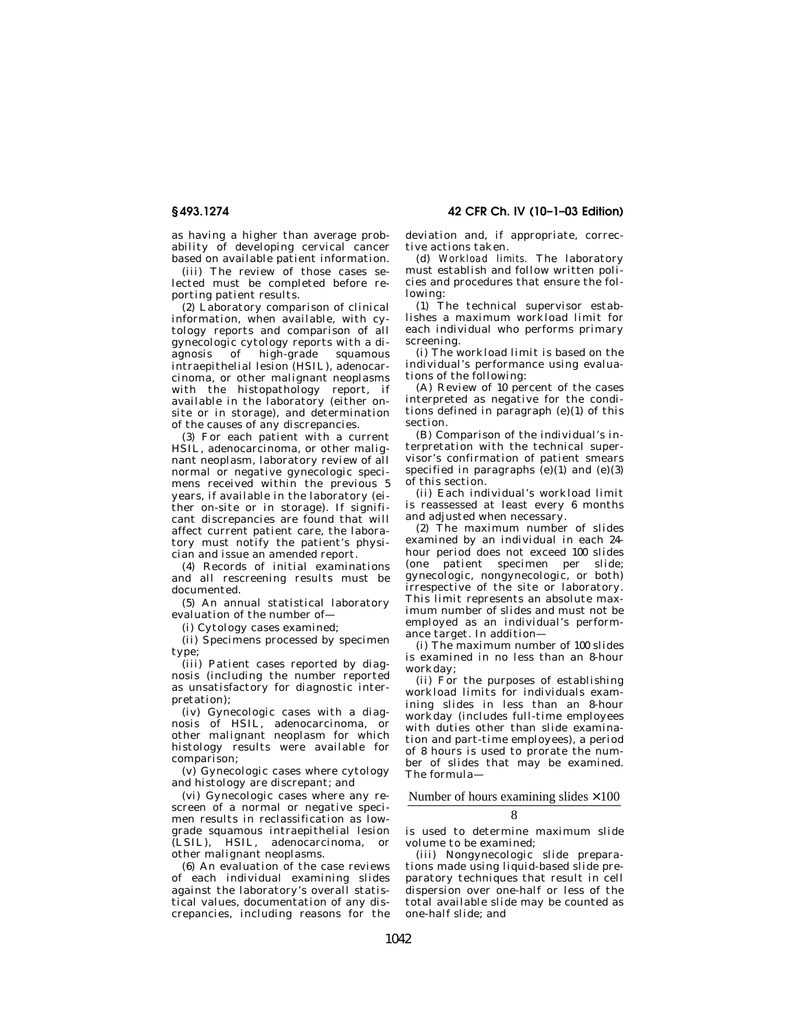as having a higher than average probability of developing cervical cancer based on available patient information.

(iii) The review of those cases selected must be completed before reporting patient results.

(2) Laboratory comparison of clinical information, when available, with cytology reports and comparison of all gynecologic cytology reports with a diagnosis of high-grade squamous intraepithelial lesion (HSIL), adenocarcinoma, or other malignant neoplasms with the histopathology report, if available in the laboratory (either onsite or in storage), and determination of the causes of any discrepancies.

(3) For each patient with a current HSIL, adenocarcinoma, or other malignant neoplasm, laboratory review of all normal or negative gynecologic specimens received within the previous 5 years, if available in the laboratory (either on-site or in storage). If significant discrepancies are found that will affect current patient care, the laboratory must notify the patient's physician and issue an amended report.

(4) Records of initial examinations and all rescreening results must be documented.

(5) An annual statistical laboratory evaluation of the number of—

(i) Cytology cases examined;

(ii) Specimens processed by specimen type;

(iii) Patient cases reported by diagnosis (including the number reported as unsatisfactory for diagnostic interpretation);

(iv) Gynecologic cases with a diagnosis of HSIL, adenocarcinoma, or other malignant neoplasm for which histology results were available for comparison;

(v) Gynecologic cases where cytology and histology are discrepant; and

(vi) Gynecologic cases where any rescreen of a normal or negative specimen results in reclassification as low-grade squamous intraepithelial lesion (LSIL), HSIL, adenocarcinoma, or other malignant neoplasms.

(6) An evaluation of the case reviews of each individual examining slides against the laboratory's overall statistical values, documentation of any discrepancies, including reasons for the deviation and, if appropriate, corrective actions taken.

(d) *Workload limits.* The laboratory must establish and follow written policies and procedures that ensure the following:

(1) The technical supervisor establishes a maximum workload limit for each individual who performs primary screening.

(i) The workload limit is based on the individual's performance using evaluations of the following:

(A) Review of 10 percent of the cases interpreted as negative for the conditions defined in paragraph (e)(1) of this section.

(B) Comparison of the individual's interpretation with the technical supervisor's confirmation of patient smears specified in paragraphs (e)(1) and (e)(3) of this section.

(ii) Each individual's workload limit is reassessed at least every 6 months and adjusted when necessary.

(2) The maximum number of slides examined by an individual in each 24-hour period does not exceed 100 slides (one patient specimen per slide; gynecologic, nongynecologic, or both) irrespective of the site or laboratory. This limit represents an absolute maximum number of slides and must not be employed as an individual's performance target. In addition—

(i) The maximum number of 100 slides is examined in no less than an 8-hour workday;

(ii) For the purposes of establishing workload limits for individuals examining slides in less than an 8-hour workday (includes full-time employees with duties other than slide examination and part-time employees), a period of 8 hours is used to prorate the number of slides that may be examined. The formula—

$$\frac{\text{Number of hours examining slides} \times 100}{8}$$

is used to determine maximum slide volume to be examined;

(iii) Nongynecologic slide preparations made using liquid-based slide preparatory techniques that result in cell dispersion over one-half or less of the total available slide may be counted as one-half slide; and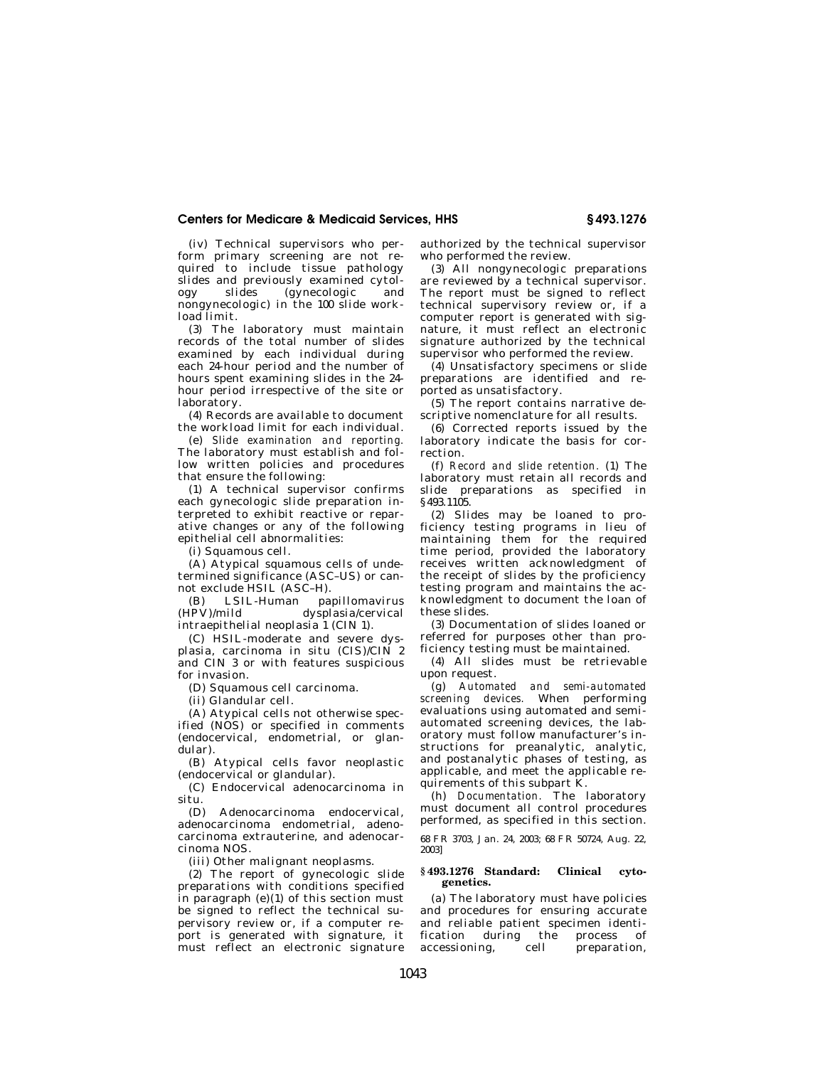(iv) Technical supervisors who perform primary screening are not required to include tissue pathology slides and previously examined cytology slides (gynecologic and nongynecologic) in the 100 slide workload limit.

(3) The laboratory must maintain records of the total number of slides examined by each individual during each 24-hour period and the number of hours spent examining slides in the 24-hour period irrespective of the site or laboratory.

(4) Records are available to document the workload limit for each individual.

(e) *Slide examination and reporting.* The laboratory must establish and follow written policies and procedures that ensure the following:

(1) A technical supervisor confirms each gynecologic slide preparation interpreted to exhibit reactive or reparative changes or any of the following epithelial cell abnormalities:

(i) Squamous cell.

(A) Atypical squamous cells of undetermined significance (ASC–US) or cannot exclude HSIL (ASC–H).

(B) LSIL-Human papillomavirus (HPV)/mild dysplasia/cervical intraepithelial neoplasia 1 (CIN 1).

(C) HSIL-moderate and severe dysplasia, carcinoma in situ (CIS)/CIN 2 and CIN 3 or with features suspicious for invasion.

(D) Squamous cell carcinoma.

(ii) Glandular cell.

(A) Atypical cells not otherwise specified (NOS) or specified in comments (endocervical, endometrial, or glandular).

(B) Atypical cells favor neoplastic (endocervical or glandular).

(C) Endocervical adenocarcinoma in situ.

(D) Adenocarcinoma endocervical, adenocarcinoma endometrial, adenocarcinoma extrauterine, and adenocarcinoma NOS.

(iii) Other malignant neoplasms.

(2) The report of gynecologic slide preparations with conditions specified in paragraph (e)(1) of this section must be signed to reflect the technical supervisory review or, if a computer report is generated with signature, it must reflect an electronic signature authorized by the technical supervisor who performed the review.

(3) All nongynecologic preparations are reviewed by a technical supervisor. The report must be signed to reflect technical supervisory review or, if a computer report is generated with signature, it must reflect an electronic signature authorized by the technical supervisor who performed the review.

(4) Unsatisfactory specimens or slide preparations are identified and reported as unsatisfactory.

(5) The report contains narrative descriptive nomenclature for all results.

(6) Corrected reports issued by the laboratory indicate the basis for correction.

(f) *Record and slide retention.* (1) The laboratory must retain all records and slide preparations as specified in §493.1105.

(2) Slides may be loaned to proficiency testing programs in lieu of maintaining them for the required time period, provided the laboratory receives written acknowledgment of the receipt of slides by the proficiency testing program and maintains the acknowledgment to document the loan of these slides.

(3) Documentation of slides loaned or referred for purposes other than proficiency testing must be maintained.

(4) All slides must be retrievable upon request.

(g) *Automated and semi-automated screening devices.* When performing evaluations using automated and semi-automated screening devices, the laboratory must follow manufacturer's instructions for preanalytic, analytic, and postanalytic phases of testing, as applicable, and meet the applicable requirements of this subpart K.

(h) *Documentation.* The laboratory must document all control procedures performed, as specified in this section.

68 FR 3703, Jan. 24, 2003; 68 FR 50724, Aug. 22, 2003]

### §493.1276 Standard: Clinical cytogenetics.

(a) The laboratory must have policies and procedures for ensuring accurate and reliable patient specimen identification during the process of accessioning, cell preparation,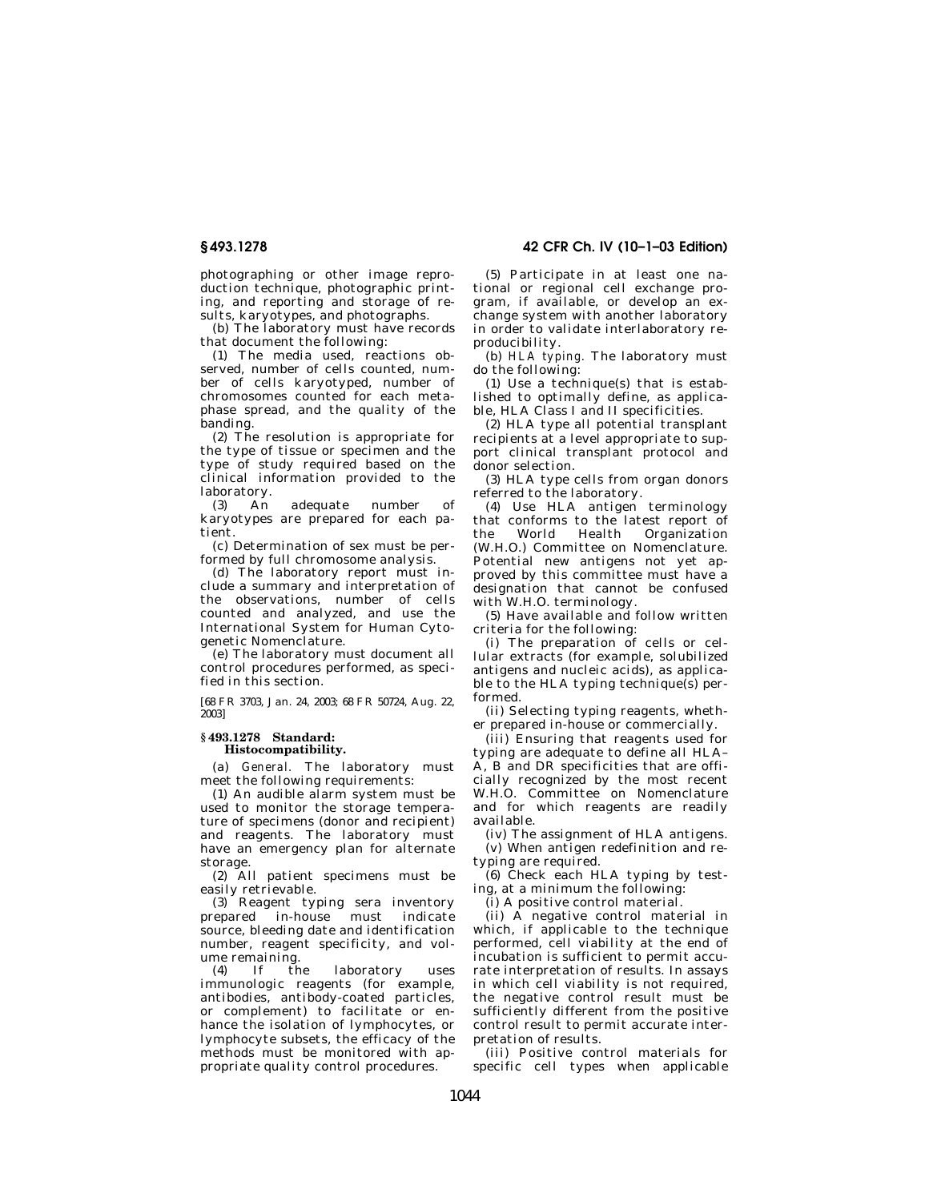photographing or other image reproduction technique, photographic printing, and reporting and storage of results, karyotypes, and photographs.

(b) The laboratory must have records that document the following:

(1) The media used, reactions observed, number of cells counted, number of cells karyotyped, number of chromosomes counted for each metaphase spread, and the quality of the banding.

(2) The resolution is appropriate for the type of tissue or specimen and the type of study required based on the clinical information provided to the laboratory.

(3) An adequate number of karyotypes are prepared for each patient.

(c) Determination of sex must be performed by full chromosome analysis.

(d) The laboratory report must include a summary and interpretation of the observations, number of cells counted and analyzed, and use the International System for Human Cytogenetic Nomenclature.

(e) The laboratory must document all control procedures performed, as specified in this section.

[68 FR 3703, Jan. 24, 2003; 68 FR 50724, Aug. 22, 2003]

### § 493.1278 Standard: Histocompatibility.

(a) *General.* The laboratory must meet the following requirements:

(1) An audible alarm system must be used to monitor the storage temperature of specimens (donor and recipient) and reagents. The laboratory must have an emergency plan for alternate storage.

(2) All patient specimens must be easily retrievable.

(3) Reagent typing sera inventory prepared in-house must indicate source, bleeding date and identification number, reagent specificity, and volume remaining.

(4) If the laboratory uses immunologic reagents (for example, antibodies, antibody-coated particles, or complement) to facilitate or enhance the isolation of lymphocytes, or lymphocyte subsets, the efficacy of the methods must be monitored with appropriate quality control procedures.

(5) Participate in at least one national or regional cell exchange program, if available, or develop an exchange system with another laboratory in order to validate interlaboratory reproducibility.

(b) *HLA typing.* The laboratory must do the following:

(1) Use a technique(s) that is established to optimally define, as applicable, HLA Class I and II specificities.

(2) HLA type all potential transplant recipients at a level appropriate to support clinical transplant protocol and donor selection.

(3) HLA type cells from organ donors referred to the laboratory.

(4) Use HLA antigen terminology that conforms to the latest report of the World Health Organization (W.H.O.) Committee on Nomenclature. Potential new antigens not yet approved by this committee must have a designation that cannot be confused with W.H.O. terminology.

(5) Have available and follow written criteria for the following:

(i) The preparation of cells or cellular extracts (for example, solubilized antigens and nucleic acids), as applicable to the HLA typing technique(s) performed.

(ii) Selecting typing reagents, whether prepared in-house or commercially.

(iii) Ensuring that reagents used for typing are adequate to define all HLA–A, B and DR specificities that are officially recognized by the most recent W.H.O. Committee on Nomenclature and for which reagents are readily available.

(iv) The assignment of HLA antigens.

(v) When antigen redefinition and retyping are required.

(6) Check each HLA typing by testing, at a minimum the following:

(i) A positive control material.

(ii) A negative control material in which, if applicable to the technique performed, cell viability at the end of incubation is sufficient to permit accurate interpretation of results. In assays in which cell viability is not required, the negative control result must be sufficiently different from the positive control result to permit accurate interpretation of results.

(iii) Positive control materials for specific cell types when applicable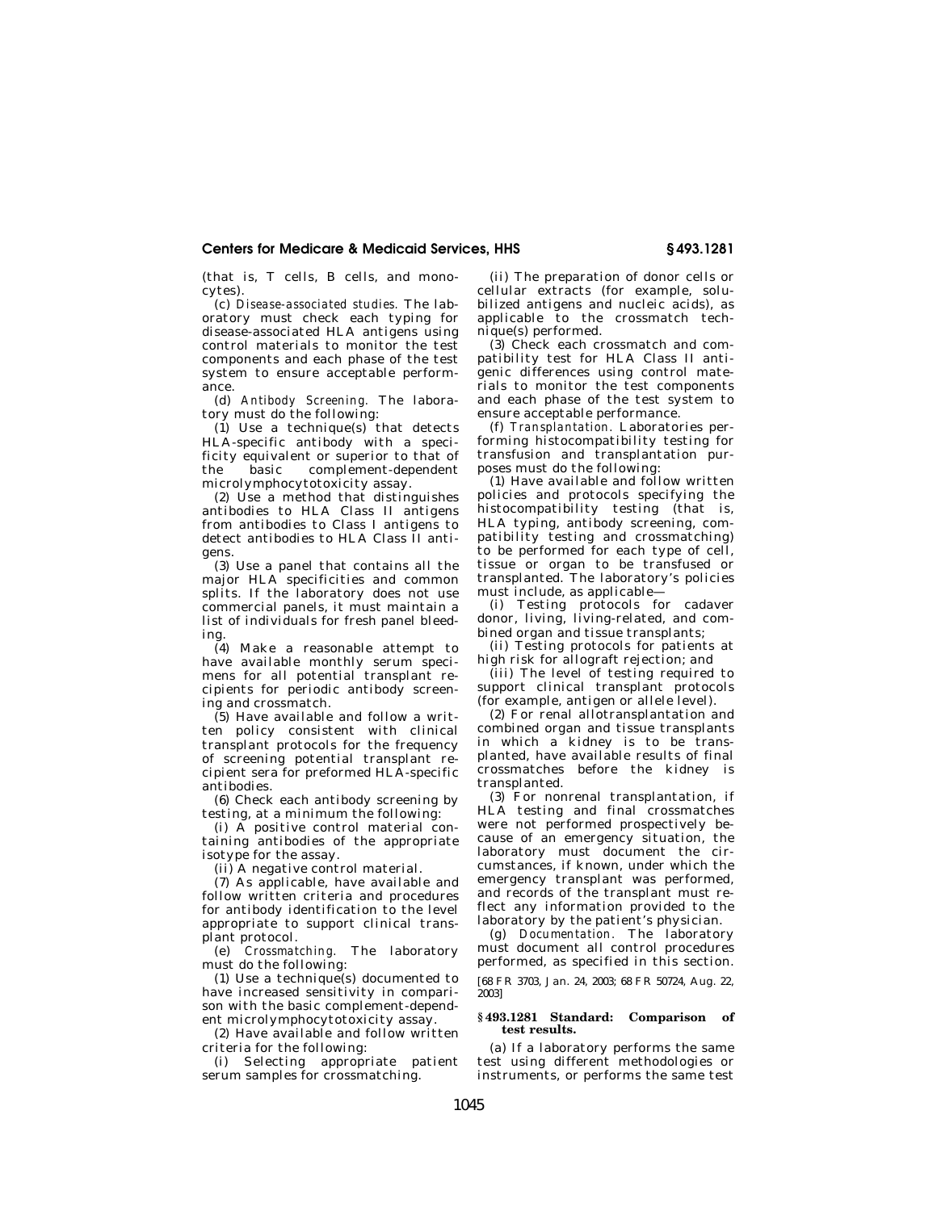(that is, T cells, B cells, and monocytes).

(c) *Disease-associated studies.* The laboratory must check each typing for disease-associated HLA antigens using control materials to monitor the test components and each phase of the test system to ensure acceptable performance.

(d) *Antibody Screening.* The laboratory must do the following:

(1) Use a technique(s) that detects HLA-specific antibody with a specificity equivalent or superior to that of the basic complement-dependent microlymphocytotoxicity assay.

(2) Use a method that distinguishes antibodies to HLA Class II antigens from antibodies to Class I antigens to detect antibodies to HLA Class II antigens.

(3) Use a panel that contains all the major HLA specificities and common splits. If the laboratory does not use commercial panels, it must maintain a list of individuals for fresh panel bleeding.

(4) Make a reasonable attempt to have available monthly serum specimens for all potential transplant recipients for periodic antibody screening and crossmatch.

(5) Have available and follow a written policy consistent with clinical transplant protocols for the frequency of screening potential transplant recipient sera for preformed HLA-specific antibodies.

(6) Check each antibody screening by testing, at a minimum the following:

(i) A positive control material containing antibodies of the appropriate isotype for the assay.

(ii) A negative control material.

(7) As applicable, have available and follow written criteria and procedures for antibody identification to the level appropriate to support clinical transplant protocol.

(e) *Crossmatching.* The laboratory must do the following:

(1) Use a technique(s) documented to have increased sensitivity in comparison with the basic complement-dependent microlymphocytotoxicity assay.

(2) Have available and follow written criteria for the following:

(i) Selecting appropriate patient serum samples for crossmatching.

(ii) The preparation of donor cells or cellular extracts (for example, solubilized antigens and nucleic acids), as applicable to the crossmatch technique(s) performed.

(3) Check each crossmatch and compatibility test for HLA Class II antigenic differences using control materials to monitor the test components and each phase of the test system to ensure acceptable performance.

(f) *Transplantation.* Laboratories performing histocompatibility testing for transfusion and transplantation purposes must do the following:

(1) Have available and follow written policies and protocols specifying the histocompatibility testing (that is, HLA typing, antibody screening, compatibility testing and crossmatching) to be performed for each type of cell, tissue or organ to be transfused or transplanted. The laboratory's policies must include, as applicable—

(i) Testing protocols for cadaver donor, living, living-related, and combined organ and tissue transplants;

(ii) Testing protocols for patients at high risk for allograft rejection; and

(iii) The level of testing required to support clinical transplant protocols (for example, antigen or allele level).

(2) For renal allotransplantation and combined organ and tissue transplants in which a kidney is to be transplanted, have available results of final crossmatches before the kidney is transplanted.

(3) For nonrenal transplantation, if HLA testing and final crossmatches were not performed prospectively because of an emergency situation, the laboratory must document the circumstances, if known, under which the emergency transplant was performed, and records of the transplant must reflect any information provided to the laboratory by the patient's physician.

(g) *Documentation.* The laboratory must document all control procedures performed, as specified in this section.

[68 FR 3703, Jan. 24, 2003; 68 FR 50724, Aug. 22, 2003]

### § 493.1281 Standard: Comparison of test results.

(a) If a laboratory performs the same test using different methodologies or instruments, or performs the same test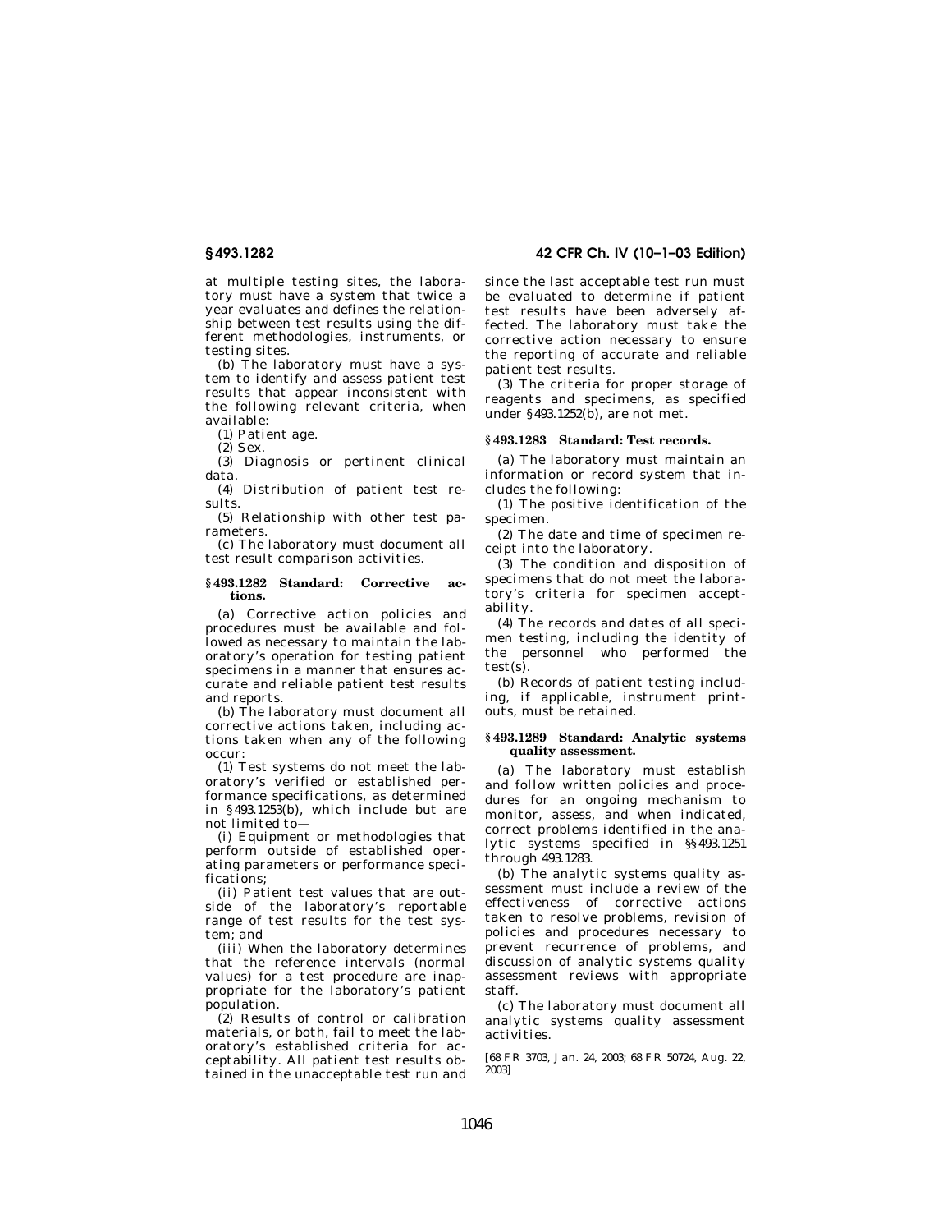at multiple testing sites, the laboratory must have a system that twice a year evaluates and defines the relationship between test results using the different methodologies, instruments, or testing sites.

(b) The laboratory must have a system to identify and assess patient test results that appear inconsistent with the following relevant criteria, when available:

(1) Patient age.

(2) Sex.

(3) Diagnosis or pertinent clinical data.

(4) Distribution of patient test results.

(5) Relationship with other test parameters.

(c) The laboratory must document all test result comparison activities.

### § 493.1282 Standard: Corrective actions.

(a) Corrective action policies and procedures must be available and followed as necessary to maintain the laboratory's operation for testing patient specimens in a manner that ensures accurate and reliable patient test results and reports.

(b) The laboratory must document all corrective actions taken, including actions taken when any of the following occur:

(1) Test systems do not meet the laboratory's verified or established performance specifications, as determined in §493.1253(b), which include but are not limited to—

(i) Equipment or methodologies that perform outside of established operating parameters or performance specifications;

(ii) Patient test values that are outside of the laboratory's reportable range of test results for the test system; and

(iii) When the laboratory determines that the reference intervals (normal values) for a test procedure are inappropriate for the laboratory's patient population.

(2) Results of control or calibration materials, or both, fail to meet the laboratory's established criteria for acceptability. All patient test results obtained in the unacceptable test run and since the last acceptable test run must be evaluated to determine if patient test results have been adversely affected. The laboratory must take the corrective action necessary to ensure the reporting of accurate and reliable patient test results.

(3) The criteria for proper storage of reagents and specimens, as specified under §493.1252(b), are not met.

### § 493.1283 Standard: Test records.

(a) The laboratory must maintain an information or record system that includes the following:

(1) The positive identification of the specimen.

(2) The date and time of specimen receipt into the laboratory.

(3) The condition and disposition of specimens that do not meet the laboratory's criteria for specimen acceptability.

(4) The records and dates of all specimen testing, including the identity of the personnel who performed the test(s).

(b) Records of patient testing including, if applicable, instrument printouts, must be retained.

### § 493.1289 Standard: Analytic systems quality assessment.

(a) The laboratory must establish and follow written policies and procedures for an ongoing mechanism to monitor, assess, and when indicated, correct problems identified in the analytic systems specified in §§493.1251 through 493.1283.

(b) The analytic systems quality assessment must include a review of the effectiveness of corrective actions taken to resolve problems, revision of policies and procedures necessary to prevent recurrence of problems, and discussion of analytic systems quality assessment reviews with appropriate staff.

(c) The laboratory must document all analytic systems quality assessment activities.

[68 FR 3703, Jan. 24, 2003; 68 FR 50724, Aug. 22, 2003]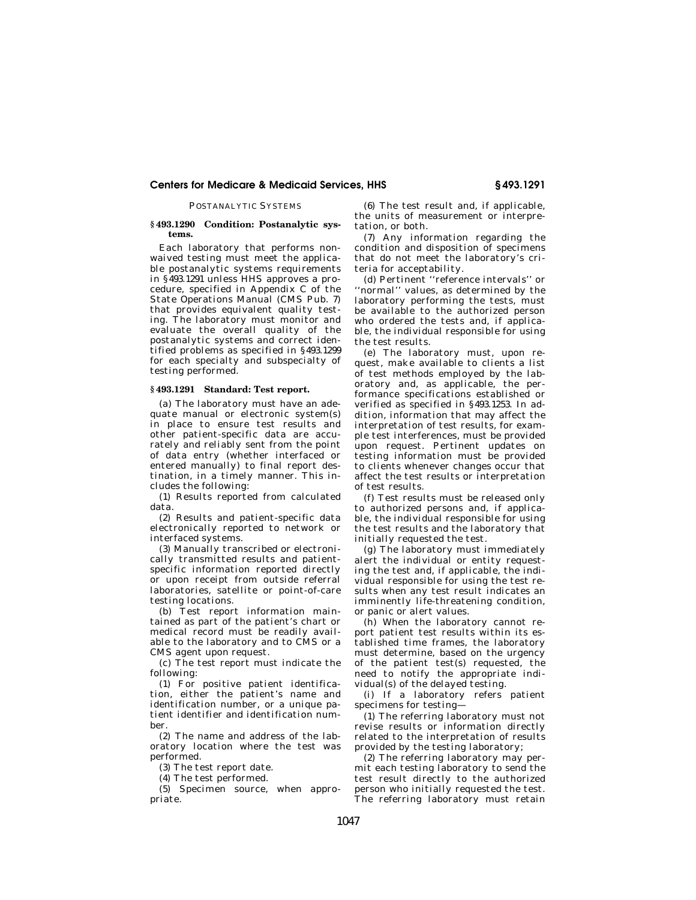POSTANALYTIC SYSTEMS

### § 493.1290 Condition: Postanalytic systems.

Each laboratory that performs nonwaived testing must meet the applicable postanalytic systems requirements in § 493.1291 unless HHS approves a procedure, specified in Appendix C of the State Operations Manual (CMS Pub. 7) that provides equivalent quality testing. The laboratory must monitor and evaluate the overall quality of the postanalytic systems and correct identified problems as specified in § 493.1299 for each specialty and subspecialty of testing performed.

### § 493.1291 Standard: Test report.

(a) The laboratory must have an adequate manual or electronic system(s) in place to ensure test results and other patient-specific data are accurately and reliably sent from the point of data entry (whether interfaced or entered manually) to final report destination, in a timely manner. This includes the following:

(1) Results reported from calculated data.

(2) Results and patient-specific data electronically reported to network or interfaced systems.

(3) Manually transcribed or electronically transmitted results and patient-specific information reported directly or upon receipt from outside referral laboratories, satellite or point-of-care testing locations.

(b) Test report information maintained as part of the patient's chart or medical record must be readily available to the laboratory and to CMS or a CMS agent upon request.

(c) The test report must indicate the following:

(1) For positive patient identification, either the patient's name and identification number, or a unique patient identifier and identification number.

(2) The name and address of the laboratory location where the test was performed.

(3) The test report date.

(4) The test performed.

(5) Specimen source, when appropriate.

(6) The test result and, if applicable, the units of measurement or interpretation, or both.

(7) Any information regarding the condition and disposition of specimens that do not meet the laboratory's criteria for acceptability.

(d) Pertinent ''reference intervals'' or ''normal'' values, as determined by the laboratory performing the tests, must be available to the authorized person who ordered the tests and, if applicable, the individual responsible for using the test results.

(e) The laboratory must, upon request, make available to clients a list of test methods employed by the laboratory and, as applicable, the performance specifications established or verified as specified in § 493.1253. In addition, information that may affect the interpretation of test results, for example test interferences, must be provided upon request. Pertinent updates on testing information must be provided to clients whenever changes occur that affect the test results or interpretation of test results.

(f) Test results must be released only to authorized persons and, if applicable, the individual responsible for using the test results and the laboratory that initially requested the test.

(g) The laboratory must immediately alert the individual or entity requesting the test and, if applicable, the individual responsible for using the test results when any test result indicates an imminently life-threatening condition, or panic or alert values.

(h) When the laboratory cannot report patient test results within its established time frames, the laboratory must determine, based on the urgency of the patient test(s) requested, the need to notify the appropriate individual(s) of the delayed testing.

(i) If a laboratory refers patient specimens for testing—

(1) The referring laboratory must not revise results or information directly related to the interpretation of results provided by the testing laboratory;

(2) The referring laboratory may permit each testing laboratory to send the test result directly to the authorized person who initially requested the test. The referring laboratory must retain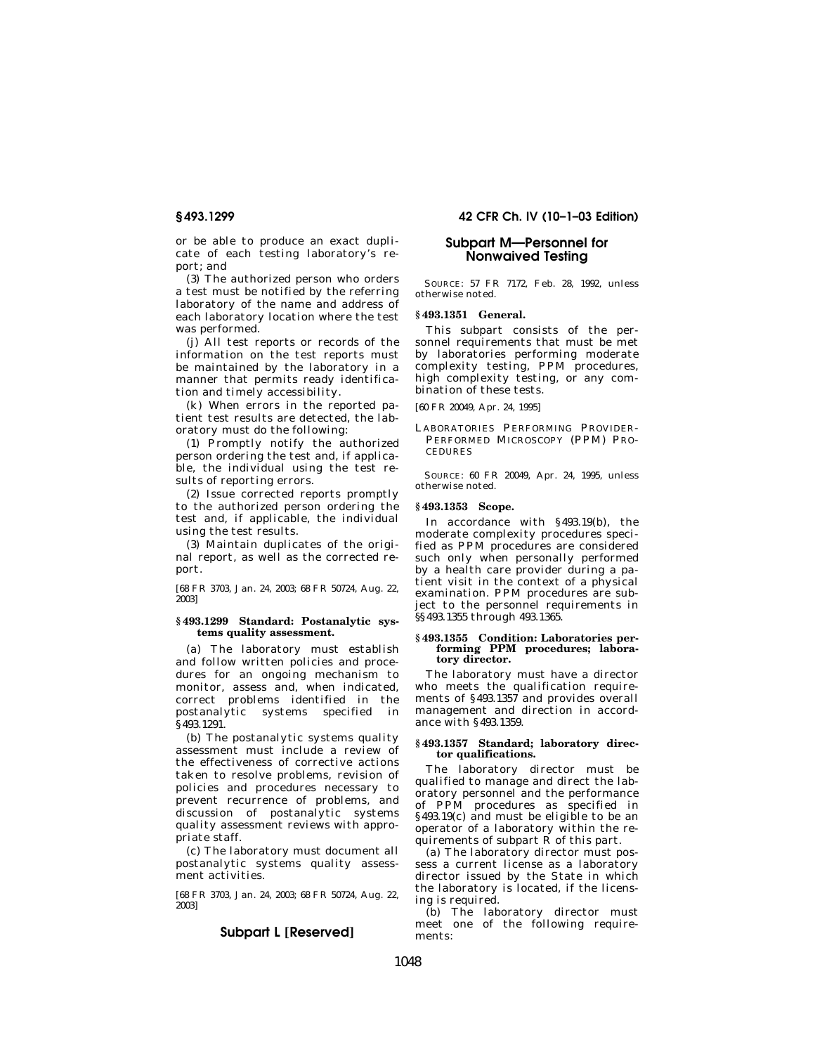or be able to produce an exact duplicate of each testing laboratory's report; and

(3) The authorized person who orders a test must be notified by the referring laboratory of the name and address of each laboratory location where the test was performed.

(j) All test reports or records of the information on the test reports must be maintained by the laboratory in a manner that permits ready identification and timely accessibility.

(k) When errors in the reported patient test results are detected, the laboratory must do the following:

(1) Promptly notify the authorized person ordering the test and, if applicable, the individual using the test results of reporting errors.

(2) Issue corrected reports promptly to the authorized person ordering the test and, if applicable, the individual using the test results.

(3) Maintain duplicates of the original report, as well as the corrected report.

[68 FR 3703, Jan. 24, 2003; 68 FR 50724, Aug. 22, 2003]

### § 493.1299 Standard: Postanalytic systems quality assessment.

(a) The laboratory must establish and follow written policies and procedures for an ongoing mechanism to monitor, assess and, when indicated, correct problems identified in the postanalytic systems specified in § 493.1291.

(b) The postanalytic systems quality assessment must include a review of the effectiveness of corrective actions taken to resolve problems, revision of policies and procedures necessary to prevent recurrence of problems, and discussion of postanalytic systems quality assessment reviews with appropriate staff.

(c) The laboratory must document all postanalytic systems quality assessment activities.

[68 FR 3703, Jan. 24, 2003; 68 FR 50724, Aug. 22, 2003]

## Subpart L [Reserved]

## Subpart M—Personnel for Nonwaived Testing

SOURCE: 57 FR 7172, Feb. 28, 1992, unless otherwise noted.

### § 493.1351 General.

This subpart consists of the personnel requirements that must be met by laboratories performing moderate complexity testing, PPM procedures, high complexity testing, or any combination of these tests.

[60 FR 20049, Apr. 24, 1995]

### LABORATORIES PERFORMING PROVIDER-PERFORMED MICROSCOPY (PPM) PROCEDURES

SOURCE: 60 FR 20049, Apr. 24, 1995, unless otherwise noted.

### § 493.1353 Scope.

In accordance with § 493.19(b), the moderate complexity procedures specified as PPM procedures are considered such only when personally performed by a health care provider during a patient visit in the context of a physical examination. PPM procedures are subject to the personnel requirements in §§ 493.1355 through 493.1365.

### § 493.1355 Condition: Laboratories performing PPM procedures; laboratory director.

The laboratory must have a director who meets the qualification requirements of § 493.1357 and provides overall management and direction in accordance with § 493.1359.

### § 493.1357 Standard; laboratory director qualifications.

The laboratory director must be qualified to manage and direct the laboratory personnel and the performance of PPM procedures as specified in § 493.19(c) and must be eligible to be an operator of a laboratory within the requirements of subpart R of this part.

(a) The laboratory director must possess a current license as a laboratory director issued by the State in which the laboratory is located, if the licensing is required.

(b) The laboratory director must meet one of the following requirements: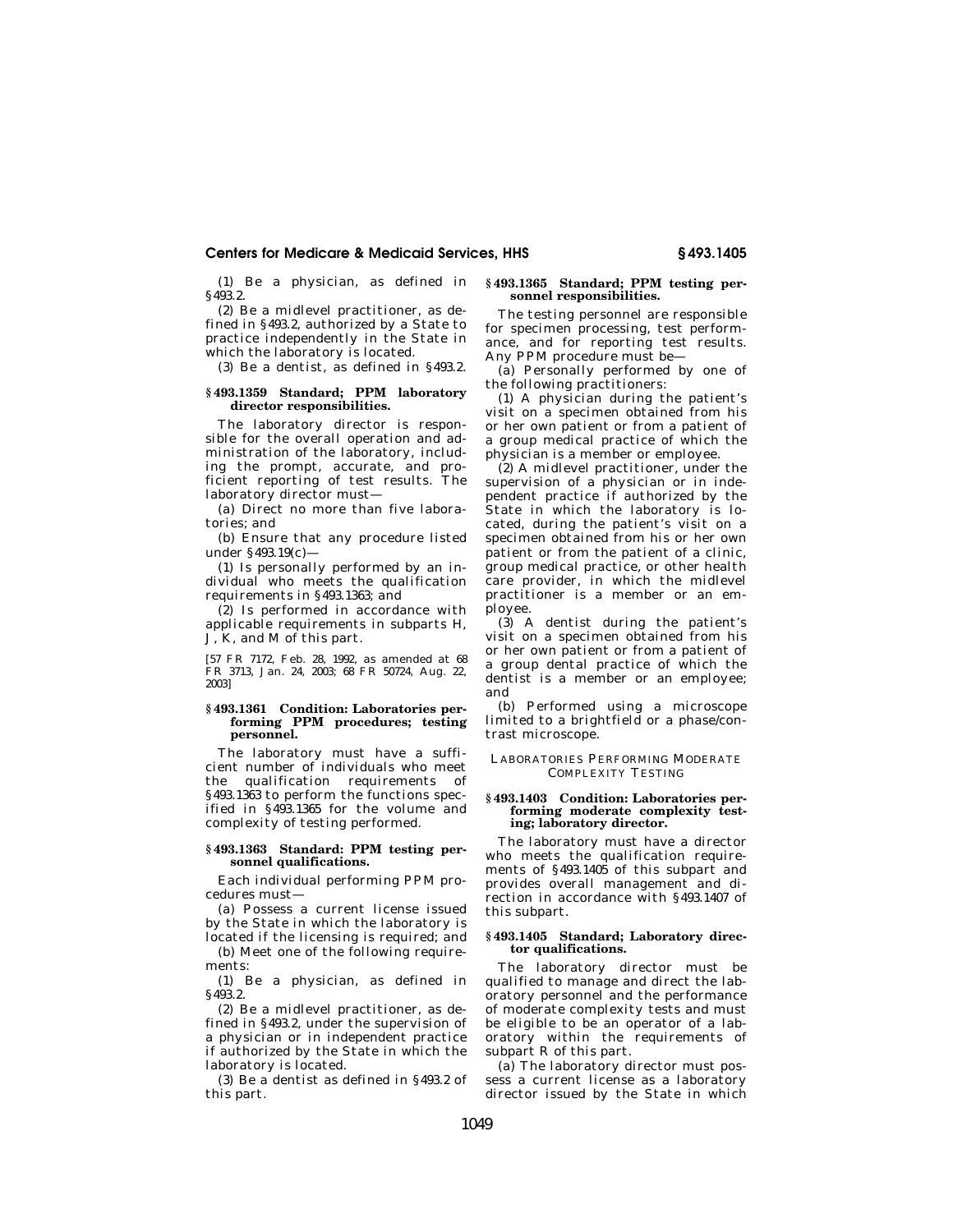(1) Be a physician, as defined in §493.2.

(2) Be a midlevel practitioner, as defined in §493.2, authorized by a State to practice independently in the State in which the laboratory is located.

(3) Be a dentist, as defined in §493.2.

### §493.1359 Standard; PPM laboratory director responsibilities.

The laboratory director is responsible for the overall operation and administration of the laboratory, including the prompt, accurate, and proficient reporting of test results. The laboratory director must—

(a) Direct no more than five laboratories; and

(b) Ensure that any procedure listed under §493.19(c)—

(1) Is personally performed by an individual who meets the qualification requirements in §493.1363; and

(2) Is performed in accordance with applicable requirements in subparts H, J, K, and M of this part.

[57 FR 7172, Feb. 28, 1992, as amended at 68 FR 3713, Jan. 24, 2003; 68 FR 50724, Aug. 22, 2003]

### §493.1361 Condition: Laboratories performing PPM procedures; testing personnel.

The laboratory must have a sufficient number of individuals who meet the qualification requirements of §493.1363 to perform the functions specified in §493.1365 for the volume and complexity of testing performed.

### §493.1363 Standard: PPM testing personnel qualifications.

Each individual performing PPM procedures must—

(a) Possess a current license issued by the State in which the laboratory is located if the licensing is required; and

(b) Meet one of the following requirements:

(1) Be a physician, as defined in §493.2.

(2) Be a midlevel practitioner, as defined in §493.2, under the supervision of a physician or in independent practice if authorized by the State in which the laboratory is located.

(3) Be a dentist as defined in §493.2 of this part.

### §493.1365 Standard; PPM testing personnel responsibilities.

The testing personnel are responsible for specimen processing, test performance, and for reporting test results. Any PPM procedure must be—

(a) Personally performed by one of the following practitioners:

(1) A physician during the patient's visit on a specimen obtained from his or her own patient or from a patient of a group medical practice of which the physician is a member or employee.

(2) A midlevel practitioner, under the supervision of a physician or in independent practice if authorized by the State in which the laboratory is located, during the patient's visit on a specimen obtained from his or her own patient or from the patient of a clinic, group medical practice, or other health care provider, in which the midlevel practitioner is a member or an employee.

(3) A dentist during the patient's visit on a specimen obtained from his or her own patient or from a patient of a group dental practice of which the dentist is a member or an employee; and

(b) Performed using a microscope limited to a brightfield or a phase/contrast microscope.

## LABORATORIES PERFORMING MODERATE COMPLEXITY TESTING

### §493.1403 Condition: Laboratories performing moderate complexity testing; laboratory director.

The laboratory must have a director who meets the qualification requirements of §493.1405 of this subpart and provides overall management and direction in accordance with §493.1407 of this subpart.

### §493.1405 Standard; Laboratory director qualifications.

The laboratory director must be qualified to manage and direct the laboratory personnel and the performance of moderate complexity tests and must be eligible to be an operator of a laboratory within the requirements of subpart R of this part.

(a) The laboratory director must possess a current license as a laboratory director issued by the State in which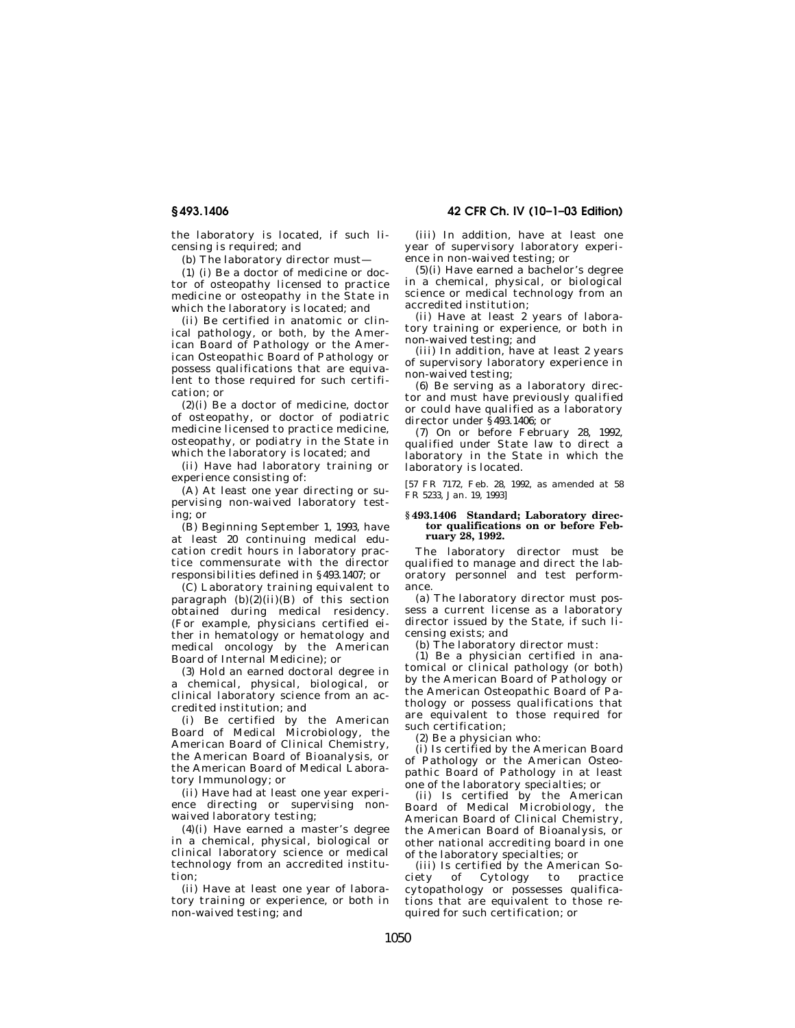the laboratory is located, if such licensing is required; and

(b) The laboratory director must—

(1) (i) Be a doctor of medicine or doctor of osteopathy licensed to practice medicine or osteopathy in the State in which the laboratory is located; and

(ii) Be certified in anatomic or clinical pathology, or both, by the American Board of Pathology or the American Osteopathic Board of Pathology or possess qualifications that are equivalent to those required for such certification; or

(2)(i) Be a doctor of medicine, doctor of osteopathy, or doctor of podiatric medicine licensed to practice medicine, osteopathy, or podiatry in the State in which the laboratory is located; and

(ii) Have had laboratory training or experience consisting of:

(A) At least one year directing or supervising non-waived laboratory testing; or

(B) Beginning September 1, 1993, have at least 20 continuing medical education credit hours in laboratory practice commensurate with the director responsibilities defined in §493.1407; or

(C) Laboratory training equivalent to paragraph (b)(2)(ii)(B) of this section obtained during medical residency. (For example, physicians certified either in hematology or hematology and medical oncology by the American Board of Internal Medicine); or

(3) Hold an earned doctoral degree in a chemical, physical, biological, or clinical laboratory science from an accredited institution; and

(i) Be certified by the American Board of Medical Microbiology, the American Board of Clinical Chemistry, the American Board of Bioanalysis, or the American Board of Medical Laboratory Immunology; or

(ii) Have had at least one year experience directing or supervising non-waived laboratory testing;

(4)(i) Have earned a master's degree in a chemical, physical, biological or clinical laboratory science or medical technology from an accredited institution;

(ii) Have at least one year of laboratory training or experience, or both in non-waived testing; and

(iii) In addition, have at least one year of supervisory laboratory experience in non-waived testing; or

(5)(i) Have earned a bachelor's degree in a chemical, physical, or biological science or medical technology from an accredited institution;

(ii) Have at least 2 years of laboratory training or experience, or both in non-waived testing; and

(iii) In addition, have at least 2 years of supervisory laboratory experience in non-waived testing;

(6) Be serving as a laboratory director and must have previously qualified or could have qualified as a laboratory director under §493.1406; or

(7) On or before February 28, 1992, qualified under State law to direct a laboratory in the State in which the laboratory is located.

[57 FR 7172, Feb. 28, 1992, as amended at 58 FR 5233, Jan. 19, 1993]

### §493.1406 Standard; Laboratory director qualifications on or before February 28, 1992.

The laboratory director must be qualified to manage and direct the laboratory personnel and test performance.

(a) The laboratory director must possess a current license as a laboratory director issued by the State, if such licensing exists; and

(b) The laboratory director must:

(1) Be a physician certified in anatomical or clinical pathology (or both) by the American Board of Pathology or the American Osteopathic Board of Pathology or possess qualifications that are equivalent to those required for such certification;

(2) Be a physician who:

(i) Is certified by the American Board of Pathology or the American Osteopathic Board of Pathology in at least one of the laboratory specialties; or

(ii) Is certified by the American Board of Medical Microbiology, the American Board of Clinical Chemistry, the American Board of Bioanalysis, or other national accrediting board in one of the laboratory specialties; or

(iii) Is certified by the American Society of Cytology to practice cytopathology or possesses qualifications that are equivalent to those required for such certification; or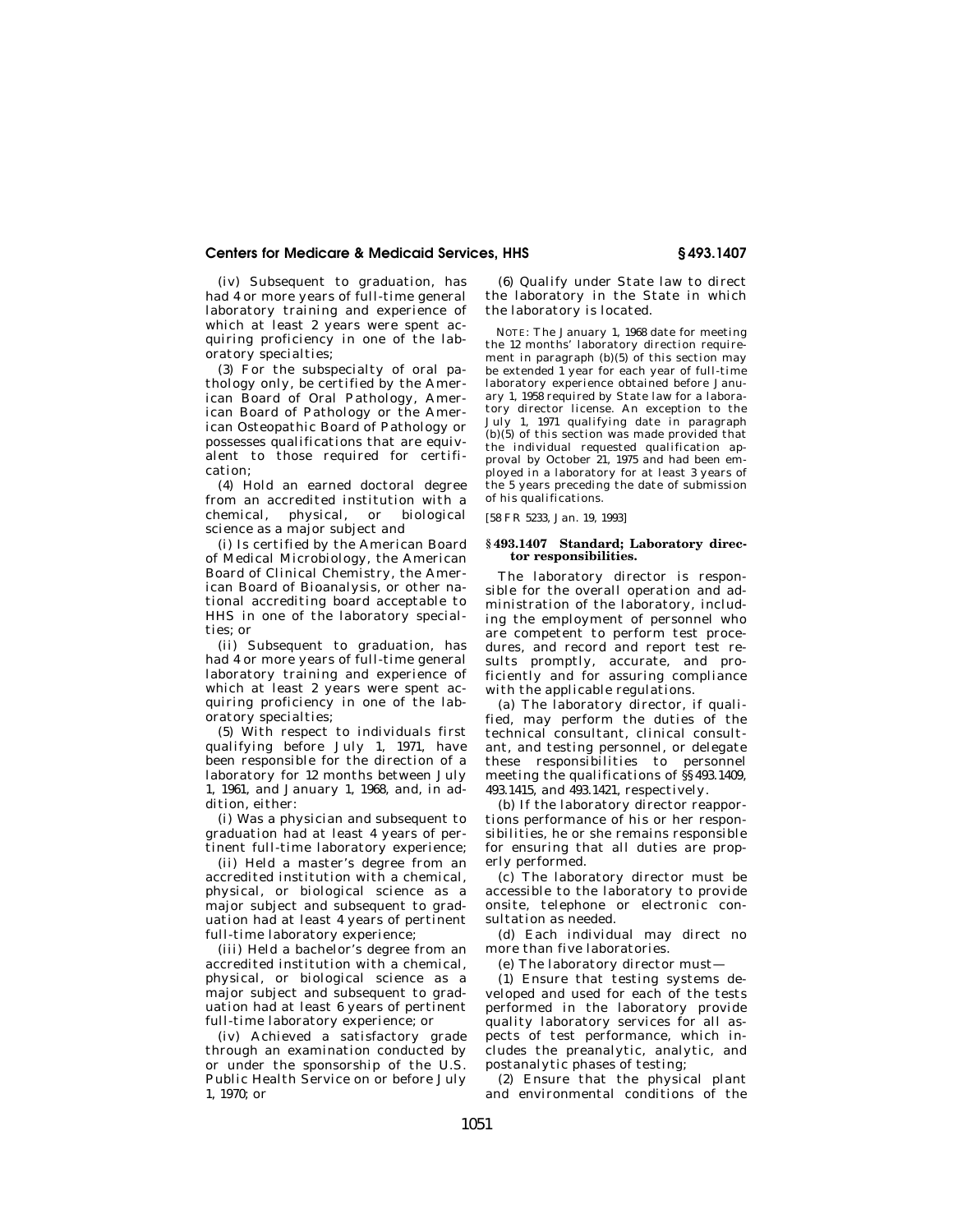(iv) Subsequent to graduation, has had 4 or more years of full-time general laboratory training and experience of which at least 2 years were spent acquiring proficiency in one of the laboratory specialties;

(3) For the subspecialty of oral pathology only, be certified by the American Board of Oral Pathology, American Board of Pathology or the American Osteopathic Board of Pathology or possesses qualifications that are equivalent to those required for certification;

(4) Hold an earned doctoral degree from an accredited institution with a chemical, physical, or biological science as a major subject and

(i) Is certified by the American Board of Medical Microbiology, the American Board of Clinical Chemistry, the American Board of Bioanalysis, or other national accrediting board acceptable to HHS in one of the laboratory specialties; or

(ii) Subsequent to graduation, has had 4 or more years of full-time general laboratory training and experience of which at least 2 years were spent acquiring proficiency in one of the laboratory specialties;

(5) With respect to individuals first qualifying before July 1, 1971, have been responsible for the direction of a laboratory for 12 months between July 1, 1961, and January 1, 1968, and, in addition, either:

(i) Was a physician and subsequent to graduation had at least 4 years of pertinent full-time laboratory experience;

(ii) Held a master's degree from an accredited institution with a chemical, physical, or biological science as a major subject and subsequent to graduation had at least 4 years of pertinent full-time laboratory experience;

(iii) Held a bachelor's degree from an accredited institution with a chemical, physical, or biological science as a major subject and subsequent to graduation had at least 6 years of pertinent full-time laboratory experience; or

(iv) Achieved a satisfactory grade through an examination conducted by or under the sponsorship of the U.S. Public Health Service on or before July 1, 1970; or

(6) Qualify under State law to direct the laboratory in the State in which the laboratory is located.

NOTE: The January 1, 1968 date for meeting the 12 months' laboratory direction requirement in paragraph (b)(5) of this section may be extended 1 year for each year of full-time laboratory experience obtained before January 1, 1958 required by State law for a laboratory director license. An exception to the July 1, 1971 qualifying date in paragraph (b)(5) of this section was made provided that the individual requested qualification approval by October 21, 1975 and had been employed in a laboratory for at least 3 years of the 5 years preceding the date of submission of his qualifications.

[58 FR 5233, Jan. 19, 1993]

## § 493.1407 Standard; Laboratory director responsibilities.

The laboratory director is responsible for the overall operation and administration of the laboratory, including the employment of personnel who are competent to perform test procedures, and record and report test results promptly, accurate, and proficiently and for assuring compliance with the applicable regulations.

(a) The laboratory director, if qualified, may perform the duties of the technical consultant, clinical consultant, and testing personnel, or delegate these responsibilities to personnel meeting the qualifications of §§ 493.1409, 493.1415, and 493.1421, respectively.

(b) If the laboratory director reapportions performance of his or her responsibilities, he or she remains responsible for ensuring that all duties are properly performed.

(c) The laboratory director must be accessible to the laboratory to provide onsite, telephone or electronic consultation as needed.

(d) Each individual may direct no more than five laboratories.

(e) The laboratory director must—

(1) Ensure that testing systems developed and used for each of the tests performed in the laboratory provide quality laboratory services for all aspects of test performance, which includes the preanalytic, analytic, and postanalytic phases of testing;

(2) Ensure that the physical plant and environmental conditions of the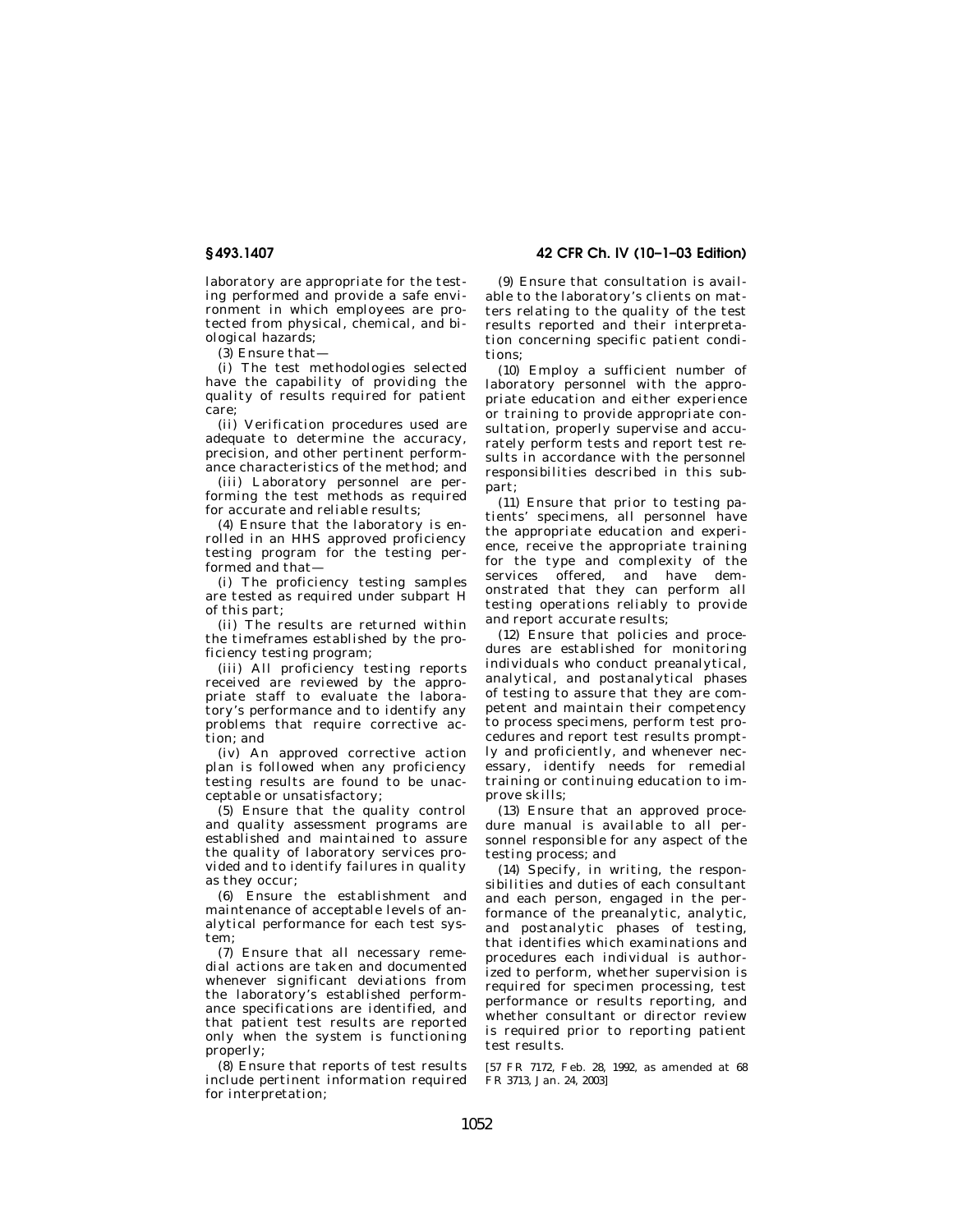laboratory are appropriate for the testing performed and provide a safe environment in which employees are protected from physical, chemical, and biological hazards;

(3) Ensure that—

(i) The test methodologies selected have the capability of providing the quality of results required for patient care;

(ii) Verification procedures used are adequate to determine the accuracy, precision, and other pertinent performance characteristics of the method; and

(iii) Laboratory personnel are performing the test methods as required for accurate and reliable results;

(4) Ensure that the laboratory is enrolled in an HHS approved proficiency testing program for the testing performed and that—

(i) The proficiency testing samples are tested as required under subpart H of this part;

(ii) The results are returned within the timeframes established by the proficiency testing program;

(iii) All proficiency testing reports received are reviewed by the appropriate staff to evaluate the laboratory's performance and to identify any problems that require corrective action; and

(iv) An approved corrective action plan is followed when any proficiency testing results are found to be unacceptable or unsatisfactory;

(5) Ensure that the quality control and quality assessment programs are established and maintained to assure the quality of laboratory services provided and to identify failures in quality as they occur;

(6) Ensure the establishment and maintenance of acceptable levels of analytical performance for each test system;

(7) Ensure that all necessary remedial actions are taken and documented whenever significant deviations from the laboratory's established performance specifications are identified, and that patient test results are reported only when the system is functioning properly;

(8) Ensure that reports of test results include pertinent information required for interpretation;

(9) Ensure that consultation is available to the laboratory's clients on matters relating to the quality of the test results reported and their interpretation concerning specific patient conditions;

(10) Employ a sufficient number of laboratory personnel with the appropriate education and either experience or training to provide appropriate consultation, properly supervise and accurately perform tests and report test results in accordance with the personnel responsibilities described in this subpart;

(11) Ensure that prior to testing patients' specimens, all personnel have the appropriate education and experience, receive the appropriate training for the type and complexity of the services offered, and have demonstrated that they can perform all testing operations reliably to provide and report accurate results;

(12) Ensure that policies and procedures are established for monitoring individuals who conduct preanalytical, analytical, and postanalytical phases of testing to assure that they are competent and maintain their competency to process specimens, perform test procedures and report test results promptly and proficiently, and whenever necessary, identify needs for remedial training or continuing education to improve skills;

(13) Ensure that an approved procedure manual is available to all personnel responsible for any aspect of the testing process; and

(14) Specify, in writing, the responsibilities and duties of each consultant and each person, engaged in the performance of the preanalytic, analytic, and postanalytic phases of testing, that identifies which examinations and procedures each individual is authorized to perform, whether supervision is required for specimen processing, test performance or results reporting, and whether consultant or director review is required prior to reporting patient test results.

[57 FR 7172, Feb. 28, 1992, as amended at 68 FR 3713, Jan. 24, 2003]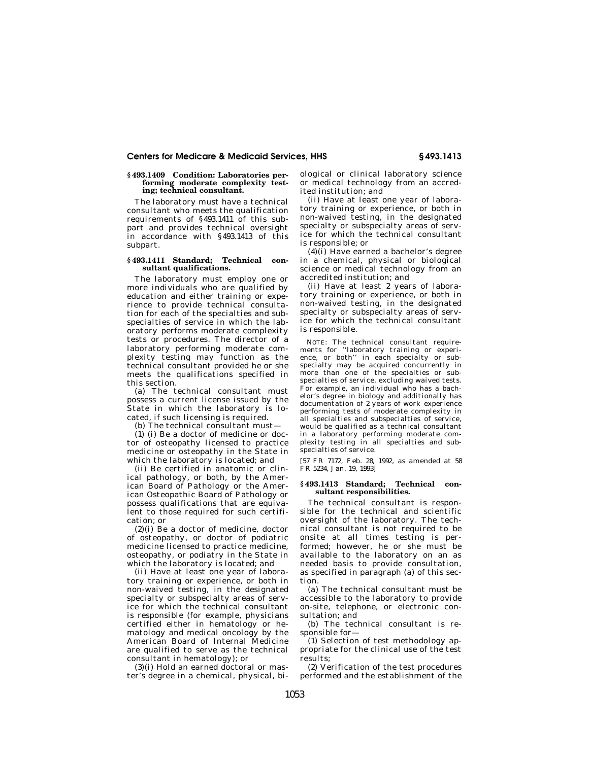### § 493.1409 Condition: Laboratories performing moderate complexity testing; technical consultant.

The laboratory must have a technical consultant who meets the qualification requirements of §493.1411 of this subpart and provides technical oversight in accordance with §493.1413 of this subpart.

### § 493.1411 Standard; Technical consultant qualifications.

The laboratory must employ one or more individuals who are qualified by education and either training or experience to provide technical consultation for each of the specialties and subspecialties of service in which the laboratory performs moderate complexity tests or procedures. The director of a laboratory performing moderate complexity testing may function as the technical consultant provided he or she meets the qualifications specified in this section.

(a) The technical consultant must possess a current license issued by the State in which the laboratory is located, if such licensing is required.

(b) The technical consultant must—

(1) (i) Be a doctor of medicine or doctor of osteopathy licensed to practice medicine or osteopathy in the State in which the laboratory is located; and

(ii) Be certified in anatomic or clinical pathology, or both, by the American Board of Pathology or the American Osteopathic Board of Pathology or possess qualifications that are equivalent to those required for such certification; or

(2)(i) Be a doctor of medicine, doctor of osteopathy, or doctor of podiatric medicine licensed to practice medicine, osteopathy, or podiatry in the State in which the laboratory is located; and

(ii) Have at least one year of laboratory training or experience, or both in non-waived testing, in the designated specialty or subspecialty areas of service for which the technical consultant is responsible (for example, physicians certified either in hematology or hematology and medical oncology by the American Board of Internal Medicine are qualified to serve as the technical consultant in hematology); or

(3)(i) Hold an earned doctoral or master's degree in a chemical, physical, biological or clinical laboratory science or medical technology from an accredited institution; and

(ii) Have at least one year of laboratory training or experience, or both in non-waived testing, in the designated specialty or subspecialty areas of service for which the technical consultant is responsible; or

(4)(i) Have earned a bachelor's degree in a chemical, physical or biological science or medical technology from an accredited institution; and

(ii) Have at least 2 years of laboratory training or experience, or both in non-waived testing, in the designated specialty or subspecialty areas of service for which the technical consultant is responsible.

NOTE: The technical consultant requirements for "laboratory training or experience, or both" in each specialty or subspecialty may be acquired concurrently in more than one of the specialties or subspecialties of service, excluding waived tests. For example, an individual who has a bachelor's degree in biology and additionally has documentation of 2 years of work experience performing tests of moderate complexity in all specialties and subspecialties of service, would be qualified as a technical consultant in a laboratory performing moderate complexity testing in all specialties and subspecialties of service.

[57 FR 7172, Feb. 28, 1992, as amended at 58 FR 5234, Jan. 19, 1993]

### § 493.1413 Standard; Technical consultant responsibilities.

The technical consultant is responsible for the technical and scientific oversight of the laboratory. The technical consultant is not required to be onsite at all times testing is performed; however, he or she must be available to the laboratory on an as needed basis to provide consultation, as specified in paragraph (a) of this section.

(a) The technical consultant must be accessible to the laboratory to provide on-site, telephone, or electronic consultation; and

(b) The technical consultant is responsible for—

(1) Selection of test methodology appropriate for the clinical use of the test results;

(2) Verification of the test procedures performed and the establishment of the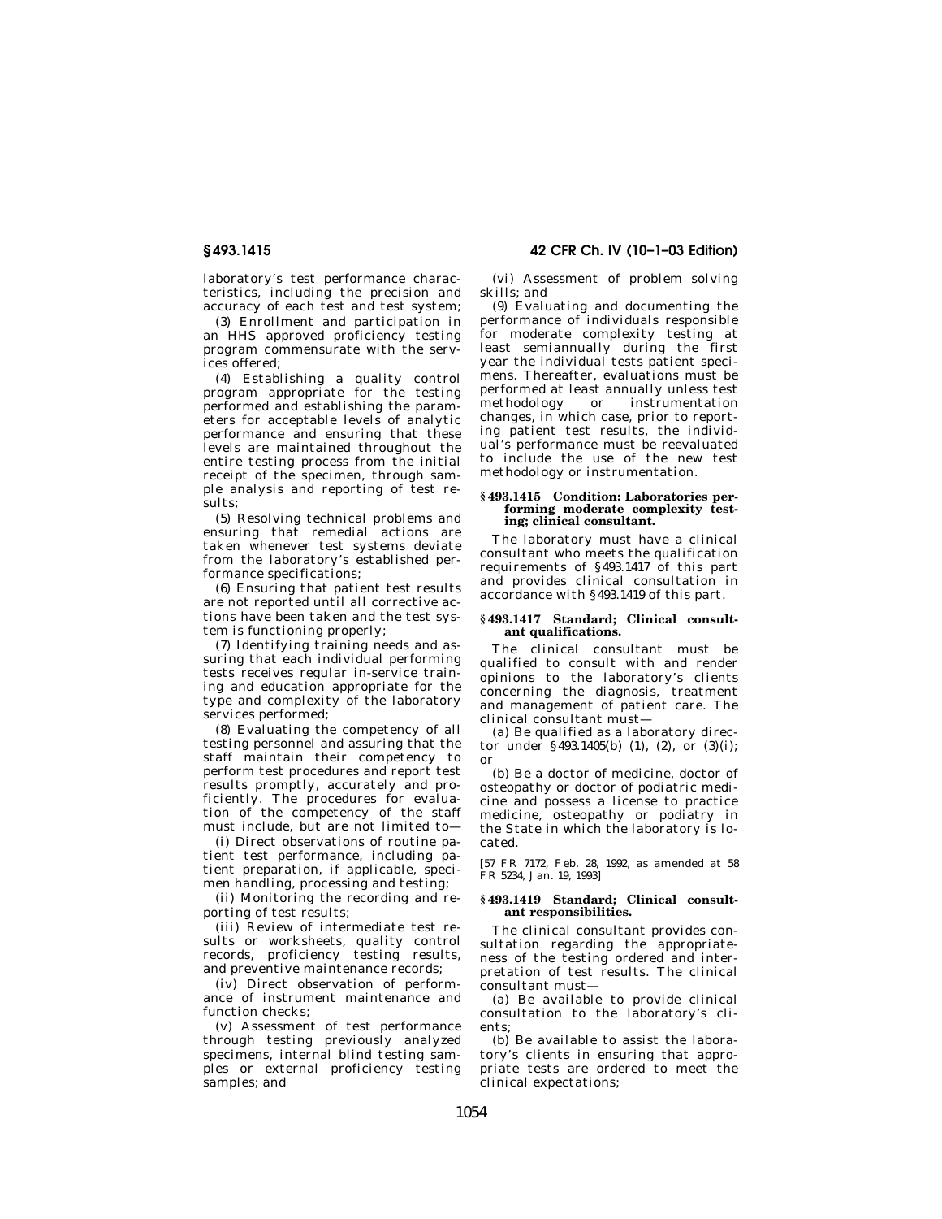laboratory's test performance characteristics, including the precision and accuracy of each test and test system;

(3) Enrollment and participation in an HHS approved proficiency testing program commensurate with the services offered;

(4) Establishing a quality control program appropriate for the testing performed and establishing the parameters for acceptable levels of analytic performance and ensuring that these levels are maintained throughout the entire testing process from the initial receipt of the specimen, through sample analysis and reporting of test results;

(5) Resolving technical problems and ensuring that remedial actions are taken whenever test systems deviate from the laboratory's established performance specifications;

(6) Ensuring that patient test results are not reported until all corrective actions have been taken and the test system is functioning properly;

(7) Identifying training needs and assuring that each individual performing tests receives regular in-service training and education appropriate for the type and complexity of the laboratory services performed;

(8) Evaluating the competency of all testing personnel and assuring that the staff maintain their competency to perform test procedures and report test results promptly, accurately and proficiently. The procedures for evaluation of the competency of the staff must include, but are not limited to—

(i) Direct observations of routine patient test performance, including patient preparation, if applicable, specimen handling, processing and testing;

(ii) Monitoring the recording and reporting of test results;

(iii) Review of intermediate test results or worksheets, quality control records, proficiency testing results, and preventive maintenance records;

(iv) Direct observation of performance of instrument maintenance and function checks;

(v) Assessment of test performance through testing previously analyzed specimens, internal blind testing samples or external proficiency testing samples; and

(vi) Assessment of problem solving skills; and

(9) Evaluating and documenting the performance of individuals responsible for moderate complexity testing at least semiannually during the first year the individual tests patient specimens. Thereafter, evaluations must be performed at least annually unless test methodology or instrumentation changes, in which case, prior to reporting patient test results, the individual's performance must be reevaluated to include the use of the new test methodology or instrumentation.

### § 493.1415 Condition: Laboratories performing moderate complexity testing; clinical consultant.

The laboratory must have a clinical consultant who meets the qualification requirements of § 493.1417 of this part and provides clinical consultation in accordance with § 493.1419 of this part.

### § 493.1417 Standard; Clinical consultant qualifications.

The clinical consultant must be qualified to consult with and render opinions to the laboratory's clients concerning the diagnosis, treatment and management of patient care. The clinical consultant must—

(a) Be qualified as a laboratory director under § 493.1405(b) (1), (2), or (3)(i); or

(b) Be a doctor of medicine, doctor of osteopathy or doctor of podiatric medicine and possess a license to practice medicine, osteopathy or podiatry in the State in which the laboratory is located.

[57 FR 7172, Feb. 28, 1992, as amended at 58 FR 5234, Jan. 19, 1993]

### § 493.1419 Standard; Clinical consultant responsibilities.

The clinical consultant provides consultation regarding the appropriateness of the testing ordered and interpretation of test results. The clinical consultant must—

(a) Be available to provide clinical consultation to the laboratory's clients;

(b) Be available to assist the laboratory's clients in ensuring that appropriate tests are ordered to meet the clinical expectations;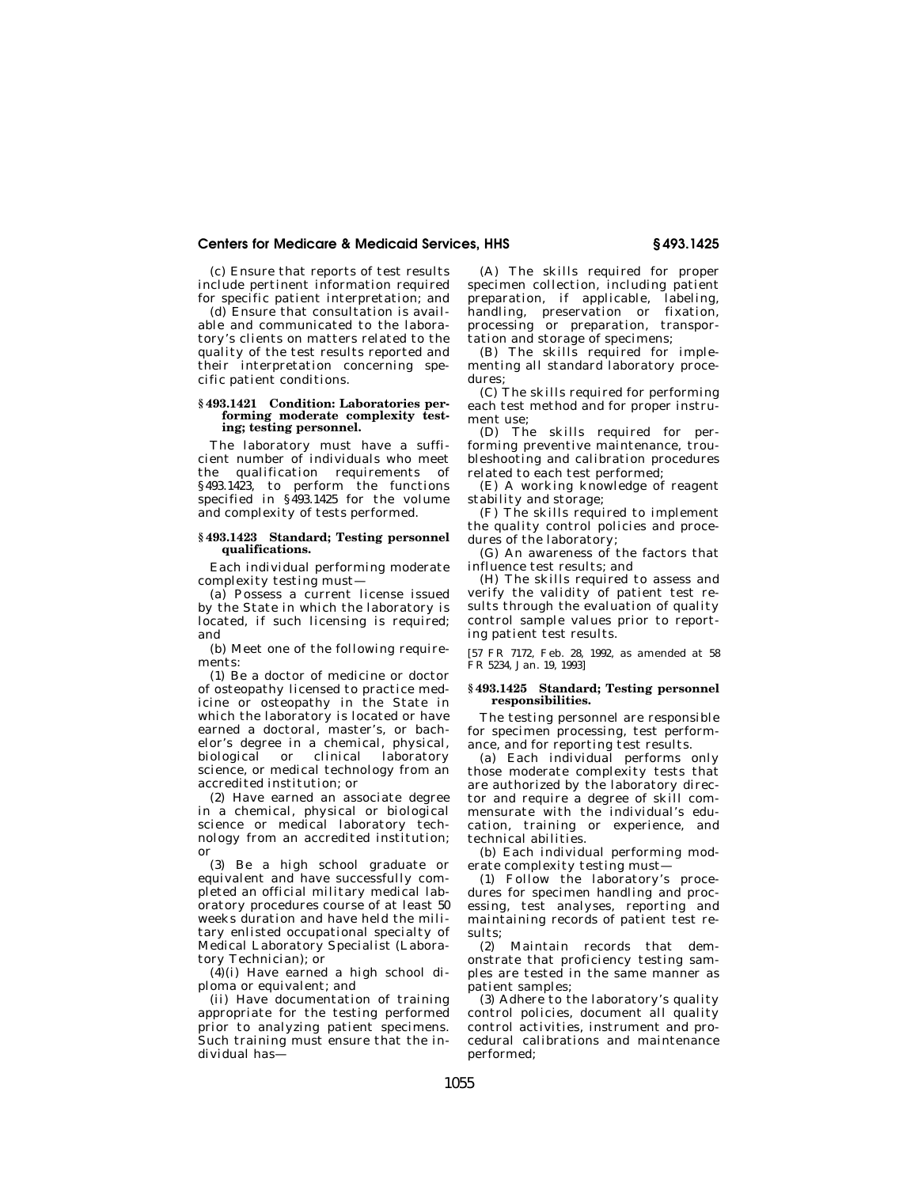(c) Ensure that reports of test results include pertinent information required for specific patient interpretation; and

(d) Ensure that consultation is available and communicated to the laboratory's clients on matters related to the quality of the test results reported and their interpretation concerning specific patient conditions.

### § 493.1421 Condition: Laboratories performing moderate complexity testing; testing personnel.

The laboratory must have a sufficient number of individuals who meet the qualification requirements of §493.1423, to perform the functions specified in §493.1425 for the volume and complexity of tests performed.

### § 493.1423 Standard; Testing personnel qualifications.

Each individual performing moderate complexity testing must—

(a) Possess a current license issued by the State in which the laboratory is located, if such licensing is required; and

(b) Meet one of the following requirements:

(1) Be a doctor of medicine or doctor of osteopathy licensed to practice medicine or osteopathy in the State in which the laboratory is located or have earned a doctoral, master's, or bachelor's degree in a chemical, physical, biological or clinical laboratory science, or medical technology from an accredited institution; or

(2) Have earned an associate degree in a chemical, physical or biological science or medical laboratory technology from an accredited institution; or

(3) Be a high school graduate or equivalent and have successfully completed an official military medical laboratory procedures course of at least 50 weeks duration and have held the military enlisted occupational specialty of Medical Laboratory Specialist (Laboratory Technician); or

(4)(i) Have earned a high school diploma or equivalent; and

(ii) Have documentation of training appropriate for the testing performed prior to analyzing patient specimens. Such training must ensure that the individual has—

(A) The skills required for proper specimen collection, including patient preparation, if applicable, labeling, handling, preservation or fixation, processing or preparation, transportation and storage of specimens;

(B) The skills required for implementing all standard laboratory procedures;

(C) The skills required for performing each test method and for proper instrument use;

(D) The skills required for performing preventive maintenance, troubleshooting and calibration procedures related to each test performed;

(E) A working knowledge of reagent stability and storage;

(F) The skills required to implement the quality control policies and procedures of the laboratory;

(G) An awareness of the factors that influence test results; and

(H) The skills required to assess and verify the validity of patient test results through the evaluation of quality control sample values prior to reporting patient test results.

[57 FR 7172, Feb. 28, 1992, as amended at 58 FR 5234, Jan. 19, 1993]

### § 493.1425 Standard; Testing personnel responsibilities.

The testing personnel are responsible for specimen processing, test performance, and for reporting test results.

(a) Each individual performs only those moderate complexity tests that are authorized by the laboratory director and require a degree of skill commensurate with the individual's education, training or experience, and technical abilities.

(b) Each individual performing moderate complexity testing must—

(1) Follow the laboratory's procedures for specimen handling and processing, test analyses, reporting and maintaining records of patient test results;

(2) Maintain records that demonstrate that proficiency testing samples are tested in the same manner as patient samples;

(3) Adhere to the laboratory's quality control policies, document all quality control activities, instrument and procedural calibrations and maintenance performed;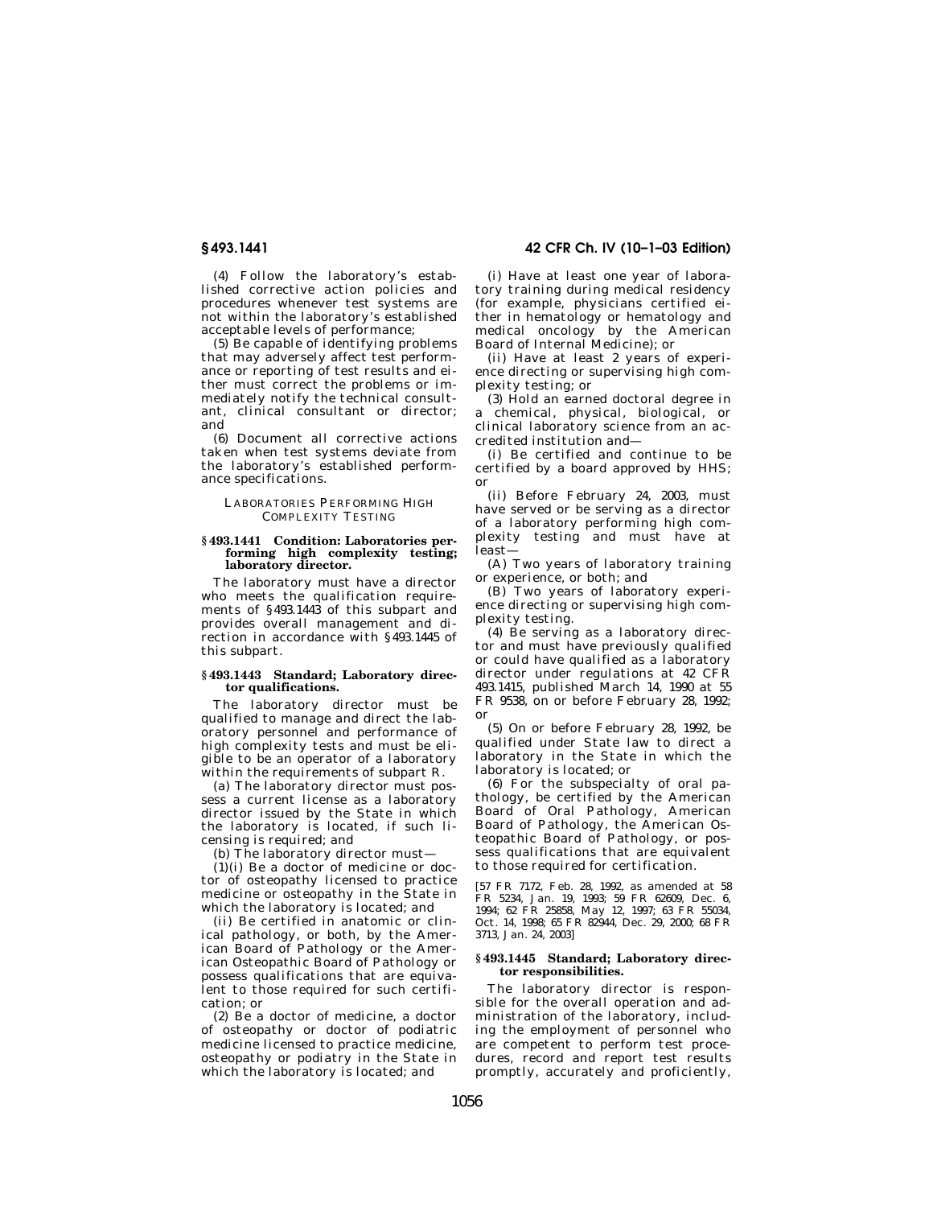(4) Follow the laboratory's established corrective action policies and procedures whenever test systems are not within the laboratory's established acceptable levels of performance;

(5) Be capable of identifying problems that may adversely affect test performance or reporting of test results and either must correct the problems or immediately notify the technical consultant, clinical consultant or director; and

(6) Document all corrective actions taken when test systems deviate from the laboratory's established performance specifications.

LABORATORIES PERFORMING HIGH COMPLEXITY TESTING

**§ 493.1441 Condition: Laboratories performing high complexity testing; laboratory director.**

The laboratory must have a director who meets the qualification requirements of §493.1443 of this subpart and provides overall management and direction in accordance with §493.1445 of this subpart.

**§ 493.1443 Standard; Laboratory director qualifications.**

The laboratory director must be qualified to manage and direct the laboratory personnel and performance of high complexity tests and must be eligible to be an operator of a laboratory within the requirements of subpart R.

(a) The laboratory director must possess a current license as a laboratory director issued by the State in which the laboratory is located, if such licensing is required; and

(b) The laboratory director must—

(1)(i) Be a doctor of medicine or doctor of osteopathy licensed to practice medicine or osteopathy in the State in which the laboratory is located; and

(ii) Be certified in anatomic or clinical pathology, or both, by the American Board of Pathology or the American Osteopathic Board of Pathology or possess qualifications that are equivalent to those required for such certification; or

(2) Be a doctor of medicine, a doctor of osteopathy or doctor of podiatric medicine licensed to practice medicine, osteopathy or podiatry in the State in which the laboratory is located; and

(i) Have at least one year of laboratory training during medical residency (for example, physicians certified either in hematology or hematology and medical oncology by the American Board of Internal Medicine); or

(ii) Have at least 2 years of experience directing or supervising high complexity testing; or

(3) Hold an earned doctoral degree in a chemical, physical, biological, or clinical laboratory science from an accredited institution and—

(i) Be certified and continue to be certified by a board approved by HHS; or

(ii) Before February 24, 2003, must have served or be serving as a director of a laboratory performing high complexity testing and must have at least—

(A) Two years of laboratory training or experience, or both; and

(B) Two years of laboratory experience directing or supervising high complexity testing.

(4) Be serving as a laboratory director and must have previously qualified or could have qualified as a laboratory director under regulations at 42 CFR 493.1415, published March 14, 1990 at 55 FR 9538, on or before February 28, 1992; or

(5) On or before February 28, 1992, be qualified under State law to direct a laboratory in the State in which the laboratory is located; or

(6) For the subspecialty of oral pathology, be certified by the American Board of Oral Pathology, American Board of Pathology, the American Osteopathic Board of Pathology, or possess qualifications that are equivalent to those required for certification.

[57 FR 7172, Feb. 28, 1992, as amended at 58 FR 5234, Jan. 19, 1993; 59 FR 62609, Dec. 6, 1994; 62 FR 25858, May 12, 1997; 63 FR 55034, Oct. 14, 1998; 65 FR 82944, Dec. 29, 2000; 68 FR 3713, Jan. 24, 2003]

**§ 493.1445 Standard; Laboratory director responsibilities.**

The laboratory director is responsible for the overall operation and administration of the laboratory, including the employment of personnel who are competent to perform test procedures, record and report test results promptly, accurately and proficiently,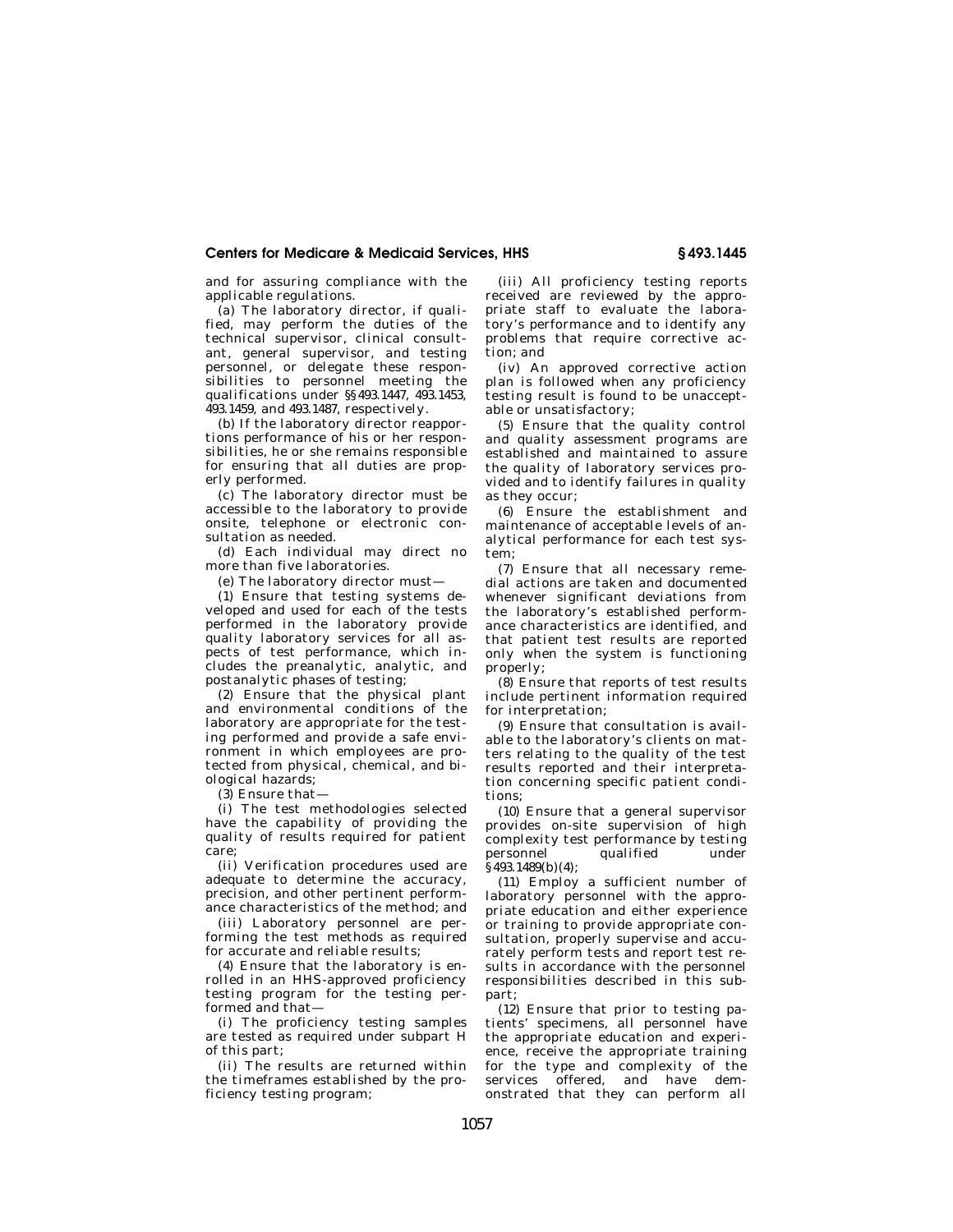and for assuring compliance with the applicable regulations.

(a) The laboratory director, if qualified, may perform the duties of the technical supervisor, clinical consultant, general supervisor, and testing personnel, or delegate these responsibilities to personnel meeting the qualifications under §§ 493.1447, 493.1453, 493.1459, and 493.1487, respectively.

(b) If the laboratory director reapportions performance of his or her responsibilities, he or she remains responsible for ensuring that all duties are properly performed.

(c) The laboratory director must be accessible to the laboratory to provide onsite, telephone or electronic consultation as needed.

(d) Each individual may direct no more than five laboratories.

(e) The laboratory director must—

(1) Ensure that testing systems developed and used for each of the tests performed in the laboratory provide quality laboratory services for all aspects of test performance, which includes the preanalytic, analytic, and postanalytic phases of testing;

(2) Ensure that the physical plant and environmental conditions of the laboratory are appropriate for the testing performed and provide a safe environment in which employees are protected from physical, chemical, and biological hazards;

(3) Ensure that—

(i) The test methodologies selected have the capability of providing the quality of results required for patient care;

(ii) Verification procedures used are adequate to determine the accuracy, precision, and other pertinent performance characteristics of the method; and

(iii) Laboratory personnel are performing the test methods as required for accurate and reliable results;

(4) Ensure that the laboratory is enrolled in an HHS-approved proficiency testing program for the testing performed and that—

(i) The proficiency testing samples are tested as required under subpart H of this part;

(ii) The results are returned within the timeframes established by the proficiency testing program;

(iii) All proficiency testing reports received are reviewed by the appropriate staff to evaluate the laboratory's performance and to identify any problems that require corrective action; and

(iv) An approved corrective action plan is followed when any proficiency testing result is found to be unacceptable or unsatisfactory;

(5) Ensure that the quality control and quality assessment programs are established and maintained to assure the quality of laboratory services provided and to identify failures in quality as they occur;

(6) Ensure the establishment and maintenance of acceptable levels of analytical performance for each test system;

(7) Ensure that all necessary remedial actions are taken and documented whenever significant deviations from the laboratory's established performance characteristics are identified, and that patient test results are reported only when the system is functioning properly;

(8) Ensure that reports of test results include pertinent information required for interpretation;

(9) Ensure that consultation is available to the laboratory's clients on matters relating to the quality of the test results reported and their interpretation concerning specific patient conditions;

(10) Ensure that a general supervisor provides on-site supervision of high complexity test performance by testing personnel qualified under § 493.1489(b)(4);

(11) Employ a sufficient number of laboratory personnel with the appropriate education and either experience or training to provide appropriate consultation, properly supervise and accurately perform tests and report test results in accordance with the personnel responsibilities described in this subpart;

(12) Ensure that prior to testing patients' specimens, all personnel have the appropriate education and experience, receive the appropriate training for the type and complexity of the services offered, and have demonstrated that they can perform all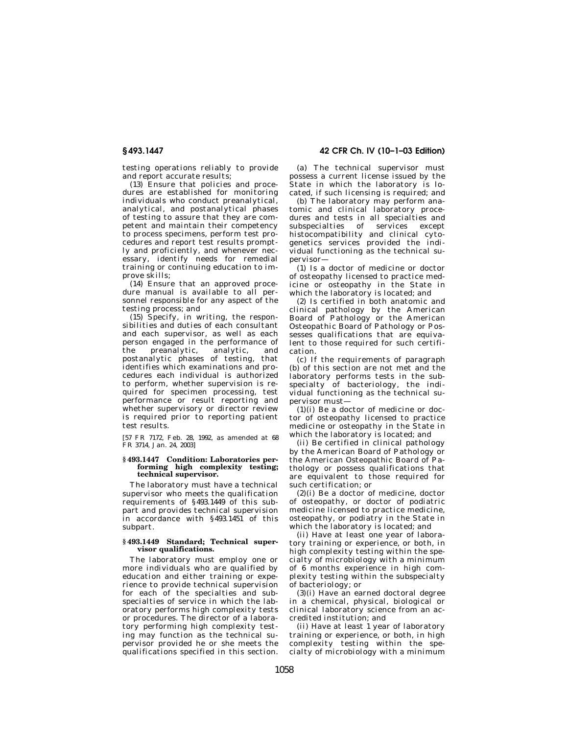testing operations reliably to provide and report accurate results;

(13) Ensure that policies and procedures are established for monitoring individuals who conduct preanalytical, analytical, and postanalytical phases of testing to assure that they are competent and maintain their competency to process specimens, perform test procedures and report test results promptly and proficiently, and whenever necessary, identify needs for remedial training or continuing education to improve skills;

(14) Ensure that an approved procedure manual is available to all personnel responsible for any aspect of the testing process; and

(15) Specify, in writing, the responsibilities and duties of each consultant and each supervisor, as well as each person engaged in the performance of the preanalytic, analytic, and postanalytic phases of testing, that identifies which examinations and procedures each individual is authorized to perform, whether supervision is required for specimen processing, test performance or result reporting and whether supervisory or director review is required prior to reporting patient test results.

[57 FR 7172, Feb. 28, 1992, as amended at 68 FR 3714, Jan. 24, 2003]

### § 493.1447 Condition: Laboratories performing high complexity testing; technical supervisor.

The laboratory must have a technical supervisor who meets the qualification requirements of § 493.1449 of this subpart and provides technical supervision in accordance with § 493.1451 of this subpart.

### § 493.1449 Standard; Technical supervisor qualifications.

The laboratory must employ one or more individuals who are qualified by education and either training or experience to provide technical supervision for each of the specialties and subspecialties of service in which the laboratory performs high complexity tests or procedures. The director of a laboratory performing high complexity testing may function as the technical supervisor provided he or she meets the qualifications specified in this section.

(a) The technical supervisor must possess a current license issued by the State in which the laboratory is located, if such licensing is required; and

(b) The laboratory may perform anatomic and clinical laboratory procedures and tests in all specialties and subspecialties of services except histocompatibility and clinical cytogenetics services provided the individual functioning as the technical supervisor—

(1) Is a doctor of medicine or doctor of osteopathy licensed to practice medicine or osteopathy in the State in which the laboratory is located; and

(2) Is certified in both anatomic and clinical pathology by the American Board of Pathology or the American Osteopathic Board of Pathology or Possesses qualifications that are equivalent to those required for such certification.

(c) If the requirements of paragraph (b) of this section are not met and the laboratory performs tests in the subspecialty of bacteriology, the individual functioning as the technical supervisor must—

(1)(i) Be a doctor of medicine or doctor of osteopathy licensed to practice medicine or osteopathy in the State in which the laboratory is located; and

(ii) Be certified in clinical pathology by the American Board of Pathology or the American Osteopathic Board of Pathology or possess qualifications that are equivalent to those required for such certification; or

(2)(i) Be a doctor of medicine, doctor of osteopathy, or doctor of podiatric medicine licensed to practice medicine, osteopathy, or podiatry in the State in which the laboratory is located; and

(ii) Have at least one year of laboratory training or experience, or both, in high complexity testing within the specialty of microbiology with a minimum of 6 months experience in high complexity testing within the subspecialty of bacteriology; or

(3)(i) Have an earned doctoral degree in a chemical, physical, biological or clinical laboratory science from an accredited institution; and

(ii) Have at least 1 year of laboratory training or experience, or both, in high complexity testing within the specialty of microbiology with a minimum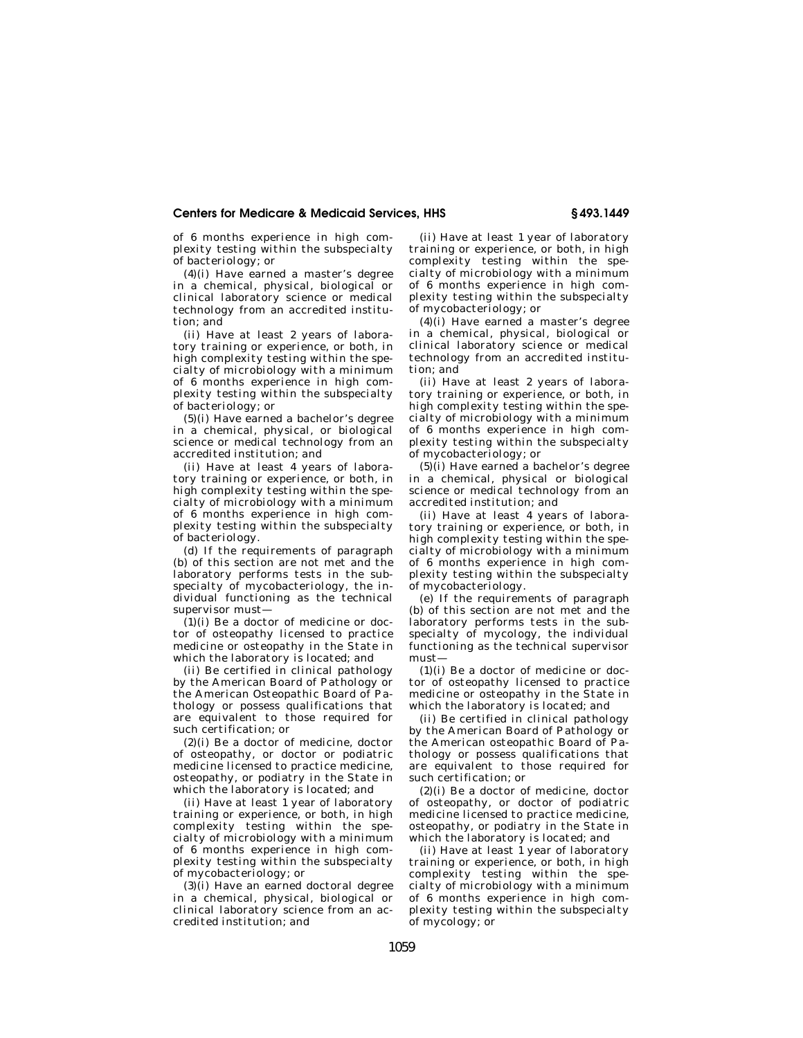of 6 months experience in high complexity testing within the subspecialty of bacteriology; or

(4)(i) Have earned a master's degree in a chemical, physical, biological or clinical laboratory science or medical technology from an accredited institution; and

(ii) Have at least 2 years of laboratory training or experience, or both, in high complexity testing within the specialty of microbiology with a minimum of 6 months experience in high complexity testing within the subspecialty of bacteriology; or

(5)(i) Have earned a bachelor's degree in a chemical, physical, or biological science or medical technology from an accredited institution; and

(ii) Have at least 4 years of laboratory training or experience, or both, in high complexity testing within the specialty of microbiology with a minimum of 6 months experience in high complexity testing within the subspecialty of bacteriology.

(d) If the requirements of paragraph (b) of this section are not met and the laboratory performs tests in the subspecialty of mycobacteriology, the individual functioning as the technical supervisor must—

(1)(i) Be a doctor of medicine or doctor of osteopathy licensed to practice medicine or osteopathy in the State in which the laboratory is located; and

(ii) Be certified in clinical pathology by the American Board of Pathology or the American Osteopathic Board of Pathology or possess qualifications that are equivalent to those required for such certification; or

(2)(i) Be a doctor of medicine, doctor of osteopathy, or doctor or podiatric medicine licensed to practice medicine, osteopathy, or podiatry in the State in which the laboratory is located; and

(ii) Have at least 1 year of laboratory training or experience, or both, in high complexity testing within the specialty of microbiology with a minimum of 6 months experience in high complexity testing within the subspecialty of mycobacteriology; or

(3)(i) Have an earned doctoral degree in a chemical, physical, biological or clinical laboratory science from an accredited institution; and

(ii) Have at least 1 year of laboratory training or experience, or both, in high complexity testing within the specialty of microbiology with a minimum of 6 months experience in high complexity testing within the subspecialty of mycobacteriology; or

(4)(i) Have earned a master's degree in a chemical, physical, biological or clinical laboratory science or medical technology from an accredited institution; and

(ii) Have at least 2 years of laboratory training or experience, or both, in high complexity testing within the specialty of microbiology with a minimum of 6 months experience in high complexity testing within the subspecialty of mycobacteriology; or

(5)(i) Have earned a bachelor's degree in a chemical, physical or biological science or medical technology from an accredited institution; and

(ii) Have at least 4 years of laboratory training or experience, or both, in high complexity testing within the specialty of microbiology with a minimum of 6 months experience in high complexity testing within the subspecialty of mycobacteriology.

(e) If the requirements of paragraph (b) of this section are not met and the laboratory performs tests in the subspecialty of mycology, the individual functioning as the technical supervisor must—

(1)(i) Be a doctor of medicine or doctor of osteopathy licensed to practice medicine or osteopathy in the State in which the laboratory is located; and

(ii) Be certified in clinical pathology by the American Board of Pathology or the American osteopathic Board of Pathology or possess qualifications that are equivalent to those required for such certification; or

(2)(i) Be a doctor of medicine, doctor of osteopathy, or doctor of podiatric medicine licensed to practice medicine, osteopathy, or podiatry in the State in which the laboratory is located; and

(ii) Have at least 1 year of laboratory training or experience, or both, in high complexity testing within the specialty of microbiology with a minimum of 6 months experience in high complexity testing within the subspecialty of mycology; or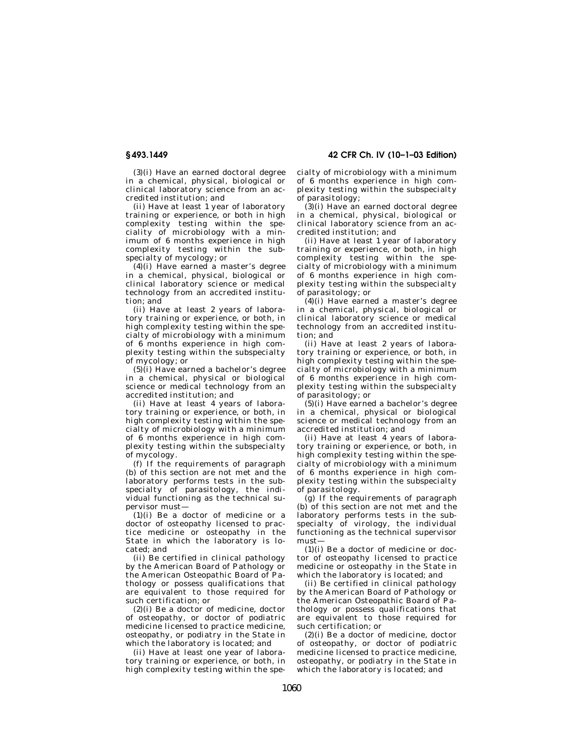(3)(i) Have an earned doctoral degree in a chemical, physical, biological or clinical laboratory science from an accredited institution; and

(ii) Have at least 1 year of laboratory training or experience, or both in high complexity testing within the speciality of microbiology with a minimum of 6 months experience in high complexity testing within the subspecialty of mycology; or

(4)(i) Have earned a master's degree in a chemical, physical, biological or clinical laboratory science or medical technology from an accredited institution; and

(ii) Have at least 2 years of laboratory training or experience, or both, in high complexity testing within the specialty of microbiology with a minimum of 6 months experience in high complexity testing within the subspecialty of mycology; or

(5)(i) Have earned a bachelor's degree in a chemical, physical or biological science or medical technology from an accredited institution; and

(ii) Have at least 4 years of laboratory training or experience, or both, in high complexity testing within the specialty of microbiology with a minimum of 6 months experience in high complexity testing within the subspecialty of mycology.

(f) If the requirements of paragraph (b) of this section are not met and the laboratory performs tests in the subspecialty of parasitology, the individual functioning as the technical supervisor must—

(1)(i) Be a doctor of medicine or a doctor of osteopathy licensed to practice medicine or osteopathy in the State in which the laboratory is located; and

(ii) Be certified in clinical pathology by the American Board of Pathology or the American Osteopathic Board of Pathology or possess qualifications that are equivalent to those required for such certification; or

(2)(i) Be a doctor of medicine, doctor of osteopathy, or doctor of podiatric medicine licensed to practice medicine, osteopathy, or podiatry in the State in which the laboratory is located; and

(ii) Have at least one year of laboratory training or experience, or both, in high complexity testing within the specialty of microbiology with a minimum of 6 months experience in high complexity testing within the subspecialty of parasitology;

(3)(i) Have an earned doctoral degree in a chemical, physical, biological or clinical laboratory science from an accredited institution; and

(ii) Have at least 1 year of laboratory training or experience, or both, in high complexity testing within the specialty of microbiology with a minimum of 6 months experience in high complexity testing within the subspecialty of parasitology; or

(4)(i) Have earned a master's degree in a chemical, physical, biological or clinical laboratory science or medical technology from an accredited institution; and

(ii) Have at least 2 years of laboratory training or experience, or both, in high complexity testing within the specialty of microbiology with a minimum of 6 months experience in high complexity testing within the subspecialty of parasitology; or

(5)(i) Have earned a bachelor's degree in a chemical, physical or biological science or medical technology from an accredited institution; and

(ii) Have at least 4 years of laboratory training or experience, or both, in high complexity testing within the specialty of microbiology with a minimum of 6 months experience in high complexity testing within the subspecialty of parasitology.

(g) If the requirements of paragraph (b) of this section are not met and the laboratory performs tests in the subspecialty of virology, the individual functioning as the technical supervisor must—

(1)(i) Be a doctor of medicine or doctor of osteopathy licensed to practice medicine or osteopathy in the State in which the laboratory is located; and

(ii) Be certified in clinical pathology by the American Board of Pathology or the American Osteopathic Board of Pathology or possess qualifications that are equivalent to those required for such certification; or

(2)(i) Be a doctor of medicine, doctor of osteopathy, or doctor of podiatric medicine licensed to practice medicine, osteopathy, or podiatry in the State in which the laboratory is located; and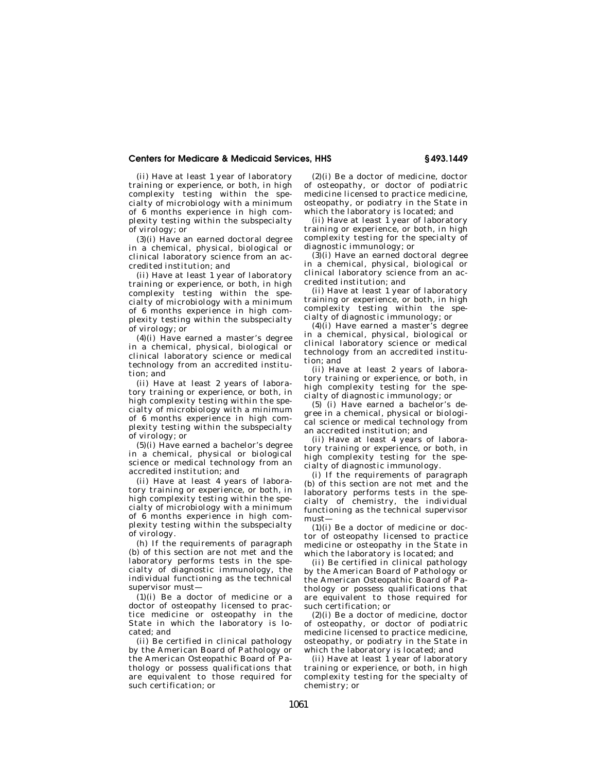(ii) Have at least 1 year of laboratory training or experience, or both, in high complexity testing within the specialty of microbiology with a minimum of 6 months experience in high complexity testing within the subspecialty of virology; or

(3)(i) Have an earned doctoral degree in a chemical, physical, biological or clinical laboratory science from an accredited institution; and

(ii) Have at least 1 year of laboratory training or experience, or both, in high complexity testing within the specialty of microbiology with a minimum of 6 months experience in high complexity testing within the subspecialty of virology; or

(4)(i) Have earned a master's degree in a chemical, physical, biological or clinical laboratory science or medical technology from an accredited institution; and

(ii) Have at least 2 years of laboratory training or experience, or both, in high complexity testing within the specialty of microbiology with a minimum of 6 months experience in high complexity testing within the subspecialty of virology; or

(5)(i) Have earned a bachelor's degree in a chemical, physical or biological science or medical technology from an accredited institution; and

(ii) Have at least 4 years of laboratory training or experience, or both, in high complexity testing within the specialty of microbiology with a minimum of 6 months experience in high complexity testing within the subspecialty of virology.

(h) If the requirements of paragraph (b) of this section are not met and the laboratory performs tests in the specialty of diagnostic immunology, the individual functioning as the technical supervisor must—

(1)(i) Be a doctor of medicine or a doctor of osteopathy licensed to practice medicine or osteopathy in the State in which the laboratory is located; and

(ii) Be certified in clinical pathology by the American Board of Pathology or the American Osteopathic Board of Pathology or possess qualifications that are equivalent to those required for such certification; or

(2)(i) Be a doctor of medicine, doctor of osteopathy, or doctor of podiatric medicine licensed to practice medicine, osteopathy, or podiatry in the State in which the laboratory is located; and

(ii) Have at least 1 year of laboratory training or experience, or both, in high complexity testing for the specialty of diagnostic immunology; or

(3)(i) Have an earned doctoral degree in a chemical, physical, biological or clinical laboratory science from an accredited institution; and

(ii) Have at least 1 year of laboratory training or experience, or both, in high complexity testing within the specialty of diagnostic immunology; or

(4)(i) Have earned a master's degree in a chemical, physical, biological or clinical laboratory science or medical technology from an accredited institution; and

(ii) Have at least 2 years of laboratory training or experience, or both, in high complexity testing for the specialty of diagnostic immunology; or

(5) (i) Have earned a bachelor's degree in a chemical, physical or biological science or medical technology from an accredited institution; and

(ii) Have at least 4 years of laboratory training or experience, or both, in high complexity testing for the specialty of diagnostic immunology.

(i) If the requirements of paragraph (b) of this section are not met and the laboratory performs tests in the specialty of chemistry, the individual functioning as the technical supervisor must—

(1)(i) Be a doctor of medicine or doctor of osteopathy licensed to practice medicine or osteopathy in the State in which the laboratory is located; and

(ii) Be certified in clinical pathology by the American Board of Pathology or the American Osteopathic Board of Pathology or possess qualifications that are equivalent to those required for such certification; or

(2)(i) Be a doctor of medicine, doctor of osteopathy, or doctor of podiatric medicine licensed to practice medicine, osteopathy, or podiatry in the State in which the laboratory is located; and

(ii) Have at least 1 year of laboratory training or experience, or both, in high complexity testing for the specialty of chemistry; or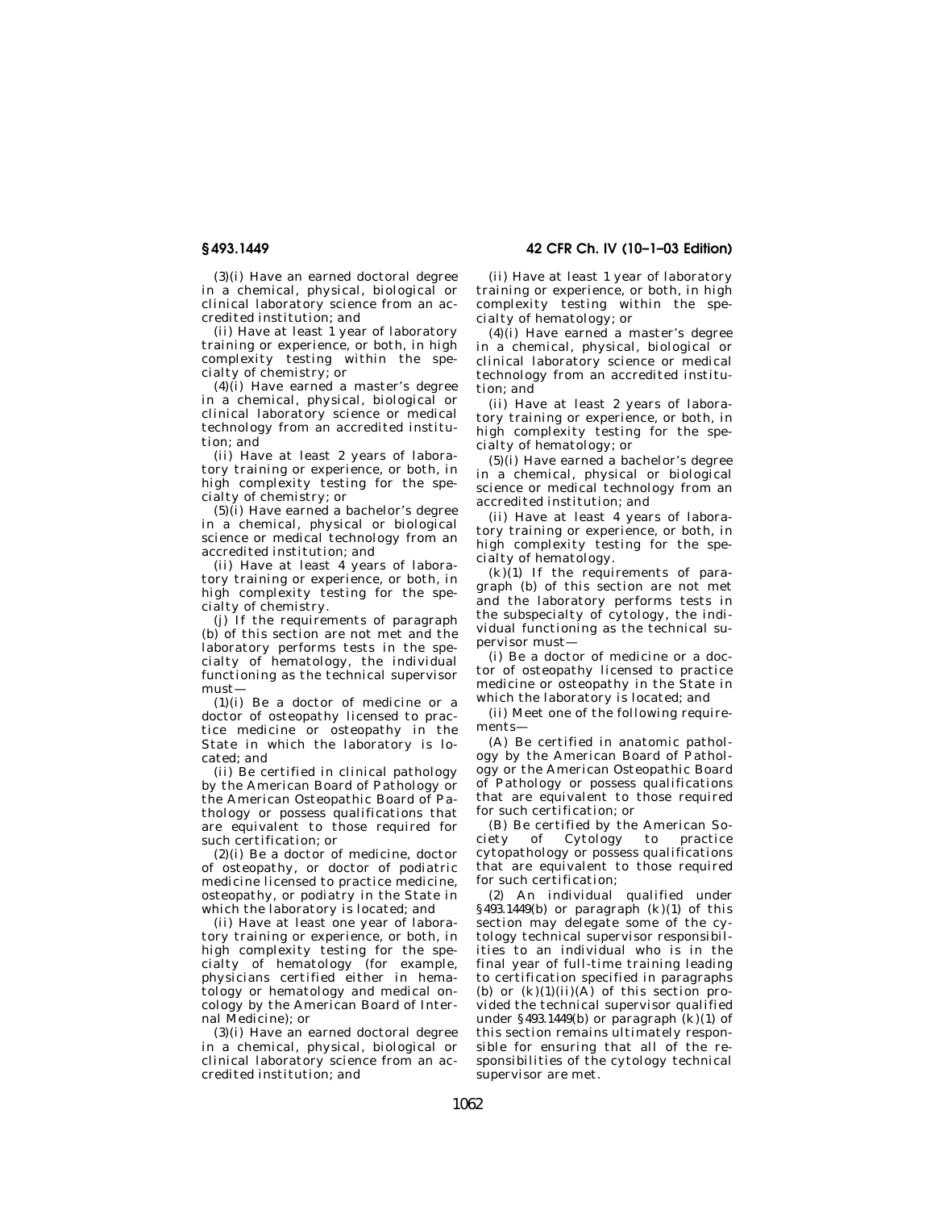(3)(i) Have an earned doctoral degree in a chemical, physical, biological or clinical laboratory science from an accredited institution; and

(ii) Have at least 1 year of laboratory training or experience, or both, in high complexity testing within the specialty of chemistry; or

(4)(i) Have earned a master's degree in a chemical, physical, biological or clinical laboratory science or medical technology from an accredited institution; and

(ii) Have at least 2 years of laboratory training or experience, or both, in high complexity testing for the specialty of chemistry; or

(5)(i) Have earned a bachelor's degree in a chemical, physical or biological science or medical technology from an accredited institution; and

(ii) Have at least 4 years of laboratory training or experience, or both, in high complexity testing for the specialty of chemistry.

(j) If the requirements of paragraph (b) of this section are not met and the laboratory performs tests in the specialty of hematology, the individual functioning as the technical supervisor must—

(1)(i) Be a doctor of medicine or a doctor of osteopathy licensed to practice medicine or osteopathy in the State in which the laboratory is located; and

(ii) Be certified in clinical pathology by the American Board of Pathology or the American Osteopathic Board of Pathology or possess qualifications that are equivalent to those required for such certification; or

(2)(i) Be a doctor of medicine, doctor of osteopathy, or doctor of podiatric medicine licensed to practice medicine, osteopathy, or podiatry in the State in which the laboratory is located; and

(ii) Have at least one year of laboratory training or experience, or both, in high complexity testing for the specialty of hematology (for example, physicians certified either in hematology or hematology and medical oncology by the American Board of Internal Medicine); or

(3)(i) Have an earned doctoral degree in a chemical, physical, biological or clinical laboratory science from an accredited institution; and

(ii) Have at least 1 year of laboratory training or experience, or both, in high complexity testing within the specialty of hematology; or

(4)(i) Have earned a master's degree in a chemical, physical, biological or clinical laboratory science or medical technology from an accredited institution; and

(ii) Have at least 2 years of laboratory training or experience, or both, in high complexity testing for the specialty of hematology; or

(5)(i) Have earned a bachelor's degree in a chemical, physical or biological science or medical technology from an accredited institution; and

(ii) Have at least 4 years of laboratory training or experience, or both, in high complexity testing for the specialty of hematology.

(k)(1) If the requirements of paragraph (b) of this section are not met and the laboratory performs tests in the subspecialty of cytology, the individual functioning as the technical supervisor must—

(i) Be a doctor of medicine or a doctor of osteopathy licensed to practice medicine or osteopathy in the State in which the laboratory is located; and

(ii) Meet one of the following requirements—

(A) Be certified in anatomic pathology by the American Board of Pathology or the American Osteopathic Board of Pathology or possess qualifications that are equivalent to those required for such certification; or

(B) Be certified by the American Society of Cytology to practice cytopathology or possess qualifications that are equivalent to those required for such certification;

(2) An individual qualified under §493.1449(b) or paragraph (k)(1) of this section may delegate some of the cytology technical supervisor responsibilities to an individual who is in the final year of full-time training leading to certification specified in paragraphs (b) or (k)(1)(ii)(A) of this section provided the technical supervisor qualified under §493.1449(b) or paragraph (k)(1) of this section remains ultimately responsible for ensuring that all of the responsibilities of the cytology technical supervisor are met.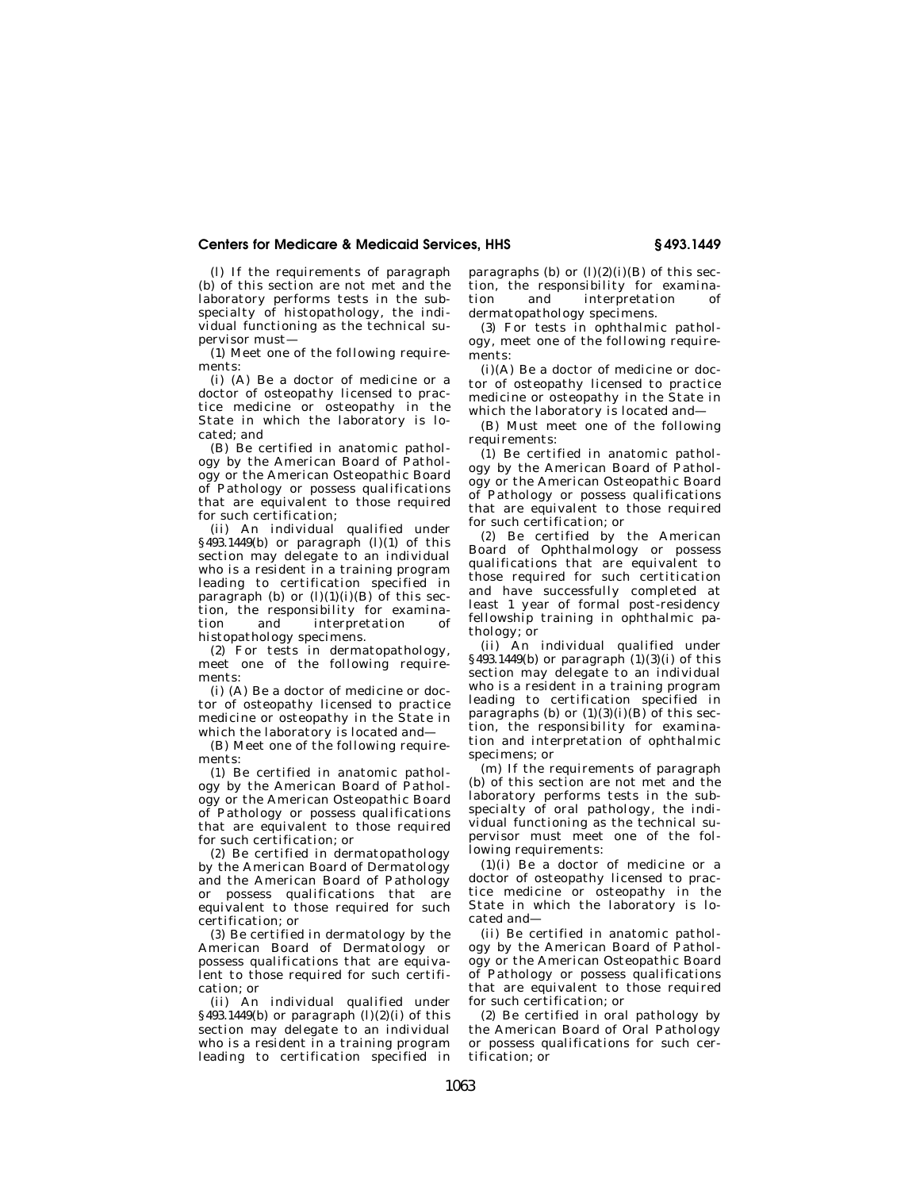(l) If the requirements of paragraph (b) of this section are not met and the laboratory performs tests in the subspecialty of histopathology, the individual functioning as the technical supervisor must—

(1) Meet one of the following requirements:

(i) (A) Be a doctor of medicine or a doctor of osteopathy licensed to practice medicine or osteopathy in the State in which the laboratory is located; and

(B) Be certified in anatomic pathology by the American Board of Pathology or the American Osteopathic Board of Pathology or possess qualifications that are equivalent to those required for such certification;

(ii) An individual qualified under §493.1449(b) or paragraph (l)(1) of this section may delegate to an individual who is a resident in a training program leading to certification specified in paragraph (b) or (l)(1)(i)(B) of this section, the responsibility for examination and interpretation of histopathology specimens.

(2) For tests in dermatopathology, meet one of the following requirements:

(i) (A) Be a doctor of medicine or doctor of osteopathy licensed to practice medicine or osteopathy in the State in which the laboratory is located and—

(B) Meet one of the following requirements:

(*1*) Be certified in anatomic pathology by the American Board of Pathology or the American Osteopathic Board of Pathology or possess qualifications that are equivalent to those required for such certification; or

(*2*) Be certified in dermatopathology by the American Board of Dermatology and the American Board of Pathology or possess qualifications that are equivalent to those required for such certification; or

(*3*) Be certified in dermatology by the American Board of Dermatology or possess qualifications that are equivalent to those required for such certification; or

(ii) An individual qualified under §493.1449(b) or paragraph (l)(2)(i) of this section may delegate to an individual who is a resident in a training program leading to certification specified in paragraphs (b) or (l)(2)(i)(B) of this section, the responsibility for examination and interpretation of dermatopathology specimens.

(3) For tests in ophthalmic pathology, meet one of the following requirements:

(i)(A) Be a doctor of medicine or doctor of osteopathy licensed to practice medicine or osteopathy in the State in which the laboratory is located and—

(B) Must meet one of the following requirements:

(*1*) Be certified in anatomic pathology by the American Board of Pathology or the American Osteopathic Board of Pathology or possess qualifications that are equivalent to those required for such certification; or

(*2*) Be certified by the American Board of Ophthalmology or possess qualifications that are equivalent to those required for such certification and have successfully completed at least 1 year of formal post-residency fellowship training in ophthalmic pathology; or

(ii) An individual qualified under §493.1449(b) or paragraph (1)(3)(i) of this section may delegate to an individual who is a resident in a training program leading to certification specified in paragraphs (b) or (1)(3)(i)(B) of this section, the responsibility for examination and interpretation of ophthalmic specimens; or

(m) If the requirements of paragraph (b) of this section are not met and the laboratory performs tests in the subspecialty of oral pathology, the individual functioning as the technical supervisor must meet one of the following requirements:

(1)(i) Be a doctor of medicine or a doctor of osteopathy licensed to practice medicine or osteopathy in the State in which the laboratory is located and—

(ii) Be certified in anatomic pathology by the American Board of Pathology or the American Osteopathic Board of Pathology or possess qualifications that are equivalent to those required for such certification; or

(2) Be certified in oral pathology by the American Board of Oral Pathology or possess qualifications for such certification; or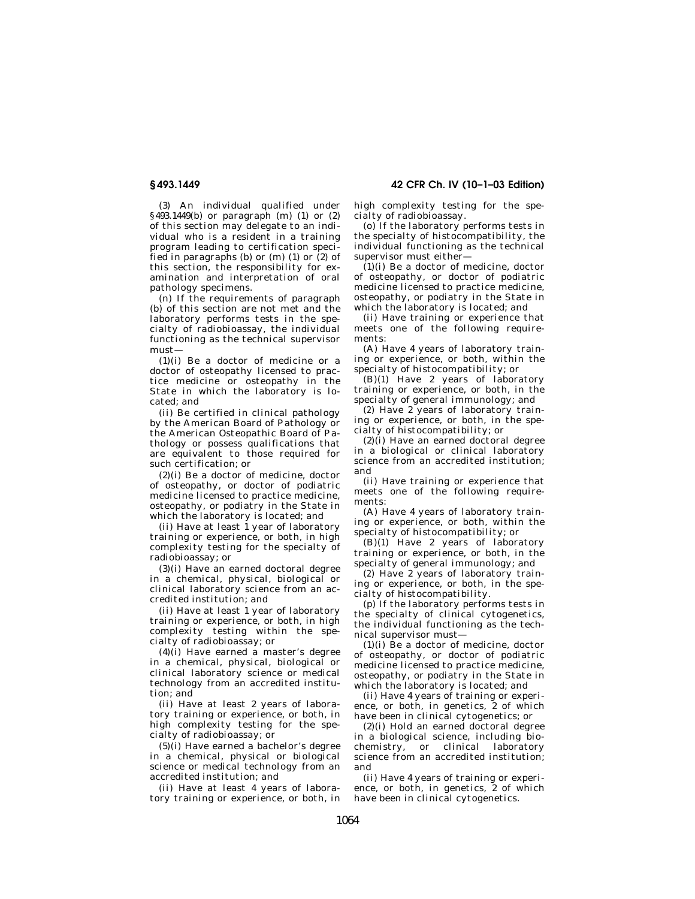(3) An individual qualified under §493.1449(b) or paragraph (m) (1) or (2) of this section may delegate to an individual who is a resident in a training program leading to certification specified in paragraphs (b) or (m) (1) or (2) of this section, the responsibility for examination and interpretation of oral pathology specimens.

(n) If the requirements of paragraph (b) of this section are not met and the laboratory performs tests in the specialty of radiobioassay, the individual functioning as the technical supervisor must—

(1)(i) Be a doctor of medicine or a doctor of osteopathy licensed to practice medicine or osteopathy in the State in which the laboratory is located; and

(ii) Be certified in clinical pathology by the American Board of Pathology or the American Osteopathic Board of Pathology or possess qualifications that are equivalent to those required for such certification; or

(2)(i) Be a doctor of medicine, doctor of osteopathy, or doctor of podiatric medicine licensed to practice medicine, osteopathy, or podiatry in the State in which the laboratory is located; and

(ii) Have at least 1 year of laboratory training or experience, or both, in high complexity testing for the specialty of radiobioassay; or

(3)(i) Have an earned doctoral degree in a chemical, physical, biological or clinical laboratory science from an accredited institution; and

(ii) Have at least 1 year of laboratory training or experience, or both, in high complexity testing within the specialty of radiobioassay; or

(4)(i) Have earned a master's degree in a chemical, physical, biological or clinical laboratory science or medical technology from an accredited institution; and

(ii) Have at least 2 years of laboratory training or experience, or both, in high complexity testing for the specialty of radiobioassay; or

(5)(i) Have earned a bachelor's degree in a chemical, physical or biological science or medical technology from an accredited institution; and

(ii) Have at least 4 years of laboratory training or experience, or both, in high complexity testing for the specialty of radiobioassay.

(o) If the laboratory performs tests in the specialty of histocompatibility, the individual functioning as the technical supervisor must either—

(1)(i) Be a doctor of medicine, doctor of osteopathy, or doctor of podiatric medicine licensed to practice medicine, osteopathy, or podiatry in the State in which the laboratory is located; and

(ii) Have training or experience that meets one of the following requirements:

(A) Have 4 years of laboratory training or experience, or both, within the specialty of histocompatibility; or

(B)(*1*) Have 2 years of laboratory training or experience, or both, in the specialty of general immunology; and

(*2*) Have 2 years of laboratory training or experience, or both, in the specialty of histocompatibility; or

(2)(i) Have an earned doctoral degree in a biological or clinical laboratory science from an accredited institution; and

(ii) Have training or experience that meets one of the following requirements:

(A) Have 4 years of laboratory training or experience, or both, within the specialty of histocompatibility; or

(B)(*1*) Have 2 years of laboratory training or experience, or both, in the specialty of general immunology; and

(*2*) Have 2 years of laboratory training or experience, or both, in the specialty of histocompatibility.

(p) If the laboratory performs tests in the specialty of clinical cytogenetics, the individual functioning as the technical supervisor must—

(1)(i) Be a doctor of medicine, doctor of osteopathy, or doctor of podiatric medicine licensed to practice medicine, osteopathy, or podiatry in the State in which the laboratory is located; and

(ii) Have 4 years of training or experience, or both, in genetics, 2 of which have been in clinical cytogenetics; or

(2)(i) Hold an earned doctoral degree in a biological science, including biochemistry, or clinical laboratory science from an accredited institution; and

(ii) Have 4 years of training or experience, or both, in genetics, 2 of which have been in clinical cytogenetics.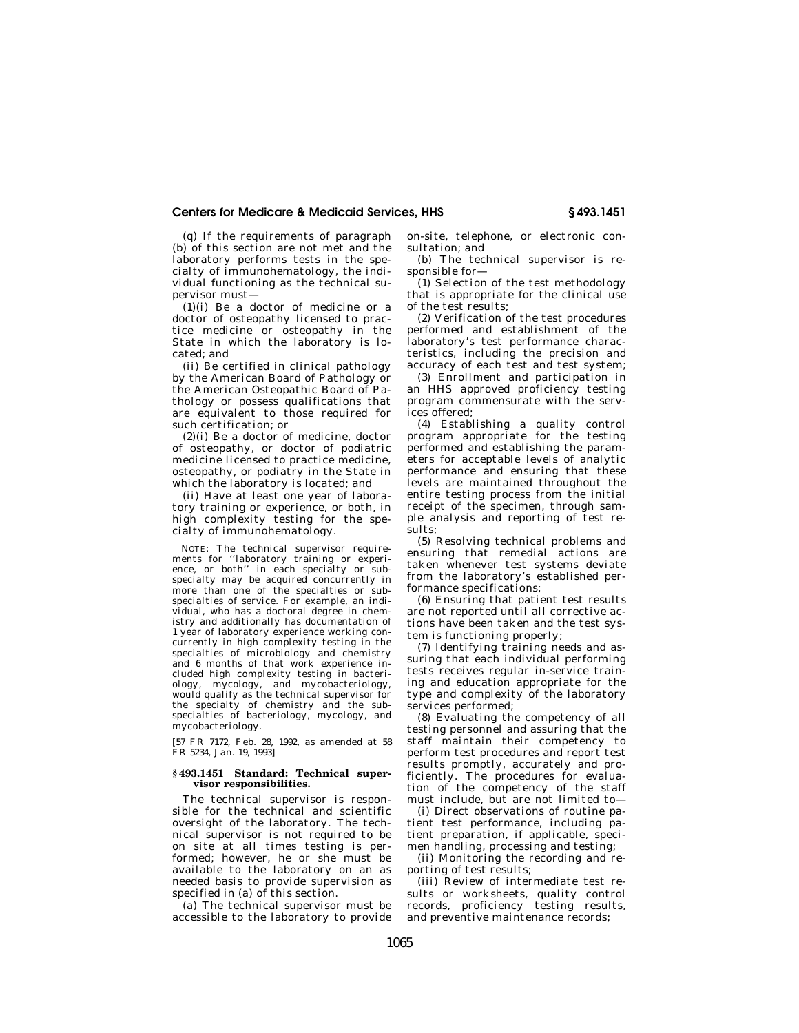(q) If the requirements of paragraph (b) of this section are not met and the laboratory performs tests in the specialty of immunohematology, the individual functioning as the technical supervisor must—

(1)(i) Be a doctor of medicine or a doctor of osteopathy licensed to practice medicine or osteopathy in the State in which the laboratory is located; and

(ii) Be certified in clinical pathology by the American Board of Pathology or the American Osteopathic Board of Pathology or possess qualifications that are equivalent to those required for such certification; or

(2)(i) Be a doctor of medicine, doctor of osteopathy, or doctor of podiatric medicine licensed to practice medicine, osteopathy, or podiatry in the State in which the laboratory is located; and

(ii) Have at least one year of laboratory training or experience, or both, in high complexity testing for the specialty of immunohematology.

NOTE: The technical supervisor requirements for ''laboratory training or experience, or both'' in each specialty or subspecialty may be acquired concurrently in more than one of the specialties or subspecialties of service. For example, an individual, who has a doctoral degree in chemistry and additionally has documentation of 1 year of laboratory experience working concurrently in high complexity testing in the specialties of microbiology and chemistry and 6 months of that work experience included high complexity testing in bacteriology, mycology, and mycobacteriology, would qualify as the technical supervisor for the specialty of chemistry and the subspecialties of bacteriology, mycology, and mycobacteriology.

[57 FR 7172, Feb. 28, 1992, as amended at 58 FR 5234, Jan. 19, 1993]

### § 493.1451 Standard: Technical supervisor responsibilities.

The technical supervisor is responsible for the technical and scientific oversight of the laboratory. The technical supervisor is not required to be on site at all times testing is performed; however, he or she must be available to the laboratory on an as needed basis to provide supervision as specified in (a) of this section.

(a) The technical supervisor must be accessible to the laboratory to provide on-site, telephone, or electronic consultation; and

(b) The technical supervisor is responsible for—

(1) Selection of the test methodology that is appropriate for the clinical use of the test results;

(2) Verification of the test procedures performed and establishment of the laboratory's test performance characteristics, including the precision and accuracy of each test and test system;

(3) Enrollment and participation in an HHS approved proficiency testing program commensurate with the services offered;

(4) Establishing a quality control program appropriate for the testing performed and establishing the parameters for acceptable levels of analytic performance and ensuring that these levels are maintained throughout the entire testing process from the initial receipt of the specimen, through sample analysis and reporting of test results;

(5) Resolving technical problems and ensuring that remedial actions are taken whenever test systems deviate from the laboratory's established performance specifications;

(6) Ensuring that patient test results are not reported until all corrective actions have been taken and the test system is functioning properly;

(7) Identifying training needs and assuring that each individual performing tests receives regular in-service training and education appropriate for the type and complexity of the laboratory services performed;

(8) Evaluating the competency of all testing personnel and assuring that the staff maintain their competency to perform test procedures and report test results promptly, accurately and proficiently. The procedures for evaluation of the competency of the staff must include, but are not limited to—

(i) Direct observations of routine patient test performance, including patient preparation, if applicable, specimen handling, processing and testing;

(ii) Monitoring the recording and reporting of test results;

(iii) Review of intermediate test results or worksheets, quality control records, proficiency testing results, and preventive maintenance records;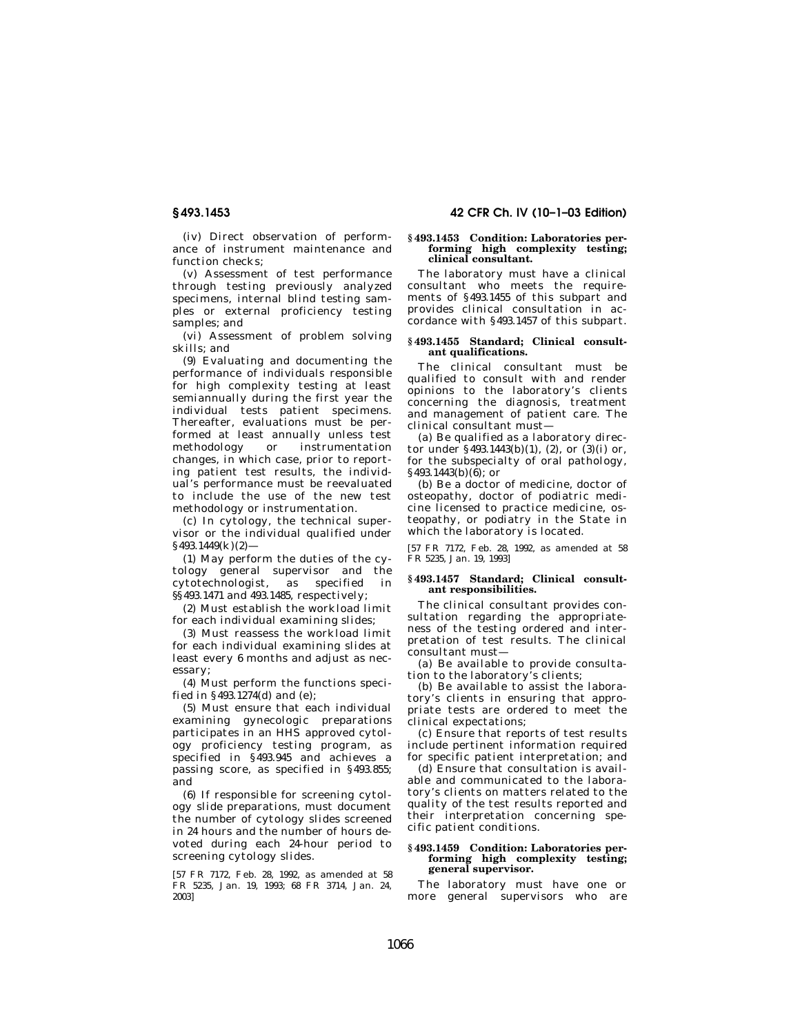(iv) Direct observation of performance of instrument maintenance and function checks;

(v) Assessment of test performance through testing previously analyzed specimens, internal blind testing samples or external proficiency testing samples; and

(vi) Assessment of problem solving skills; and

(9) Evaluating and documenting the performance of individuals responsible for high complexity testing at least semiannually during the first year the individual tests patient specimens. Thereafter, evaluations must be performed at least annually unless test methodology or instrumentation changes, in which case, prior to reporting patient test results, the individual's performance must be reevaluated to include the use of the new test methodology or instrumentation.

(c) In cytology, the technical supervisor or the individual qualified under §493.1449(k)(2)—

(1) May perform the duties of the cytology general supervisor and the cytotechnologist, as specified in §§493.1471 and 493.1485, respectively;

(2) Must establish the workload limit for each individual examining slides;

(3) Must reassess the workload limit for each individual examining slides at least every 6 months and adjust as necessary;

(4) Must perform the functions specified in §493.1274(d) and (e);

(5) Must ensure that each individual examining gynecologic preparations participates in an HHS approved cytology proficiency testing program, as specified in §493.945 and achieves a passing score, as specified in §493.855; and

(6) If responsible for screening cytology slide preparations, must document the number of cytology slides screened in 24 hours and the number of hours devoted during each 24-hour period to screening cytology slides.

[57 FR 7172, Feb. 28, 1992, as amended at 58 FR 5235, Jan. 19, 1993; 68 FR 3714, Jan. 24, 2003]

### §493.1453 Condition: Laboratories performing high complexity testing; clinical consultant.

The laboratory must have a clinical consultant who meets the requirements of §493.1455 of this subpart and provides clinical consultation in accordance with §493.1457 of this subpart.

### §493.1455 Standard; Clinical consultant qualifications.

The clinical consultant must be qualified to consult with and render opinions to the laboratory's clients concerning the diagnosis, treatment and management of patient care. The clinical consultant must—

(a) Be qualified as a laboratory director under §493.1443(b)(1), (2), or (3)(i) or, for the subspecialty of oral pathology, §493.1443(b)(6); or

(b) Be a doctor of medicine, doctor of osteopathy, doctor of podiatric medicine licensed to practice medicine, osteopathy, or podiatry in the State in which the laboratory is located.

[57 FR 7172, Feb. 28, 1992, as amended at 58 FR 5235, Jan. 19, 1993]

### §493.1457 Standard; Clinical consultant responsibilities.

The clinical consultant provides consultation regarding the appropriateness of the testing ordered and interpretation of test results. The clinical consultant must—

(a) Be available to provide consultation to the laboratory's clients;

(b) Be available to assist the laboratory's clients in ensuring that appropriate tests are ordered to meet the clinical expectations;

(c) Ensure that reports of test results include pertinent information required for specific patient interpretation; and

(d) Ensure that consultation is available and communicated to the laboratory's clients on matters related to the quality of the test results reported and their interpretation concerning specific patient conditions.

### §493.1459 Condition: Laboratories performing high complexity testing; general supervisor.

The laboratory must have one or more general supervisors who are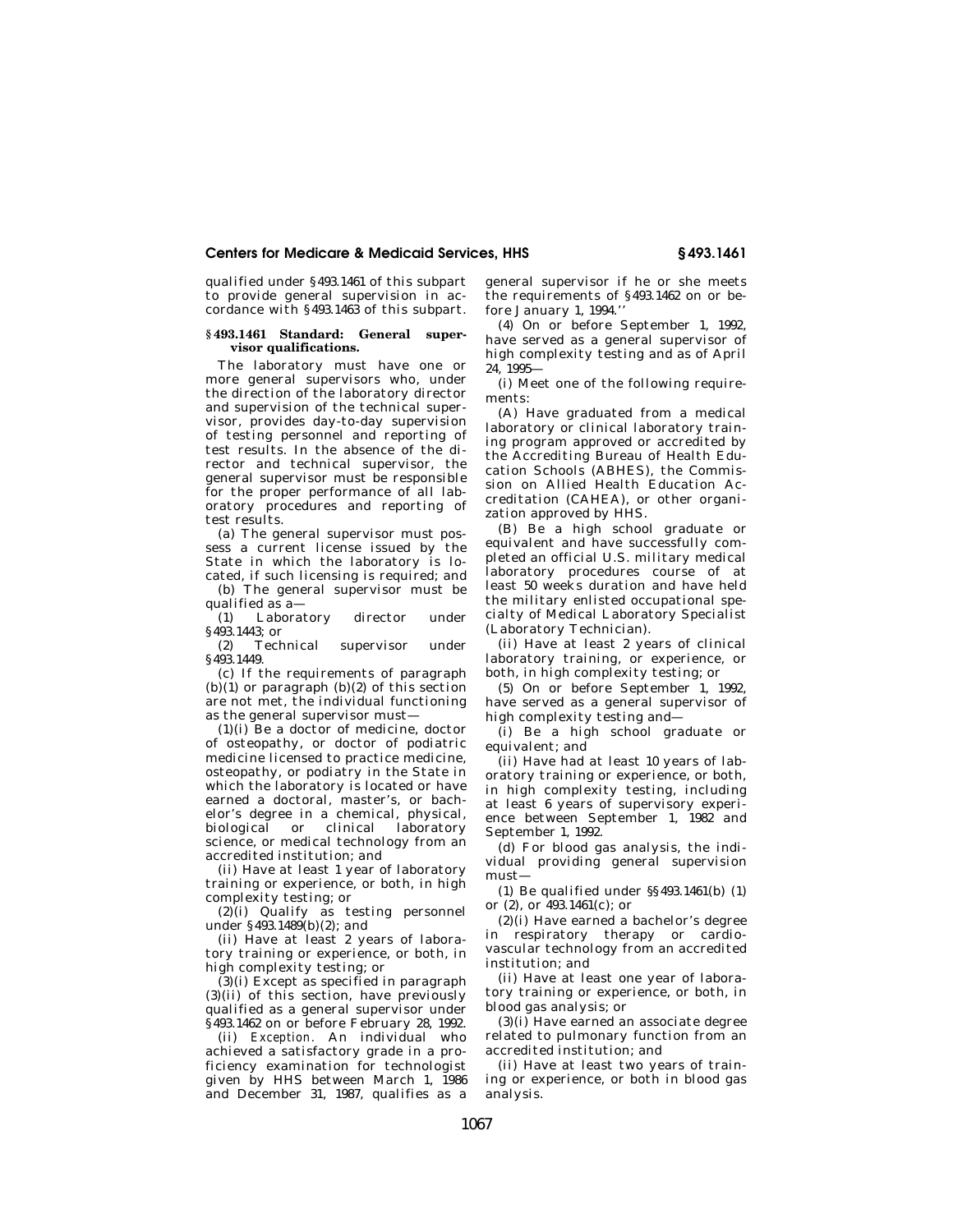qualified under §493.1461 of this subpart to provide general supervision in accordance with §493.1463 of this subpart.

### §493.1461 Standard: General supervisor qualifications.

The laboratory must have one or more general supervisors who, under the direction of the laboratory director and supervision of the technical supervisor, provides day-to-day supervision of testing personnel and reporting of test results. In the absence of the director and technical supervisor, the general supervisor must be responsible for the proper performance of all laboratory procedures and reporting of test results.

(a) The general supervisor must possess a current license issued by the State in which the laboratory is located, if such licensing is required; and

(b) The general supervisor must be qualified as a—

(1) Laboratory director under §493.1443; or

(2) Technical supervisor under §493.1449.

(c) If the requirements of paragraph (b)(1) or paragraph (b)(2) of this section are not met, the individual functioning as the general supervisor must—

(1)(i) Be a doctor of medicine, doctor of osteopathy, or doctor of podiatric medicine licensed to practice medicine, osteopathy, or podiatry in the State in which the laboratory is located or have earned a doctoral, master's, or bachelor's degree in a chemical, physical, biological or clinical laboratory science, or medical technology from an accredited institution; and

(ii) Have at least 1 year of laboratory training or experience, or both, in high complexity testing; or

(2)(i) Qualify as testing personnel under §493.1489(b)(2); and

(ii) Have at least 2 years of laboratory training or experience, or both, in high complexity testing; or

(3)(i) Except as specified in paragraph (3)(ii) of this section, have previously qualified as a general supervisor under §493.1462 on or before February 28, 1992.

(ii) *Exception.* An individual who achieved a satisfactory grade in a proficiency examination for technologist given by HHS between March 1, 1986 and December 31, 1987, qualifies as a general supervisor if he or she meets the requirements of §493.1462 on or before January 1, 1994.''

(4) On or before September 1, 1992, have served as a general supervisor of high complexity testing and as of April 24, 1995—

(i) Meet one of the following requirements:

(A) Have graduated from a medical laboratory or clinical laboratory training program approved or accredited by the Accrediting Bureau of Health Education Schools (ABHES), the Commission on Allied Health Education Accreditation (CAHEA), or other organization approved by HHS.

(B) Be a high school graduate or equivalent and have successfully completed an official U.S. military medical laboratory procedures course of at least 50 weeks duration and have held the military enlisted occupational specialty of Medical Laboratory Specialist (Laboratory Technician).

(ii) Have at least 2 years of clinical laboratory training, or experience, or both, in high complexity testing; or

(5) On or before September 1, 1992, have served as a general supervisor of high complexity testing and—

(i) Be a high school graduate or equivalent; and

(ii) Have had at least 10 years of laboratory training or experience, or both, in high complexity testing, including at least 6 years of supervisory experience between September 1, 1982 and September 1, 1992.

(d) For blood gas analysis, the individual providing general supervision must—

(1) Be qualified under §§493.1461(b) (1) or (2), or 493.1461(c); or

(2)(i) Have earned a bachelor's degree in respiratory therapy or cardiovascular technology from an accredited institution; and

(ii) Have at least one year of laboratory training or experience, or both, in blood gas analysis; or

(3)(i) Have earned an associate degree related to pulmonary function from an accredited institution; and

(ii) Have at least two years of training or experience, or both in blood gas analysis.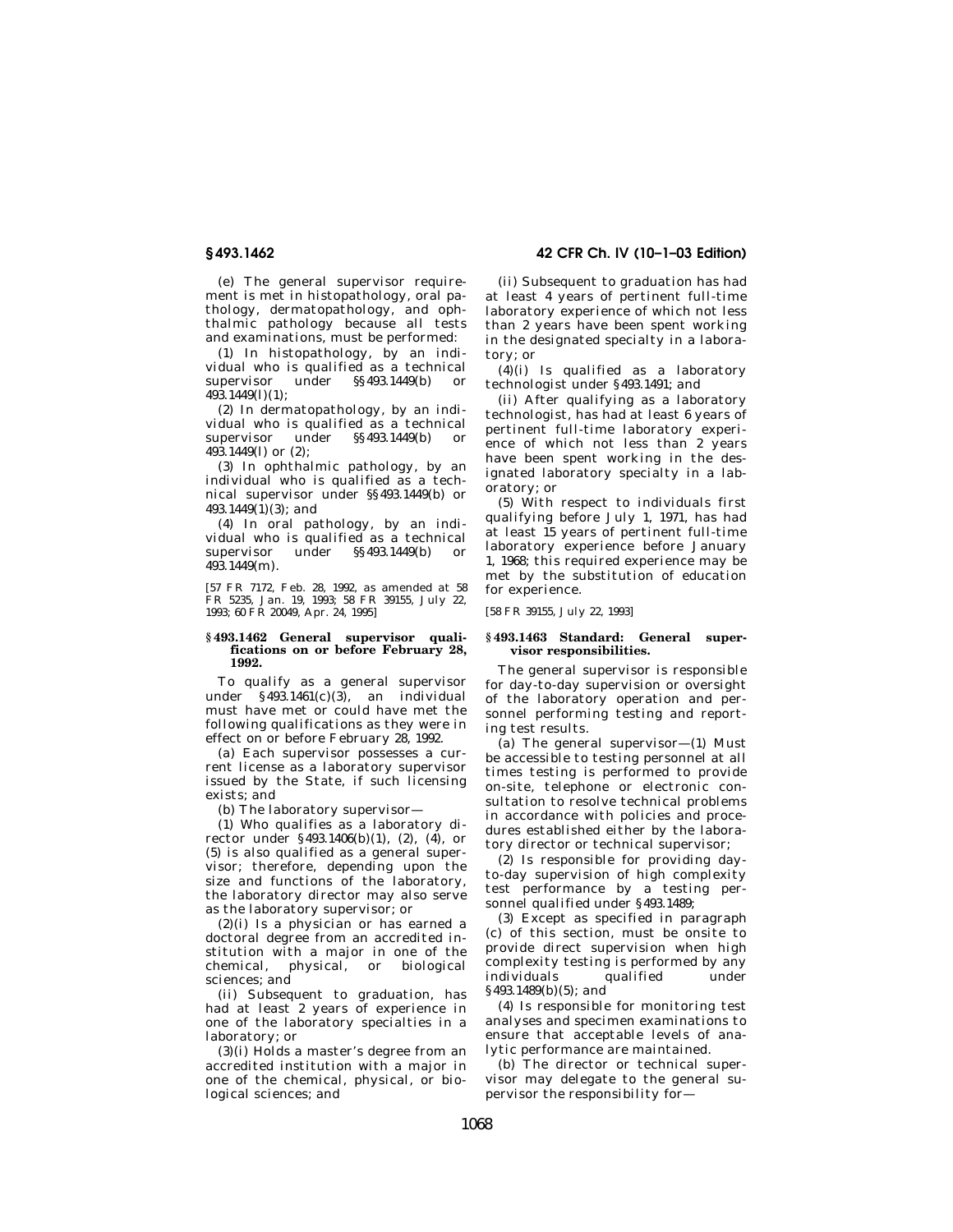(e) The general supervisor requirement is met in histopathology, oral pathology, dermatopathology, and ophthalmic pathology because all tests and examinations, must be performed:

(1) In histopathology, by an individual who is qualified as a technical supervisor under §§493.1449(b) or 493.1449(l)(1);

(2) In dermatopathology, by an individual who is qualified as a technical supervisor under §§493.1449(b) or 493.1449(l) or (2);

(3) In ophthalmic pathology, by an individual who is qualified as a technical supervisor under §§493.1449(b) or 493.1449(1)(3); and

(4) In oral pathology, by an individual who is qualified as a technical supervisor under §§493.1449(b) or 493.1449(m).

[57 FR 7172, Feb. 28, 1992, as amended at 58 FR 5235, Jan. 19, 1993; 58 FR 39155, July 22, 1993; 60 FR 20049, Apr. 24, 1995]

### §493.1462 General supervisor qualifications on or before February 28, 1992.

To qualify as a general supervisor under §493.1461(c)(3), an individual must have met or could have met the following qualifications as they were in effect on or before February 28, 1992.

(a) Each supervisor possesses a current license as a laboratory supervisor issued by the State, if such licensing exists; and

(b) The laboratory supervisor—

(1) Who qualifies as a laboratory director under §493.1406(b)(1), (2), (4), or (5) is also qualified as a general supervisor; therefore, depending upon the size and functions of the laboratory, the laboratory director may also serve as the laboratory supervisor; or

(2)(i) Is a physician or has earned a doctoral degree from an accredited institution with a major in one of the chemical, physical, or biological sciences; and

(ii) Subsequent to graduation, has had at least 2 years of experience in one of the laboratory specialties in a laboratory; or

(3)(i) Holds a master's degree from an accredited institution with a major in one of the chemical, physical, or biological sciences; and

(ii) Subsequent to graduation has had at least 4 years of pertinent full-time laboratory experience of which not less than 2 years have been spent working in the designated specialty in a laboratory; or

(4)(i) Is qualified as a laboratory technologist under §493.1491; and

(ii) After qualifying as a laboratory technologist, has had at least 6 years of pertinent full-time laboratory experience of which not less than 2 years have been spent working in the designated laboratory specialty in a laboratory; or

(5) With respect to individuals first qualifying before July 1, 1971, has had at least 15 years of pertinent full-time laboratory experience before January 1, 1968; this required experience may be met by the substitution of education for experience.

[58 FR 39155, July 22, 1993]

### §493.1463 Standard: General supervisor responsibilities.

The general supervisor is responsible for day-to-day supervision or oversight of the laboratory operation and personnel performing testing and reporting test results.

(a) The general supervisor—(1) Must be accessible to testing personnel at all times testing is performed to provide on-site, telephone or electronic consultation to resolve technical problems in accordance with policies and procedures established either by the laboratory director or technical supervisor;

(2) Is responsible for providing day-to-day supervision of high complexity test performance by a testing personnel qualified under §493.1489;

(3) Except as specified in paragraph (c) of this section, must be onsite to provide direct supervision when high complexity testing is performed by any individuals qualified under §493.1489(b)(5); and

(4) Is responsible for monitoring test analyses and specimen examinations to ensure that acceptable levels of analytic performance are maintained.

(b) The director or technical supervisor may delegate to the general supervisor the responsibility for—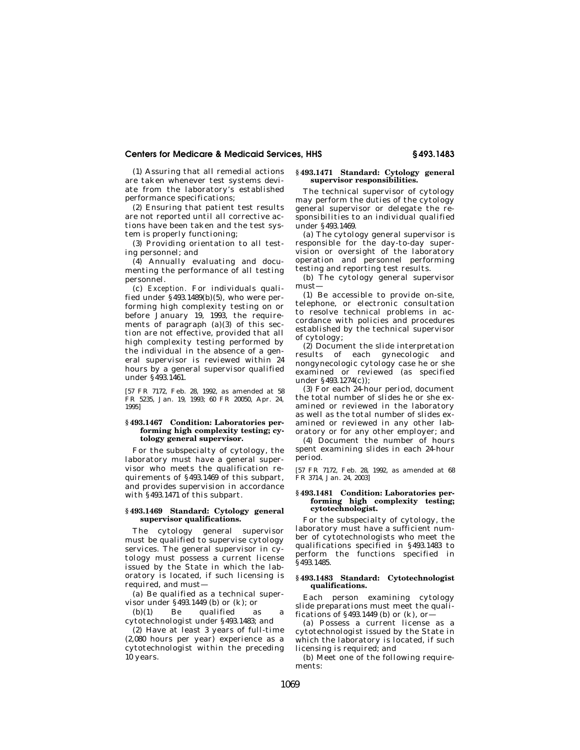(1) Assuring that all remedial actions are taken whenever test systems deviate from the laboratory's established performance specifications;

(2) Ensuring that patient test results are not reported until all corrective actions have been taken and the test system is properly functioning;

(3) Providing orientation to all testing personnel; and

(4) Annually evaluating and documenting the performance of all testing personnel.

(c) *Exception.* For individuals qualified under §493.1489(b)(5), who were performing high complexity testing on or before January 19, 1993, the requirements of paragraph (a)(3) of this section are not effective, provided that all high complexity testing performed by the individual in the absence of a general supervisor is reviewed within 24 hours by a general supervisor qualified under §493.1461.

[57 FR 7172, Feb. 28, 1992, as amended at 58 FR 5235, Jan. 19, 1993; 60 FR 20050, Apr. 24, 1995]

### §493.1467 Condition: Laboratories performing high complexity testing; cytology general supervisor.

For the subspecialty of cytology, the laboratory must have a general supervisor who meets the qualification requirements of §493.1469 of this subpart, and provides supervision in accordance with §493.1471 of this subpart.

### §493.1469 Standard: Cytology general supervisor qualifications.

The cytology general supervisor must be qualified to supervise cytology services. The general supervisor in cytology must possess a current license issued by the State in which the laboratory is located, if such licensing is required, and must—

(a) Be qualified as a technical supervisor under §493.1449 (b) or (k); or

(b)(1) Be qualified as a cytotechnologist under §493.1483; and

(2) Have at least 3 years of full-time (2,080 hours per year) experience as a cytotechnologist within the preceding 10 years.

### §493.1471 Standard: Cytology general supervisor responsibilities.

The technical supervisor of cytology may perform the duties of the cytology general supervisor or delegate the responsibilities to an individual qualified under §493.1469.

(a) The cytology general supervisor is responsible for the day-to-day supervision or oversight of the laboratory operation and personnel performing testing and reporting test results.

(b) The cytology general supervisor must—

(1) Be accessible to provide on-site, telephone, or electronic consultation to resolve technical problems in accordance with policies and procedures established by the technical supervisor of cytology;

(2) Document the slide interpretation results of each gynecologic and nongynecologic cytology case he or she examined or reviewed (as specified under §493.1274(c));

(3) For each 24-hour period, document the total number of slides he or she examined or reviewed in the laboratory as well as the total number of slides examined or reviewed in any other laboratory or for any other employer; and

(4) Document the number of hours spent examining slides in each 24-hour period.

[57 FR 7172, Feb. 28, 1992, as amended at 68 FR 3714, Jan. 24, 2003]

### §493.1481 Condition: Laboratories performing high complexity testing; cytotechnologist.

For the subspecialty of cytology, the laboratory must have a sufficient number of cytotechnologists who meet the qualifications specified in §493.1483 to perform the functions specified in §493.1485.

### §493.1483 Standard: Cytotechnologist qualifications.

Each person examining cytology slide preparations must meet the qualifications of §493.1449 (b) or (k), or—

(a) Possess a current license as a cytotechnologist issued by the State in which the laboratory is located, if such licensing is required; and

(b) Meet one of the following requirements: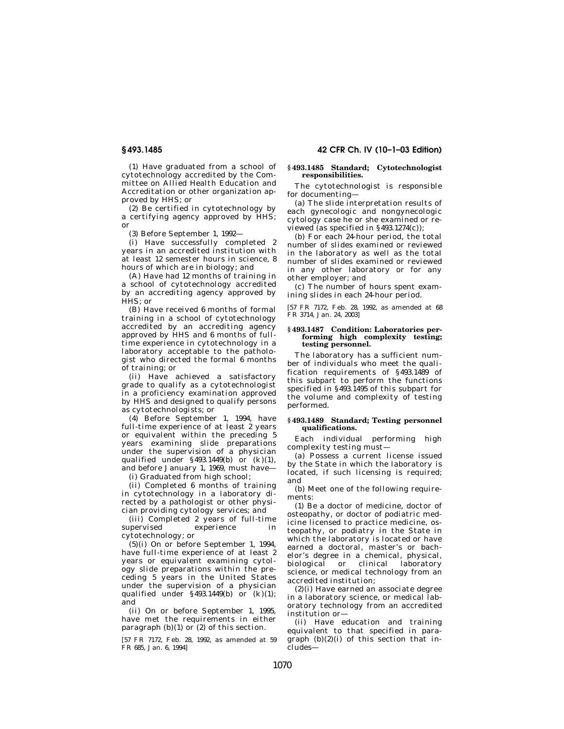(1) Have graduated from a school of cytotechnology accredited by the Committee on Allied Health Education and Accreditation or other organization approved by HHS; or

(2) Be certified in cytotechnology by a certifying agency approved by HHS; or

(3) Before September 1, 1992—

(i) Have successfully completed 2 years in an accredited institution with at least 12 semester hours in science, 8 hours of which are in biology; and

(A) Have had 12 months of training in a school of cytotechnology accredited by an accrediting agency approved by HHS; or

(B) Have received 6 months of formal training in a school of cytotechnology accredited by an accrediting agency approved by HHS and 6 months of full-time experience in cytotechnology in a laboratory acceptable to the pathologist who directed the formal 6 months of training; or

(ii) Have achieved a satisfactory grade to qualify as a cytotechnologist in a proficiency examination approved by HHS and designed to qualify persons as cytotechnologists; or

(4) Before September 1, 1994, have full-time experience of at least 2 years or equivalent within the preceding 5 years examining slide preparations under the supervision of a physician qualified under §493.1449(b) or (k)(1), and before January 1, 1969, must have—

(i) Graduated from high school;

(ii) Completed 6 months of training in cytotechnology in a laboratory directed by a pathologist or other physician providing cytology services; and

(iii) Completed 2 years of full-time supervised experience in cytotechnology; or

(5)(i) On or before September 1, 1994, have full-time experience of at least 2 years or equivalent examining cytology slide preparations within the preceding 5 years in the United States under the supervision of a physician qualified under §493.1449(b) or (k)(1); and

(ii) On or before September 1, 1995, have met the requirements in either paragraph (b)(1) or (2) of this section.

[57 FR 7172, Feb. 28, 1992, as amended at 59 FR 685, Jan. 6, 1994]

### §493.1485 Standard; Cytotechnologist responsibilities.

The cytotechnologist is responsible for documenting—

(a) The slide interpretation results of each gynecologic and nongynecologic cytology case he or she examined or reviewed (as specified in §493.1274(c));

(b) For each 24-hour period, the total number of slides examined or reviewed in the laboratory as well as the total number of slides examined or reviewed in any other laboratory or for any other employer; and

(c) The number of hours spent examining slides in each 24-hour period.

[57 FR 7172, Feb. 28, 1992, as amended at 68 FR 3714, Jan. 24, 2003]

### §493.1487 Condition: Laboratories performing high complexity testing; testing personnel.

The laboratory has a sufficient number of individuals who meet the qualification requirements of §493.1489 of this subpart to perform the functions specified in §493.1495 of this subpart for the volume and complexity of testing performed.

### §493.1489 Standard; Testing personnel qualifications.

Each individual performing high complexity testing must—

(a) Possess a current license issued by the State in which the laboratory is located, if such licensing is required; and

(b) Meet one of the following requirements:

(1) Be a doctor of medicine, doctor of osteopathy, or doctor of podiatric medicine licensed to practice medicine, osteopathy, or podiatry in the State in which the laboratory is located or have earned a doctoral, master's or bachelor's degree in a chemical, physical, biological or clinical laboratory science, or medical technology from an accredited institution;

(2)(i) Have earned an associate degree in a laboratory science, or medical laboratory technology from an accredited institution or—

(ii) Have education and training equivalent to that specified in paragraph (b)(2)(i) of this section that includes—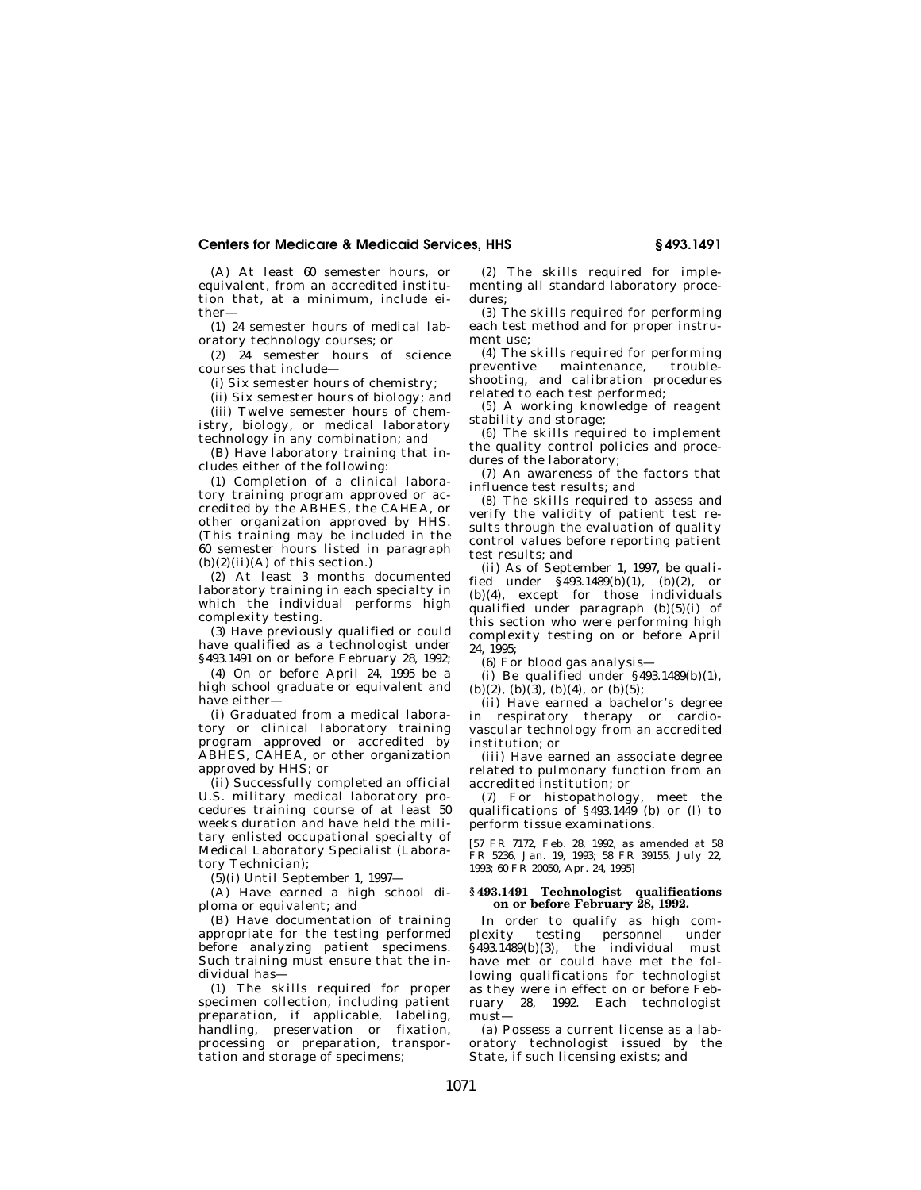(A) At least 60 semester hours, or equivalent, from an accredited institution that, at a minimum, include either—

(*1*) 24 semester hours of medical laboratory technology courses; or

(*2*) 24 semester hours of science courses that include—

(*i*) Six semester hours of chemistry;

(*ii*) Six semester hours of biology; and

(*iii*) Twelve semester hours of chemistry, biology, or medical laboratory technology in any combination; and

(B) Have laboratory training that includes either of the following:

(*1*) Completion of a clinical laboratory training program approved or accredited by the ABHES, the CAHEA, or other organization approved by HHS. (This training may be included in the 60 semester hours listed in paragraph (b)(2)(ii)(A) of this section.)

(*2*) At least 3 months documented laboratory training in each specialty in which the individual performs high complexity testing.

(3) Have previously qualified or could have qualified as a technologist under §493.1491 on or before February 28, 1992;

(4) On or before April 24, 1995 be a high school graduate or equivalent and have either—

(i) Graduated from a medical laboratory or clinical laboratory training program approved or accredited by ABHES, CAHEA, or other organization approved by HHS; or

(ii) Successfully completed an official U.S. military medical laboratory procedures training course of at least 50 weeks duration and have held the military enlisted occupational specialty of Medical Laboratory Specialist (Laboratory Technician);

(5)(i) Until September 1, 1997—

(A) Have earned a high school diploma or equivalent; and

(B) Have documentation of training appropriate for the testing performed before analyzing patient specimens. Such training must ensure that the individual has—

(*1*) The skills required for proper specimen collection, including patient preparation, if applicable, labeling, handling, preservation or fixation, processing or preparation, transportation and storage of specimens;

(*2*) The skills required for implementing all standard laboratory procedures;

(*3*) The skills required for performing each test method and for proper instrument use;

(*4*) The skills required for performing preventive maintenance, troubleshooting, and calibration procedures related to each test performed;

(*5*) A working knowledge of reagent stability and storage;

(*6*) The skills required to implement the quality control policies and procedures of the laboratory;

(*7*) An awareness of the factors that influence test results; and

(*8*) The skills required to assess and verify the validity of patient test results through the evaluation of quality control values before reporting patient test results; and

(ii) As of September 1, 1997, be qualified under §493.1489(b)(1), (b)(2), or (b)(4), except for those individuals qualified under paragraph (b)(5)(i) of this section who were performing high complexity testing on or before April 24, 1995;

(6) For blood gas analysis—

(i) Be qualified under §493.1489(b)(1), (b)(2), (b)(3), (b)(4), or (b)(5);

(ii) Have earned a bachelor's degree in respiratory therapy or cardiovascular technology from an accredited institution; or

(iii) Have earned an associate degree related to pulmonary function from an accredited institution; or

(7) For histopathology, meet the qualifications of §493.1449 (b) or (l) to perform tissue examinations.

[57 FR 7172, Feb. 28, 1992, as amended at 58 FR 5236, Jan. 19, 1993; 58 FR 39155, July 22, 1993; 60 FR 20050, Apr. 24, 1995]

### §493.1491 Technologist qualifications on or before February 28, 1992.

In order to qualify as high complexity testing personnel under §493.1489(b)(3), the individual must have met or could have met the following qualifications for technologist as they were in effect on or before February 28, 1992. Each technologist must—

(a) Possess a current license as a laboratory technologist issued by the State, if such licensing exists; and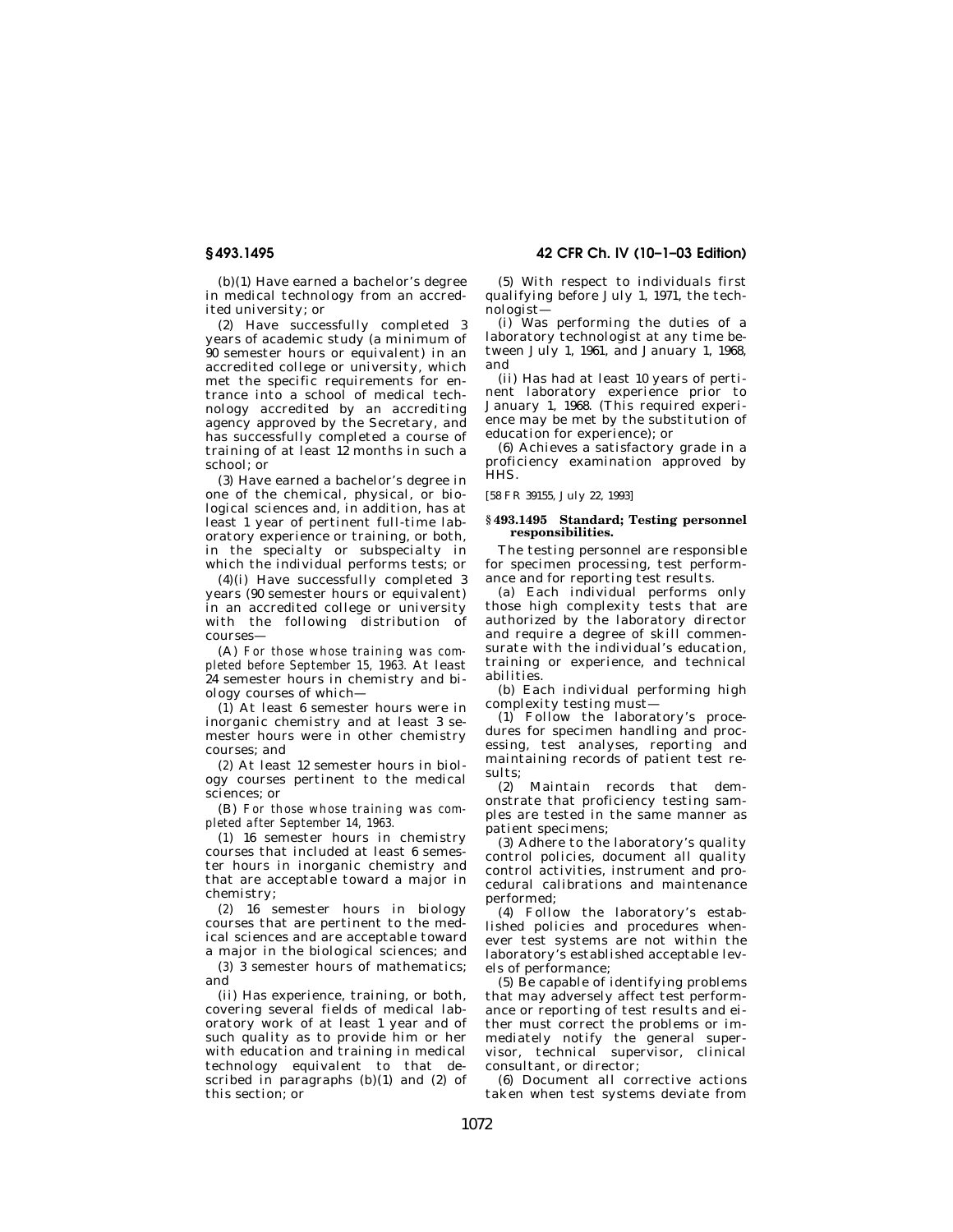(b)(1) Have earned a bachelor's degree in medical technology from an accredited university; or

(2) Have successfully completed 3 years of academic study (a minimum of 90 semester hours or equivalent) in an accredited college or university, which met the specific requirements for entrance into a school of medical technology accredited by an accrediting agency approved by the Secretary, and has successfully completed a course of training of at least 12 months in such a school; or

(3) Have earned a bachelor's degree in one of the chemical, physical, or biological sciences and, in addition, has at least 1 year of pertinent full-time laboratory experience or training, or both, in the specialty or subspecialty in which the individual performs tests; or

(4)(i) Have successfully completed 3 years (90 semester hours or equivalent) in an accredited college or university with the following distribution of courses—

(A) *For those whose training was completed before September 15, 1963.* At least 24 semester hours in chemistry and biology courses of which—

(*1*) At least 6 semester hours were in inorganic chemistry and at least 3 semester hours were in other chemistry courses; and

(*2*) At least 12 semester hours in biology courses pertinent to the medical sciences; or

(B) *For those whose training was completed after September 14, 1963.*

(*1*) 16 semester hours in chemistry courses that included at least 6 semester hours in inorganic chemistry and that are acceptable toward a major in chemistry;

(*2*) 16 semester hours in biology courses that are pertinent to the medical sciences and are acceptable toward a major in the biological sciences; and

(*3*) 3 semester hours of mathematics; and

(ii) Has experience, training, or both, covering several fields of medical laboratory work of at least 1 year and of such quality as to provide him or her with education and training in medical technology equivalent to that described in paragraphs (b)(1) and (2) of this section; or

(5) With respect to individuals first qualifying before July 1, 1971, the technologist—

(i) Was performing the duties of a laboratory technologist at any time between July 1, 1961, and January 1, 1968, and

(ii) Has had at least 10 years of pertinent laboratory experience prior to January 1, 1968. (This required experience may be met by the substitution of education for experience); or

(6) Achieves a satisfactory grade in a proficiency examination approved by HHS.

[58 FR 39155, July 22, 1993]

### § 493.1495 Standard; Testing personnel responsibilities.

The testing personnel are responsible for specimen processing, test performance and for reporting test results.

(a) Each individual performs only those high complexity tests that are authorized by the laboratory director and require a degree of skill commensurate with the individual's education, training or experience, and technical abilities.

(b) Each individual performing high complexity testing must—

(1) Follow the laboratory's procedures for specimen handling and processing, test analyses, reporting and maintaining records of patient test results;

(2) Maintain records that demonstrate that proficiency testing samples are tested in the same manner as patient specimens;

(3) Adhere to the laboratory's quality control policies, document all quality control activities, instrument and procedural calibrations and maintenance performed;

(4) Follow the laboratory's established policies and procedures whenever test systems are not within the laboratory's established acceptable levels of performance;

(5) Be capable of identifying problems that may adversely affect test performance or reporting of test results and either must correct the problems or immediately notify the general supervisor, technical supervisor, clinical consultant, or director;

(6) Document all corrective actions taken when test systems deviate from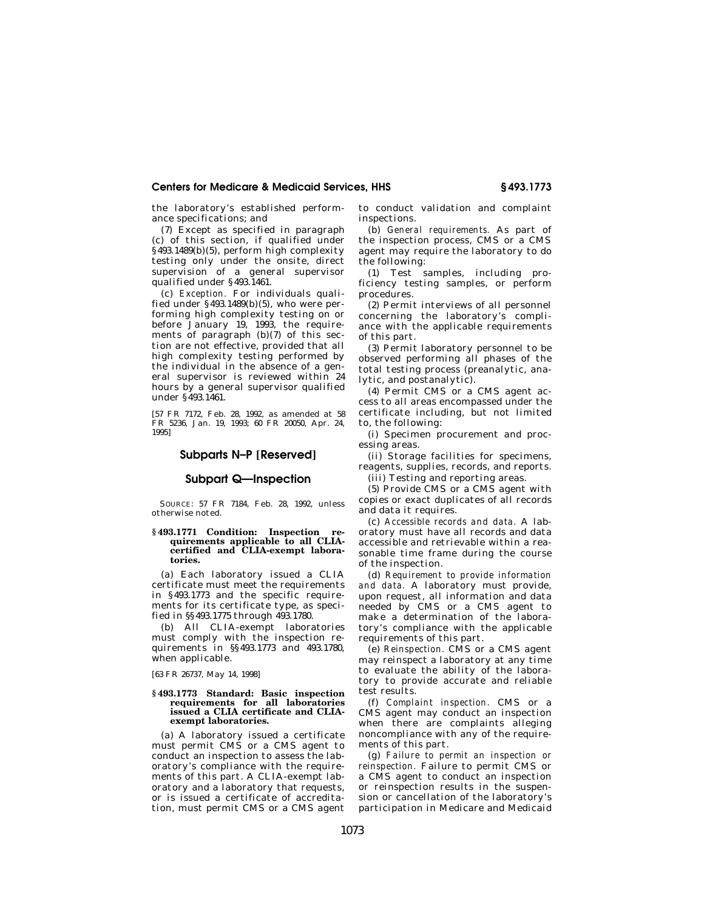the laboratory's established performance specifications; and

(7) Except as specified in paragraph (c) of this section, if qualified under §493.1489(b)(5), perform high complexity testing only under the onsite, direct supervision of a general supervisor qualified under §493.1461.

(c) *Exception.* For individuals qualified under §493.1489(b)(5), who were performing high complexity testing on or before January 19, 1993, the requirements of paragraph (b)(7) of this section are not effective, provided that all high complexity testing performed by the individual in the absence of a general supervisor is reviewed within 24 hours by a general supervisor qualified under §493.1461.

[57 FR 7172, Feb. 28, 1992, as amended at 58 FR 5236, Jan. 19, 1993; 60 FR 20050, Apr. 24, 1995]

## Subparts N–P [Reserved]

## Subpart Q—Inspection

SOURCE: 57 FR 7184, Feb. 28, 1992, unless otherwise noted.

### §493.1771 Condition: Inspection requirements applicable to all CLIA-certified and CLIA-exempt laboratories.

(a) Each laboratory issued a CLIA certificate must meet the requirements in §493.1773 and the specific requirements for its certificate type, as specified in §§493.1775 through 493.1780.

(b) All CLIA-exempt laboratories must comply with the inspection requirements in §§493.1773 and 493.1780, when applicable.

[63 FR 26737, May 14, 1998]

### §493.1773 Standard: Basic inspection requirements for all laboratories issued a CLIA certificate and CLIA-exempt laboratories.

(a) A laboratory issued a certificate must permit CMS or a CMS agent to conduct an inspection to assess the laboratory's compliance with the requirements of this part. A CLIA-exempt laboratory and a laboratory that requests, or is issued a certificate of accreditation, must permit CMS or a CMS agent to conduct validation and complaint inspections.

(b) *General requirements.* As part of the inspection process, CMS or a CMS agent may require the laboratory to do the following:

(1) Test samples, including proficiency testing samples, or perform procedures.

(2) Permit interviews of all personnel concerning the laboratory's compliance with the applicable requirements of this part.

(3) Permit laboratory personnel to be observed performing all phases of the total testing process (preanalytic, analytic, and postanalytic).

(4) Permit CMS or a CMS agent access to all areas encompassed under the certificate including, but not limited to, the following:

(i) Specimen procurement and processing areas.

(ii) Storage facilities for specimens, reagents, supplies, records, and reports.

(iii) Testing and reporting areas.

(5) Provide CMS or a CMS agent with copies or exact duplicates of all records and data it requires.

(c) *Accessible records and data.* A laboratory must have all records and data accessible and retrievable within a reasonable time frame during the course of the inspection.

(d) *Requirement to provide information and data.* A laboratory must provide, upon request, all information and data needed by CMS or a CMS agent to make a determination of the laboratory's compliance with the applicable requirements of this part.

(e) *Reinspection.* CMS or a CMS agent may reinspect a laboratory at any time to evaluate the ability of the laboratory to provide accurate and reliable test results.

(f) *Complaint inspection.* CMS or a CMS agent may conduct an inspection when there are complaints alleging noncompliance with any of the requirements of this part.

(g) *Failure to permit an inspection or reinspection.* Failure to permit CMS or a CMS agent to conduct an inspection or reinspection results in the suspension or cancellation of the laboratory's participation in Medicare and Medicaid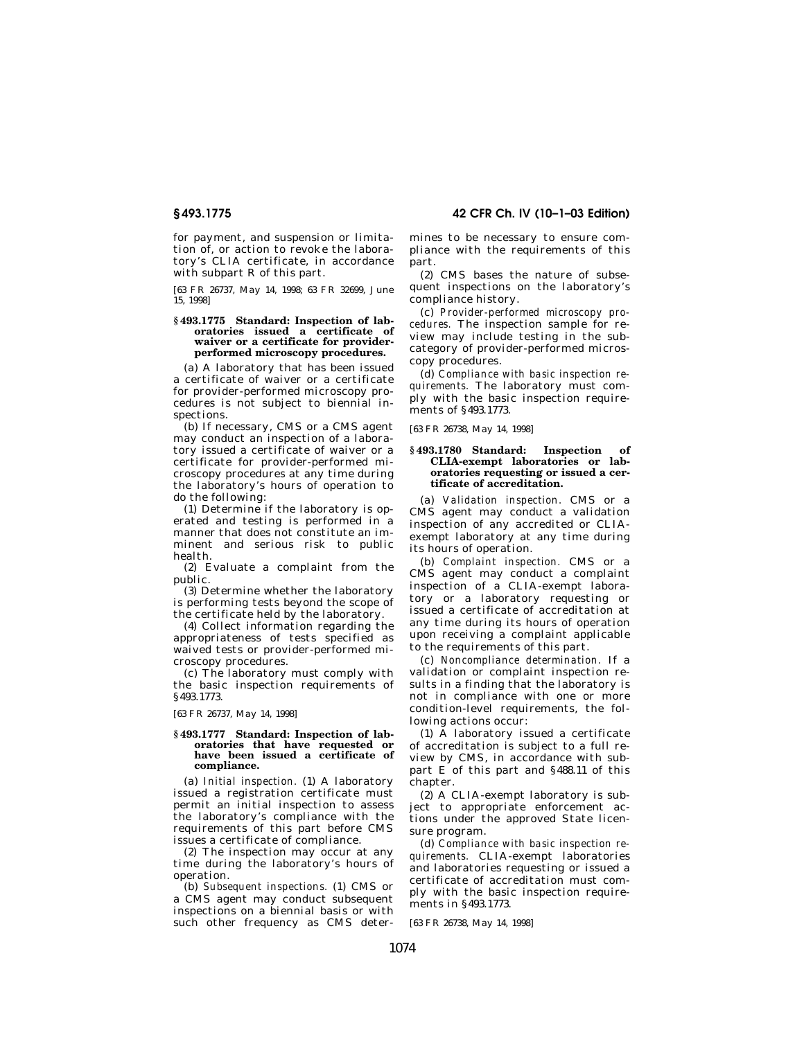for payment, and suspension or limitation of, or action to revoke the laboratory's CLIA certificate, in accordance with subpart R of this part.

[63 FR 26737, May 14, 1998; 63 FR 32699, June 15, 1998]

### § 493.1775 Standard: Inspection of laboratories issued a certificate of waiver or a certificate for provider-performed microscopy procedures.

(a) A laboratory that has been issued a certificate of waiver or a certificate for provider-performed microscopy procedures is not subject to biennial inspections.

(b) If necessary, CMS or a CMS agent may conduct an inspection of a laboratory issued a certificate of waiver or a certificate for provider-performed microscopy procedures at any time during the laboratory's hours of operation to do the following:

(1) Determine if the laboratory is operated and testing is performed in a manner that does not constitute an imminent and serious risk to public health.

(2) Evaluate a complaint from the public.

(3) Determine whether the laboratory is performing tests beyond the scope of the certificate held by the laboratory.

(4) Collect information regarding the appropriateness of tests specified as waived tests or provider-performed microscopy procedures.

(c) The laboratory must comply with the basic inspection requirements of § 493.1773.

[63 FR 26737, May 14, 1998]

### § 493.1777 Standard: Inspection of laboratories that have requested or have been issued a certificate of compliance.

(a) *Initial inspection.* (1) A laboratory issued a registration certificate must permit an initial inspection to assess the laboratory's compliance with the requirements of this part before CMS issues a certificate of compliance.

(2) The inspection may occur at any time during the laboratory's hours of operation.

(b) *Subsequent inspections.* (1) CMS or a CMS agent may conduct subsequent inspections on a biennial basis or with such other frequency as CMS determines to be necessary to ensure compliance with the requirements of this part.

(2) CMS bases the nature of subsequent inspections on the laboratory's compliance history.

(c) *Provider-performed microscopy procedures.* The inspection sample for review may include testing in the subcategory of provider-performed microscopy procedures.

(d) *Compliance with basic inspection requirements.* The laboratory must comply with the basic inspection requirements of § 493.1773.

[63 FR 26738, May 14, 1998]

### § 493.1780 Standard: Inspection of CLIA-exempt laboratories or laboratories requesting or issued a certificate of accreditation.

(a) *Validation inspection.* CMS or a CMS agent may conduct a validation inspection of any accredited or CLIA-exempt laboratory at any time during its hours of operation.

(b) *Complaint inspection.* CMS or a CMS agent may conduct a complaint inspection of a CLIA-exempt laboratory or a laboratory requesting or issued a certificate of accreditation at any time during its hours of operation upon receiving a complaint applicable to the requirements of this part.

(c) *Noncompliance determination.* If a validation or complaint inspection results in a finding that the laboratory is not in compliance with one or more condition-level requirements, the following actions occur:

(1) A laboratory issued a certificate of accreditation is subject to a full review by CMS, in accordance with subpart E of this part and § 488.11 of this chapter.

(2) A CLIA-exempt laboratory is subject to appropriate enforcement actions under the approved State licensure program.

(d) *Compliance with basic inspection requirements.* CLIA-exempt laboratories and laboratories requesting or issued a certificate of accreditation must comply with the basic inspection requirements in § 493.1773.

[63 FR 26738, May 14, 1998]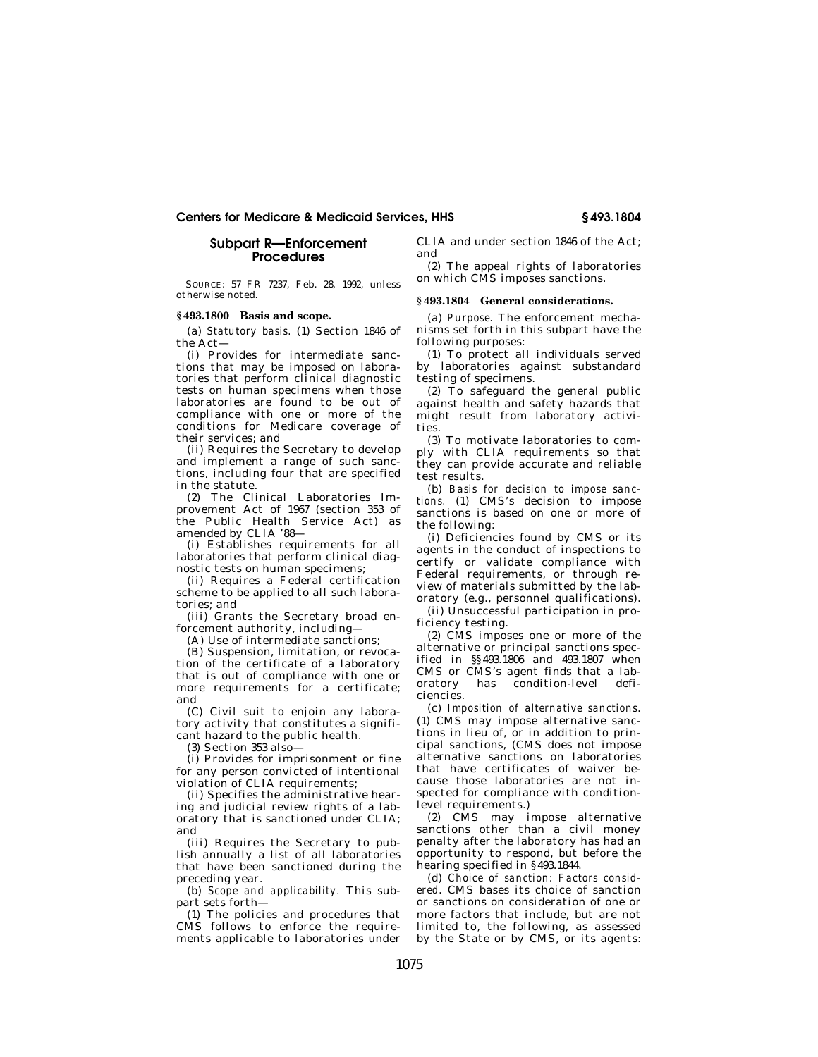## Subpart R—Enforcement Procedures

SOURCE: 57 FR 7237, Feb. 28, 1992, unless otherwise noted.

### § 493.1800 Basis and scope.

(a) *Statutory basis.* (1) Section 1846 of the Act—

(i) Provides for intermediate sanctions that may be imposed on laboratories that perform clinical diagnostic tests on human specimens when those laboratories are found to be out of compliance with one or more of the conditions for Medicare coverage of their services; and

(ii) Requires the Secretary to develop and implement a range of such sanctions, including four that are specified in the statute.

(2) The Clinical Laboratories Improvement Act of 1967 (section 353 of the Public Health Service Act) as amended by CLIA '88—

(i) Establishes requirements for all laboratories that perform clinical diagnostic tests on human specimens;

(ii) Requires a Federal certification scheme to be applied to all such laboratories; and

(iii) Grants the Secretary broad enforcement authority, including—

(A) Use of intermediate sanctions;

(B) Suspension, limitation, or revocation of the certificate of a laboratory that is out of compliance with one or more requirements for a certificate; and

(C) Civil suit to enjoin any laboratory activity that constitutes a significant hazard to the public health.

(3) Section 353 also—

(i) Provides for imprisonment or fine for any person convicted of intentional violation of CLIA requirements;

(ii) Specifies the administrative hearing and judicial review rights of a laboratory that is sanctioned under CLIA; and

(iii) Requires the Secretary to publish annually a list of all laboratories that have been sanctioned during the preceding year.

(b) *Scope and applicability.* This subpart sets forth—

(1) The policies and procedures that CMS follows to enforce the requirements applicable to laboratories under CLIA and under section 1846 of the Act; and

(2) The appeal rights of laboratories on which CMS imposes sanctions.

### § 493.1804 General considerations.

(a) *Purpose.* The enforcement mechanisms set forth in this subpart have the following purposes:

(1) To protect all individuals served by laboratories against substandard testing of specimens.

(2) To safeguard the general public against health and safety hazards that might result from laboratory activities.

(3) To motivate laboratories to comply with CLIA requirements so that they can provide accurate and reliable test results.

(b) *Basis for decision to impose sanctions.* (1) CMS's decision to impose sanctions is based on one or more of the following:

(i) Deficiencies found by CMS or its agents in the conduct of inspections to certify or validate compliance with Federal requirements, or through review of materials submitted by the laboratory (e.g., personnel qualifications).

(ii) Unsuccessful participation in proficiency testing.

(2) CMS imposes one or more of the alternative or principal sanctions specified in §§ 493.1806 and 493.1807 when CMS or CMS's agent finds that a laboratory has condition-level deficiencies.

(c) *Imposition of alternative sanctions.* (1) CMS may impose alternative sanctions in lieu of, or in addition to principal sanctions, (CMS does not impose alternative sanctions on laboratories that have certificates of waiver because those laboratories are not inspected for compliance with condition-level requirements.)

(2) CMS may impose alternative sanctions other than a civil money penalty after the laboratory has had an opportunity to respond, but before the hearing specified in § 493.1844.

(d) *Choice of sanction: Factors considered.* CMS bases its choice of sanction or sanctions on consideration of one or more factors that include, but are not limited to, the following, as assessed by the State or by CMS, or its agents: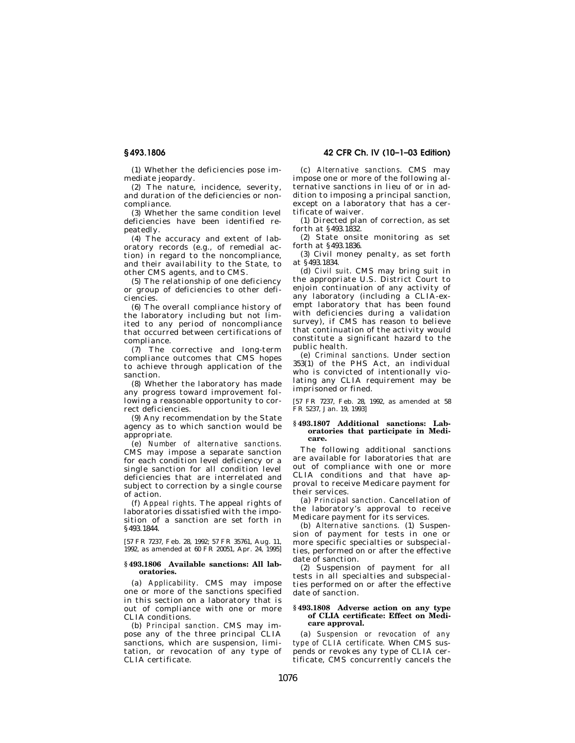(1) Whether the deficiencies pose immediate jeopardy.

(2) The nature, incidence, severity, and duration of the deficiencies or noncompliance.

(3) Whether the same condition level deficiencies have been identified repeatedly.

(4) The accuracy and extent of laboratory records (e.g., of remedial action) in regard to the noncompliance, and their availability to the State, to other CMS agents, and to CMS.

(5) The relationship of one deficiency or group of deficiencies to other deficiencies.

(6) The overall compliance history of the laboratory including but not limited to any period of noncompliance that occurred between certifications of compliance.

(7) The corrective and long-term compliance outcomes that CMS hopes to achieve through application of the sanction.

(8) Whether the laboratory has made any progress toward improvement following a reasonable opportunity to correct deficiencies.

(9) Any recommendation by the State agency as to which sanction would be appropriate.

(e) *Number of alternative sanctions.* CMS may impose a separate sanction for each condition level deficiency or a single sanction for all condition level deficiencies that are interrelated and subject to correction by a single course of action.

(f) *Appeal rights.* The appeal rights of laboratories dissatisfied with the imposition of a sanction are set forth in §493.1844.

[57 FR 7237, Feb. 28, 1992; 57 FR 35761, Aug. 11, 1992, as amended at 60 FR 20051, Apr. 24, 1995]

### §493.1806 Available sanctions: All laboratories.

(a) *Applicability.* CMS may impose one or more of the sanctions specified in this section on a laboratory that is out of compliance with one or more CLIA conditions.

(b) *Principal sanction.* CMS may impose any of the three principal CLIA sanctions, which are suspension, limitation, or revocation of any type of CLIA certificate.

(c) *Alternative sanctions.* CMS may impose one or more of the following alternative sanctions in lieu of or in addition to imposing a principal sanction, except on a laboratory that has a certificate of waiver.

(1) Directed plan of correction, as set forth at §493.1832.

(2) State onsite monitoring as set forth at §493.1836.

(3) Civil money penalty, as set forth at §493.1834.

(d) *Civil suit.* CMS may bring suit in the appropriate U.S. District Court to enjoin continuation of any activity of any laboratory (including a CLIA-exempt laboratory that has been found with deficiencies during a validation survey), if CMS has reason to believe that continuation of the activity would constitute a significant hazard to the public health.

(e) *Criminal sanctions.* Under section 353(1) of the PHS Act, an individual who is convicted of intentionally violating any CLIA requirement may be imprisoned or fined.

[57 FR 7237, Feb. 28, 1992, as amended at 58 FR 5237, Jan. 19, 1993]

### §493.1807 Additional sanctions: Laboratories that participate in Medicare.

The following additional sanctions are available for laboratories that are out of compliance with one or more CLIA conditions and that have approval to receive Medicare payment for their services.

(a) *Principal sanction.* Cancellation of the laboratory's approval to receive Medicare payment for its services.

(b) *Alternative sanctions.* (1) Suspension of payment for tests in one or more specific specialties or subspecialties, performed on or after the effective date of sanction.

(2) Suspension of payment for all tests in all specialties and subspecialties performed on or after the effective date of sanction.

### §493.1808 Adverse action on any type of CLIA certificate: Effect on Medicare approval.

(a) *Suspension or revocation of any type of CLIA certificate.* When CMS suspends or revokes any type of CLIA certificate, CMS concurrently cancels the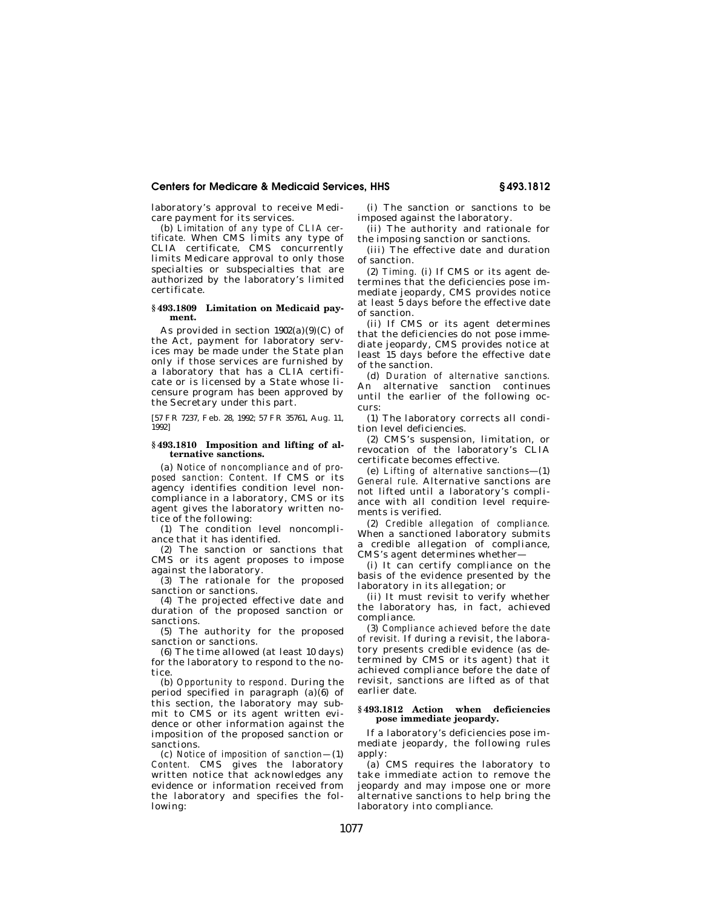laboratory's approval to receive Medicare payment for its services.

(b) *Limitation of any type of CLIA certificate.* When CMS limits any type of CLIA certificate, CMS concurrently limits Medicare approval to only those specialties or subspecialties that are authorized by the laboratory's limited certificate.

### § 493.1809 Limitation on Medicaid payment.

As provided in section 1902(a)(9)(C) of the Act, payment for laboratory services may be made under the State plan only if those services are furnished by a laboratory that has a CLIA certificate or is licensed by a State whose licensure program has been approved by the Secretary under this part.

[57 FR 7237, Feb. 28, 1992; 57 FR 35761, Aug. 11, 1992]

### § 493.1810 Imposition and lifting of alternative sanctions.

(a) *Notice of noncompliance and of proposed sanction: Content.* If CMS or its agency identifies condition level noncompliance in a laboratory, CMS or its agent gives the laboratory written notice of the following:

(1) The condition level noncompliance that it has identified.

(2) The sanction or sanctions that CMS or its agent proposes to impose against the laboratory.

(3) The rationale for the proposed sanction or sanctions.

(4) The projected effective date and duration of the proposed sanction or sanctions.

(5) The authority for the proposed sanction or sanctions.

(6) The time allowed (at least 10 days) for the laboratory to respond to the notice.

(b) *Opportunity to respond.* During the period specified in paragraph (a)(6) of this section, the laboratory may submit to CMS or its agent written evidence or other information against the imposition of the proposed sanction or sanctions.

(c) *Notice of imposition of sanction*—(1) *Content.* CMS gives the laboratory written notice that acknowledges any evidence or information received from the laboratory and specifies the following:

(i) The sanction or sanctions to be imposed against the laboratory.

(ii) The authority and rationale for the imposing sanction or sanctions.

(iii) The effective date and duration of sanction.

(2) *Timing.* (i) If CMS or its agent determines that the deficiencies pose immediate jeopardy, CMS provides notice at least 5 days before the effective date of sanction.

(ii) If CMS or its agent determines that the deficiencies do not pose immediate jeopardy, CMS provides notice at least 15 days before the effective date of the sanction.

(d) *Duration of alternative sanctions.* An alternative sanction continues until the earlier of the following occurs:

(1) The laboratory corrects all condition level deficiencies.

(2) CMS's suspension, limitation, or revocation of the laboratory's CLIA certificate becomes effective.

(e) *Lifting of alternative sanctions*—(1) *General rule.* Alternative sanctions are not lifted until a laboratory's compliance with all condition level requirements is verified.

(2) *Credible allegation of compliance.* When a sanctioned laboratory submits a credible allegation of compliance, CMS's agent determines whether—

(i) It can certify compliance on the basis of the evidence presented by the laboratory in its allegation; or

(ii) It must revisit to verify whether the laboratory has, in fact, achieved compliance.

(3) *Compliance achieved before the date of revisit.* If during a revisit, the laboratory presents credible evidence (as determined by CMS or its agent) that it achieved compliance before the date of revisit, sanctions are lifted as of that earlier date.

### § 493.1812 Action when deficiencies pose immediate jeopardy.

If a laboratory's deficiencies pose immediate jeopardy, the following rules apply:

(a) CMS requires the laboratory to take immediate action to remove the jeopardy and may impose one or more alternative sanctions to help bring the laboratory into compliance.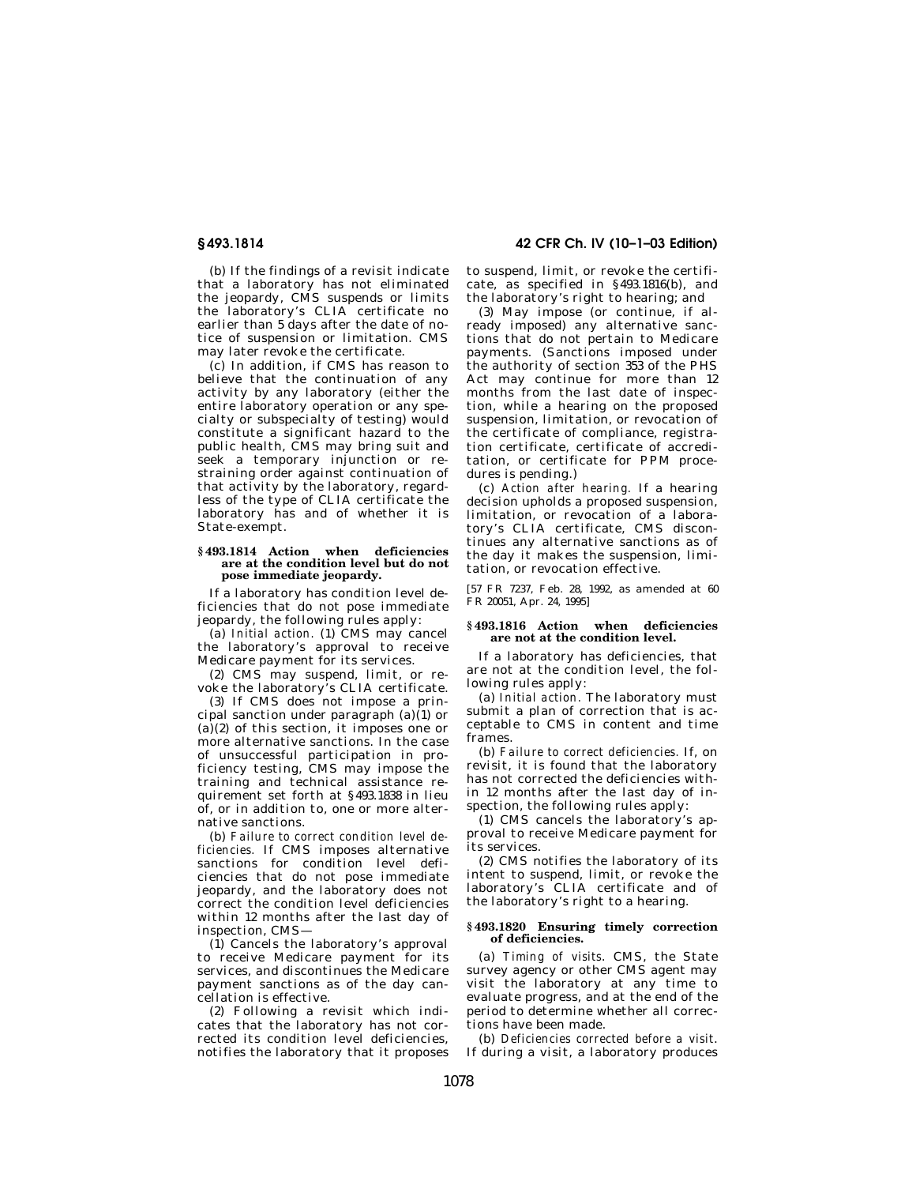(b) If the findings of a revisit indicate that a laboratory has not eliminated the jeopardy, CMS suspends or limits the laboratory's CLIA certificate no earlier than 5 days after the date of notice of suspension or limitation. CMS may later revoke the certificate.

(c) In addition, if CMS has reason to believe that the continuation of any activity by any laboratory (either the entire laboratory operation or any specialty or subspecialty of testing) would constitute a significant hazard to the public health, CMS may bring suit and seek a temporary injunction or restraining order against continuation of that activity by the laboratory, regardless of the type of CLIA certificate the laboratory has and of whether it is State-exempt.

### § 493.1814 Action when deficiencies are at the condition level but do not pose immediate jeopardy.

If a laboratory has condition level deficiencies that do not pose immediate jeopardy, the following rules apply:

(a) *Initial action.* (1) CMS may cancel the laboratory's approval to receive Medicare payment for its services.

(2) CMS may suspend, limit, or revoke the laboratory's CLIA certificate.

(3) If CMS does not impose a principal sanction under paragraph (a)(1) or (a)(2) of this section, it imposes one or more alternative sanctions. In the case of unsuccessful participation in proficiency testing, CMS may impose the training and technical assistance requirement set forth at § 493.1838 in lieu of, or in addition to, one or more alternative sanctions.

(b) *Failure to correct condition level deficiencies.* If CMS imposes alternative sanctions for condition level deficiencies that do not pose immediate jeopardy, and the laboratory does not correct the condition level deficiencies within 12 months after the last day of inspection, CMS—

(1) Cancels the laboratory's approval to receive Medicare payment for its services, and discontinues the Medicare payment sanctions as of the day cancellation is effective.

(2) Following a revisit which indicates that the laboratory has not corrected its condition level deficiencies, notifies the laboratory that it proposes to suspend, limit, or revoke the certificate, as specified in § 493.1816(b), and the laboratory's right to hearing; and

(3) May impose (or continue, if already imposed) any alternative sanctions that do not pertain to Medicare payments. (Sanctions imposed under the authority of section 353 of the PHS Act may continue for more than 12 months from the last date of inspection, while a hearing on the proposed suspension, limitation, or revocation of the certificate of compliance, registration certificate, certificate of accreditation, or certificate for PPM procedures is pending.)

(c) *Action after hearing.* If a hearing decision upholds a proposed suspension, limitation, or revocation of a laboratory's CLIA certificate, CMS discontinues any alternative sanctions as of the day it makes the suspension, limitation, or revocation effective.

[57 FR 7237, Feb. 28, 1992, as amended at 60 FR 20051, Apr. 24, 1995]

### § 493.1816 Action when deficiencies are not at the condition level.

If a laboratory has deficiencies, that are not at the condition level, the following rules apply:

(a) *Initial action.* The laboratory must submit a plan of correction that is acceptable to CMS in content and time frames.

(b) *Failure to correct deficiencies.* If, on revisit, it is found that the laboratory has not corrected the deficiencies within 12 months after the last day of inspection, the following rules apply:

(1) CMS cancels the laboratory's approval to receive Medicare payment for its services.

(2) CMS notifies the laboratory of its intent to suspend, limit, or revoke the laboratory's CLIA certificate and of the laboratory's right to a hearing.

### § 493.1820 Ensuring timely correction of deficiencies.

(a) *Timing of visits.* CMS, the State survey agency or other CMS agent may visit the laboratory at any time to evaluate progress, and at the end of the period to determine whether all corrections have been made.

(b) *Deficiencies corrected before a visit.* If during a visit, a laboratory produces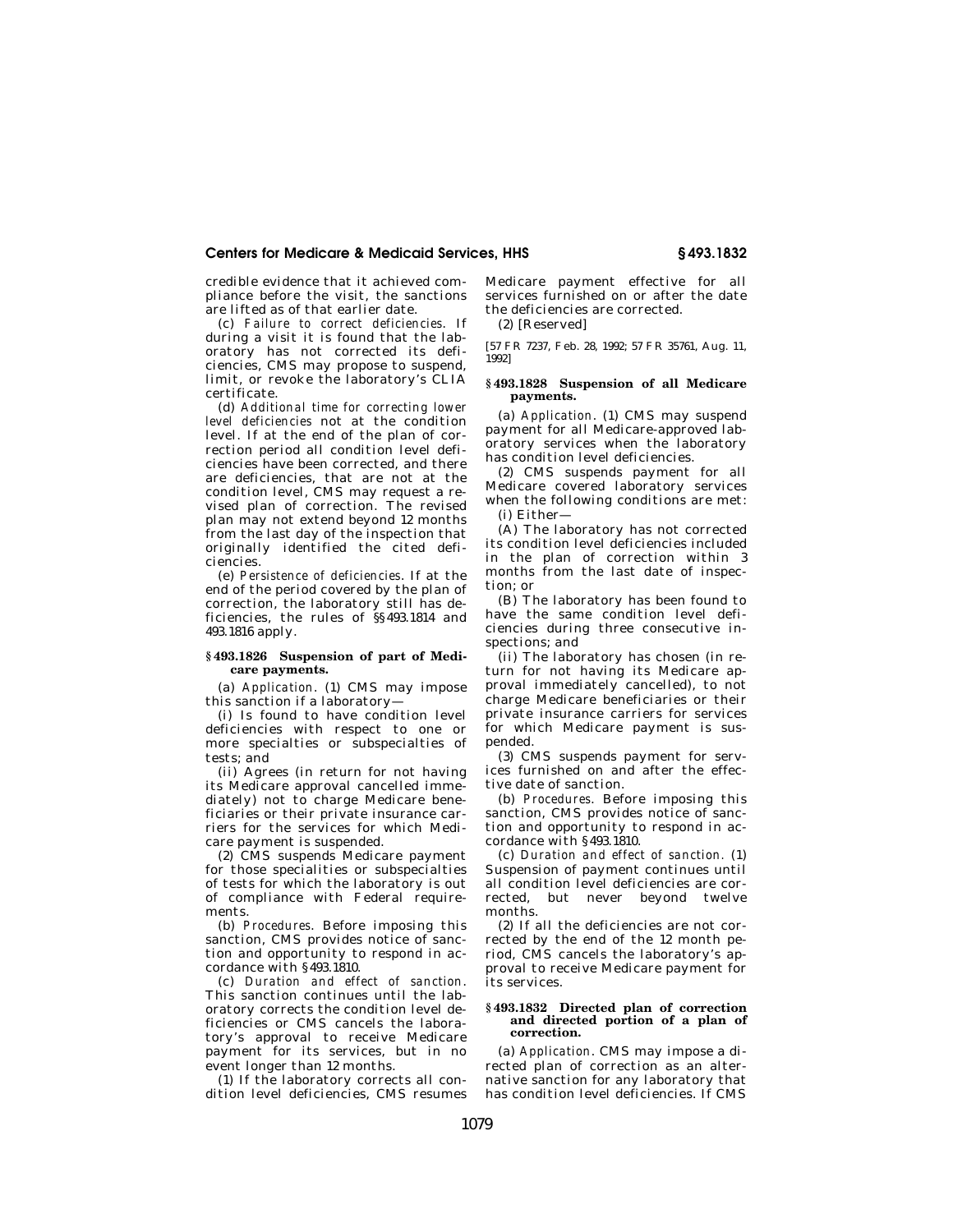credible evidence that it achieved compliance before the visit, the sanctions are lifted as of that earlier date.

(c) *Failure to correct deficiencies.* If during a visit it is found that the laboratory has not corrected its deficiencies, CMS may propose to suspend, limit, or revoke the laboratory's CLIA certificate.

(d) *Additional time for correcting lower level deficiencies not at the condition level.* If at the end of the plan of correction period all condition level deficiencies have been corrected, and there are deficiencies, that are not at the condition level, CMS may request a revised plan of correction. The revised plan may not extend beyond 12 months from the last day of the inspection that originally identified the cited deficiencies.

(e) *Persistence of deficiencies.* If at the end of the period covered by the plan of correction, the laboratory still has deficiencies, the rules of §§493.1814 and 493.1816 apply.

### §493.1826 Suspension of part of Medicare payments.

(a) *Application.* (1) CMS may impose this sanction if a laboratory—

(i) Is found to have condition level deficiencies with respect to one or more specialties or subspecialties of tests; and

(ii) Agrees (in return for not having its Medicare approval cancelled immediately) not to charge Medicare beneficiaries or their private insurance carriers for the services for which Medicare payment is suspended.

(2) CMS suspends Medicare payment for those specialities or subspecialties of tests for which the laboratory is out of compliance with Federal requirements.

(b) *Procedures.* Before imposing this sanction, CMS provides notice of sanction and opportunity to respond in accordance with §493.1810.

(c) *Duration and effect of sanction.* This sanction continues until the laboratory corrects the condition level deficiencies or CMS cancels the laboratory's approval to receive Medicare payment for its services, but in no event longer than 12 months.

(1) If the laboratory corrects all condition level deficiencies, CMS resumes Medicare payment effective for all services furnished on or after the date the deficiencies are corrected.

(2) [Reserved]

[57 FR 7237, Feb. 28, 1992; 57 FR 35761, Aug. 11, 1992]

### §493.1828 Suspension of all Medicare payments.

(a) *Application.* (1) CMS may suspend payment for all Medicare-approved laboratory services when the laboratory has condition level deficiencies.

(2) CMS suspends payment for all Medicare covered laboratory services when the following conditions are met:

(i) Either—

(A) The laboratory has not corrected its condition level deficiencies included in the plan of correction within 3 months from the last date of inspection; or

(B) The laboratory has been found to have the same condition level deficiencies during three consecutive inspections; and

(ii) The laboratory has chosen (in return for not having its Medicare approval immediately cancelled), to not charge Medicare beneficiaries or their private insurance carriers for services for which Medicare payment is suspended.

(3) CMS suspends payment for services furnished on and after the effective date of sanction.

(b) *Procedures.* Before imposing this sanction, CMS provides notice of sanction and opportunity to respond in accordance with §493.1810.

(c) *Duration and effect of sanction.* (1) Suspension of payment continues until all condition level deficiencies are corrected, but never beyond twelve months.

(2) If all the deficiencies are not corrected by the end of the 12 month period, CMS cancels the laboratory's approval to receive Medicare payment for its services.

### §493.1832 Directed plan of correction and directed portion of a plan of correction.

(a) *Application.* CMS may impose a directed plan of correction as an alternative sanction for any laboratory that has condition level deficiencies. If CMS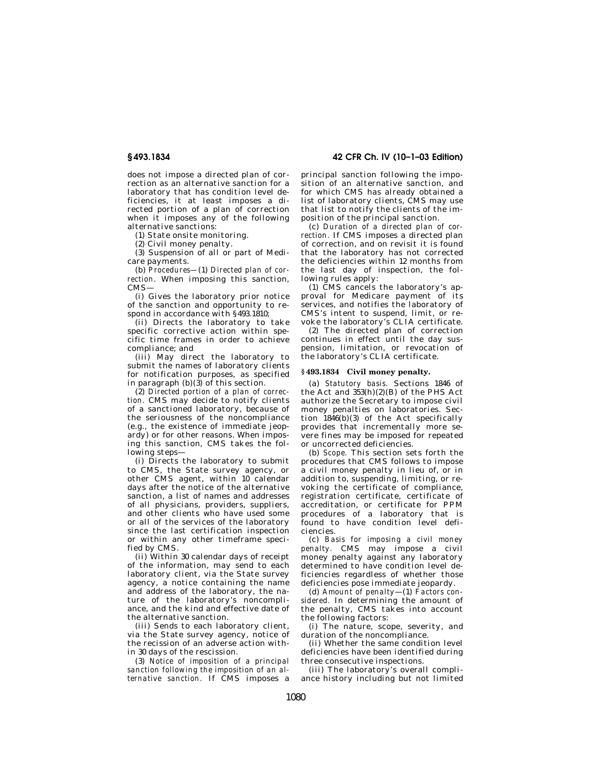does not impose a directed plan of correction as an alternative sanction for a laboratory that has condition level deficiencies, it at least imposes a directed portion of a plan of correction when it imposes any of the following alternative sanctions:

(1) State onsite monitoring.

(2) Civil money penalty.

(3) Suspension of all or part of Medicare payments.

(b) *Procedures*—(1) *Directed plan of correction*. When imposing this sanction, CMS—

(i) Gives the laboratory prior notice of the sanction and opportunity to respond in accordance with §493.1810;

(ii) Directs the laboratory to take specific corrective action within specific time frames in order to achieve compliance; and

(iii) May direct the laboratory to submit the names of laboratory clients for notification purposes, as specified in paragraph (b)(3) of this section.

(2) *Directed portion of a plan of correction*. CMS may decide to notify clients of a sanctioned laboratory, because of the seriousness of the noncompliance (e.g., the existence of immediate jeopardy) or for other reasons. When imposing this sanction, CMS takes the following steps—

(i) Directs the laboratory to submit to CMS, the State survey agency, or other CMS agent, within 10 calendar days after the notice of the alternative sanction, a list of names and addresses of all physicians, providers, suppliers, and other clients who have used some or all of the services of the laboratory since the last certification inspection or within any other timeframe specified by CMS.

(ii) Within 30 calendar days of receipt of the information, may send to each laboratory client, via the State survey agency, a notice containing the name and address of the laboratory, the nature of the laboratory's noncompliance, and the kind and effective date of the alternative sanction.

(iii) Sends to each laboratory client, via the State survey agency, notice of the recission of an adverse action within 30 days of the rescission.

(3) *Notice of imposition of a principal sanction following the imposition of an alternative sanction*. If CMS imposes a principal sanction following the imposition of an alternative sanction, and for which CMS has already obtained a list of laboratory clients, CMS may use that list to notify the clients of the imposition of the principal sanction.

(c) *Duration of a directed plan of correction*. If CMS imposes a directed plan of correction, and on revisit it is found that the laboratory has not corrected the deficiencies within 12 months from the last day of inspection, the following rules apply:

(1) CMS cancels the laboratory's approval for Medicare payment of its services, and notifies the laboratory of CMS's intent to suspend, limit, or revoke the laboratory's CLIA certificate.

(2) The directed plan of correction continues in effect until the day suspension, limitation, or revocation of the laboratory's CLIA certificate.

### §493.1834 Civil money penalty.

(a) *Statutory basis*. Sections 1846 of the Act and 353(h)(2)(B) of the PHS Act authorize the Secretary to impose civil money penalties on laboratories. Section 1846(b)(3) of the Act specifically provides that incrementally more severe fines may be imposed for repeated or uncorrected deficiencies.

(b) *Scope*. This section sets forth the procedures that CMS follows to impose a civil money penalty in lieu of, or in addition to, suspending, limiting, or revoking the certificate of compliance, registration certificate, certificate of accreditation, or certificate for PPM procedures of a laboratory that is found to have condition level deficiencies.

(c) *Basis for imposing a civil money penalty*. CMS may impose a civil money penalty against any laboratory determined to have condition level deficiencies regardless of whether those deficiencies pose immediate jeopardy.

(d) *Amount of penalty*—(1) *Factors considered*. In determining the amount of the penalty, CMS takes into account the following factors:

(i) The nature, scope, severity, and duration of the noncompliance.

(ii) Whether the same condition level deficiencies have been identified during three consecutive inspections.

(iii) The laboratory's overall compliance history including but not limited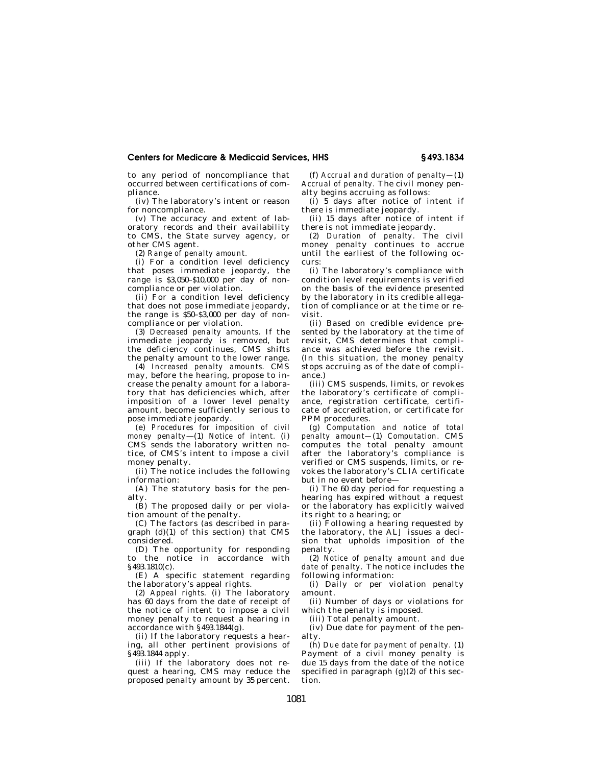to any period of noncompliance that occurred between certifications of compliance.

(iv) The laboratory's intent or reason for noncompliance.

(v) The accuracy and extent of laboratory records and their availability to CMS, the State survey agency, or other CMS agent.

(2) *Range of penalty amount.*

(i) For a condition level deficiency that poses immediate jeopardy, the range is $3,050–$10,000 per day of noncompliance or per violation.

(ii) For a condition level deficiency that does not pose immediate jeopardy, the range is $50–$3,000 per day of noncompliance or per violation.

(3) *Decreased penalty amounts.* If the immediate jeopardy is removed, but the deficiency continues, CMS shifts the penalty amount to the lower range.

(4) *Increased penalty amounts.* CMS may, before the hearing, propose to increase the penalty amount for a laboratory that has deficiencies which, after imposition of a lower level penalty amount, become sufficiently serious to pose immediate jeopardy.

(e) *Procedures for imposition of civil money penalty*—(1) *Notice of intent.* (i) CMS sends the laboratory written notice, of CMS's intent to impose a civil money penalty.

(ii) The notice includes the following information:

(A) The statutory basis for the penalty.

(B) The proposed daily or per violation amount of the penalty.

(C) The factors (as described in paragraph (d)(1) of this section) that CMS considered.

(D) The opportunity for responding to the notice in accordance with §493.1810(c).

(E) A specific statement regarding the laboratory's appeal rights.

(2) *Appeal rights.* (i) The laboratory has 60 days from the date of receipt of the notice of intent to impose a civil money penalty to request a hearing in accordance with §493.1844(g).

(ii) If the laboratory requests a hearing, all other pertinent provisions of §493.1844 apply.

(iii) If the laboratory does not request a hearing, CMS may reduce the proposed penalty amount by 35 percent.

(f) *Accrual and duration of penalty*—(1) *Accrual of penalty.* The civil money penalty begins accruing as follows:

(i) 5 days after notice of intent if there is immediate jeopardy.

(ii) 15 days after notice of intent if there is not immediate jeopardy.

(2) *Duration of penalty.* The civil money penalty continues to accrue until the earliest of the following occurs:

(i) The laboratory's compliance with condition level requirements is verified on the basis of the evidence presented by the laboratory in its credible allegation of compliance or at the time or revisit.

(ii) Based on credible evidence presented by the laboratory at the time of revisit, CMS determines that compliance was achieved before the revisit. (In this situation, the money penalty stops accruing as of the date of compliance.)

(iii) CMS suspends, limits, or revokes the laboratory's certificate of compliance, registration certificate, certificate of accreditation, or certificate for PPM procedures.

(g) *Computation and notice of total penalty amount*—(1) *Computation.* CMS computes the total penalty amount after the laboratory's compliance is verified or CMS suspends, limits, or revokes the laboratory's CLIA certificate but in no event before—

(i) The 60 day period for requesting a hearing has expired without a request or the laboratory has explicitly waived its right to a hearing; or

(ii) Following a hearing requested by the laboratory, the ALJ issues a decision that upholds imposition of the penalty.

(2) *Notice of penalty amount and due date of penalty.* The notice includes the following information:

(i) Daily or per violation penalty amount.

(ii) Number of days or violations for which the penalty is imposed.

(iii) Total penalty amount.

(iv) Due date for payment of the penalty.

(h) *Due date for payment of penalty.* (1) Payment of a civil money penalty is due 15 days from the date of the notice specified in paragraph (g)(2) of this section.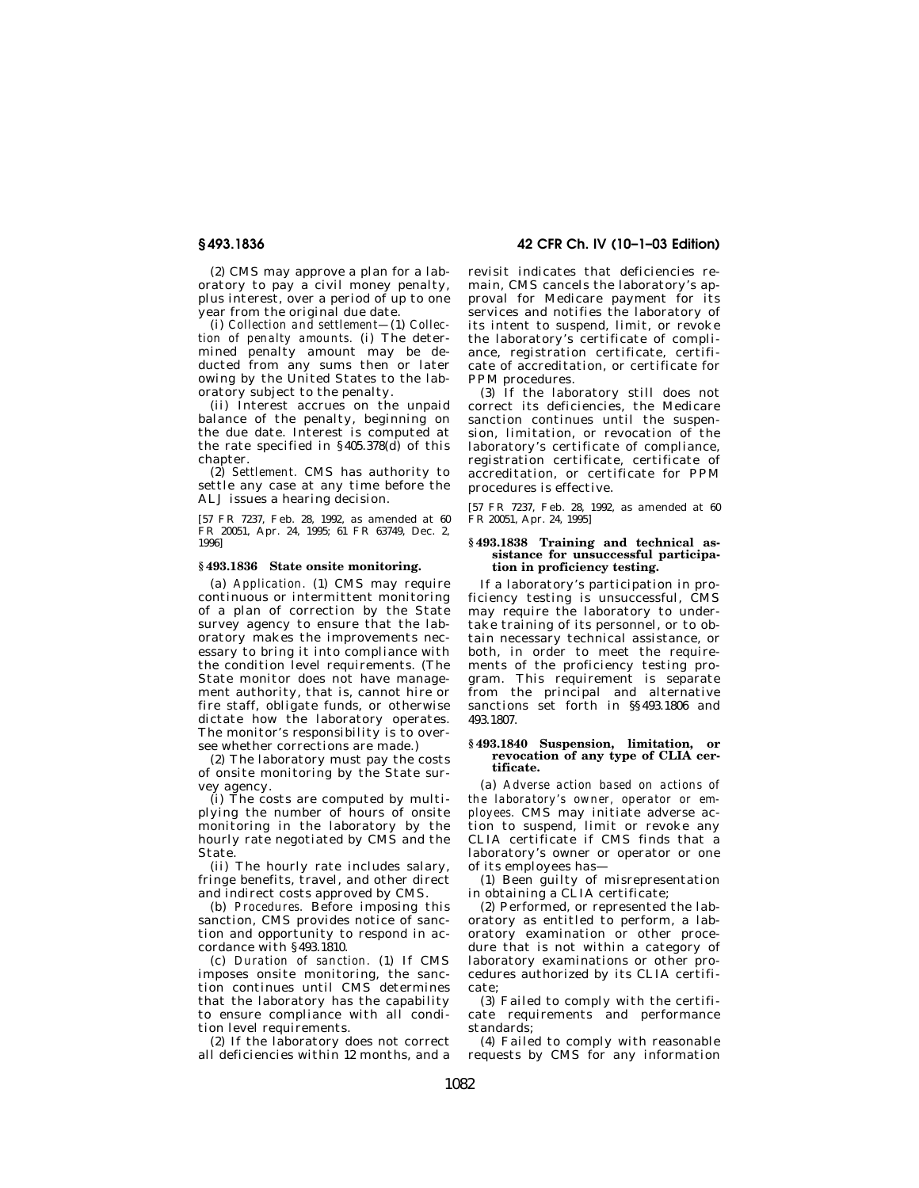(2) CMS may approve a plan for a laboratory to pay a civil money penalty, plus interest, over a period of up to one year from the original due date.

(i) *Collection and settlement*—(1) *Collection of penalty amounts.* (i) The determined penalty amount may be deducted from any sums then or later owing by the United States to the laboratory subject to the penalty.

(ii) Interest accrues on the unpaid balance of the penalty, beginning on the due date. Interest is computed at the rate specified in §405.378(d) of this chapter.

(2) *Settlement.* CMS has authority to settle any case at any time before the ALJ issues a hearing decision.

[57 FR 7237, Feb. 28, 1992, as amended at 60 FR 20051, Apr. 24, 1995; 61 FR 63749, Dec. 2, 1996]

### §493.1836 State onsite monitoring.

(a) *Application.* (1) CMS may require continuous or intermittent monitoring of a plan of correction by the State survey agency to ensure that the laboratory makes the improvements necessary to bring it into compliance with the condition level requirements. (The State monitor does not have management authority, that is, cannot hire or fire staff, obligate funds, or otherwise dictate how the laboratory operates. The monitor's responsibility is to oversee whether corrections are made.)

(2) The laboratory must pay the costs of onsite monitoring by the State survey agency.

(i) The costs are computed by multiplying the number of hours of onsite monitoring in the laboratory by the hourly rate negotiated by CMS and the State.

(ii) The hourly rate includes salary, fringe benefits, travel, and other direct and indirect costs approved by CMS.

(b) *Procedures.* Before imposing this sanction, CMS provides notice of sanction and opportunity to respond in accordance with §493.1810.

(c) *Duration of sanction.* (1) If CMS imposes onsite monitoring, the sanction continues until CMS determines that the laboratory has the capability to ensure compliance with all condition level requirements.

(2) If the laboratory does not correct all deficiencies within 12 months, and a revisit indicates that deficiencies remain, CMS cancels the laboratory's approval for Medicare payment for its services and notifies the laboratory of its intent to suspend, limit, or revoke the laboratory's certificate of compliance, registration certificate, certificate of accreditation, or certificate for PPM procedures.

(3) If the laboratory still does not correct its deficiencies, the Medicare sanction continues until the suspension, limitation, or revocation of the laboratory's certificate of compliance, registration certificate, certificate of accreditation, or certificate for PPM procedures is effective.

[57 FR 7237, Feb. 28, 1992, as amended at 60 FR 20051, Apr. 24, 1995]

### §493.1838 Training and technical assistance for unsuccessful participation in proficiency testing.

If a laboratory's participation in proficiency testing is unsuccessful, CMS may require the laboratory to undertake training of its personnel, or to obtain necessary technical assistance, or both, in order to meet the requirements of the proficiency testing program. This requirement is separate from the principal and alternative sanctions set forth in §§493.1806 and 493.1807.

### §493.1840 Suspension, limitation, or revocation of any type of CLIA certificate.

(a) *Adverse action based on actions of the laboratory's owner, operator or employees.* CMS may initiate adverse action to suspend, limit or revoke any CLIA certificate if CMS finds that a laboratory's owner or operator or one of its employees has—

(1) Been guilty of misrepresentation in obtaining a CLIA certificate;

(2) Performed, or represented the laboratory as entitled to perform, a laboratory examination or other procedure that is not within a category of laboratory examinations or other procedures authorized by its CLIA certificate;

(3) Failed to comply with the certificate requirements and performance standards;

(4) Failed to comply with reasonable requests by CMS for any information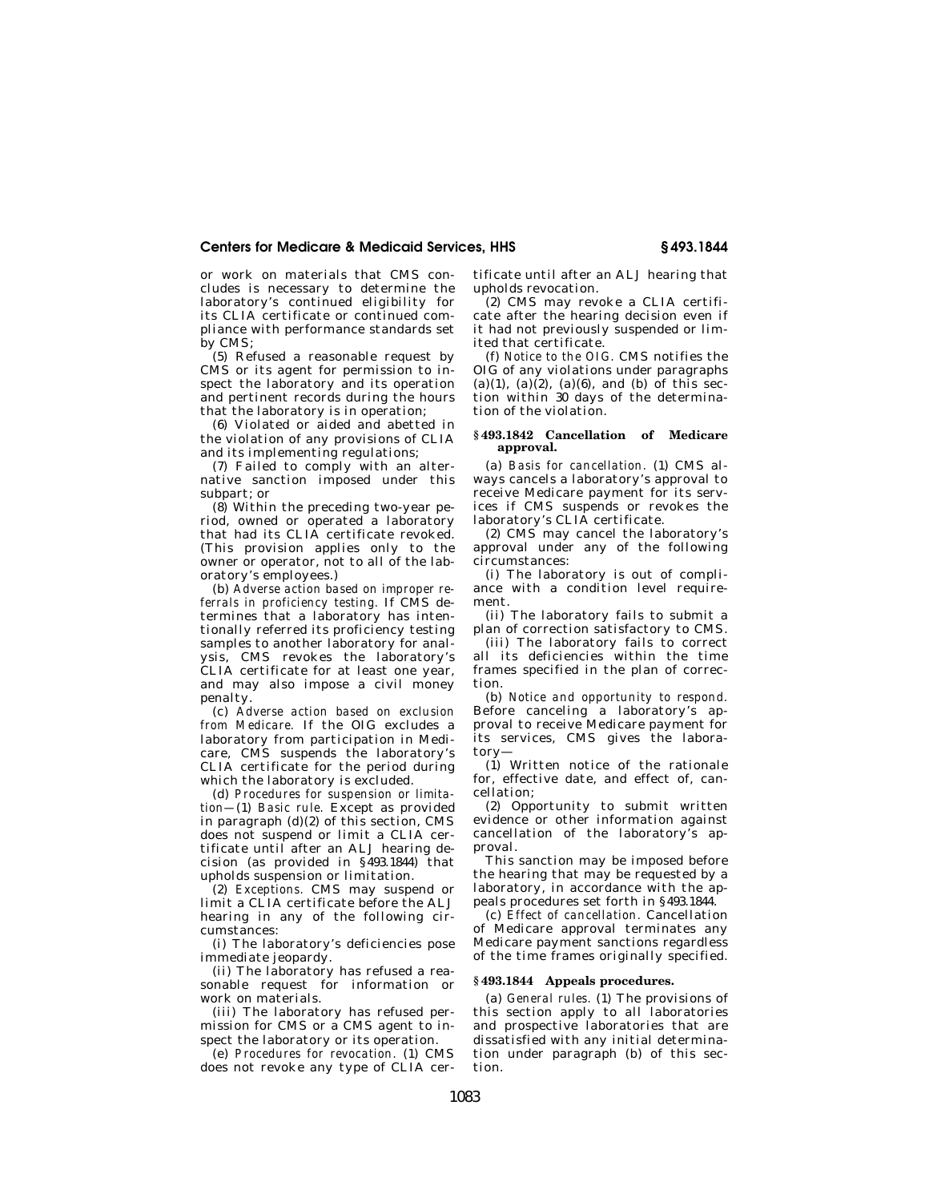or work on materials that CMS concludes is necessary to determine the laboratory's continued eligibility for its CLIA certificate or continued compliance with performance standards set by CMS;

(5) Refused a reasonable request by CMS or its agent for permission to inspect the laboratory and its operation and pertinent records during the hours that the laboratory is in operation;

(6) Violated or aided and abetted in the violation of any provisions of CLIA and its implementing regulations;

(7) Failed to comply with an alternative sanction imposed under this subpart; or

(8) Within the preceding two-year period, owned or operated a laboratory that had its CLIA certificate revoked. (This provision applies only to the owner or operator, not to all of the laboratory's employees.)

(b) *Adverse action based on improper referrals in proficiency testing.* If CMS determines that a laboratory has intentionally referred its proficiency testing samples to another laboratory for analysis, CMS revokes the laboratory's CLIA certificate for at least one year, and may also impose a civil money penalty.

(c) *Adverse action based on exclusion from Medicare.* If the OIG excludes a laboratory from participation in Medicare, CMS suspends the laboratory's CLIA certificate for the period during which the laboratory is excluded.

(d) *Procedures for suspension or limitation*—(1) *Basic rule.* Except as provided in paragraph (d)(2) of this section, CMS does not suspend or limit a CLIA certificate until after an ALJ hearing decision (as provided in §493.1844) that upholds suspension or limitation.

(2) *Exceptions.* CMS may suspend or limit a CLIA certificate before the ALJ hearing in any of the following circumstances:

(i) The laboratory's deficiencies pose immediate jeopardy.

(ii) The laboratory has refused a reasonable request for information or work on materials.

(iii) The laboratory has refused permission for CMS or a CMS agent to inspect the laboratory or its operation.

(e) *Procedures for revocation.* (1) CMS does not revoke any type of CLIA certificate until after an ALJ hearing that upholds revocation.

(2) CMS may revoke a CLIA certificate after the hearing decision even if it had not previously suspended or limited that certificate.

(f) *Notice to the OIG.* CMS notifies the OIG of any violations under paragraphs (a)(1), (a)(2), (a)(6), and (b) of this section within 30 days of the determination of the violation.

### §493.1842 Cancellation of Medicare approval.

(a) *Basis for cancellation.* (1) CMS always cancels a laboratory's approval to receive Medicare payment for its services if CMS suspends or revokes the laboratory's CLIA certificate.

(2) CMS may cancel the laboratory's approval under any of the following circumstances:

(i) The laboratory is out of compliance with a condition level requirement.

(ii) The laboratory fails to submit a plan of correction satisfactory to CMS.

(iii) The laboratory fails to correct all its deficiencies within the time frames specified in the plan of correction.

(b) *Notice and opportunity to respond.* Before canceling a laboratory's approval to receive Medicare payment for its services, CMS gives the laboratory—

(1) Written notice of the rationale for, effective date, and effect of, cancellation;

(2) Opportunity to submit written evidence or other information against cancellation of the laboratory's approval.

This sanction may be imposed before the hearing that may be requested by a laboratory, in accordance with the appeals procedures set forth in §493.1844.

(c) *Effect of cancellation.* Cancellation of Medicare approval terminates any Medicare payment sanctions regardless of the time frames originally specified.

### §493.1844 Appeals procedures.

(a) *General rules.* (1) The provisions of this section apply to all laboratories and prospective laboratories that are dissatisfied with any initial determination under paragraph (b) of this section.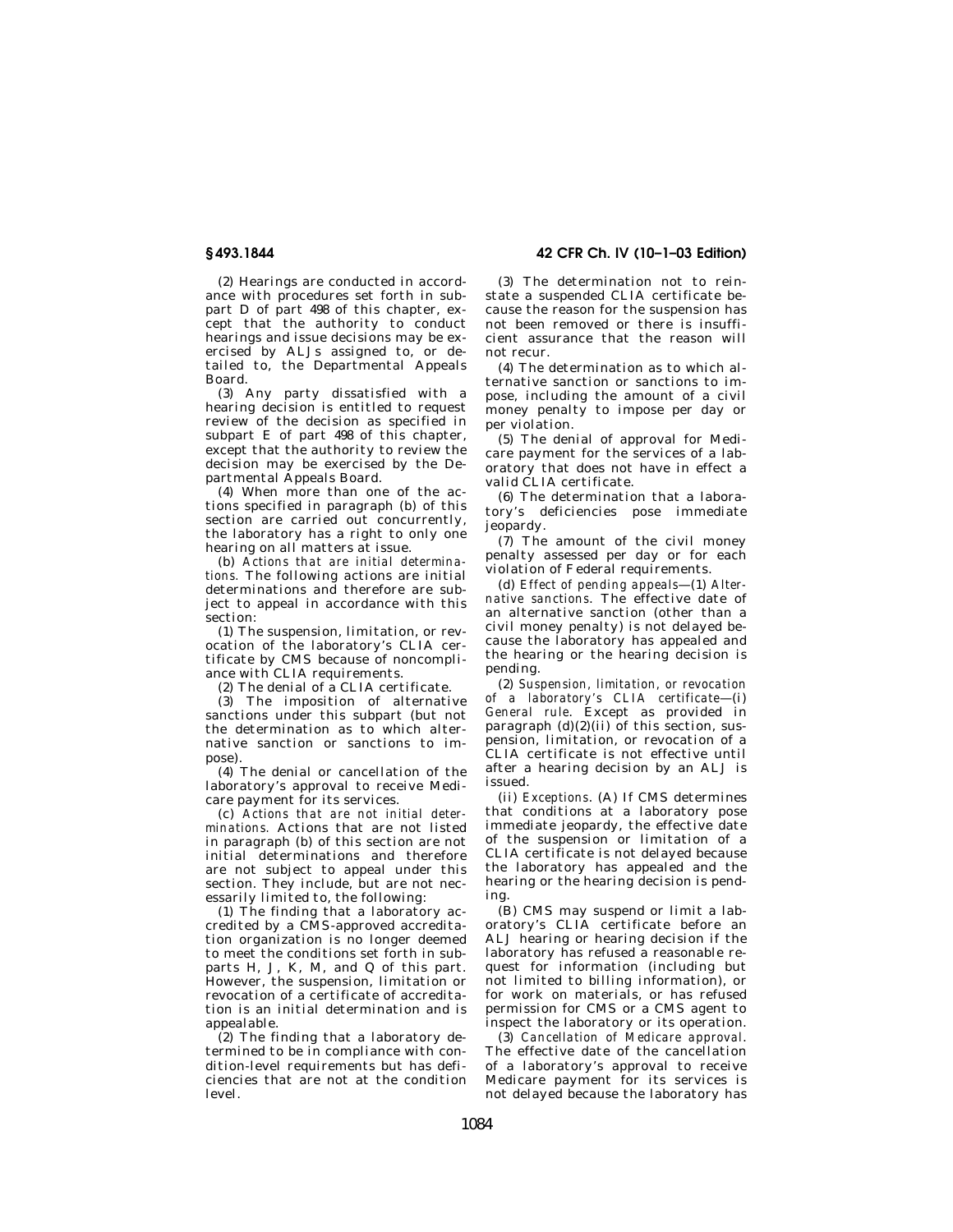(2) Hearings are conducted in accordance with procedures set forth in subpart D of part 498 of this chapter, except that the authority to conduct hearings and issue decisions may be exercised by ALJs assigned to, or detailed to, the Departmental Appeals Board.

(3) Any party dissatisfied with a hearing decision is entitled to request review of the decision as specified in subpart E of part 498 of this chapter, except that the authority to review the decision may be exercised by the Departmental Appeals Board.

(4) When more than one of the actions specified in paragraph (b) of this section are carried out concurrently, the laboratory has a right to only one hearing on all matters at issue.

(b) *Actions that are initial determinations.* The following actions are initial determinations and therefore are subject to appeal in accordance with this section:

(1) The suspension, limitation, or revocation of the laboratory's CLIA certificate by CMS because of noncompliance with CLIA requirements.

(2) The denial of a CLIA certificate.

(3) The imposition of alternative sanctions under this subpart (but not the determination as to which alternative sanction or sanctions to impose).

(4) The denial or cancellation of the laboratory's approval to receive Medicare payment for its services.

(c) *Actions that are not initial determinations.* Actions that are not listed in paragraph (b) of this section are not initial determinations and therefore are not subject to appeal under this section. They include, but are not necessarily limited to, the following:

(1) The finding that a laboratory accredited by a CMS-approved accreditation organization is no longer deemed to meet the conditions set forth in subparts H, J, K, M, and Q of this part. However, the suspension, limitation or revocation of a certificate of accreditation is an initial determination and is appealable.

(2) The finding that a laboratory determined to be in compliance with condition-level requirements but has deficiencies that are not at the condition level.

(3) The determination not to reinstate a suspended CLIA certificate because the reason for the suspension has not been removed or there is insufficient assurance that the reason will not recur.

(4) The determination as to which alternative sanction or sanctions to impose, including the amount of a civil money penalty to impose per day or per violation.

(5) The denial of approval for Medicare payment for the services of a laboratory that does not have in effect a valid CLIA certificate.

(6) The determination that a laboratory's deficiencies pose immediate jeopardy.

(7) The amount of the civil money penalty assessed per day or for each violation of Federal requirements.

(d) *Effect of pending appeals*—(1) *Alternative sanctions.* The effective date of an alternative sanction (other than a civil money penalty) is not delayed because the laboratory has appealed and the hearing or the hearing decision is pending.

(2) *Suspension, limitation, or revocation of a laboratory's CLIA certificate*—(i) *General rule.* Except as provided in paragraph (d)(2)(ii) of this section, suspension, limitation, or revocation of a CLIA certificate is not effective until after a hearing decision by an ALJ is issued.

(ii) *Exceptions.* (A) If CMS determines that conditions at a laboratory pose immediate jeopardy, the effective date of the suspension or limitation of a CLIA certificate is not delayed because the laboratory has appealed and the hearing or the hearing decision is pending.

(B) CMS may suspend or limit a laboratory's CLIA certificate before an ALJ hearing or hearing decision if the laboratory has refused a reasonable request for information (including but not limited to billing information), or for work on materials, or has refused permission for CMS or a CMS agent to inspect the laboratory or its operation.

(3) *Cancellation of Medicare approval.* The effective date of the cancellation of a laboratory's approval to receive Medicare payment for its services is not delayed because the laboratory has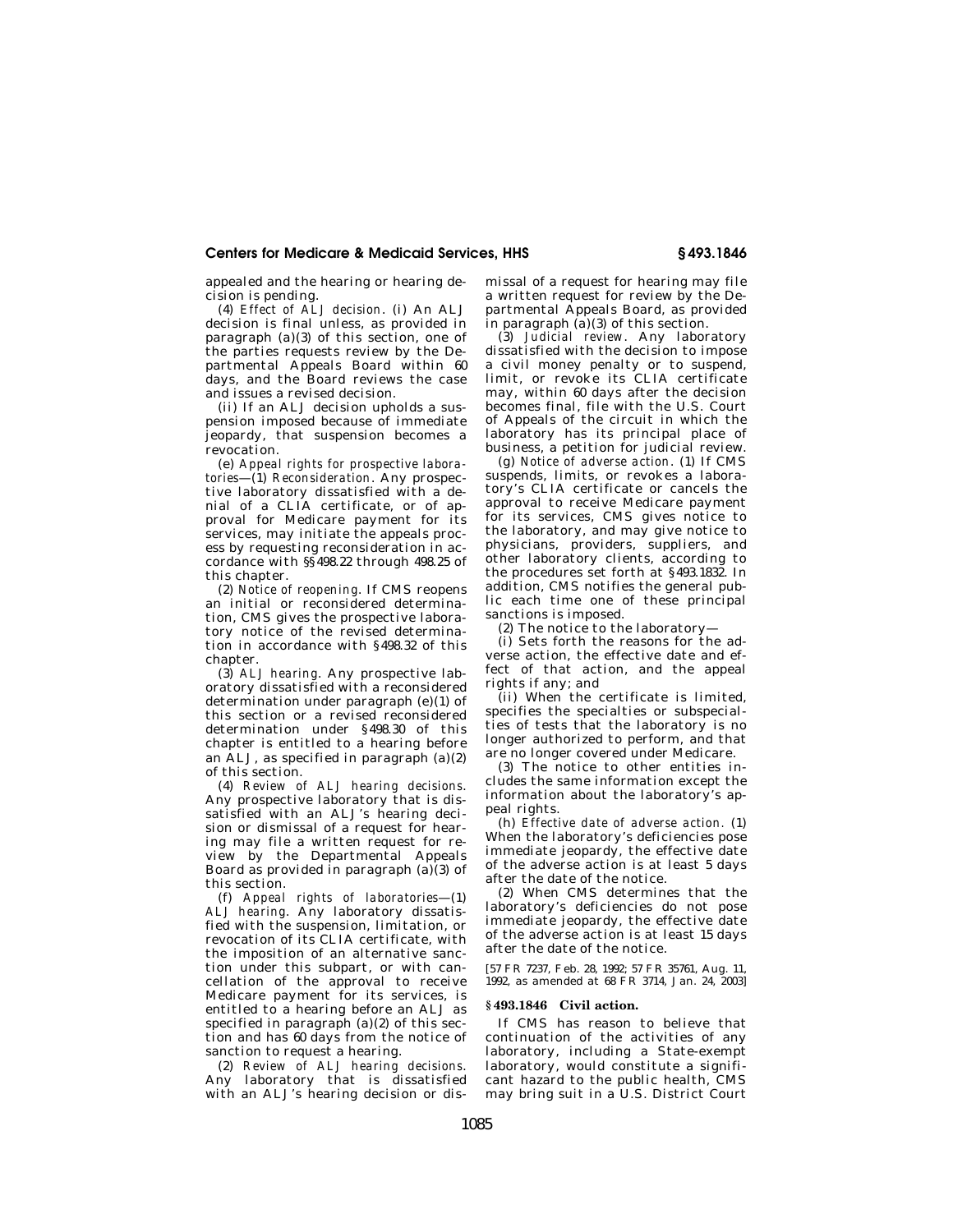appealed and the hearing or hearing decision is pending.

(4) *Effect of ALJ decision.* (i) An ALJ decision is final unless, as provided in paragraph (a)(3) of this section, one of the parties requests review by the Departmental Appeals Board within 60 days, and the Board reviews the case and issues a revised decision.

(ii) If an ALJ decision upholds a suspension imposed because of immediate jeopardy, that suspension becomes a revocation.

(e) *Appeal rights for prospective laboratories*—(1) *Reconsideration.* Any prospective laboratory dissatisfied with a denial of a CLIA certificate, or of approval for Medicare payment for its services, may initiate the appeals process by requesting reconsideration in accordance with §§498.22 through 498.25 of this chapter.

(2) *Notice of reopening.* If CMS reopens an initial or reconsidered determination, CMS gives the prospective laboratory notice of the revised determination in accordance with §498.32 of this chapter.

(3) *ALJ hearing.* Any prospective laboratory dissatisfied with a reconsidered determination under paragraph (e)(1) of this section or a revised reconsidered determination under §498.30 of this chapter is entitled to a hearing before an ALJ, as specified in paragraph (a)(2) of this section.

(4) *Review of ALJ hearing decisions.* Any prospective laboratory that is dissatisfied with an ALJ's hearing decision or dismissal of a request for hearing may file a written request for review by the Departmental Appeals Board as provided in paragraph (a)(3) of this section.

(f) *Appeal rights of laboratories*—(1) *ALJ hearing.* Any laboratory dissatisfied with the suspension, limitation, or revocation of its CLIA certificate, with the imposition of an alternative sanction under this subpart, or with cancellation of the approval to receive Medicare payment for its services, is entitled to a hearing before an ALJ as specified in paragraph (a)(2) of this section and has 60 days from the notice of sanction to request a hearing.

(2) *Review of ALJ hearing decisions.* Any laboratory that is dissatisfied with an ALJ's hearing decision or dismissal of a request for hearing may file a written request for review by the Departmental Appeals Board, as provided in paragraph (a)(3) of this section.

(3) *Judicial review.* Any laboratory dissatisfied with the decision to impose a civil money penalty or to suspend, limit, or revoke its CLIA certificate may, within 60 days after the decision becomes final, file with the U.S. Court of Appeals of the circuit in which the laboratory has its principal place of business, a petition for judicial review.

(g) *Notice of adverse action.* (1) If CMS suspends, limits, or revokes a laboratory's CLIA certificate or cancels the approval to receive Medicare payment for its services, CMS gives notice to the laboratory, and may give notice to physicians, providers, suppliers, and other laboratory clients, according to the procedures set forth at §493.1832. In addition, CMS notifies the general public each time one of these principal sanctions is imposed.

(2) The notice to the laboratory—

(i) Sets forth the reasons for the adverse action, the effective date and effect of that action, and the appeal rights if any; and

(ii) When the certificate is limited, specifies the specialties or subspecialties of tests that the laboratory is no longer authorized to perform, and that are no longer covered under Medicare.

(3) The notice to other entities includes the same information except the information about the laboratory's appeal rights.

(h) *Effective date of adverse action.* (1) When the laboratory's deficiencies pose immediate jeopardy, the effective date of the adverse action is at least 5 days after the date of the notice.

(2) When CMS determines that the laboratory's deficiencies do not pose immediate jeopardy, the effective date of the adverse action is at least 15 days after the date of the notice.

[57 FR 7237, Feb. 28, 1992; 57 FR 35761, Aug. 11, 1992, as amended at 68 FR 3714, Jan. 24, 2003]

## §493.1846 Civil action.

If CMS has reason to believe that continuation of the activities of any laboratory, including a State-exempt laboratory, would constitute a significant hazard to the public health, CMS may bring suit in a U.S. District Court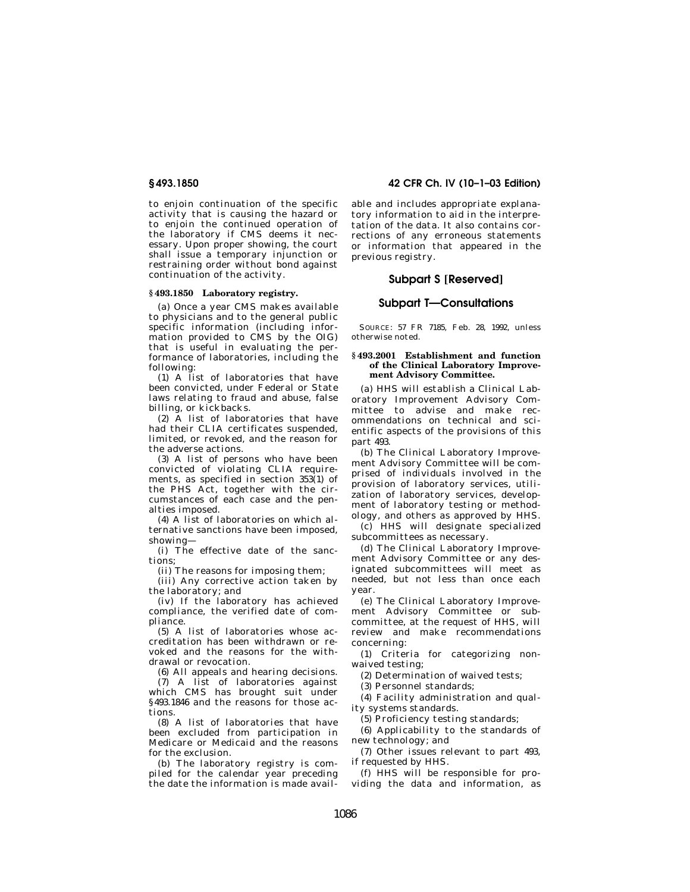to enjoin continuation of the specific activity that is causing the hazard or to enjoin the continued operation of the laboratory if CMS deems it necessary. Upon proper showing, the court shall issue a temporary injunction or restraining order without bond against continuation of the activity.

### § 493.1850 Laboratory registry.

(a) Once a year CMS makes available to physicians and to the general public specific information (including information provided to CMS by the OIG) that is useful in evaluating the performance of laboratories, including the following:

(1) A list of laboratories that have been convicted, under Federal or State laws relating to fraud and abuse, false billing, or kickbacks.

(2) A list of laboratories that have had their CLIA certificates suspended, limited, or revoked, and the reason for the adverse actions.

(3) A list of persons who have been convicted of violating CLIA requirements, as specified in section 353(1) of the PHS Act, together with the circumstances of each case and the penalties imposed.

(4) A list of laboratories on which alternative sanctions have been imposed, showing—

(i) The effective date of the sanctions;

(ii) The reasons for imposing them;

(iii) Any corrective action taken by the laboratory; and

(iv) If the laboratory has achieved compliance, the verified date of compliance.

(5) A list of laboratories whose accreditation has been withdrawn or revoked and the reasons for the withdrawal or revocation.

(6) All appeals and hearing decisions.

(7) A list of laboratories against which CMS has brought suit under §493.1846 and the reasons for those actions.

(8) A list of laboratories that have been excluded from participation in Medicare or Medicaid and the reasons for the exclusion.

(b) The laboratory registry is compiled for the calendar year preceding the date the information is made available and includes appropriate explanatory information to aid in the interpretation of the data. It also contains corrections of any erroneous statements or information that appeared in the previous registry.

## Subpart S [Reserved]

## Subpart T—Consultations

SOURCE: 57 FR 7185, Feb. 28, 1992, unless otherwise noted.

### § 493.2001 Establishment and function of the Clinical Laboratory Improvement Advisory Committee.

(a) HHS will establish a Clinical Laboratory Improvement Advisory Committee to advise and make recommendations on technical and scientific aspects of the provisions of this part 493.

(b) The Clinical Laboratory Improvement Advisory Committee will be comprised of individuals involved in the provision of laboratory services, utilization of laboratory services, development of laboratory testing or methodology, and others as approved by HHS.

(c) HHS will designate specialized subcommittees as necessary.

(d) The Clinical Laboratory Improvement Advisory Committee or any designated subcommittees will meet as needed, but not less than once each year.

(e) The Clinical Laboratory Improvement Advisory Committee or subcommittee, at the request of HHS, will review and make recommendations concerning:

(1) Criteria for categorizing nonwaived testing;

(2) Determination of waived tests;

(3) Personnel standards;

(4) Facility administration and quality systems standards.

(5) Proficiency testing standards;

(6) Applicability to the standards of new technology; and

(7) Other issues relevant to part 493, if requested by HHS.

(f) HHS will be responsible for providing the data and information, as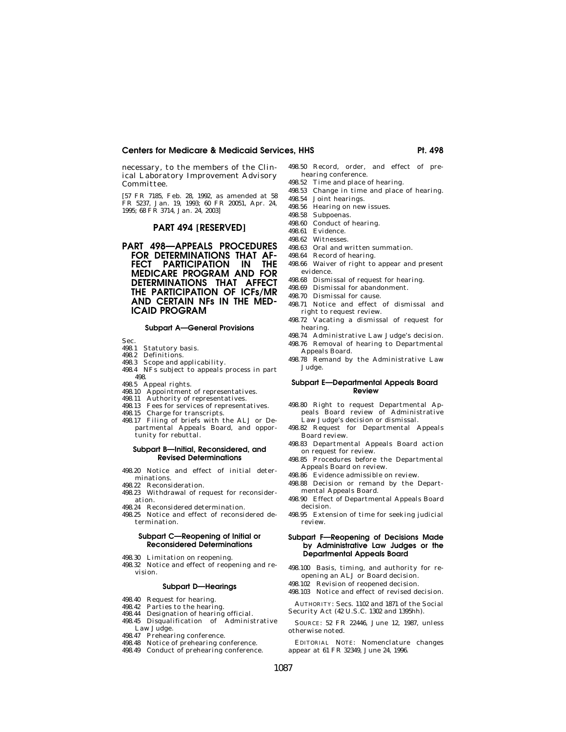necessary, to the members of the Clinical Laboratory Improvement Advisory Committee.

[57 FR 7185, Feb. 28, 1992, as amended at 58 FR 5237, Jan. 19, 1993; 60 FR 20051, Apr. 24, 1995; 68 FR 3714, Jan. 24, 2003]

## PART 494 [RESERVED]

## PART 498—APPEALS PROCEDURES FOR DETERMINATIONS THAT AFFECT PARTICIPATION IN THE MEDICARE PROGRAM AND FOR DETERMINATIONS THAT AFFECT THE PARTICIPATION OF ICFs/MR AND CERTAIN NFs IN THE MEDICAID PROGRAM

### Subpart A—General Provisions

Sec.
498.1 Statutory basis.
498.2 Definitions.
498.3 Scope and applicability.
498.4 NFs subject to appeals process in part 498.
498.5 Appeal rights.
498.10 Appointment of representatives.
498.11 Authority of representatives.
498.13 Fees for services of representatives.
498.15 Charge for transcripts.
498.17 Filing of briefs with the ALJ or Departmental Appeals Board, and opportunity for rebuttal.

### Subpart B—Initial, Reconsidered, and Revised Determinations

498.20 Notice and effect of initial determinations.
498.22 Reconsideration.
498.23 Withdrawal of request for reconsideration.
498.24 Reconsidered determination.
498.25 Notice and effect of reconsidered determination.

### Subpart C—Reopening of Initial or Reconsidered Determinations

498.30 Limitation on reopening.
498.32 Notice and effect of reopening and revision.

### Subpart D—Hearings

498.40 Request for hearing.
498.42 Parties to the hearing.
498.44 Designation of hearing official.
498.45 Disqualification of Administrative Law Judge.
498.47 Prehearing conference.
498.48 Notice of prehearing conference.
498.49 Conduct of prehearing conference.
498.50 Record, order, and effect of prehearing conference.
498.52 Time and place of hearing.
498.53 Change in time and place of hearing.
498.54 Joint hearings.
498.56 Hearing on new issues.
498.58 Subpoenas.
498.60 Conduct of hearing.
498.61 Evidence.
498.62 Witnesses.
498.63 Oral and written summation.
498.64 Record of hearing.
498.66 Waiver of right to appear and present evidence.
498.68 Dismissal of request for hearing.
498.69 Dismissal for abandonment.
498.70 Dismissal for cause.
498.71 Notice and effect of dismissal and right to request review.
498.72 Vacating a dismissal of request for hearing.
498.74 Administrative Law Judge's decision.
498.76 Removal of hearing to Departmental Appeals Board.
498.78 Remand by the Administrative Law Judge.

### Subpart E—Departmental Appeals Board Review

498.80 Right to request Departmental Appeals Board review of Administrative Law Judge's decision or dismissal.
498.82 Request for Departmental Appeals Board review.
498.83 Departmental Appeals Board action on request for review.
498.85 Procedures before the Departmental Appeals Board on review.
498.86 Evidence admissible on review.
498.88 Decision or remand by the Departmental Appeals Board.
498.90 Effect of Departmental Appeals Board decision.
498.95 Extension of time for seeking judicial review.

### Subpart F—Reopening of Decisions Made by Administrative Law Judges or the Departmental Appeals Board

498.100 Basis, timing, and authority for reopening an ALJ or Board decision.
498.102 Revision of reopened decision.
498.103 Notice and effect of revised decision.

AUTHORITY: Secs. 1102 and 1871 of the Social Security Act (42 U.S.C. 1302 and 1395hh).

SOURCE: 52 FR 22446, June 12, 1987, unless otherwise noted.

EDITORIAL NOTE: Nomenclature changes appear at 61 FR 32349, June 24, 1996.